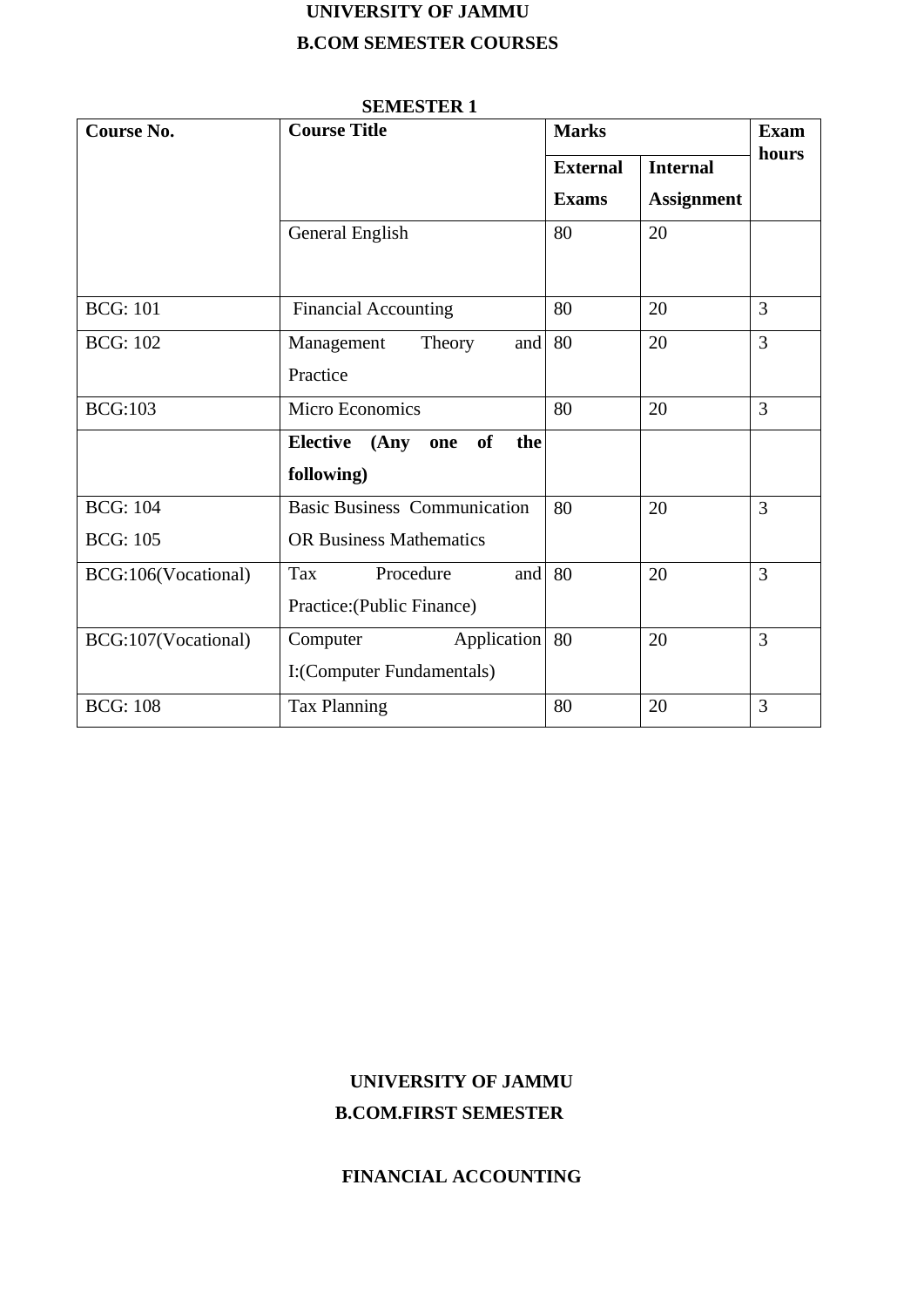# UNIVERSITY OF JAMMU

## B.COM SEMESTER COURSES

### SEMESTER 1

| Course No. | Course Title | Marks | | Exam hours |
|---|---|---|---|---|
| | | External Exams | Internal Assignment | |
| | General English | 80 | 20 | |
| BCG: 101 | Financial Accounting | 80 | 20 | 3 |
| BCG: 102 | Management Theory and Practice | 80 | 20 | 3 |
| BCG:103 | Micro Economics | 80 | 20 | 3 |
| | **Elective (Any one of the following)** | | | |
| BCG: 104<br>BCG: 105 | Basic Business Communication<br>OR Business Mathematics | 80 | 20 | 3 |
| BCG:106(Vocational) | Tax Procedure and Practice:(Public Finance) | 80 | 20 | 3 |
| BCG:107(Vocational) | Computer Application I:(Computer Fundamentals) | 80 | 20 | 3 |
| BCG: 108 | Tax Planning | 80 | 20 | 3 |

# UNIVERSITY OF JAMMU

## B.COM.FIRST SEMESTER

### FINANCIAL ACCOUNTING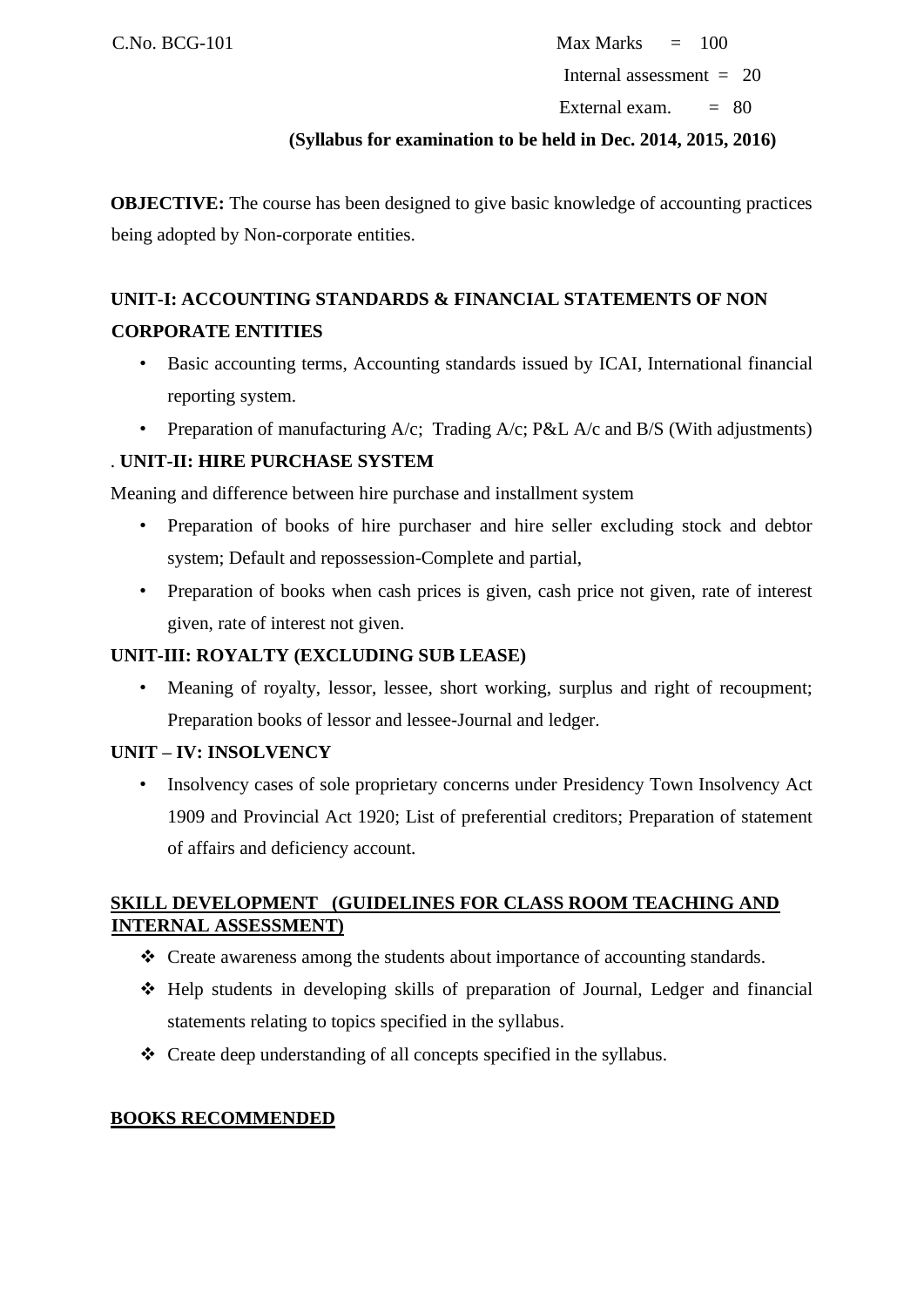C.No. BCG-101

Max Marks = 100

Internal assessment = 20

External exam. = 80

**(Syllabus for examination to be held in Dec. 2014, 2015, 2016)**

**OBJECTIVE:** The course has been designed to give basic knowledge of accounting practices being adopted by Non-corporate entities.

**UNIT-I: ACCOUNTING STANDARDS & FINANCIAL STATEMENTS OF NON CORPORATE ENTITIES**

- Basic accounting terms, Accounting standards issued by ICAI, International financial reporting system.
- Preparation of manufacturing A/c; Trading A/c; P&L A/c and B/S (With adjustments)

. **UNIT-II: HIRE PURCHASE SYSTEM**

Meaning and difference between hire purchase and installment system

- Preparation of books of hire purchaser and hire seller excluding stock and debtor system; Default and repossession-Complete and partial,
- Preparation of books when cash prices is given, cash price not given, rate of interest given, rate of interest not given.

**UNIT-III: ROYALTY (EXCLUDING SUB LEASE)**

- Meaning of royalty, lessor, lessee, short working, surplus and right of recoupment; Preparation books of lessor and lessee-Journal and ledger.

**UNIT – IV: INSOLVENCY**

- Insolvency cases of sole proprietary concerns under Presidency Town Insolvency Act 1909 and Provincial Act 1920; List of preferential creditors; Preparation of statement of affairs and deficiency account.

**SKILL DEVELOPMENT (GUIDELINES FOR CLASS ROOM TEACHING AND INTERNAL ASSESSMENT)**

- ❖ Create awareness among the students about importance of accounting standards.
- ❖ Help students in developing skills of preparation of Journal, Ledger and financial statements relating to topics specified in the syllabus.
- ❖ Create deep understanding of all concepts specified in the syllabus.

**BOOKS RECOMMENDED**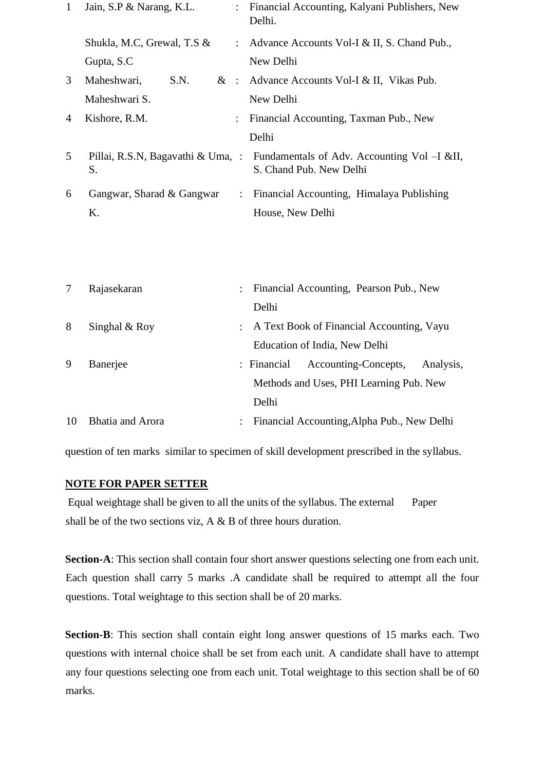| | | | |
|---|---|---|---|
| 1 | Jain, S.P & Narang, K.L. | : | Financial Accounting, Kalyani Publishers, New Delhi. |
| | Shukla, M.C, Grewal, T.S & Gupta, S.C | : | Advance Accounts Vol-I & II, S. Chand Pub., New Delhi |
| 3 | Maheshwari, S.N. & Maheshwari S. | : | Advance Accounts Vol-I & II, Vikas Pub. New Delhi |
| 4 | Kishore, R.M. | : | Financial Accounting, Taxman Pub., New Delhi |
| 5 | Pillai, R.S.N, Bagavathi & Uma, S. | : | Fundamentals of Adv. Accounting Vol –I &II, S. Chand Pub. New Delhi |
| 6 | Gangwar, Sharad & Gangwar K. | : | Financial Accounting, Himalaya Publishing House, New Delhi |
| 7 | Rajasekaran | : | Financial Accounting, Pearson Pub., New Delhi |
| 8 | Singhal & Roy | : | A Text Book of Financial Accounting, Vayu Education of India, New Delhi |
| 9 | Banerjee | : | Financial Accounting-Concepts, Analysis, Methods and Uses, PHI Learning Pub. New Delhi |
| 10 | Bhatia and Arora | : | Financial Accounting,Alpha Pub., New Delhi |

question of ten marks similar to specimen of skill development prescribed in the syllabus.

**NOTE FOR PAPER SETTER**

Equal weightage shall be given to all the units of the syllabus. The external Paper shall be of the two sections viz, A & B of three hours duration.

**Section-A**: This section shall contain four short answer questions selecting one from each unit. Each question shall carry 5 marks .A candidate shall be required to attempt all the four questions. Total weightage to this section shall be of 20 marks.

**Section-B**: This section shall contain eight long answer questions of 15 marks each. Two questions with internal choice shall be set from each unit. A candidate shall have to attempt any four questions selecting one from each unit. Total weightage to this section shall be of 60 marks.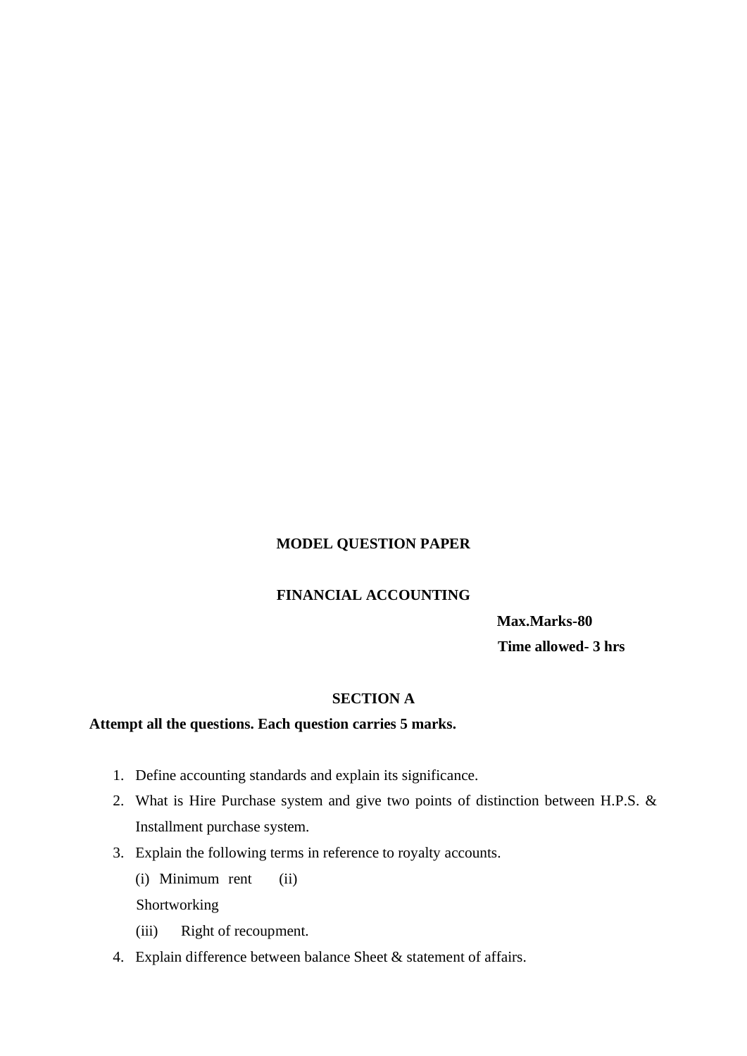# MODEL QUESTION PAPER

## FINANCIAL ACCOUNTING

**Max.Marks-80**

**Time allowed- 3 hrs**

### SECTION A

**Attempt all the questions. Each question carries 5 marks.**

1. Define accounting standards and explain its significance.
2. What is Hire Purchase system and give two points of distinction between H.P.S. & Installment purchase system.
3. Explain the following terms in reference to royalty accounts.

   (i) Minimum rent (ii) Shortworking

   (iii) Right of recoupment.
4. Explain difference between balance Sheet & statement of affairs.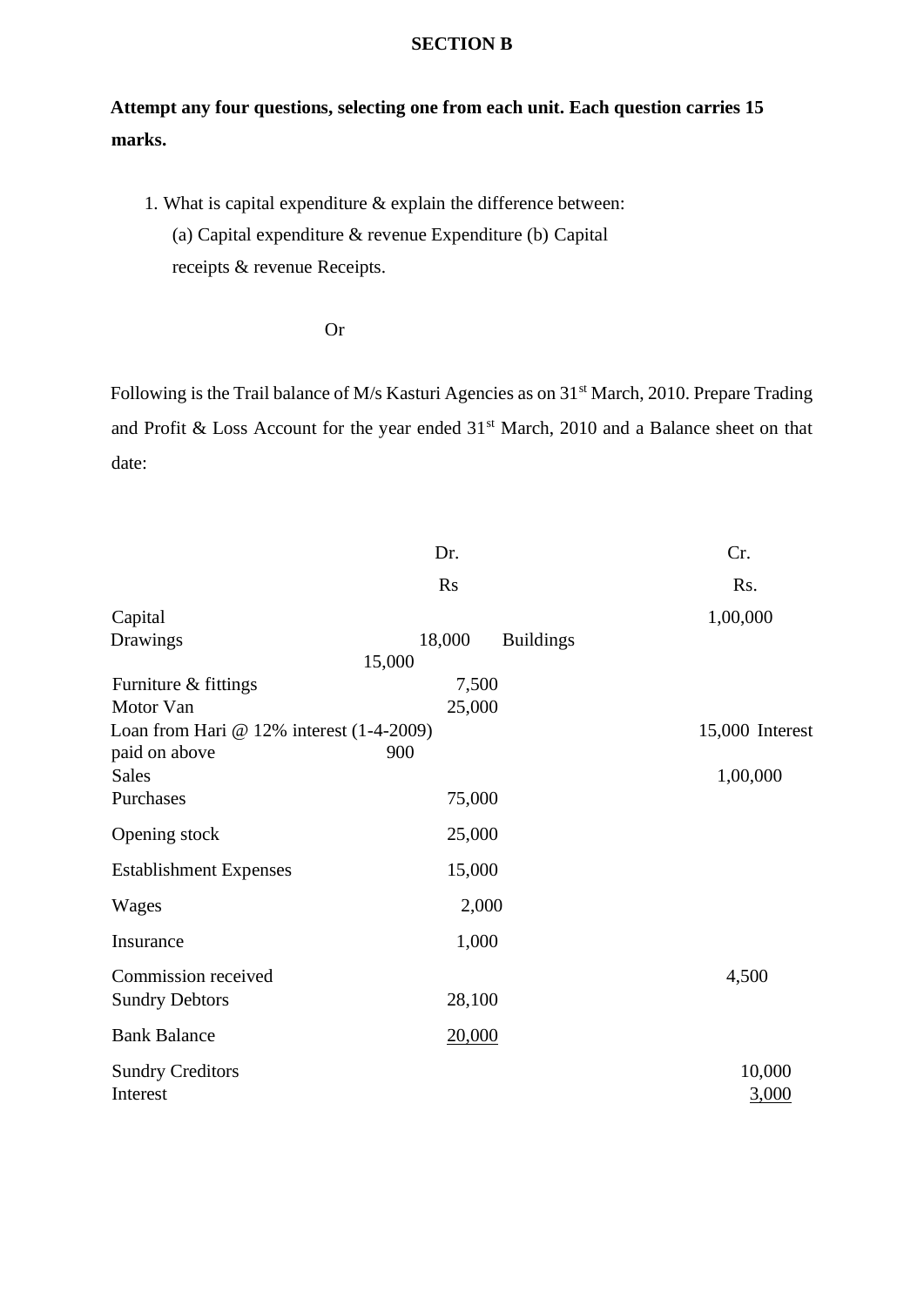**SECTION B**

**Attempt any four questions, selecting one from each unit. Each question carries 15 marks.**

1. What is capital expenditure & explain the difference between:
   (a) Capital expenditure & revenue Expenditure (b) Capital receipts & revenue Receipts.

Or

Following is the Trail balance of M/s Kasturi Agencies as on 31st March, 2010. Prepare Trading and Profit & Loss Account for the year ended 31st March, 2010 and a Balance sheet on that date:

| | Dr. Rs | Cr. Rs. |
|---|---|---|
| Capital | | 1,00,000 |
| Drawings | 18,000 | |
| Buildings | 15,000 | |
| Furniture & fittings | 7,500 | |
| Motor Van | 25,000 | |
| Loan from Hari @ 12% interest (1-4-2009) | | 15,000 |
| Interest paid on above | 900 | |
| Sales | | 1,00,000 |
| Purchases | 75,000 | |
| Opening stock | 25,000 | |
| Establishment Expenses | 15,000 | |
| Wages | 2,000 | |
| Insurance | 1,000 | |
| Commission received | | 4,500 |
| Sundry Debtors | 28,100 | |
| Bank Balance | 20,000 | |
| Sundry Creditors | | 10,000 |
| Interest | | 3,000 |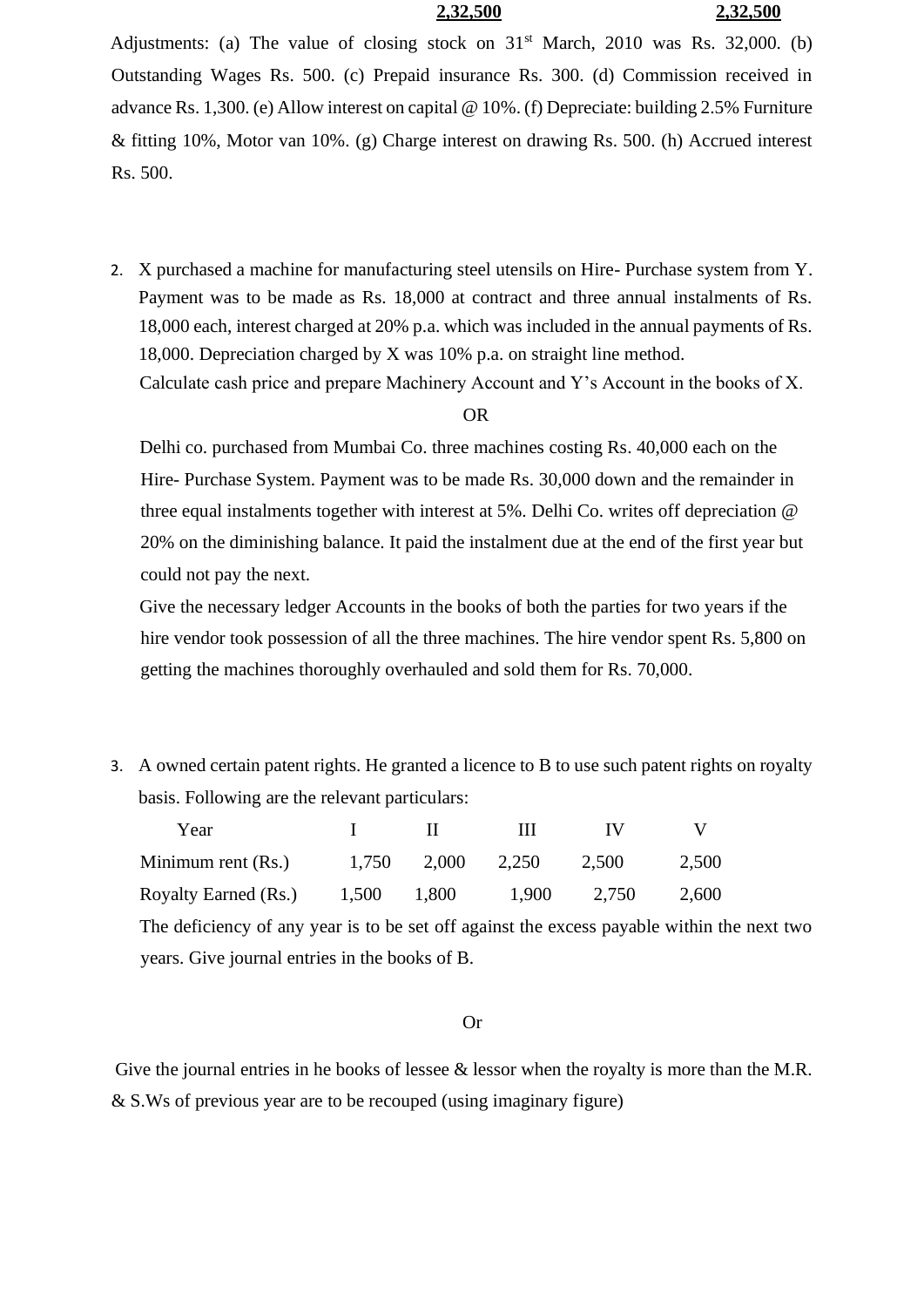| | 2,32,500 | 2,32,500 |
|---|---|---|

Adjustments: (a) The value of closing stock on 31st March, 2010 was Rs. 32,000. (b) Outstanding Wages Rs. 500. (c) Prepaid insurance Rs. 300. (d) Commission received in advance Rs. 1,300. (e) Allow interest on capital @ 10%. (f) Depreciate: building 2.5% Furniture & fitting 10%, Motor van 10%. (g) Charge interest on drawing Rs. 500. (h) Accrued interest Rs. 500.

2. X purchased a machine for manufacturing steel utensils on Hire- Purchase system from Y. Payment was to be made as Rs. 18,000 at contract and three annual instalments of Rs. 18,000 each, interest charged at 20% p.a. which was included in the annual payments of Rs. 18,000. Depreciation charged by X was 10% p.a. on straight line method.
   Calculate cash price and prepare Machinery Account and Y's Account in the books of X.

   OR

   Delhi co. purchased from Mumbai Co. three machines costing Rs. 40,000 each on the Hire- Purchase System. Payment was to be made Rs. 30,000 down and the remainder in three equal instalments together with interest at 5%. Delhi Co. writes off depreciation @ 20% on the diminishing balance. It paid the instalment due at the end of the first year but could not pay the next.
   Give the necessary ledger Accounts in the books of both the parties for two years if the hire vendor took possession of all the three machines. The hire vendor spent Rs. 5,800 on getting the machines thoroughly overhauled and sold them for Rs. 70,000.

3. A owned certain patent rights. He granted a licence to B to use such patent rights on royalty basis. Following are the relevant particulars:

| Year | I | II | III | IV | V |
|---|---|---|---|---|---|
| Minimum rent (Rs.) | 1,750 | 2,000 | 2,250 | 2,500 | 2,500 |
| Royalty Earned (Rs.) | 1,500 | 1,800 | 1,900 | 2,750 | 2,600 |

   The deficiency of any year is to be set off against the excess payable within the next two years. Give journal entries in the books of B.

   Or

Give the journal entries in he books of lessee & lessor when the royalty is more than the M.R. & S.Ws of previous year are to be recouped (using imaginary figure)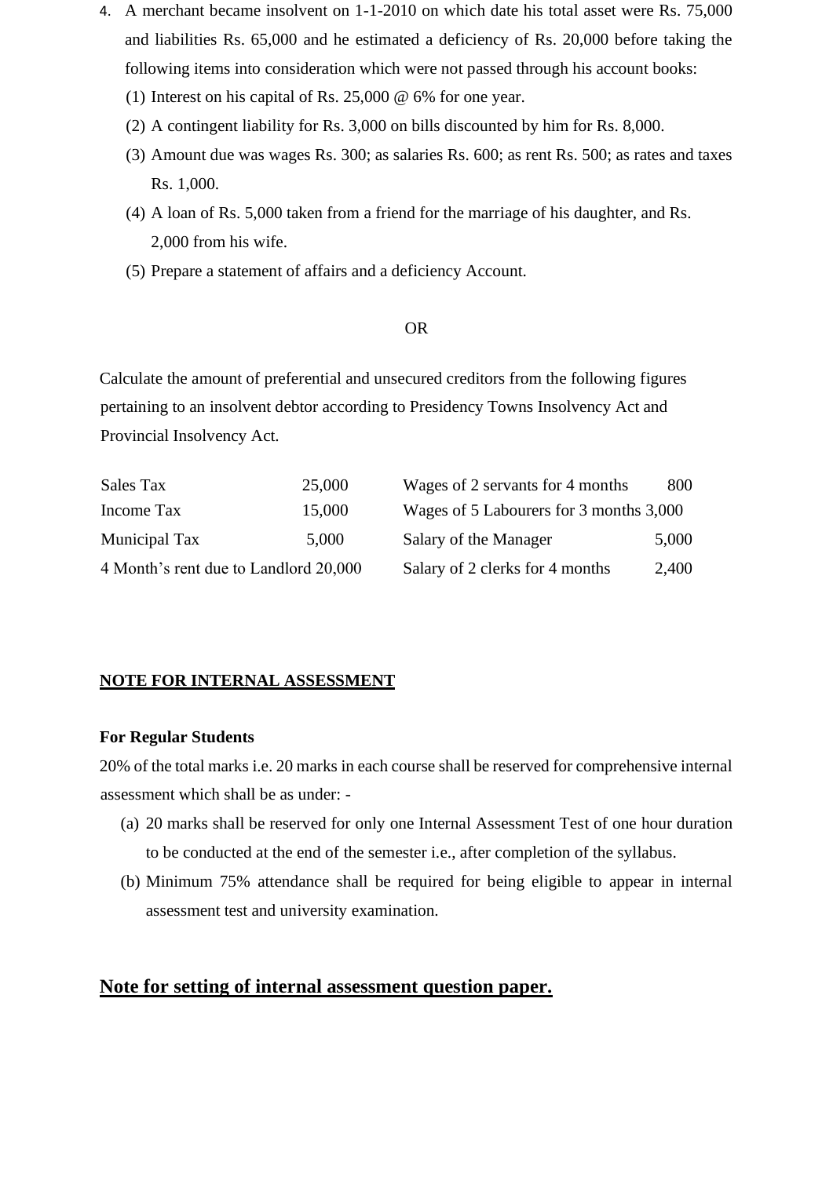4. A merchant became insolvent on 1-1-2010 on which date his total asset were Rs. 75,000 and liabilities Rs. 65,000 and he estimated a deficiency of Rs. 20,000 before taking the following items into consideration which were not passed through his account books:
   (1) Interest on his capital of Rs. 25,000 @ 6% for one year.
   (2) A contingent liability for Rs. 3,000 on bills discounted by him for Rs. 8,000.
   (3) Amount due was wages Rs. 300; as salaries Rs. 600; as rent Rs. 500; as rates and taxes Rs. 1,000.
   (4) A loan of Rs. 5,000 taken from a friend for the marriage of his daughter, and Rs. 2,000 from his wife.
   (5) Prepare a statement of affairs and a deficiency Account.

OR

Calculate the amount of preferential and unsecured creditors from the following figures pertaining to an insolvent debtor according to Presidency Towns Insolvency Act and Provincial Insolvency Act.

| | | | |
|---|---|---|---|
| Sales Tax | 25,000 | Wages of 2 servants for 4 months | 800 |
| Income Tax | 15,000 | Wages of 5 Labourers for 3 months | 3,000 |
| Municipal Tax | 5,000 | Salary of the Manager | 5,000 |
| 4 Month's rent due to Landlord | 20,000 | Salary of 2 clerks for 4 months | 2,400 |

**NOTE FOR INTERNAL ASSESSMENT**

**For Regular Students**

20% of the total marks i.e. 20 marks in each course shall be reserved for comprehensive internal assessment which shall be as under: -

(a) 20 marks shall be reserved for only one Internal Assessment Test of one hour duration to be conducted at the end of the semester i.e., after completion of the syllabus.

(b) Minimum 75% attendance shall be required for being eligible to appear in internal assessment test and university examination.

## Note for setting of internal assessment question paper.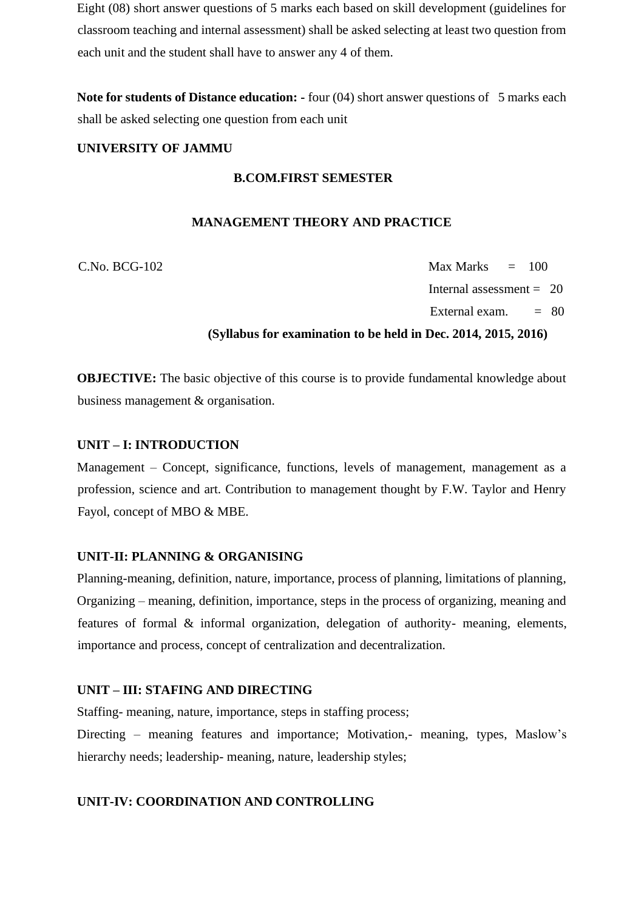Eight (08) short answer questions of 5 marks each based on skill development (guidelines for classroom teaching and internal assessment) shall be asked selecting at least two question from each unit and the student shall have to answer any 4 of them.

**Note for students of Distance education: -** four (04) short answer questions of 5 marks each shall be asked selecting one question from each unit

**UNIVERSITY OF JAMMU**

**B.COM.FIRST SEMESTER**

**MANAGEMENT THEORY AND PRACTICE**

C.No. BCG-102

Max Marks = 100

Internal assessment = 20

External exam. = 80

**(Syllabus for examination to be held in Dec. 2014, 2015, 2016)**

**OBJECTIVE:** The basic objective of this course is to provide fundamental knowledge about business management & organisation.

**UNIT – I: INTRODUCTION**

Management – Concept, significance, functions, levels of management, management as a profession, science and art. Contribution to management thought by F.W. Taylor and Henry Fayol, concept of MBO & MBE.

**UNIT-II: PLANNING & ORGANISING**

Planning-meaning, definition, nature, importance, process of planning, limitations of planning, Organizing – meaning, definition, importance, steps in the process of organizing, meaning and features of formal & informal organization, delegation of authority- meaning, elements, importance and process, concept of centralization and decentralization.

**UNIT – III: STAFING AND DIRECTING**

Staffing- meaning, nature, importance, steps in staffing process;

Directing – meaning features and importance; Motivation,- meaning, types, Maslow's hierarchy needs; leadership- meaning, nature, leadership styles;

**UNIT-IV: COORDINATION AND CONTROLLING**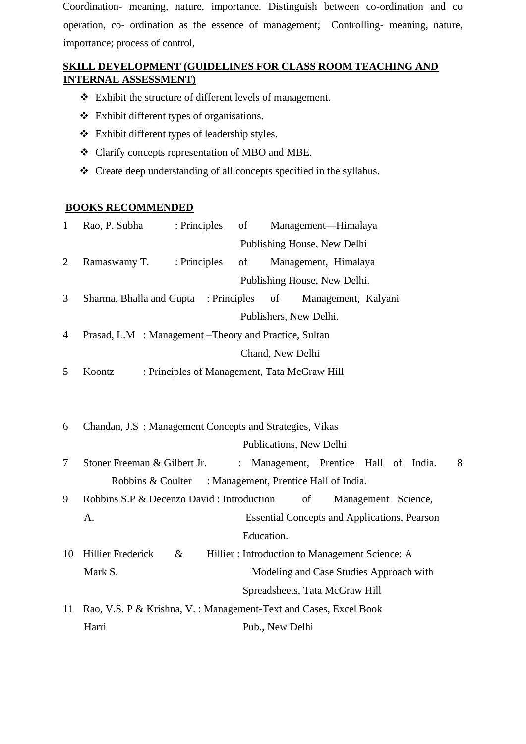Coordination- meaning, nature, importance. Distinguish between co-ordination and co operation, co- ordination as the essence of management; Controlling- meaning, nature, importance; process of control,

**SKILL DEVELOPMENT (GUIDELINES FOR CLASS ROOM TEACHING AND INTERNAL ASSESSMENT)**

- Exhibit the structure of different levels of management.
- Exhibit different types of organisations.
- Exhibit different types of leadership styles.
- Clarify concepts representation of MBO and MBE.
- Create deep understanding of all concepts specified in the syllabus.

**BOOKS RECOMMENDED**

1. Rao, P. Subha : Principles of Management—Himalaya Publishing House, New Delhi
2. Ramaswamy T. : Principles of Management, Himalaya Publishing House, New Delhi.
3. Sharma, Bhalla and Gupta : Principles of Management, Kalyani Publishers, New Delhi.
4. Prasad, L.M : Management –Theory and Practice, Sultan Chand, New Delhi
5. Koontz : Principles of Management, Tata McGraw Hill
6. Chandan, J.S : Management Concepts and Strategies, Vikas Publications, New Delhi
7. Stoner Freeman & Gilbert Jr. : Management, Prentice Hall of India.
8. Robbins & Coulter : Management, Prentice Hall of India.
9. Robbins S.P & Decenzo David A. : Introduction of Management Science, Essential Concepts and Applications, Pearson Education.
10. Hillier Frederick & Hillier Mark S. : Introduction to Management Science: A Modeling and Case Studies Approach with Spreadsheets, Tata McGraw Hill
11. Rao, V.S. P & Krishna, V. Harri : Management-Text and Cases, Excel Book Pub., New Delhi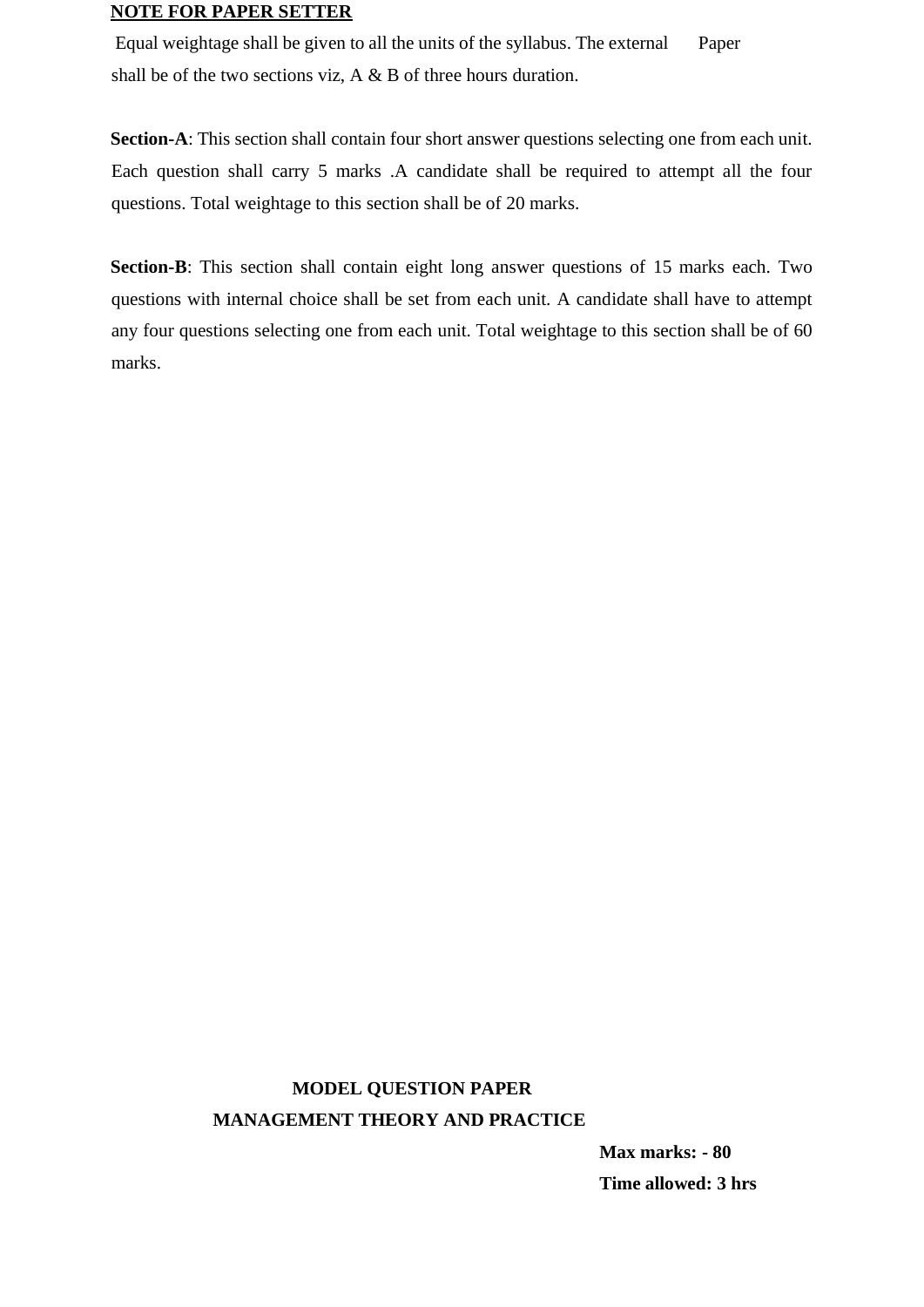## NOTE FOR PAPER SETTER

Equal weightage shall be given to all the units of the syllabus. The external Paper shall be of the two sections viz, A & B of three hours duration.

**Section-A**: This section shall contain four short answer questions selecting one from each unit. Each question shall carry 5 marks .A candidate shall be required to attempt all the four questions. Total weightage to this section shall be of 20 marks.

**Section-B**: This section shall contain eight long answer questions of 15 marks each. Two questions with internal choice shall be set from each unit. A candidate shall have to attempt any four questions selecting one from each unit. Total weightage to this section shall be of 60 marks.

## MODEL QUESTION PAPER

## MANAGEMENT THEORY AND PRACTICE

**Max marks: - 80**

**Time allowed: 3 hrs**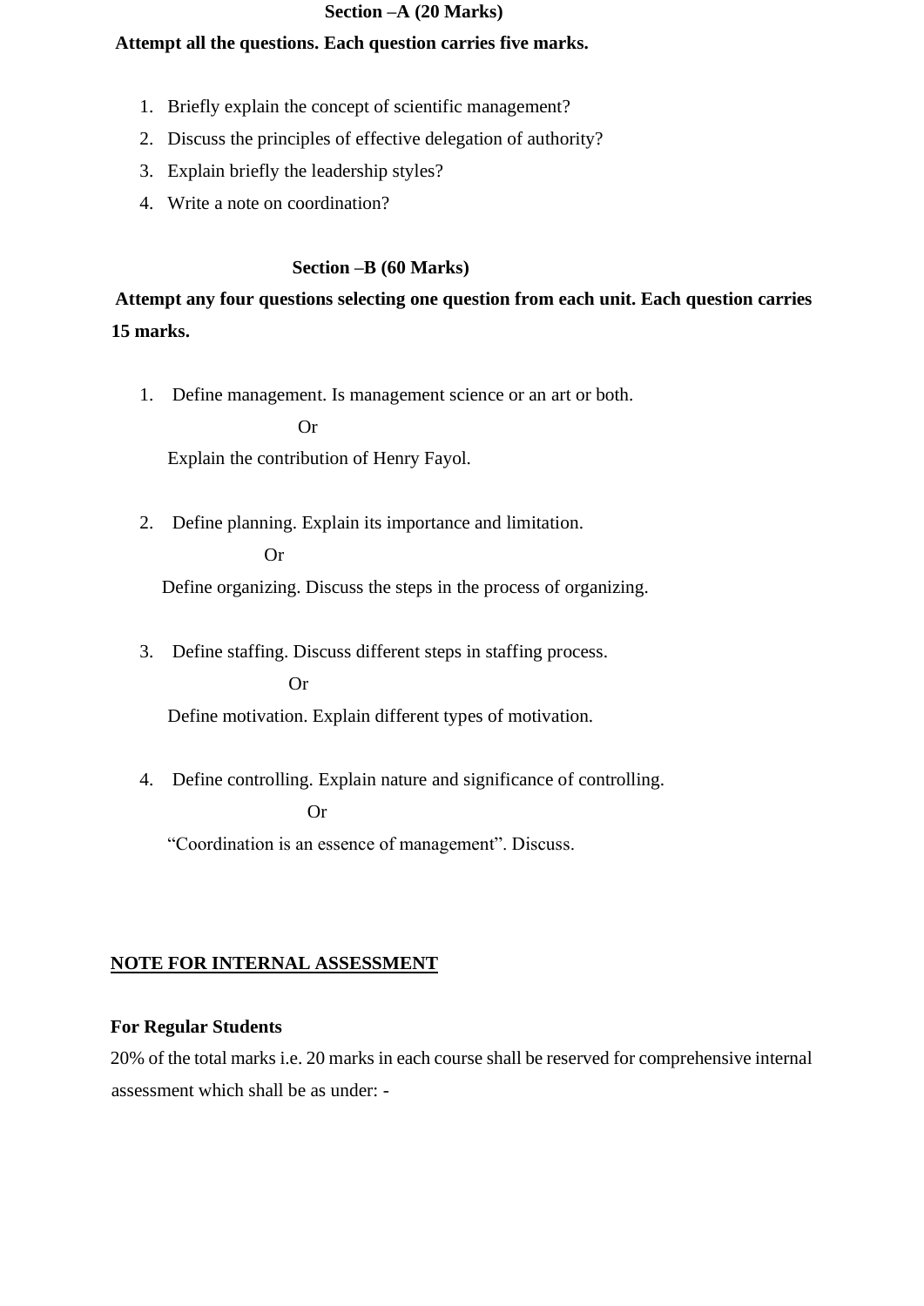## Section –A (20 Marks)

**Attempt all the questions. Each question carries five marks.**

1. Briefly explain the concept of scientific management?
2. Discuss the principles of effective delegation of authority?
3. Explain briefly the leadership styles?
4. Write a note on coordination?

## Section –B (60 Marks)

**Attempt any four questions selecting one question from each unit. Each question carries 15 marks.**

1. Define management. Is management science or an art or both.

   Or

   Explain the contribution of Henry Fayol.

2. Define planning. Explain its importance and limitation.

   Or

   Define organizing. Discuss the steps in the process of organizing.

3. Define staffing. Discuss different steps in staffing process.

   Or

   Define motivation. Explain different types of motivation.

4. Define controlling. Explain nature and significance of controlling.

   Or

   "Coordination is an essence of management". Discuss.

**NOTE FOR INTERNAL ASSESSMENT**

**For Regular Students**

20% of the total marks i.e. 20 marks in each course shall be reserved for comprehensive internal assessment which shall be as under: -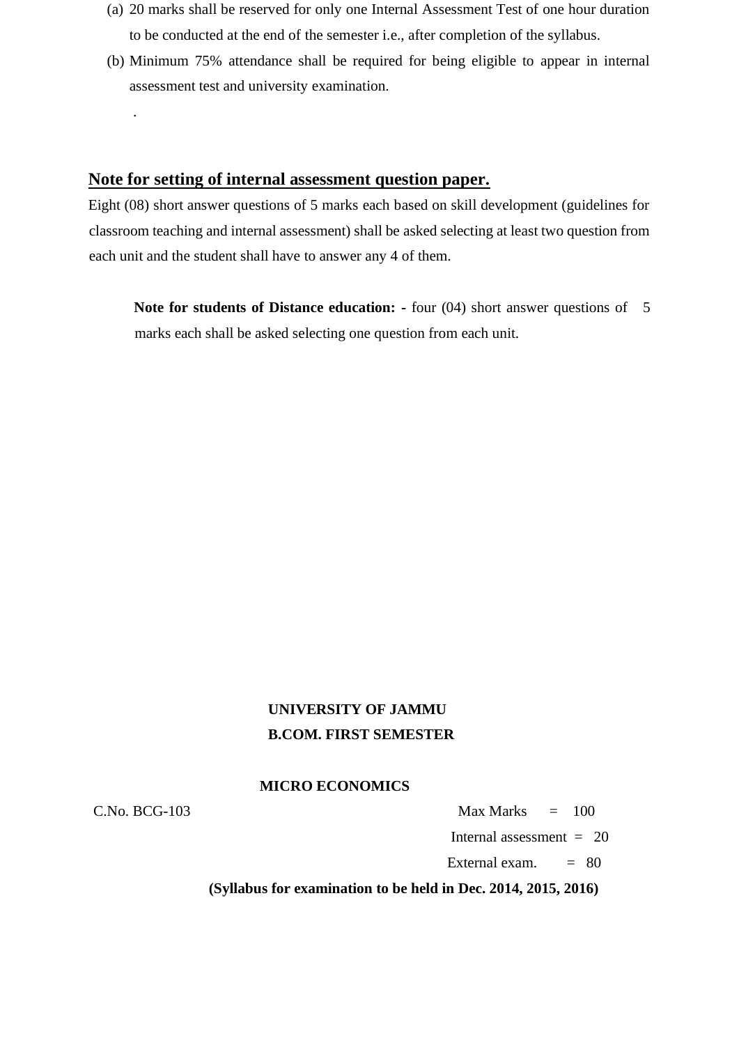(a) 20 marks shall be reserved for only one Internal Assessment Test of one hour duration to be conducted at the end of the semester i.e., after completion of the syllabus.

(b) Minimum 75% attendance shall be required for being eligible to appear in internal assessment test and university examination.

.

## Note for setting of internal assessment question paper.

Eight (08) short answer questions of 5 marks each based on skill development (guidelines for classroom teaching and internal assessment) shall be asked selecting at least two question from each unit and the student shall have to answer any 4 of them.

**Note for students of Distance education: -** four (04) short answer questions of 5 marks each shall be asked selecting one question from each unit.

**UNIVERSITY OF JAMMU**

**B.COM. FIRST SEMESTER**

**MICRO ECONOMICS**

C.No. BCG-103

Max Marks = 100

Internal assessment = 20

External exam. = 80

**(Syllabus for examination to be held in Dec. 2014, 2015, 2016)**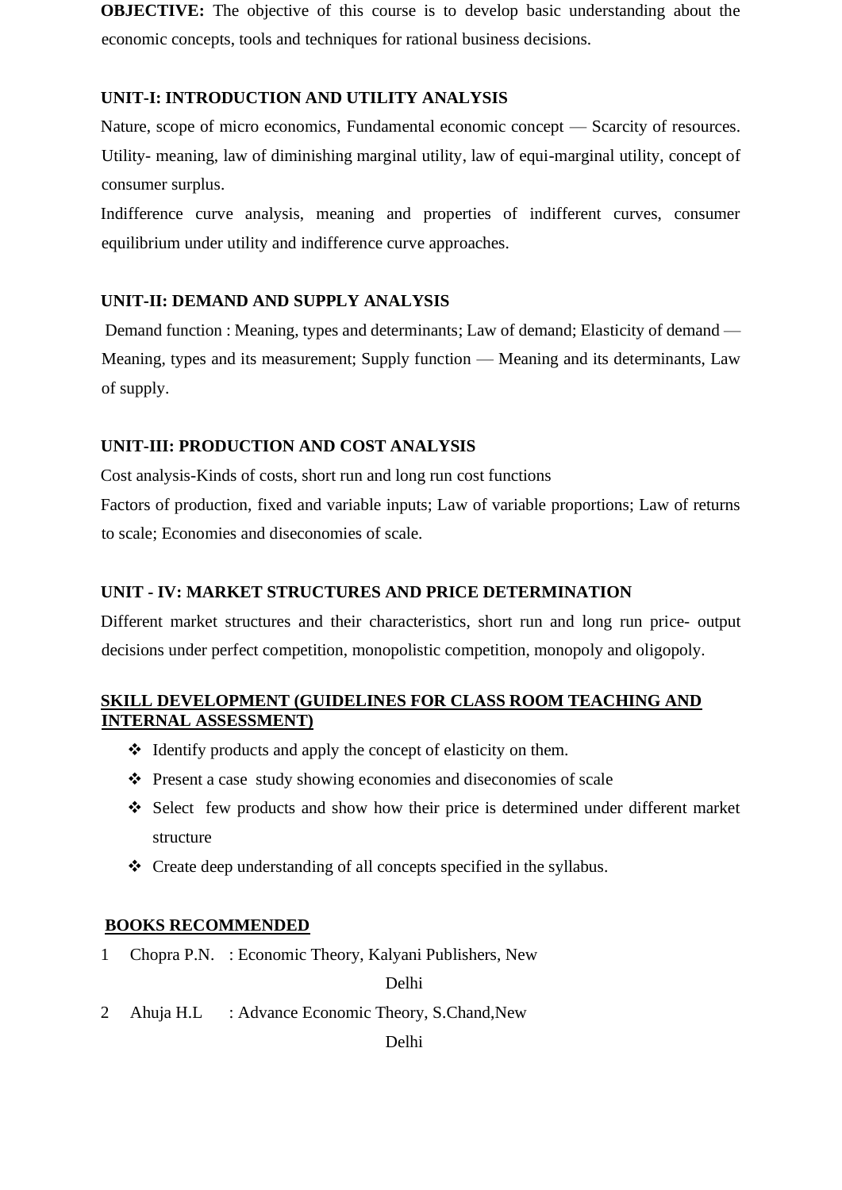**OBJECTIVE:** The objective of this course is to develop basic understanding about the economic concepts, tools and techniques for rational business decisions.

### UNIT-I: INTRODUCTION AND UTILITY ANALYSIS

Nature, scope of micro economics, Fundamental economic concept — Scarcity of resources. Utility- meaning, law of diminishing marginal utility, law of equi-marginal utility, concept of consumer surplus.

Indifference curve analysis, meaning and properties of indifferent curves, consumer equilibrium under utility and indifference curve approaches.

### UNIT-II: DEMAND AND SUPPLY ANALYSIS

Demand function : Meaning, types and determinants; Law of demand; Elasticity of demand — Meaning, types and its measurement; Supply function — Meaning and its determinants, Law of supply.

### UNIT-III: PRODUCTION AND COST ANALYSIS

Cost analysis-Kinds of costs, short run and long run cost functions

Factors of production, fixed and variable inputs; Law of variable proportions; Law of returns to scale; Economies and diseconomies of scale.

### UNIT - IV: MARKET STRUCTURES AND PRICE DETERMINATION

Different market structures and their characteristics, short run and long run price- output decisions under perfect competition, monopolistic competition, monopoly and oligopoly.

### SKILL DEVELOPMENT (GUIDELINES FOR CLASS ROOM TEACHING AND INTERNAL ASSESSMENT)

- Identify products and apply the concept of elasticity on them.
- Present a case study showing economies and diseconomies of scale
- Select few products and show how their price is determined under different market structure
- Create deep understanding of all concepts specified in the syllabus.

### BOOKS RECOMMENDED

1. Chopra P.N. : Economic Theory, Kalyani Publishers, New Delhi
2. Ahuja H.L : Advance Economic Theory, S.Chand,New Delhi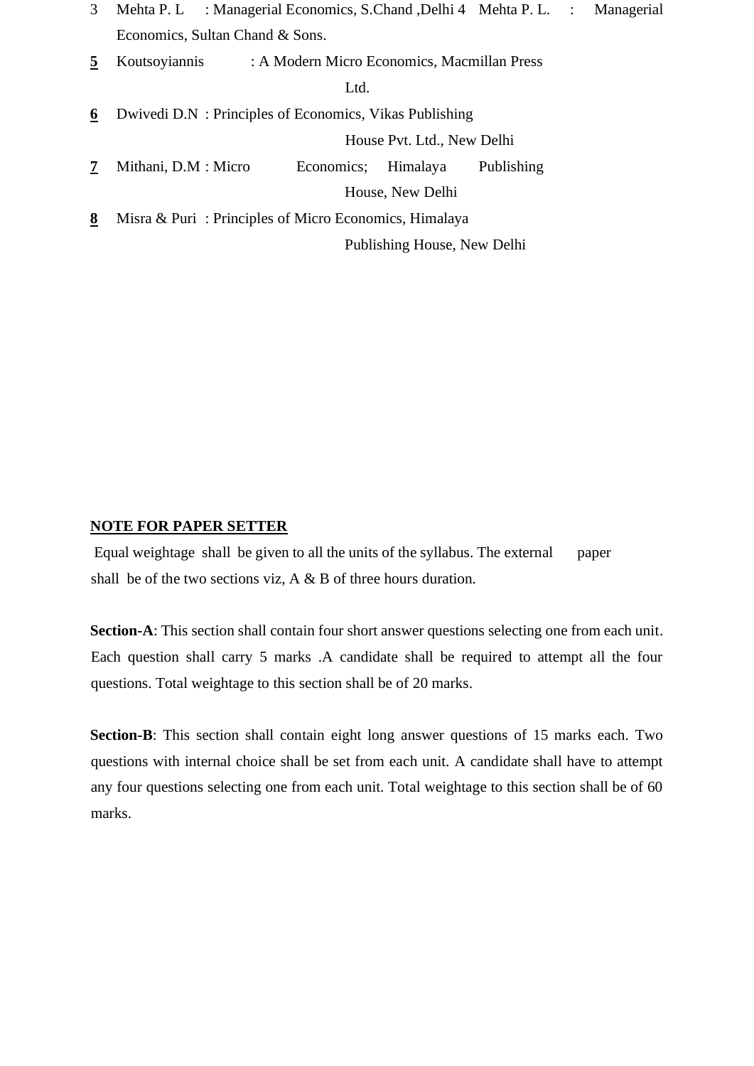3. Mehta P. L : Managerial Economics, S.Chand ,Delhi 4 Mehta P. L. : Managerial Economics, Sultan Chand & Sons.
5. Koutsoyiannis : A Modern Micro Economics, Macmillan Press Ltd.
6. Dwivedi D.N : Principles of Economics, Vikas Publishing House Pvt. Ltd., New Delhi
7. Mithani, D.M : Micro Economics; Himalaya Publishing House, New Delhi
8. Misra & Puri : Principles of Micro Economics, Himalaya Publishing House, New Delhi

**NOTE FOR PAPER SETTER**

Equal weightage shall be given to all the units of the syllabus. The external paper shall be of the two sections viz, A & B of three hours duration.

**Section-A**: This section shall contain four short answer questions selecting one from each unit. Each question shall carry 5 marks .A candidate shall be required to attempt all the four questions. Total weightage to this section shall be of 20 marks.

**Section-B**: This section shall contain eight long answer questions of 15 marks each. Two questions with internal choice shall be set from each unit. A candidate shall have to attempt any four questions selecting one from each unit. Total weightage to this section shall be of 60 marks.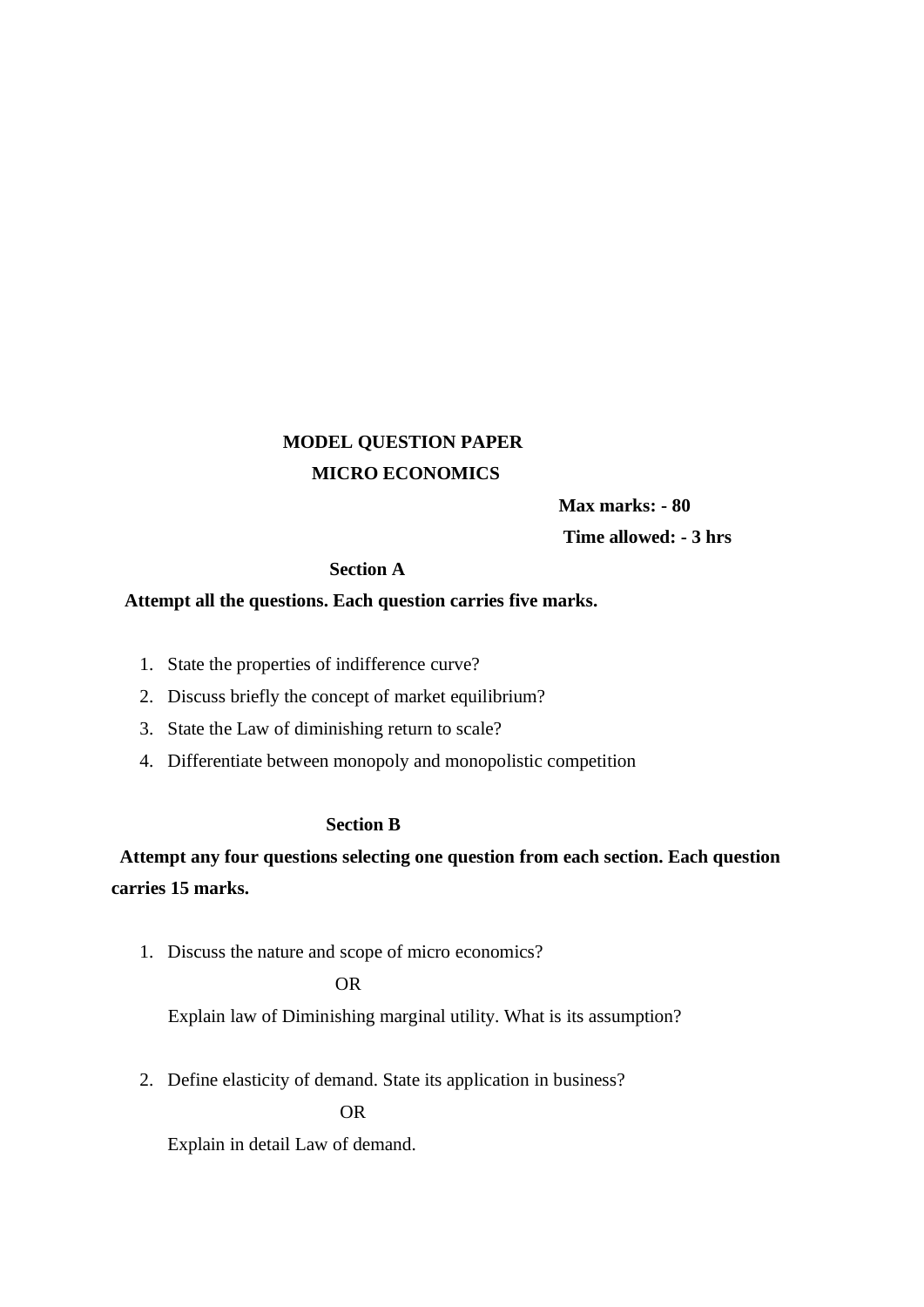# MODEL QUESTION PAPER

## MICRO ECONOMICS

**Max marks: - 80**

**Time allowed: - 3 hrs**

### Section A

**Attempt all the questions. Each question carries five marks.**

1. State the properties of indifference curve?
2. Discuss briefly the concept of market equilibrium?
3. State the Law of diminishing return to scale?
4. Differentiate between monopoly and monopolistic competition

### Section B

**Attempt any four questions selecting one question from each section. Each question carries 15 marks.**

1. Discuss the nature and scope of micro economics?

   OR

   Explain law of Diminishing marginal utility. What is its assumption?

2. Define elasticity of demand. State its application in business?

   OR

   Explain in detail Law of demand.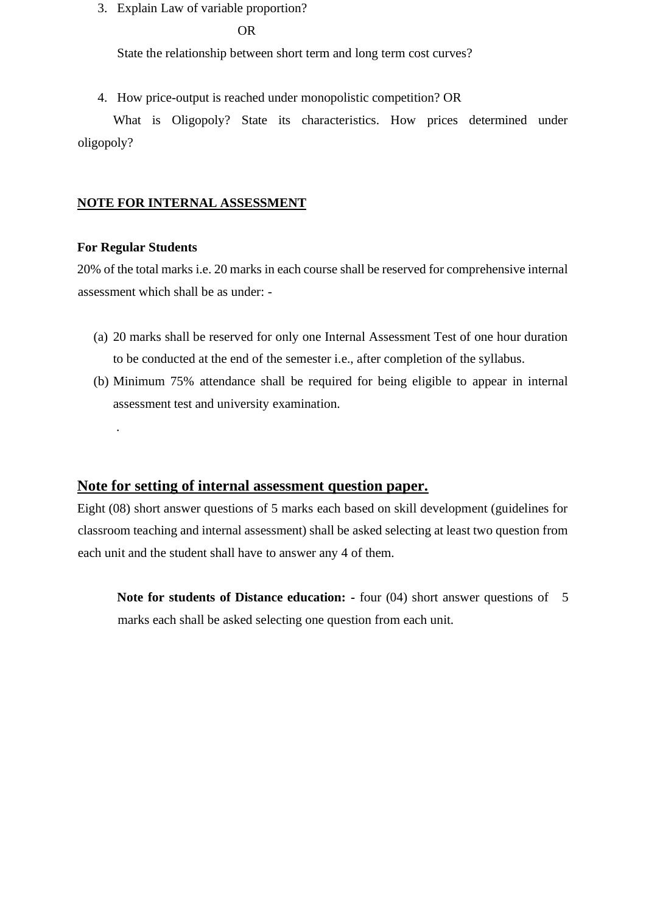3. Explain Law of variable proportion?

   OR

   State the relationship between short term and long term cost curves?

4. How price-output is reached under monopolistic competition? OR

   What is Oligopoly? State its characteristics. How prices determined under oligopoly?

**NOTE FOR INTERNAL ASSESSMENT**

**For Regular Students**

20% of the total marks i.e. 20 marks in each course shall be reserved for comprehensive internal assessment which shall be as under: -

(a) 20 marks shall be reserved for only one Internal Assessment Test of one hour duration to be conducted at the end of the semester i.e., after completion of the syllabus.

(b) Minimum 75% attendance shall be required for being eligible to appear in internal assessment test and university examination.

.

## Note for setting of internal assessment question paper.

Eight (08) short answer questions of 5 marks each based on skill development (guidelines for classroom teaching and internal assessment) shall be asked selecting at least two question from each unit and the student shall have to answer any 4 of them.

**Note for students of Distance education: -** four (04) short answer questions of 5 marks each shall be asked selecting one question from each unit.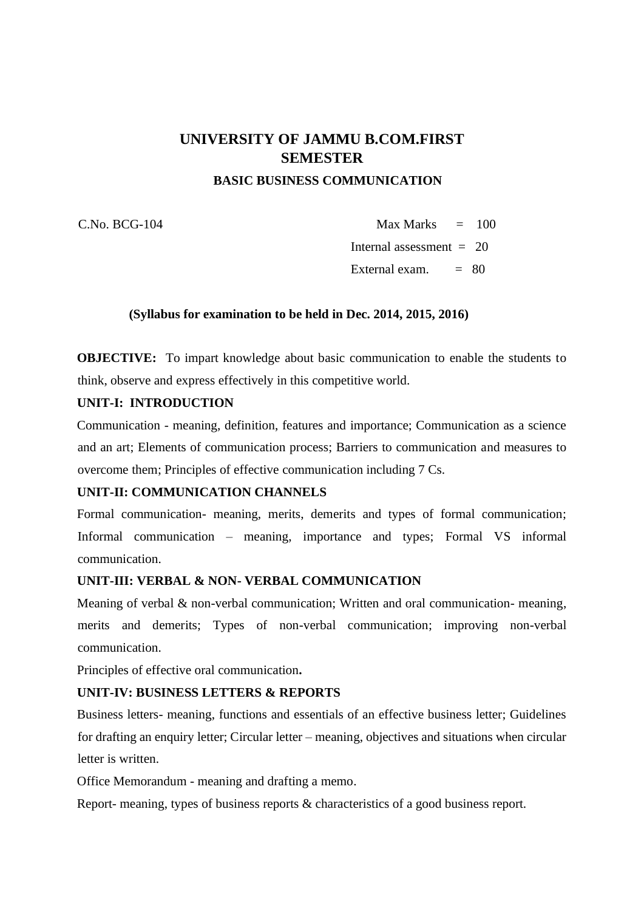# UNIVERSITY OF JAMMU B.COM.FIRST SEMESTER

## BASIC BUSINESS COMMUNICATION

C.No. BCG-104

| | | |
|---|---|---|
| Max Marks | = | 100 |
| Internal assessment | = | 20 |
| External exam. | = | 80 |

**(Syllabus for examination to be held in Dec. 2014, 2015, 2016)**

**OBJECTIVE:** To impart knowledge about basic communication to enable the students to think, observe and express effectively in this competitive world.

**UNIT-I: INTRODUCTION**

Communication - meaning, definition, features and importance; Communication as a science and an art; Elements of communication process; Barriers to communication and measures to overcome them; Principles of effective communication including 7 Cs.

**UNIT-II: COMMUNICATION CHANNELS**

Formal communication- meaning, merits, demerits and types of formal communication; Informal communication – meaning, importance and types; Formal VS informal communication.

**UNIT-III: VERBAL & NON- VERBAL COMMUNICATION**

Meaning of verbal & non-verbal communication; Written and oral communication- meaning, merits and demerits; Types of non-verbal communication; improving non-verbal communication.

Principles of effective oral communication**.**

**UNIT-IV: BUSINESS LETTERS & REPORTS**

Business letters- meaning, functions and essentials of an effective business letter; Guidelines for drafting an enquiry letter; Circular letter – meaning, objectives and situations when circular letter is written.

Office Memorandum - meaning and drafting a memo.

Report- meaning, types of business reports & characteristics of a good business report.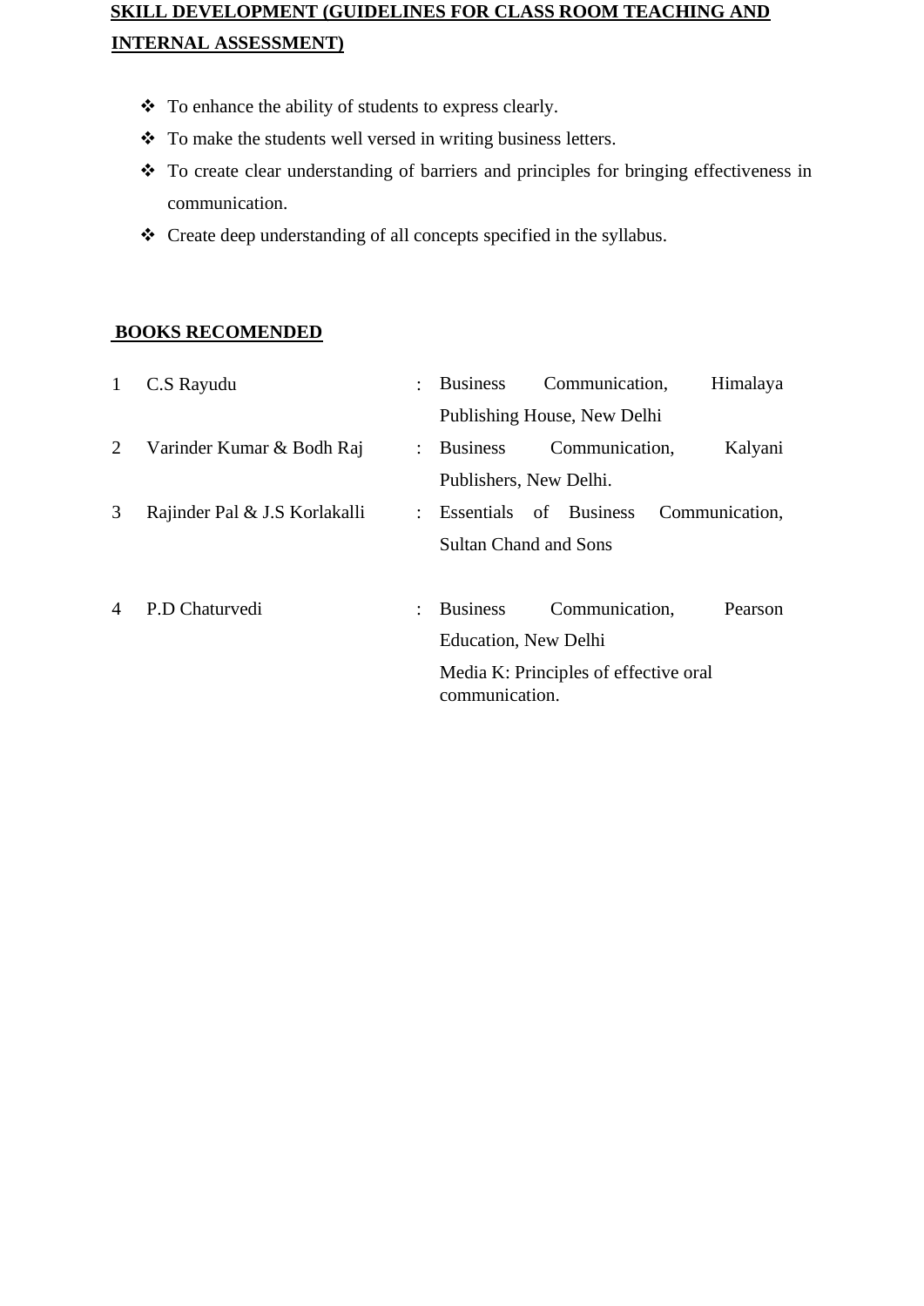## SKILL DEVELOPMENT (GUIDELINES FOR CLASS ROOM TEACHING AND INTERNAL ASSESSMENT)

- To enhance the ability of students to express clearly.
- To make the students well versed in writing business letters.
- To create clear understanding of barriers and principles for bringing effectiveness in communication.
- Create deep understanding of all concepts specified in the syllabus.

## BOOKS RECOMENDED

| | | | |
|---|---|---|---|
| 1 | C.S Rayudu | : | Business Communication, Himalaya Publishing House, New Delhi |
| 2 | Varinder Kumar & Bodh Raj | : | Business Communication, Kalyani Publishers, New Delhi. |
| 3 | Rajinder Pal & J.S Korlakalli | : | Essentials of Business Communication, Sultan Chand and Sons |
| 4 | P.D Chaturvedi | : | Business Communication, Pearson Education, New Delhi<br>Media K: Principles of effective oral communication. |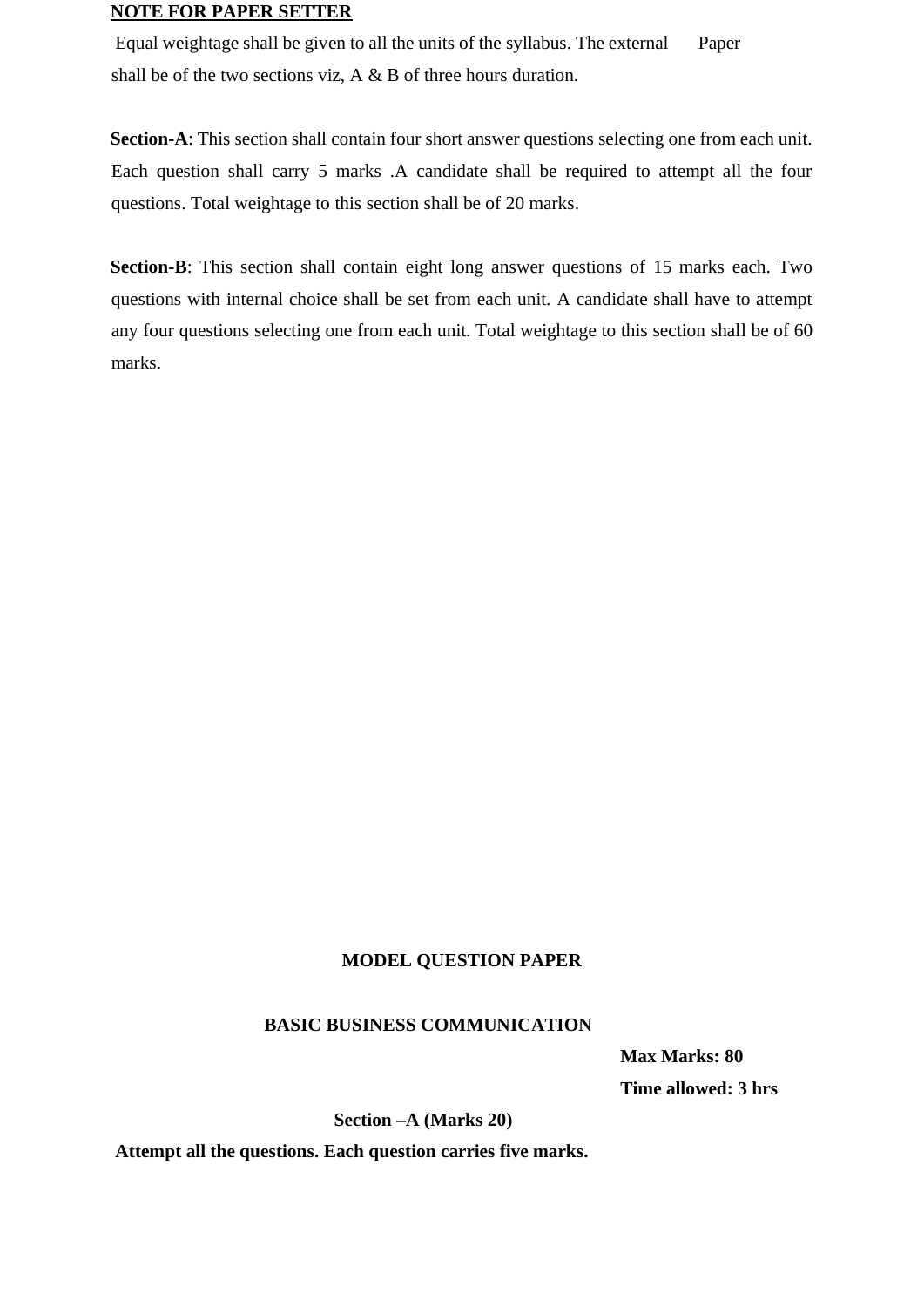**NOTE FOR PAPER SETTER**

Equal weightage shall be given to all the units of the syllabus. The external Paper shall be of the two sections viz, A & B of three hours duration.

**Section-A**: This section shall contain four short answer questions selecting one from each unit. Each question shall carry 5 marks .A candidate shall be required to attempt all the four questions. Total weightage to this section shall be of 20 marks.

**Section-B**: This section shall contain eight long answer questions of 15 marks each. Two questions with internal choice shall be set from each unit. A candidate shall have to attempt any four questions selecting one from each unit. Total weightage to this section shall be of 60 marks.

**MODEL QUESTION PAPER**

**BASIC BUSINESS COMMUNICATION**

**Max Marks: 80**

**Time allowed: 3 hrs**

**Section –A (Marks 20)**

**Attempt all the questions. Each question carries five marks.**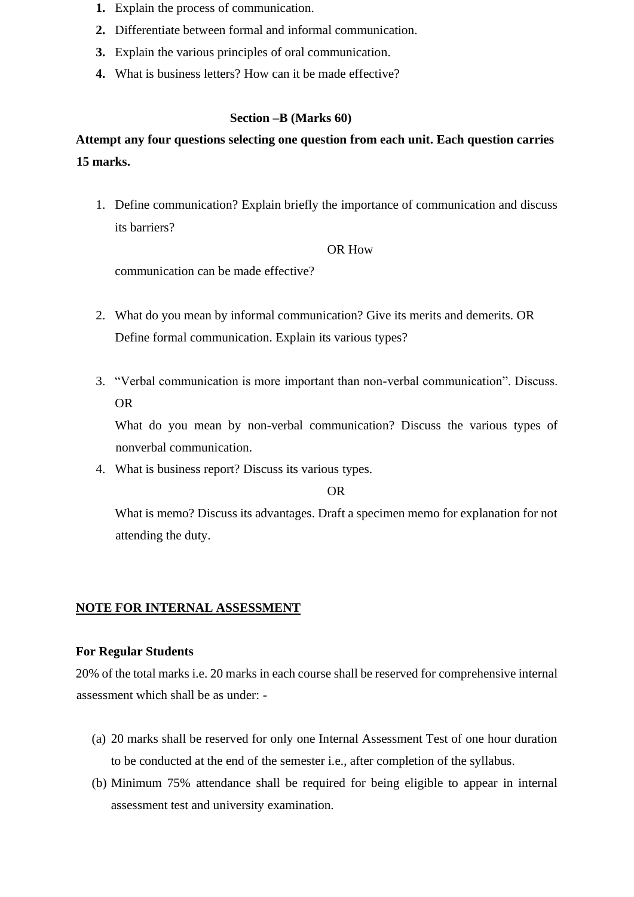1. Explain the process of communication.
2. Differentiate between formal and informal communication.
3. Explain the various principles of oral communication.
4. What is business letters? How can it be made effective?

**Section –B (Marks 60)**

**Attempt any four questions selecting one question from each unit. Each question carries 15 marks.**

1. Define communication? Explain briefly the importance of communication and discuss its barriers?

   OR How communication can be made effective?

2. What do you mean by informal communication? Give its merits and demerits. OR Define formal communication. Explain its various types?

3. "Verbal communication is more important than non-verbal communication". Discuss. OR

   What do you mean by non-verbal communication? Discuss the various types of nonverbal communication.

4. What is business report? Discuss its various types.

   OR

   What is memo? Discuss its advantages. Draft a specimen memo for explanation for not attending the duty.

**NOTE FOR INTERNAL ASSESSMENT**

**For Regular Students**

20% of the total marks i.e. 20 marks in each course shall be reserved for comprehensive internal assessment which shall be as under: -

(a) 20 marks shall be reserved for only one Internal Assessment Test of one hour duration to be conducted at the end of the semester i.e., after completion of the syllabus.

(b) Minimum 75% attendance shall be required for being eligible to appear in internal assessment test and university examination.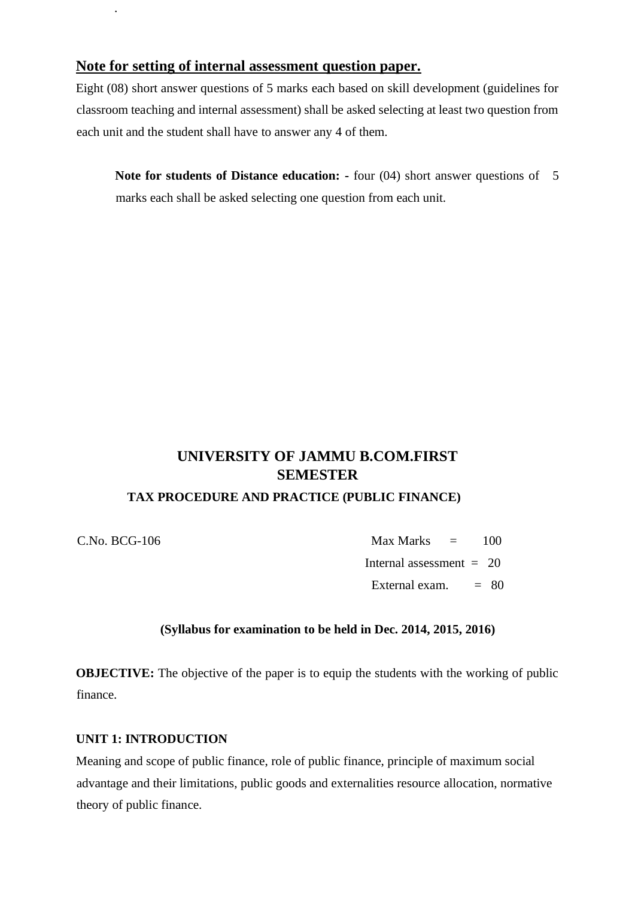**Note for setting of internal assessment question paper.**

Eight (08) short answer questions of 5 marks each based on skill development (guidelines for classroom teaching and internal assessment) shall be asked selecting at least two question from each unit and the student shall have to answer any 4 of them.

**Note for students of Distance education: -** four (04) short answer questions of 5 marks each shall be asked selecting one question from each unit.

## UNIVERSITY OF JAMMU B.COM.FIRST SEMESTER

### TAX PROCEDURE AND PRACTICE (PUBLIC FINANCE)

C.No. BCG-106

Max Marks = 100
Internal assessment = 20
External exam. = 80

**(Syllabus for examination to be held in Dec. 2014, 2015, 2016)**

**OBJECTIVE:** The objective of the paper is to equip the students with the working of public finance.

**UNIT 1: INTRODUCTION**

Meaning and scope of public finance, role of public finance, principle of maximum social advantage and their limitations, public goods and externalities resource allocation, normative theory of public finance.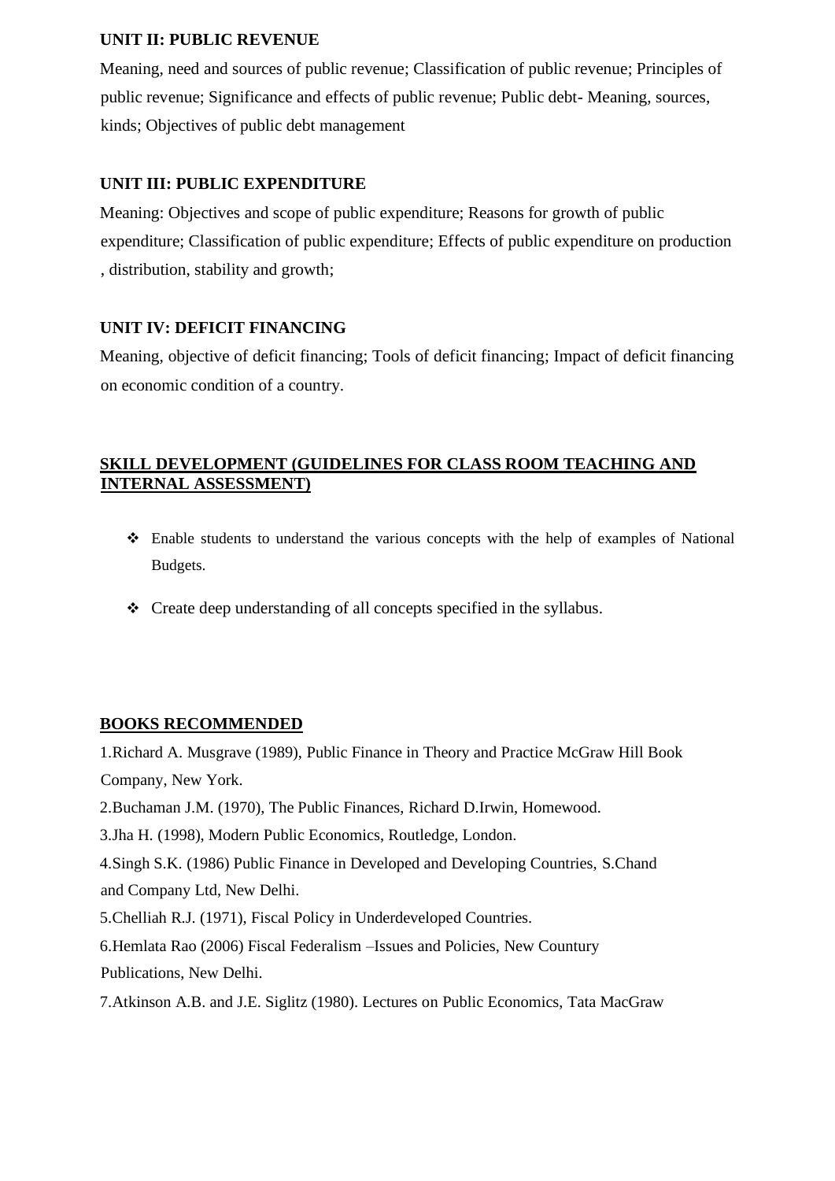**UNIT II: PUBLIC REVENUE**

Meaning, need and sources of public revenue; Classification of public revenue; Principles of public revenue; Significance and effects of public revenue; Public debt- Meaning, sources, kinds; Objectives of public debt management

**UNIT III: PUBLIC EXPENDITURE**

Meaning: Objectives and scope of public expenditure; Reasons for growth of public expenditure; Classification of public expenditure; Effects of public expenditure on production , distribution, stability and growth;

**UNIT IV: DEFICIT FINANCING**

Meaning, objective of deficit financing; Tools of deficit financing; Impact of deficit financing on economic condition of a country.

**SKILL DEVELOPMENT (GUIDELINES FOR CLASS ROOM TEACHING AND INTERNAL ASSESSMENT)**

- Enable students to understand the various concepts with the help of examples of National Budgets.
- Create deep understanding of all concepts specified in the syllabus.

**BOOKS RECOMMENDED**

1.Richard A. Musgrave (1989), Public Finance in Theory and Practice McGraw Hill Book Company, New York.

2.Buchaman J.M. (1970), The Public Finances, Richard D.Irwin, Homewood.

3.Jha H. (1998), Modern Public Economics, Routledge, London.

4.Singh S.K. (1986) Public Finance in Developed and Developing Countries, S.Chand and Company Ltd, New Delhi.

5.Chelliah R.J. (1971), Fiscal Policy in Underdeveloped Countries.

6.Hemlata Rao (2006) Fiscal Federalism –Issues and Policies, New Countury Publications, New Delhi.

7.Atkinson A.B. and J.E. Siglitz (1980). Lectures on Public Economics, Tata MacGraw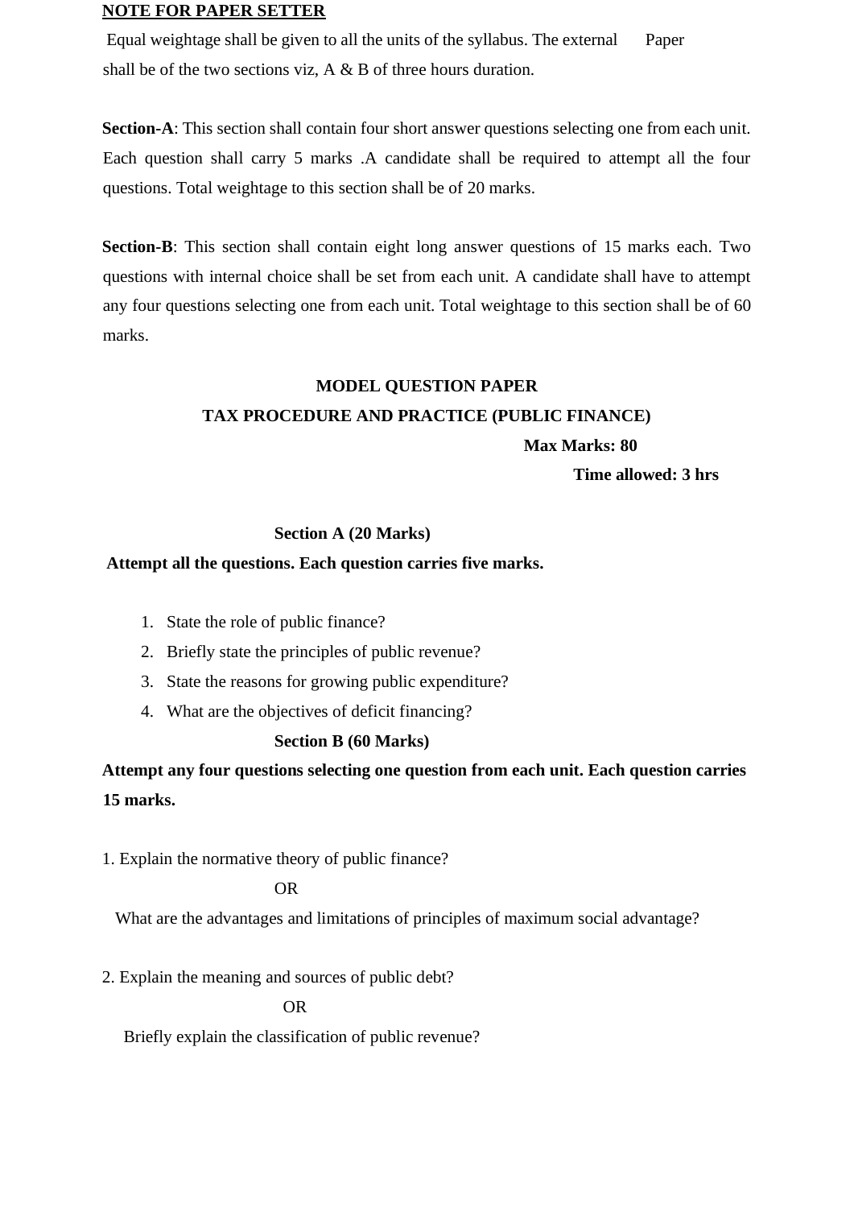**<u>NOTE FOR PAPER SETTER</u>**

Equal weightage shall be given to all the units of the syllabus. The external Paper shall be of the two sections viz, A & B of three hours duration.

**Section-A**: This section shall contain four short answer questions selecting one from each unit. Each question shall carry 5 marks .A candidate shall be required to attempt all the four questions. Total weightage to this section shall be of 20 marks.

**Section-B**: This section shall contain eight long answer questions of 15 marks each. Two questions with internal choice shall be set from each unit. A candidate shall have to attempt any four questions selecting one from each unit. Total weightage to this section shall be of 60 marks.

**MODEL QUESTION PAPER**

**TAX PROCEDURE AND PRACTICE (PUBLIC FINANCE)**

**Max Marks: 80**

**Time allowed: 3 hrs**

**Section A (20 Marks)**

**Attempt all the questions. Each question carries five marks.**

1. State the role of public finance?
2. Briefly state the principles of public revenue?
3. State the reasons for growing public expenditure?
4. What are the objectives of deficit financing?

**Section B (60 Marks)**

**Attempt any four questions selecting one question from each unit. Each question carries 15 marks.**

1. Explain the normative theory of public finance?

OR

What are the advantages and limitations of principles of maximum social advantage?

2. Explain the meaning and sources of public debt?

OR

Briefly explain the classification of public revenue?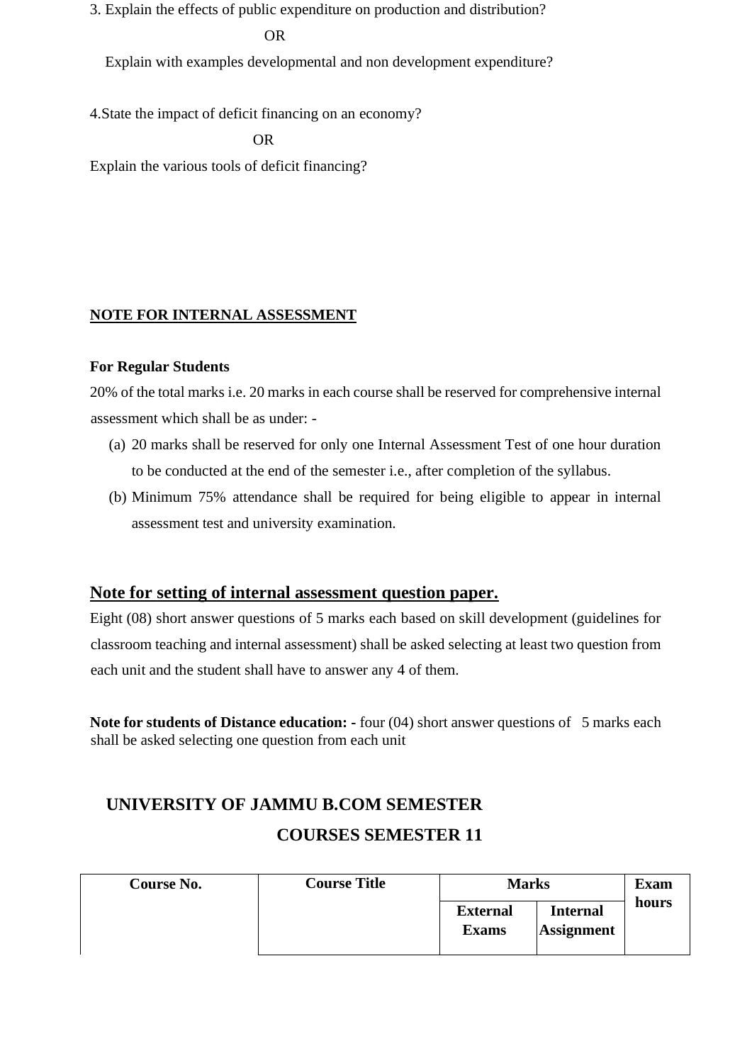3. Explain the effects of public expenditure on production and distribution?

OR

Explain with examples developmental and non development expenditure?

4.State the impact of deficit financing on an economy?

OR

Explain the various tools of deficit financing?

**NOTE FOR INTERNAL ASSESSMENT**

**For Regular Students**

20% of the total marks i.e. 20 marks in each course shall be reserved for comprehensive internal assessment which shall be as under: -

(a) 20 marks shall be reserved for only one Internal Assessment Test of one hour duration to be conducted at the end of the semester i.e., after completion of the syllabus.

(b) Minimum 75% attendance shall be required for being eligible to appear in internal assessment test and university examination.

## Note for setting of internal assessment question paper.

Eight (08) short answer questions of 5 marks each based on skill development (guidelines for classroom teaching and internal assessment) shall be asked selecting at least two question from each unit and the student shall have to answer any 4 of them.

**Note for students of Distance education: -** four (04) short answer questions of 5 marks each shall be asked selecting one question from each unit

## UNIVERSITY OF JAMMU B.COM SEMESTER

## COURSES SEMESTER 11

| Course No. | Course Title | Marks | | Exam hours |
|---|---|---|---|---|
| | | External Exams | Internal Assessment | |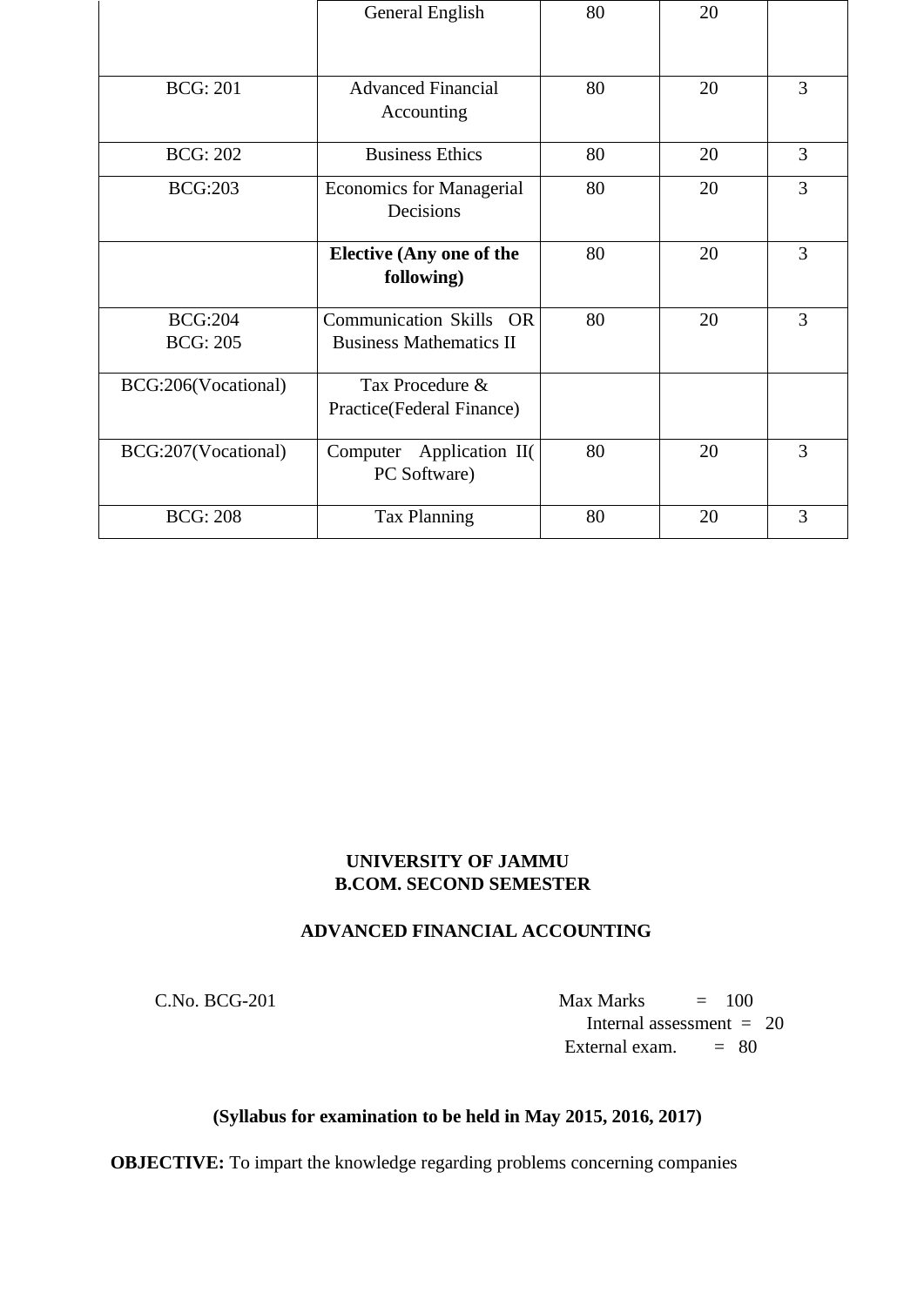| | | | | |
|---|---|---|---|---|
| | General English | 80 | 20 | |
| BCG: 201 | Advanced Financial Accounting | 80 | 20 | 3 |
| BCG: 202 | Business Ethics | 80 | 20 | 3 |
| BCG:203 | Economics for Managerial Decisions | 80 | 20 | 3 |
| | **Elective (Any one of the following)** | 80 | 20 | 3 |
| BCG:204<br>BCG: 205 | Communication Skills OR Business Mathematics II | 80 | 20 | 3 |
| BCG:206(Vocational) | Tax Procedure & Practice(Federal Finance) | | | |
| BCG:207(Vocational) | Computer Application II( PC Software) | 80 | 20 | 3 |
| BCG: 208 | Tax Planning | 80 | 20 | 3 |

**UNIVERSITY OF JAMMU**
**B.COM. SECOND SEMESTER**

**ADVANCED FINANCIAL ACCOUNTING**

C.No. BCG-201

Max Marks = 100
Internal assessment = 20
External exam. = 80

**(Syllabus for examination to be held in May 2015, 2016, 2017)**

**OBJECTIVE:** To impart the knowledge regarding problems concerning companies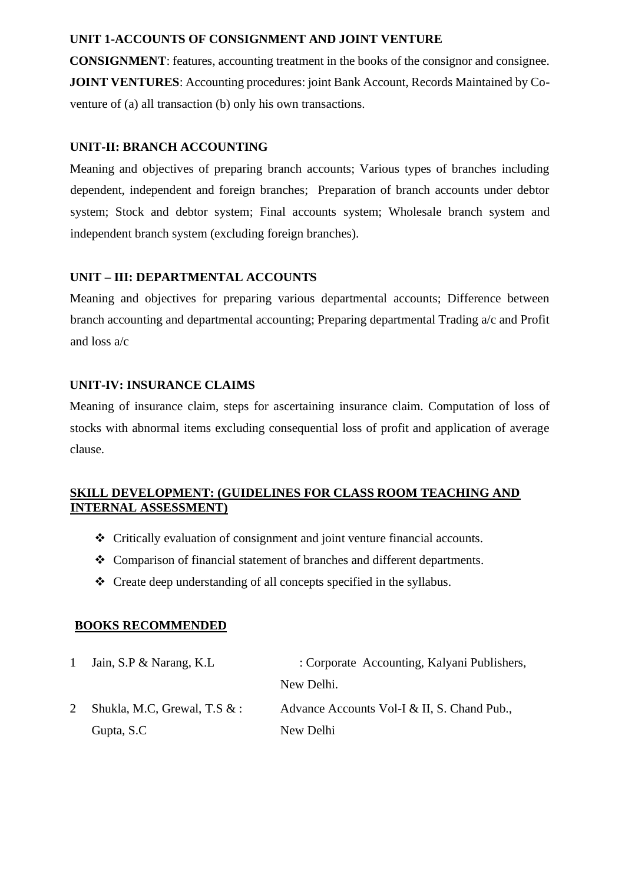**UNIT 1-ACCOUNTS OF CONSIGNMENT AND JOINT VENTURE**

**CONSIGNMENT**: features, accounting treatment in the books of the consignor and consignee.
**JOINT VENTURES**: Accounting procedures: joint Bank Account, Records Maintained by Co-venture of (a) all transaction (b) only his own transactions.

**UNIT-II: BRANCH ACCOUNTING**

Meaning and objectives of preparing branch accounts; Various types of branches including dependent, independent and foreign branches; Preparation of branch accounts under debtor system; Stock and debtor system; Final accounts system; Wholesale branch system and independent branch system (excluding foreign branches).

**UNIT – III: DEPARTMENTAL ACCOUNTS**

Meaning and objectives for preparing various departmental accounts; Difference between branch accounting and departmental accounting; Preparing departmental Trading a/c and Profit and loss a/c

**UNIT-IV: INSURANCE CLAIMS**

Meaning of insurance claim, steps for ascertaining insurance claim. Computation of loss of stocks with abnormal items excluding consequential loss of profit and application of average clause.

**SKILL DEVELOPMENT: (GUIDELINES FOR CLASS ROOM TEACHING AND INTERNAL ASSESSMENT)**

- Critically evaluation of consignment and joint venture financial accounts.
- Comparison of financial statement of branches and different departments.
- Create deep understanding of all concepts specified in the syllabus.

**BOOKS RECOMMENDED**

1. Jain, S.P & Narang, K.L : Corporate Accounting, Kalyani Publishers, New Delhi.
2. Shukla, M.C, Grewal, T.S & Gupta, S.C : Advance Accounts Vol-I & II, S. Chand Pub., New Delhi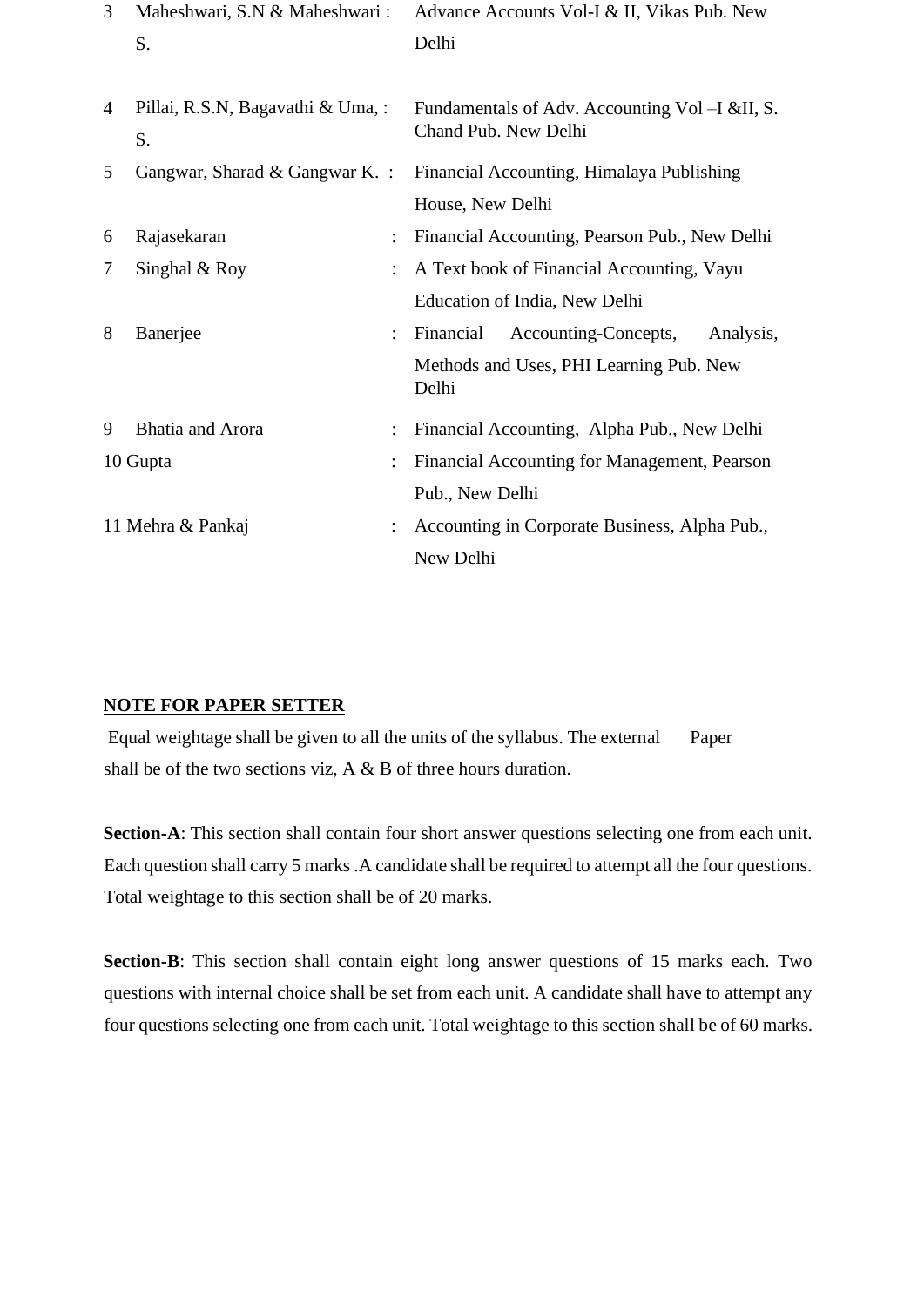| | | | |
|---|---|---|---|
| 3 | Maheshwari, S.N & Maheshwari S. | : | Advance Accounts Vol-I & II, Vikas Pub. New Delhi |
| 4 | Pillai, R.S.N, Bagavathi & Uma, S. | : | Fundamentals of Adv. Accounting Vol –I &II, S. Chand Pub. New Delhi |
| 5 | Gangwar, Sharad & Gangwar K. | : | Financial Accounting, Himalaya Publishing House, New Delhi |
| 6 | Rajasekaran | : | Financial Accounting, Pearson Pub., New Delhi |
| 7 | Singhal & Roy | : | A Text book of Financial Accounting, Vayu Education of India, New Delhi |
| 8 | Banerjee | : | Financial Accounting-Concepts, Analysis, Methods and Uses, PHI Learning Pub. New Delhi |
| 9 | Bhatia and Arora | : | Financial Accounting, Alpha Pub., New Delhi |
| 10 | Gupta | : | Financial Accounting for Management, Pearson Pub., New Delhi |
| 11 | Mehra & Pankaj | : | Accounting in Corporate Business, Alpha Pub., New Delhi |

**NOTE FOR PAPER SETTER**

Equal weightage shall be given to all the units of the syllabus. The external Paper shall be of the two sections viz, A & B of three hours duration.

**Section-A**: This section shall contain four short answer questions selecting one from each unit. Each question shall carry 5 marks .A candidate shall be required to attempt all the four questions. Total weightage to this section shall be of 20 marks.

**Section-B**: This section shall contain eight long answer questions of 15 marks each. Two questions with internal choice shall be set from each unit. A candidate shall have to attempt any four questions selecting one from each unit. Total weightage to this section shall be of 60 marks.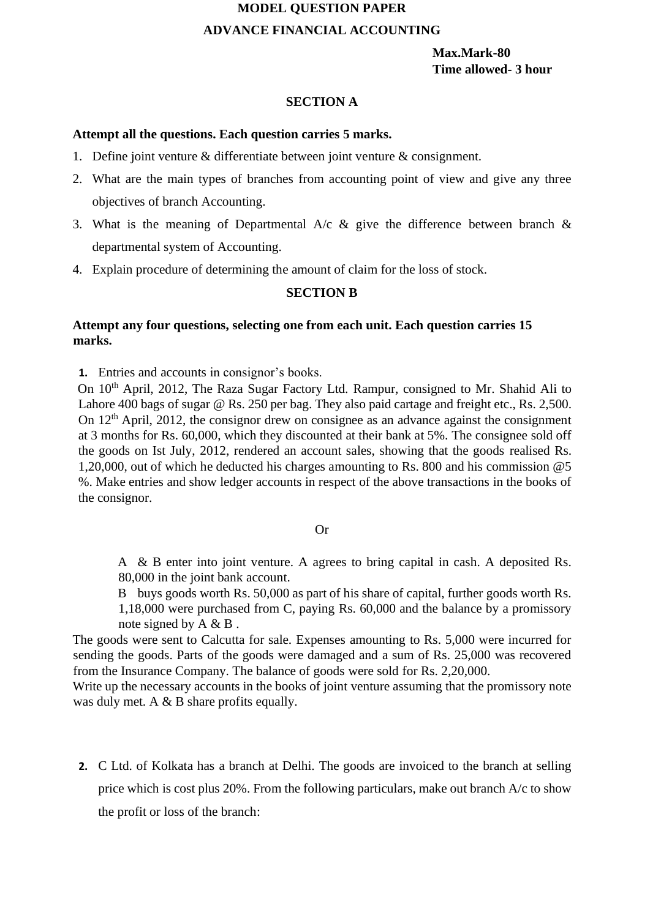**MODEL QUESTION PAPER**

**ADVANCE FINANCIAL ACCOUNTING**

**Max.Mark-80**
**Time allowed- 3 hour**

## SECTION A

**Attempt all the questions. Each question carries 5 marks.**

1. Define joint venture & differentiate between joint venture & consignment.
2. What are the main types of branches from accounting point of view and give any three objectives of branch Accounting.
3. What is the meaning of Departmental A/c & give the difference between branch & departmental system of Accounting.
4. Explain procedure of determining the amount of claim for the loss of stock.

## SECTION B

**Attempt any four questions, selecting one from each unit. Each question carries 15 marks.**

**1.** Entries and accounts in consignor's books.

On 10th April, 2012, The Raza Sugar Factory Ltd. Rampur, consigned to Mr. Shahid Ali to Lahore 400 bags of sugar @ Rs. 250 per bag. They also paid cartage and freight etc., Rs. 2,500. On 12th April, 2012, the consignor drew on consignee as an advance against the consignment at 3 months for Rs. 60,000, which they discounted at their bank at 5%. The consignee sold off the goods on Ist July, 2012, rendered an account sales, showing that the goods realised Rs. 1,20,000, out of which he deducted his charges amounting to Rs. 800 and his commission @5 %. Make entries and show ledger accounts in respect of the above transactions in the books of the consignor.

Or

A & B enter into joint venture. A agrees to bring capital in cash. A deposited Rs. 80,000 in the joint bank account.

B buys goods worth Rs. 50,000 as part of his share of capital, further goods worth Rs. 1,18,000 were purchased from C, paying Rs. 60,000 and the balance by a promissory note signed by A & B .

The goods were sent to Calcutta for sale. Expenses amounting to Rs. 5,000 were incurred for sending the goods. Parts of the goods were damaged and a sum of Rs. 25,000 was recovered from the Insurance Company. The balance of goods were sold for Rs. 2,20,000.

Write up the necessary accounts in the books of joint venture assuming that the promissory note was duly met. A & B share profits equally.

**2.** C Ltd. of Kolkata has a branch at Delhi. The goods are invoiced to the branch at selling price which is cost plus 20%. From the following particulars, make out branch A/c to show the profit or loss of the branch: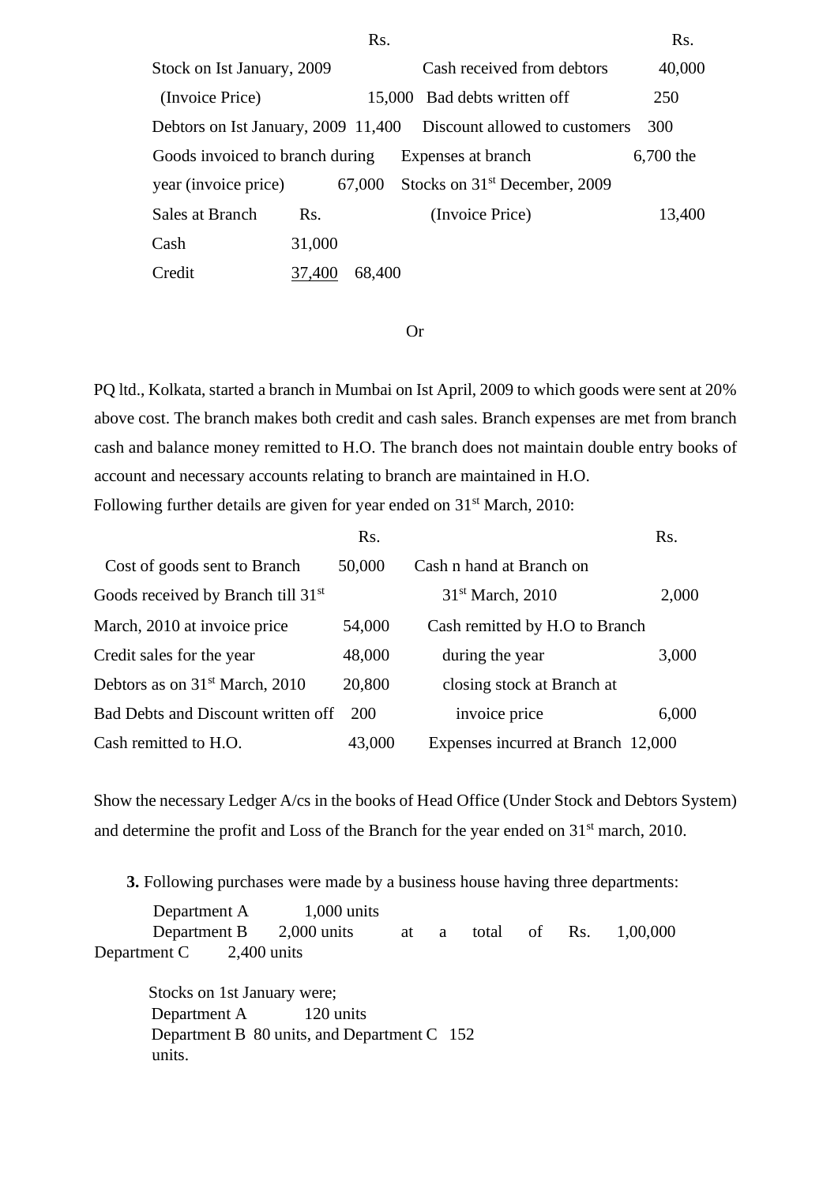| | Rs. | | Rs. |
|---|---|---|---|
| Stock on Ist January, 2009 (Invoice Price) | 15,000 | Cash received from debtors | 40,000 |
| Debtors on Ist January, 2009 | 11,400 | Bad debts written off | 250 |
| Goods invoiced to branch during the year (invoice price) | 67,000 | Discount allowed to customers | 300 |
| Sales at Branch Rs. | | Expenses at branch | 6,700 |
| Cash 31,000 | | Stocks on 31st December, 2009 (Invoice Price) | 13,400 |
| Credit 37,400 | 68,400 | | |

Or

PQ ltd., Kolkata, started a branch in Mumbai on Ist April, 2009 to which goods were sent at 20% above cost. The branch makes both credit and cash sales. Branch expenses are met from branch cash and balance money remitted to H.O. The branch does not maintain double entry books of account and necessary accounts relating to branch are maintained in H.O.

Following further details are given for year ended on 31st March, 2010:

| | Rs. | | Rs. |
|---|---|---|---|
| Cost of goods sent to Branch | 50,000 | Cash n hand at Branch on 31st March, 2010 | 2,000 |
| Goods received by Branch till 31st March, 2010 at invoice price | 54,000 | Cash remitted by H.O to Branch during the year | 3,000 |
| Credit sales for the year | 48,000 | | |
| Debtors as on 31st March, 2010 | 20,800 | closing stock at Branch at invoice price | 6,000 |
| Bad Debts and Discount written off | 200 | | |
| Cash remitted to H.O. | 43,000 | Expenses incurred at Branch | 12,000 |

Show the necessary Ledger A/cs in the books of Head Office (Under Stock and Debtors System) and determine the profit and Loss of the Branch for the year ended on 31st march, 2010.

**3.** Following purchases were made by a business house having three departments:

Department A 1,000 units
Department B 2,000 units at a total of Rs. 1,00,000
Department C 2,400 units

Stocks on 1st January were;
Department A 120 units
Department B 80 units, and Department C 152 units.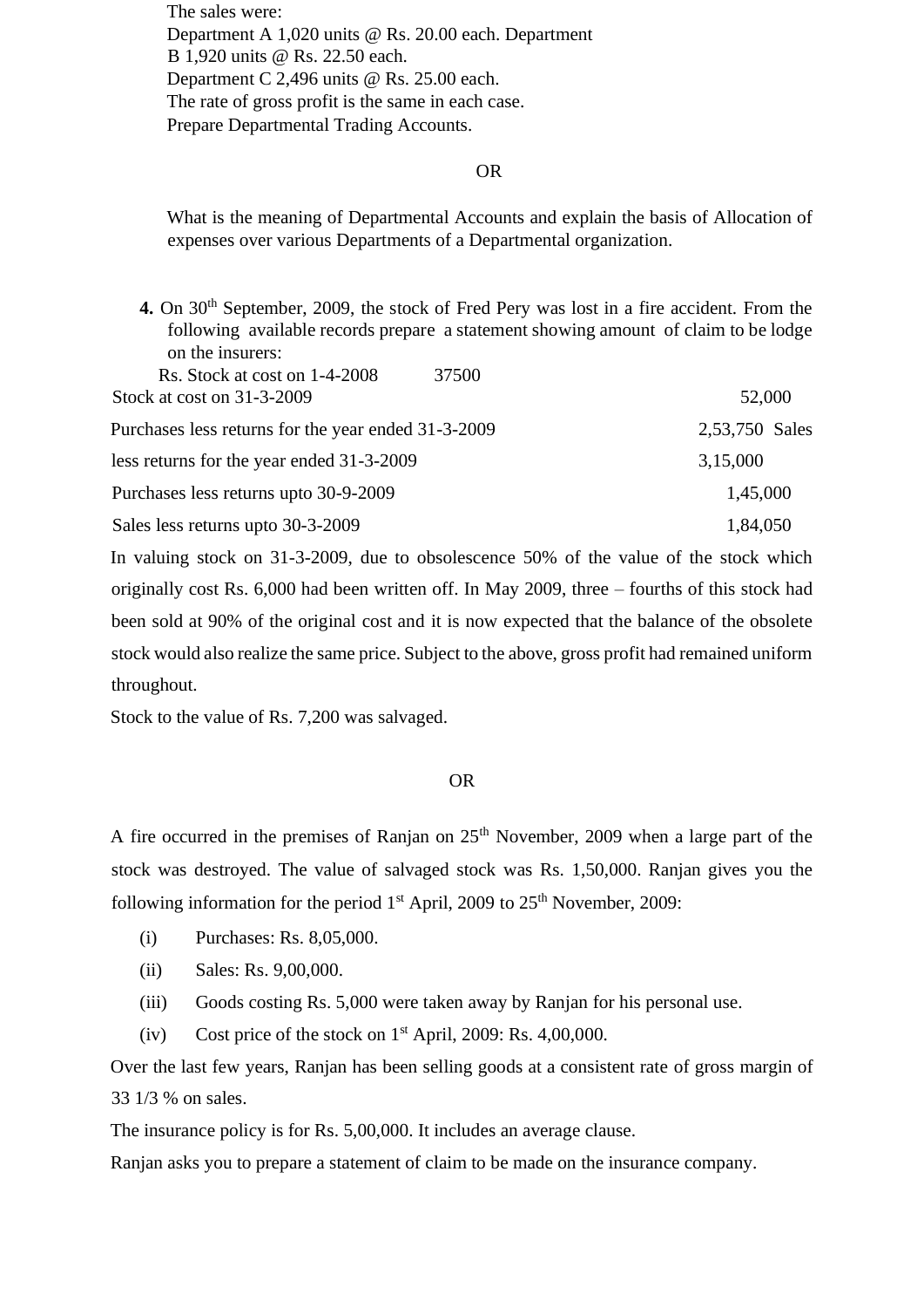The sales were:
Department A 1,020 units @ Rs. 20.00 each. Department B 1,920 units @ Rs. 22.50 each.
Department C 2,496 units @ Rs. 25.00 each.
The rate of gross profit is the same in each case.
Prepare Departmental Trading Accounts.

OR

What is the meaning of Departmental Accounts and explain the basis of Allocation of expenses over various Departments of a Departmental organization.

**4.** On 30th September, 2009, the stock of Fred Pery was lost in a fire accident. From the following available records prepare a statement showing amount of claim to be lodge on the insurers:

| | Rs. |
|---|---|
| Stock at cost on 1-4-2008 | 37500 |
| Stock at cost on 31-3-2009 | 52,000 |
| Purchases less returns for the year ended 31-3-2009 | 2,53,750 |
| Sales less returns for the year ended 31-3-2009 | 3,15,000 |
| Purchases less returns upto 30-9-2009 | 1,45,000 |
| Sales less returns upto 30-3-2009 | 1,84,050 |

In valuing stock on 31-3-2009, due to obsolescence 50% of the value of the stock which originally cost Rs. 6,000 had been written off. In May 2009, three – fourths of this stock had been sold at 90% of the original cost and it is now expected that the balance of the obsolete stock would also realize the same price. Subject to the above, gross profit had remained uniform throughout.

Stock to the value of Rs. 7,200 was salvaged.

OR

A fire occurred in the premises of Ranjan on 25th November, 2009 when a large part of the stock was destroyed. The value of salvaged stock was Rs. 1,50,000. Ranjan gives you the following information for the period 1st April, 2009 to 25th November, 2009:

(i) Purchases: Rs. 8,05,000.

(ii) Sales: Rs. 9,00,000.

(iii) Goods costing Rs. 5,000 were taken away by Ranjan for his personal use.

(iv) Cost price of the stock on 1st April, 2009: Rs. 4,00,000.

Over the last few years, Ranjan has been selling goods at a consistent rate of gross margin of 33 1/3 % on sales.

The insurance policy is for Rs. 5,00,000. It includes an average clause.

Ranjan asks you to prepare a statement of claim to be made on the insurance company.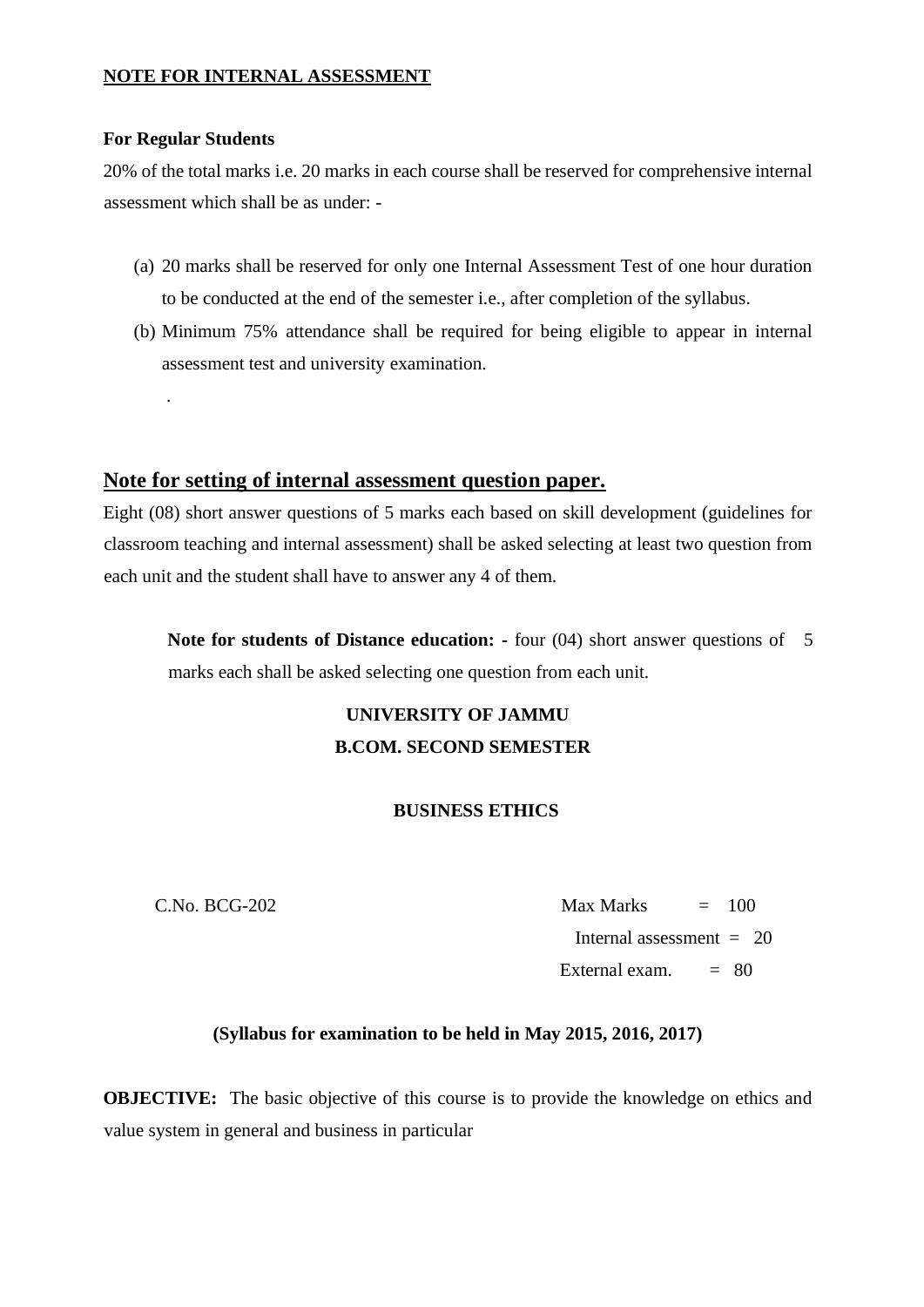**NOTE FOR INTERNAL ASSESSMENT**

**For Regular Students**

20% of the total marks i.e. 20 marks in each course shall be reserved for comprehensive internal assessment which shall be as under: -

(a) 20 marks shall be reserved for only one Internal Assessment Test of one hour duration to be conducted at the end of the semester i.e., after completion of the syllabus.

(b) Minimum 75% attendance shall be required for being eligible to appear in internal assessment test and university examination.

.

## Note for setting of internal assessment question paper.

Eight (08) short answer questions of 5 marks each based on skill development (guidelines for classroom teaching and internal assessment) shall be asked selecting at least two question from each unit and the student shall have to answer any 4 of them.

**Note for students of Distance education: -** four (04) short answer questions of 5 marks each shall be asked selecting one question from each unit.

**UNIVERSITY OF JAMMU**

**B.COM. SECOND SEMESTER**

**BUSINESS ETHICS**

C.No. BCG-202

Max Marks = 100

Internal assessment = 20

External exam. = 80

**(Syllabus for examination to be held in May 2015, 2016, 2017)**

**OBJECTIVE:** The basic objective of this course is to provide the knowledge on ethics and value system in general and business in particular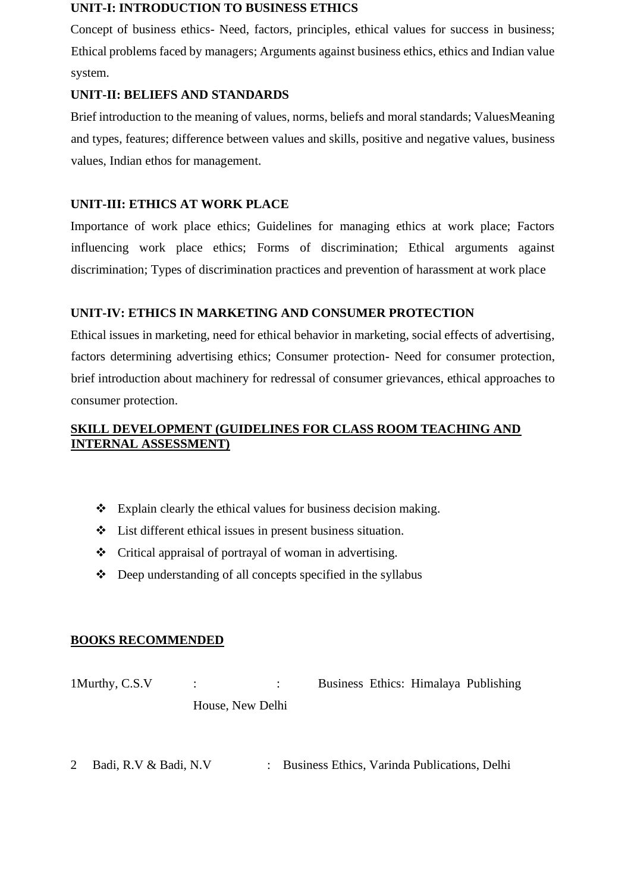**UNIT-I: INTRODUCTION TO BUSINESS ETHICS**

Concept of business ethics- Need, factors, principles, ethical values for success in business; Ethical problems faced by managers; Arguments against business ethics, ethics and Indian value system.

**UNIT-II: BELIEFS AND STANDARDS**

Brief introduction to the meaning of values, norms, beliefs and moral standards; ValuesMeaning and types, features; difference between values and skills, positive and negative values, business values, Indian ethos for management.

**UNIT-III: ETHICS AT WORK PLACE**

Importance of work place ethics; Guidelines for managing ethics at work place; Factors influencing work place ethics; Forms of discrimination; Ethical arguments against discrimination; Types of discrimination practices and prevention of harassment at work place

**UNIT-IV: ETHICS IN MARKETING AND CONSUMER PROTECTION**

Ethical issues in marketing, need for ethical behavior in marketing, social effects of advertising, factors determining advertising ethics; Consumer protection- Need for consumer protection, brief introduction about machinery for redressal of consumer grievances, ethical approaches to consumer protection.

**SKILL DEVELOPMENT (GUIDELINES FOR CLASS ROOM TEACHING AND INTERNAL ASSESSMENT)**

- Explain clearly the ethical values for business decision making.
- List different ethical issues in present business situation.
- Critical appraisal of portrayal of woman in advertising.
- Deep understanding of all concepts specified in the syllabus

**BOOKS RECOMMENDED**

1Murthy, C.S.V : : Business Ethics: Himalaya Publishing House, New Delhi

2 Badi, R.V & Badi, N.V : Business Ethics, Varinda Publications, Delhi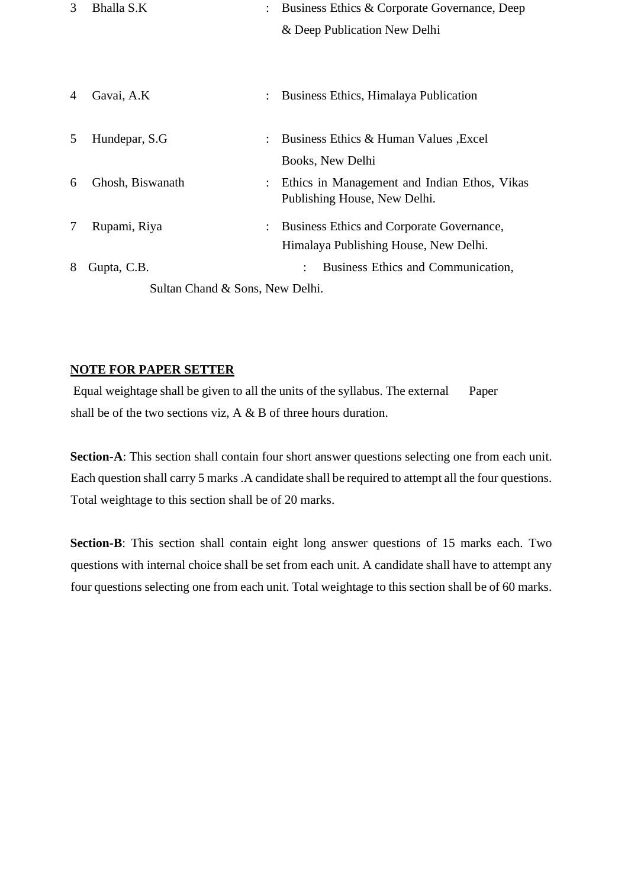| | | | |
|---|---|---|---|
| 3 | Bhalla S.K | : | Business Ethics & Corporate Governance, Deep & Deep Publication New Delhi |
| 4 | Gavai, A.K | : | Business Ethics, Himalaya Publication |
| 5 | Hundepar, S.G | : | Business Ethics & Human Values ,Excel Books, New Delhi |
| 6 | Ghosh, Biswanath | : | Ethics in Management and Indian Ethos, Vikas Publishing House, New Delhi. |
| 7 | Rupami, Riya | : | Business Ethics and Corporate Governance, Himalaya Publishing House, New Delhi. |
| 8 | Gupta, C.B. | : | Business Ethics and Communication, Sultan Chand & Sons, New Delhi. |

**NOTE FOR PAPER SETTER**

Equal weightage shall be given to all the units of the syllabus. The external Paper shall be of the two sections viz, A & B of three hours duration.

**Section-A**: This section shall contain four short answer questions selecting one from each unit. Each question shall carry 5 marks .A candidate shall be required to attempt all the four questions. Total weightage to this section shall be of 20 marks.

**Section-B**: This section shall contain eight long answer questions of 15 marks each. Two questions with internal choice shall be set from each unit. A candidate shall have to attempt any four questions selecting one from each unit. Total weightage to this section shall be of 60 marks.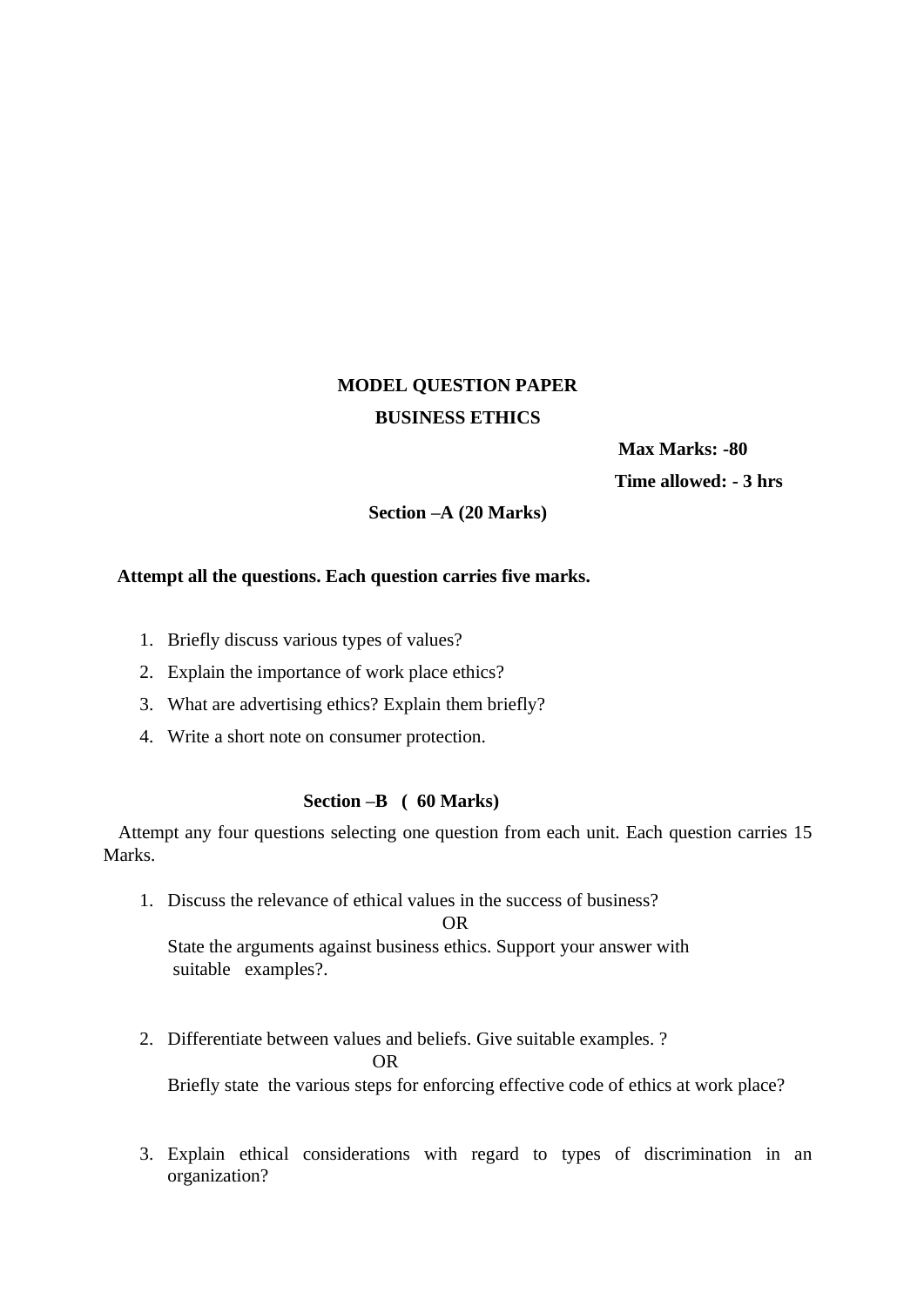**MODEL QUESTION PAPER**

**BUSINESS ETHICS**

**Max Marks: -80**

**Time allowed: - 3 hrs**

**Section –A (20 Marks)**

**Attempt all the questions. Each question carries five marks.**

1. Briefly discuss various types of values?
2. Explain the importance of work place ethics?
3. What are advertising ethics? Explain them briefly?
4. Write a short note on consumer protection.

**Section –B ( 60 Marks)**

Attempt any four questions selecting one question from each unit. Each question carries 15 Marks.

1. Discuss the relevance of ethical values in the success of business?

   OR

   State the arguments against business ethics. Support your answer with suitable examples?.

2. Differentiate between values and beliefs. Give suitable examples. ?

   OR

   Briefly state the various steps for enforcing effective code of ethics at work place?

3. Explain ethical considerations with regard to types of discrimination in an organization?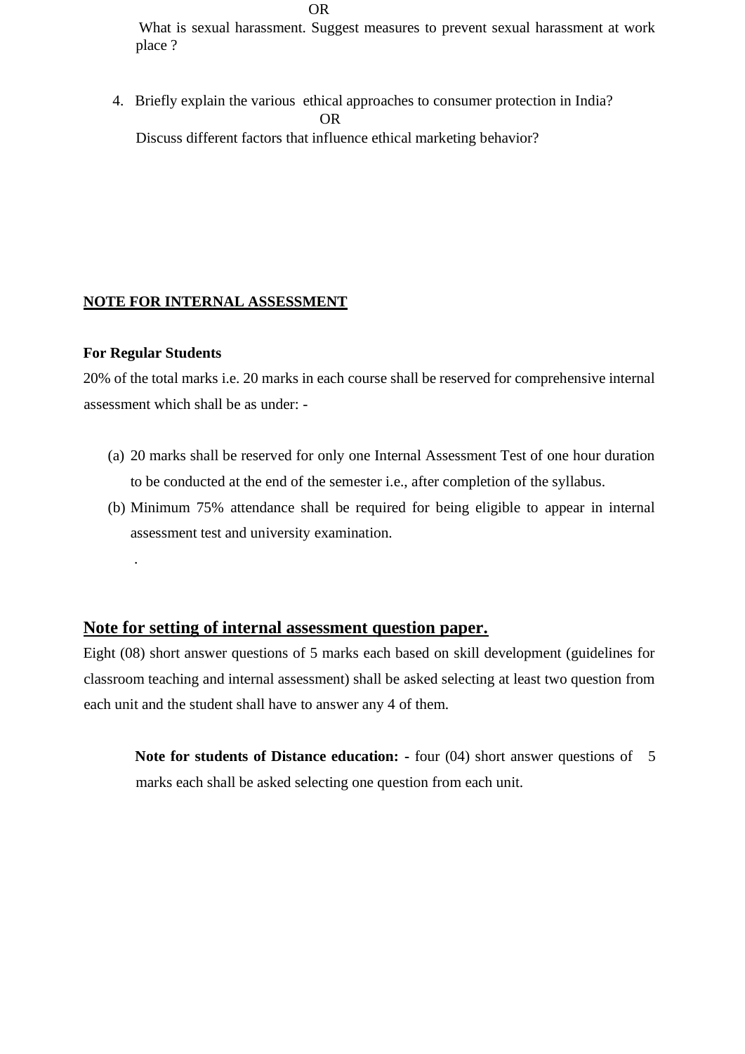OR

What is sexual harassment. Suggest measures to prevent sexual harassment at work place ?

4. Briefly explain the various ethical approaches to consumer protection in India?

OR

Discuss different factors that influence ethical marketing behavior?

**NOTE FOR INTERNAL ASSESSMENT**

**For Regular Students**

20% of the total marks i.e. 20 marks in each course shall be reserved for comprehensive internal assessment which shall be as under: -

(a) 20 marks shall be reserved for only one Internal Assessment Test of one hour duration to be conducted at the end of the semester i.e., after completion of the syllabus.

(b) Minimum 75% attendance shall be required for being eligible to appear in internal assessment test and university examination.

.

## Note for setting of internal assessment question paper.

Eight (08) short answer questions of 5 marks each based on skill development (guidelines for classroom teaching and internal assessment) shall be asked selecting at least two question from each unit and the student shall have to answer any 4 of them.

**Note for students of Distance education: -** four (04) short answer questions of 5 marks each shall be asked selecting one question from each unit.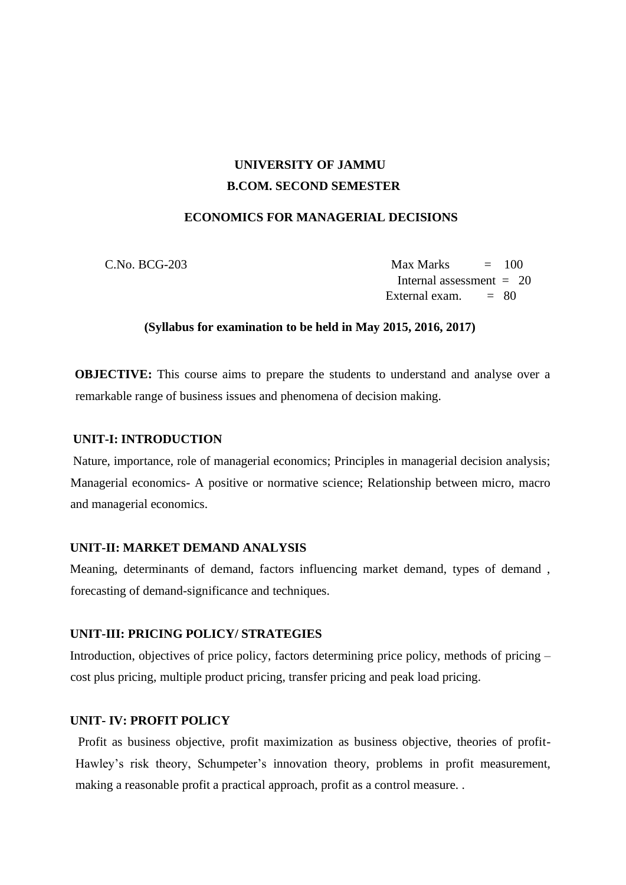**UNIVERSITY OF JAMMU**

**B.COM. SECOND SEMESTER**

**ECONOMICS FOR MANAGERIAL DECISIONS**

C.No. BCG-203

Max Marks = 100
Internal assessment = 20
External exam. = 80

**(Syllabus for examination to be held in May 2015, 2016, 2017)**

**OBJECTIVE:** This course aims to prepare the students to understand and analyse over a remarkable range of business issues and phenomena of decision making.

**UNIT-I: INTRODUCTION**

Nature, importance, role of managerial economics; Principles in managerial decision analysis; Managerial economics- A positive or normative science; Relationship between micro, macro and managerial economics.

**UNIT-II: MARKET DEMAND ANALYSIS**

Meaning, determinants of demand, factors influencing market demand, types of demand , forecasting of demand-significance and techniques.

**UNIT-III: PRICING POLICY/ STRATEGIES**

Introduction, objectives of price policy, factors determining price policy, methods of pricing – cost plus pricing, multiple product pricing, transfer pricing and peak load pricing.

**UNIT- IV: PROFIT POLICY**

Profit as business objective, profit maximization as business objective, theories of profit- Hawley's risk theory, Schumpeter's innovation theory, problems in profit measurement, making a reasonable profit a practical approach, profit as a control measure. .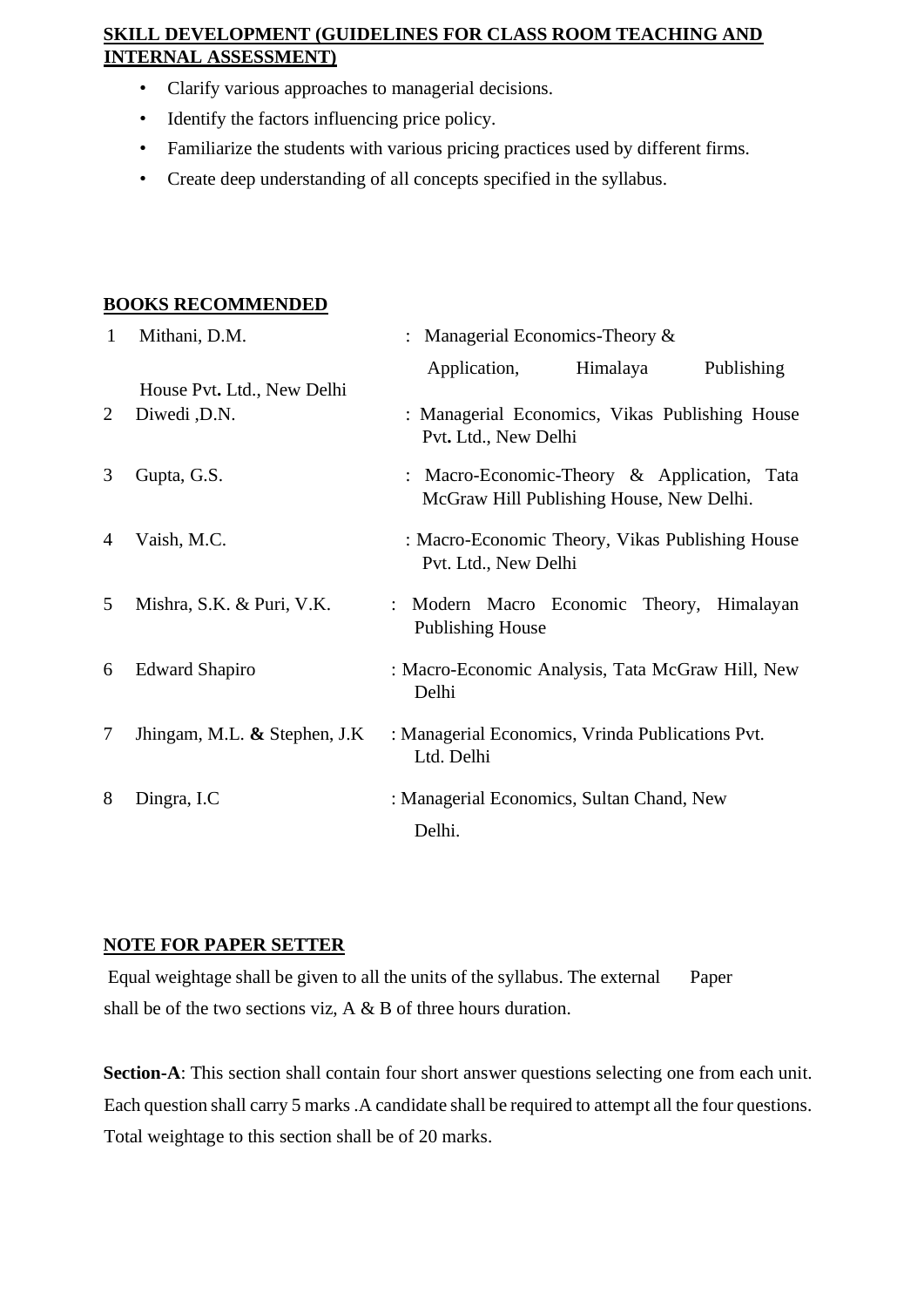**SKILL DEVELOPMENT (GUIDELINES FOR CLASS ROOM TEACHING AND INTERNAL ASSESSMENT)**

- Clarify various approaches to managerial decisions.
- Identify the factors influencing price policy.
- Familiarize the students with various pricing practices used by different firms.
- Create deep understanding of all concepts specified in the syllabus.

**BOOKS RECOMMENDED**

| | | |
|---|---|---|
| 1 | Mithani, D.M. | : Managerial Economics-Theory & Application, Himalaya Publishing House Pvt. Ltd., New Delhi |
| 2 | Diwedi ,D.N. | : Managerial Economics, Vikas Publishing House Pvt. Ltd., New Delhi |
| 3 | Gupta, G.S. | : Macro-Economic-Theory & Application, Tata McGraw Hill Publishing House, New Delhi. |
| 4 | Vaish, M.C. | : Macro-Economic Theory, Vikas Publishing House Pvt. Ltd., New Delhi |
| 5 | Mishra, S.K. & Puri, V.K. | : Modern Macro Economic Theory, Himalayan Publishing House |
| 6 | Edward Shapiro | : Macro-Economic Analysis, Tata McGraw Hill, New Delhi |
| 7 | Jhingam, M.L. & Stephen, J.K | : Managerial Economics, Vrinda Publications Pvt. Ltd. Delhi |
| 8 | Dingra, I.C | : Managerial Economics, Sultan Chand, New Delhi. |

**NOTE FOR PAPER SETTER**

Equal weightage shall be given to all the units of the syllabus. The external Paper shall be of the two sections viz, A & B of three hours duration.

**Section-A**: This section shall contain four short answer questions selecting one from each unit. Each question shall carry 5 marks .A candidate shall be required to attempt all the four questions. Total weightage to this section shall be of 20 marks.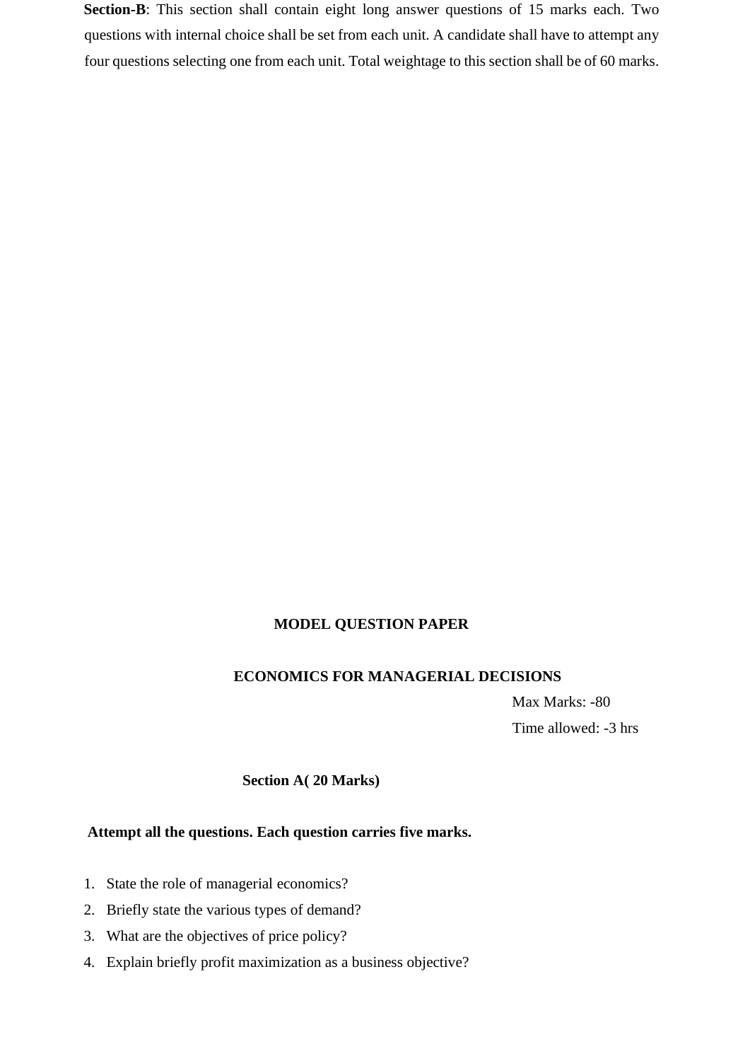**Section-B**: This section shall contain eight long answer questions of 15 marks each. Two questions with internal choice shall be set from each unit. A candidate shall have to attempt any four questions selecting one from each unit. Total weightage to this section shall be of 60 marks.

## MODEL QUESTION PAPER

## ECONOMICS FOR MANAGERIAL DECISIONS

Max Marks: -80

Time allowed: -3 hrs

### Section A( 20 Marks)

**Attempt all the questions. Each question carries five marks.**

1. State the role of managerial economics?
2. Briefly state the various types of demand?
3. What are the objectives of price policy?
4. Explain briefly profit maximization as a business objective?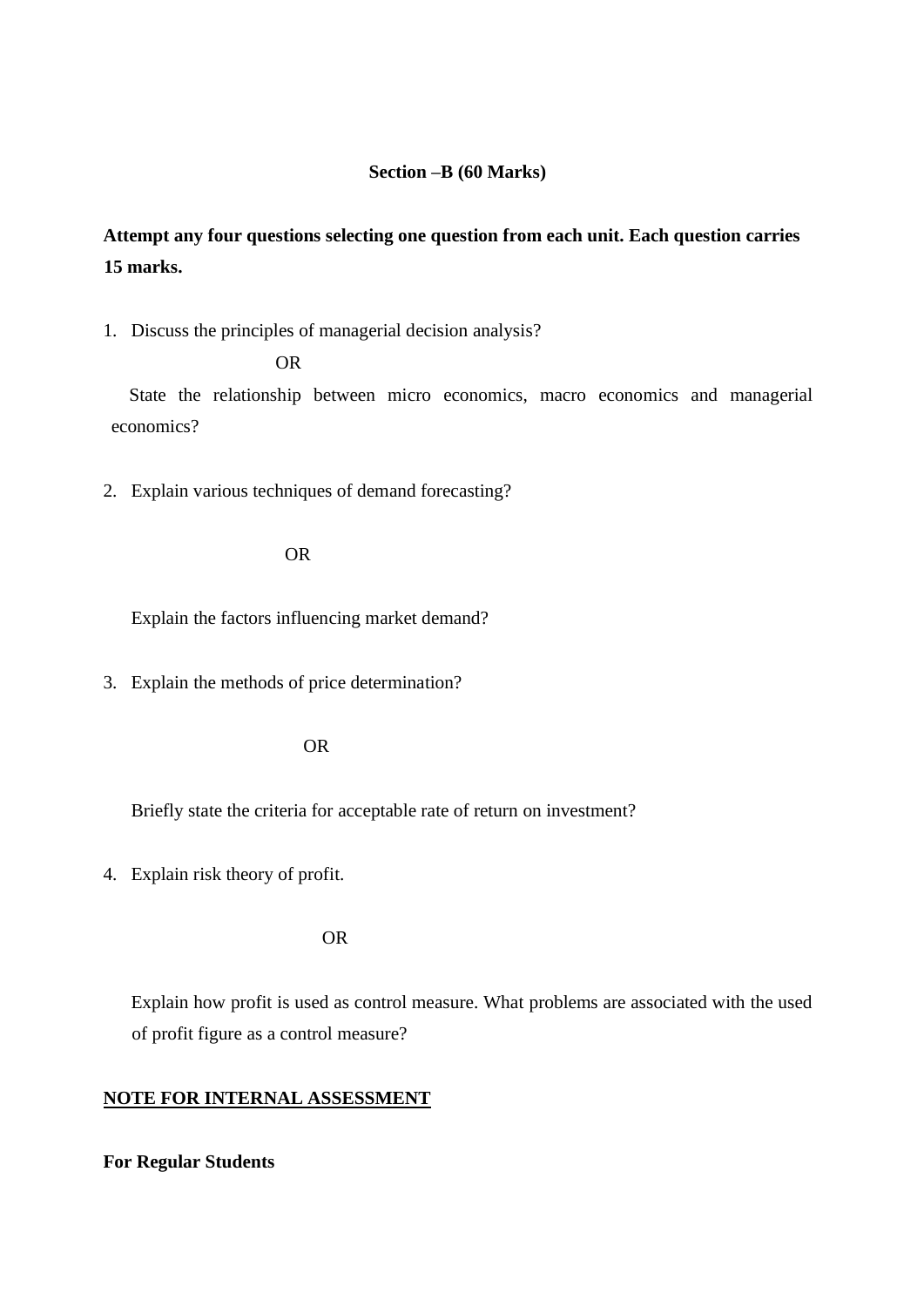**Section –B (60 Marks)**

**Attempt any four questions selecting one question from each unit. Each question carries 15 marks.**

1. Discuss the principles of managerial decision analysis?

   OR

   State the relationship between micro economics, macro economics and managerial economics?

2. Explain various techniques of demand forecasting?

   OR

   Explain the factors influencing market demand?

3. Explain the methods of price determination?

   OR

   Briefly state the criteria for acceptable rate of return on investment?

4. Explain risk theory of profit.

   OR

   Explain how profit is used as control measure. What problems are associated with the used of profit figure as a control measure?

<u>**NOTE FOR INTERNAL ASSESSMENT**</u>

**For Regular Students**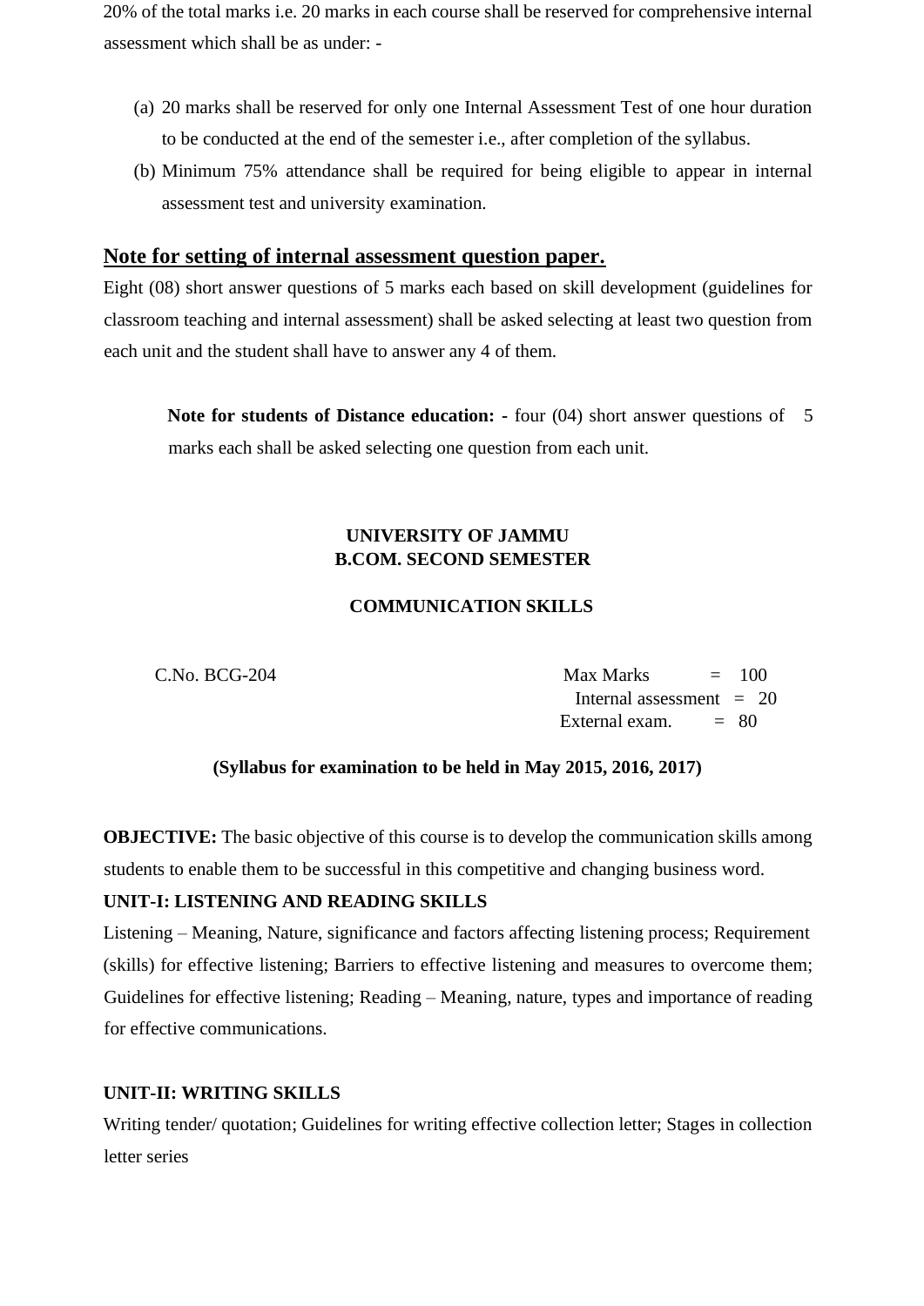20% of the total marks i.e. 20 marks in each course shall be reserved for comprehensive internal assessment which shall be as under: -

(a) 20 marks shall be reserved for only one Internal Assessment Test of one hour duration to be conducted at the end of the semester i.e., after completion of the syllabus.
(b) Minimum 75% attendance shall be required for being eligible to appear in internal assessment test and university examination.

## Note for setting of internal assessment question paper.

Eight (08) short answer questions of 5 marks each based on skill development (guidelines for classroom teaching and internal assessment) shall be asked selecting at least two question from each unit and the student shall have to answer any 4 of them.

**Note for students of Distance education: -** four (04) short answer questions of 5 marks each shall be asked selecting one question from each unit.

**UNIVERSITY OF JAMMU**
**B.COM. SECOND SEMESTER**

**COMMUNICATION SKILLS**

C.No. BCG-204

Max Marks = 100
Internal assessment = 20
External exam. = 80

**(Syllabus for examination to be held in May 2015, 2016, 2017)**

**OBJECTIVE:** The basic objective of this course is to develop the communication skills among students to enable them to be successful in this competitive and changing business word.

**UNIT-I: LISTENING AND READING SKILLS**

Listening – Meaning, Nature, significance and factors affecting listening process; Requirement (skills) for effective listening; Barriers to effective listening and measures to overcome them; Guidelines for effective listening; Reading – Meaning, nature, types and importance of reading for effective communications.

**UNIT-II: WRITING SKILLS**

Writing tender/ quotation; Guidelines for writing effective collection letter; Stages in collection letter series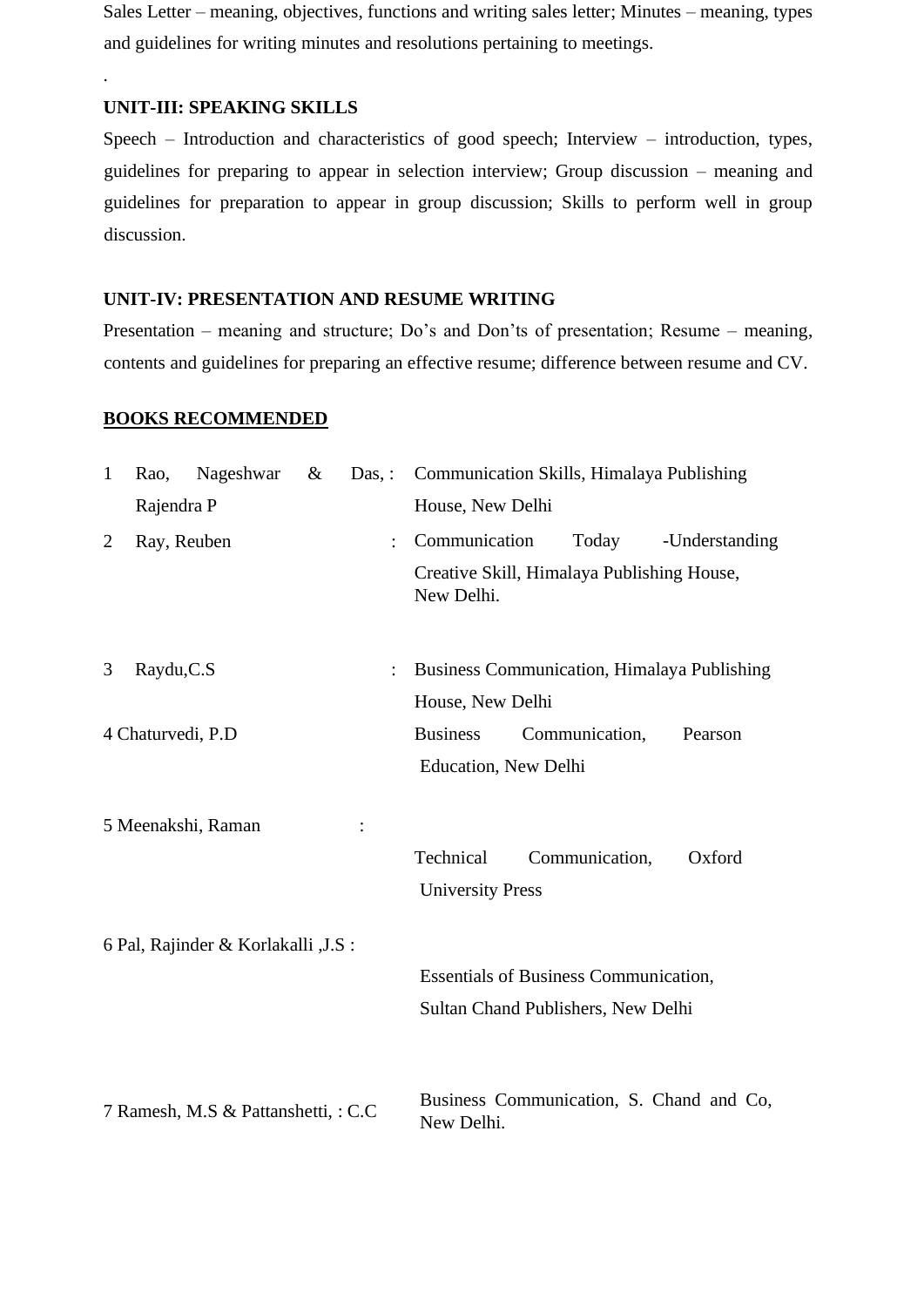Sales Letter – meaning, objectives, functions and writing sales letter; Minutes – meaning, types and guidelines for writing minutes and resolutions pertaining to meetings.

.

**UNIT-III: SPEAKING SKILLS**

Speech – Introduction and characteristics of good speech; Interview – introduction, types, guidelines for preparing to appear in selection interview; Group discussion – meaning and guidelines for preparation to appear in group discussion; Skills to perform well in group discussion.

**UNIT-IV: PRESENTATION AND RESUME WRITING**

Presentation – meaning and structure; Do's and Don'ts of presentation; Resume – meaning, contents and guidelines for preparing an effective resume; difference between resume and CV.

**BOOKS RECOMMENDED**

| | | | |
|---|---|---|---|
| 1 | Rao, Nageshwar & Das, Rajendra P | : | Communication Skills, Himalaya Publishing House, New Delhi |
| 2 | Ray, Reuben | : | Communication Today -Understanding Creative Skill, Himalaya Publishing House, New Delhi. |
| 3 | Raydu,C.S | : | Business Communication, Himalaya Publishing House, New Delhi |
| 4 | Chaturvedi, P.D | | Business Communication, Pearson Education, New Delhi |
| 5 | Meenakshi, Raman | : | Technical Communication, Oxford University Press |
| 6 | Pal, Rajinder & Korlakalli ,J.S | : | Essentials of Business Communication, Sultan Chand Publishers, New Delhi |
| 7 | Ramesh, M.S & Pattanshetti, C.C | : | Business Communication, S. Chand and Co, New Delhi. |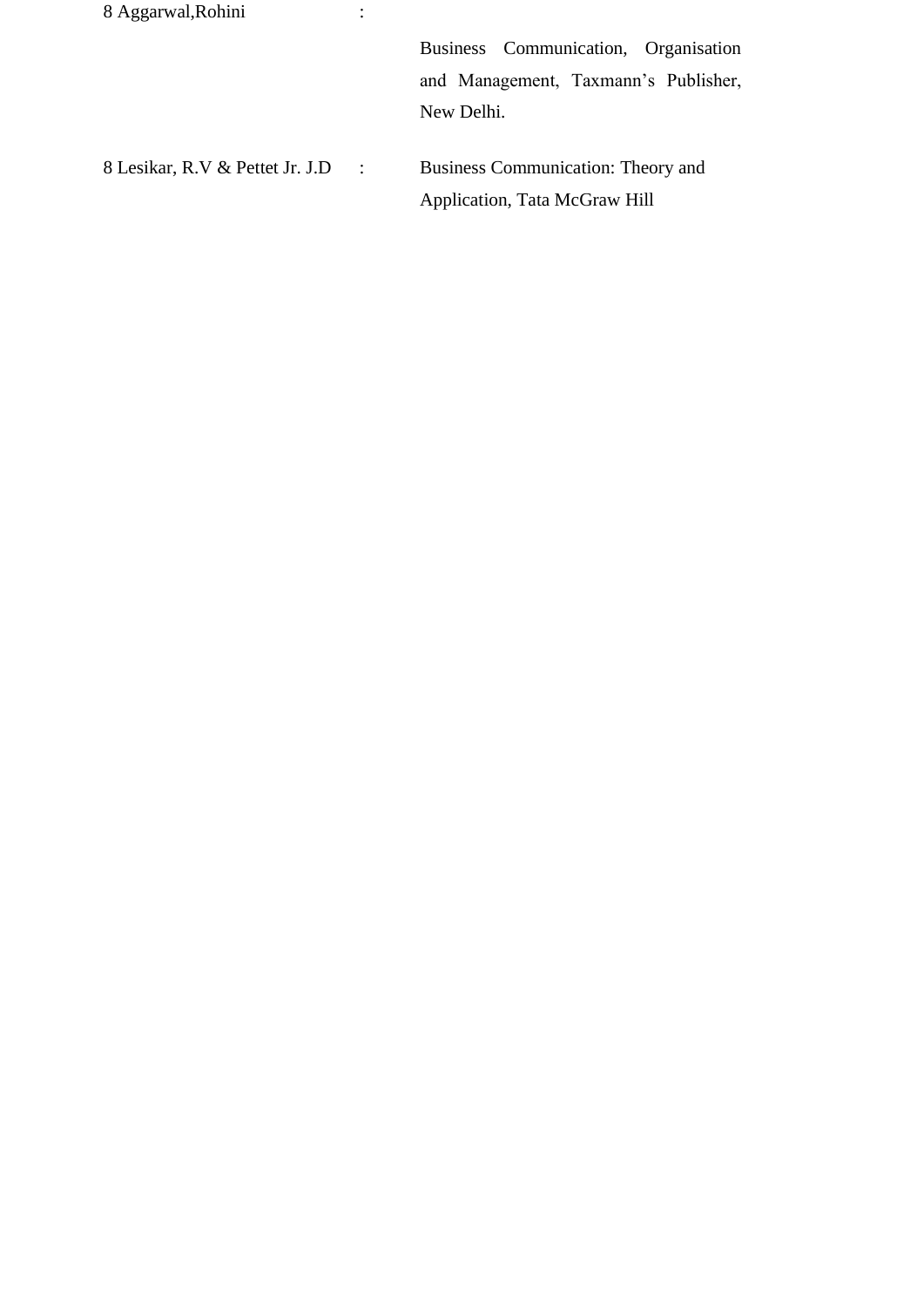8 Aggarwal,Rohini : Business Communication, Organisation and Management, Taxmann's Publisher, New Delhi.

8 Lesikar, R.V & Pettet Jr. J.D : Business Communication: Theory and Application, Tata McGraw Hill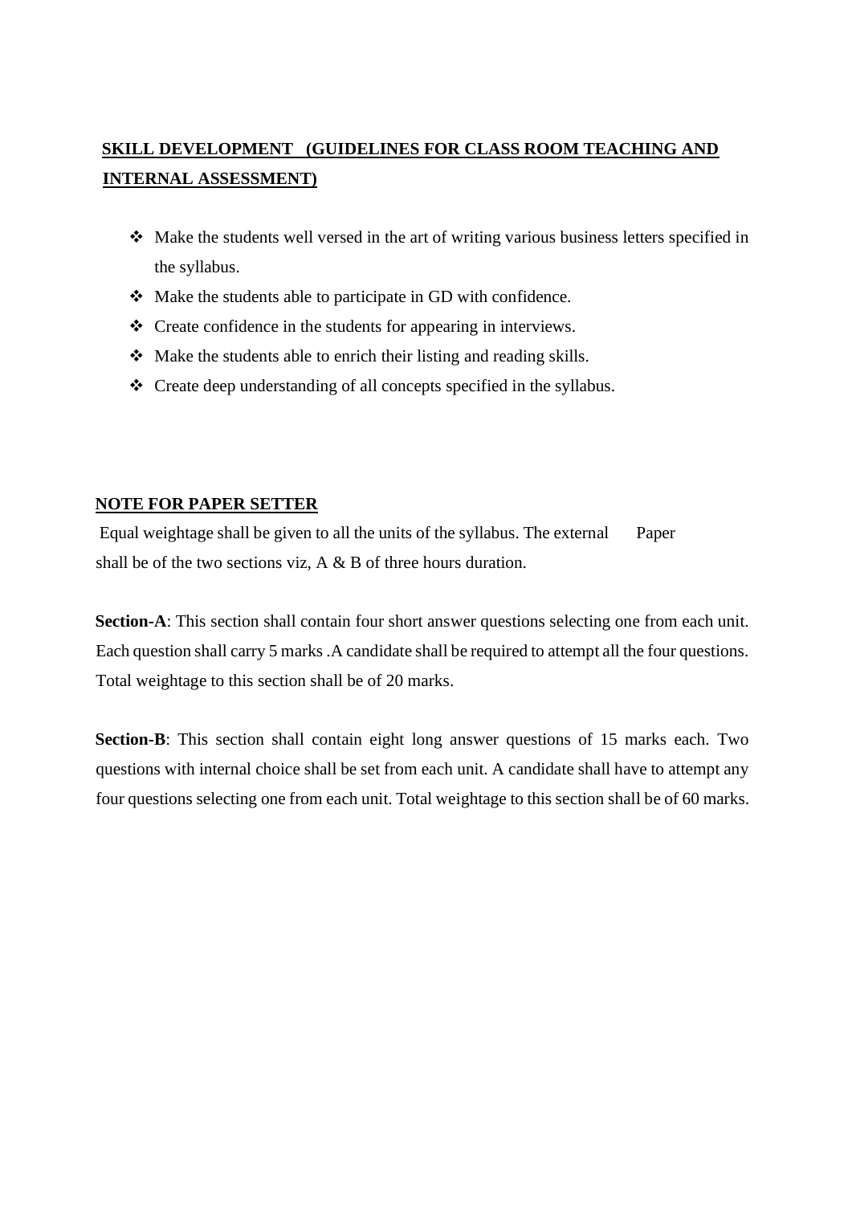## SKILL DEVELOPMENT (GUIDELINES FOR CLASS ROOM TEACHING AND INTERNAL ASSESSMENT)

- Make the students well versed in the art of writing various business letters specified in the syllabus.
- Make the students able to participate in GD with confidence.
- Create confidence in the students for appearing in interviews.
- Make the students able to enrich their listing and reading skills.
- Create deep understanding of all concepts specified in the syllabus.

## NOTE FOR PAPER SETTER

Equal weightage shall be given to all the units of the syllabus. The external Paper shall be of the two sections viz, A & B of three hours duration.

**Section-A**: This section shall contain four short answer questions selecting one from each unit. Each question shall carry 5 marks .A candidate shall be required to attempt all the four questions. Total weightage to this section shall be of 20 marks.

**Section-B**: This section shall contain eight long answer questions of 15 marks each. Two questions with internal choice shall be set from each unit. A candidate shall have to attempt any four questions selecting one from each unit. Total weightage to this section shall be of 60 marks.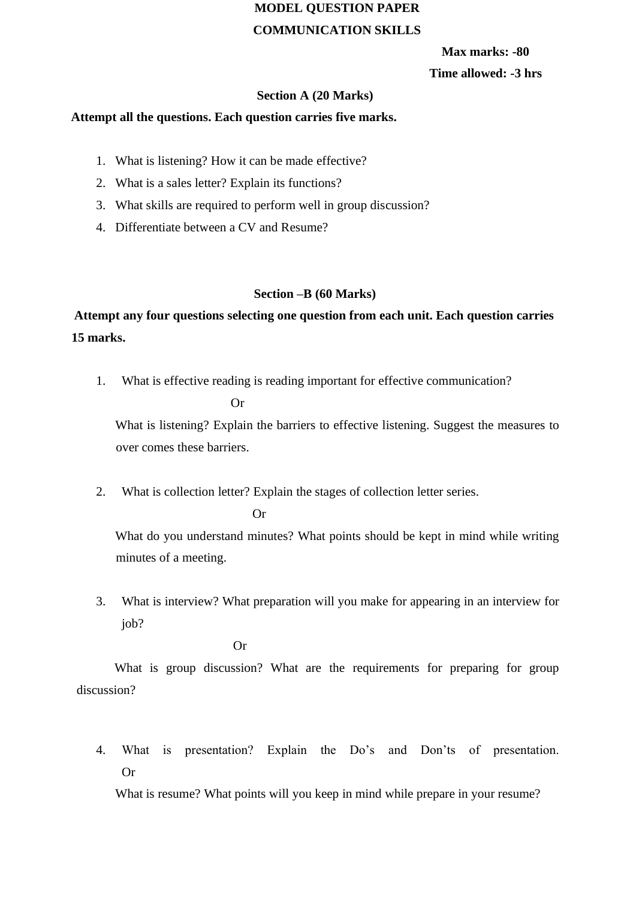**MODEL QUESTION PAPER**

**COMMUNICATION SKILLS**

**Max marks: -80**

**Time allowed: -3 hrs**

**Section A (20 Marks)**

**Attempt all the questions. Each question carries five marks.**

1. What is listening? How it can be made effective?
2. What is a sales letter? Explain its functions?
3. What skills are required to perform well in group discussion?
4. Differentiate between a CV and Resume?

**Section –B (60 Marks)**

**Attempt any four questions selecting one question from each unit. Each question carries 15 marks.**

1. What is effective reading is reading important for effective communication?

   Or

   What is listening? Explain the barriers to effective listening. Suggest the measures to over comes these barriers.

2. What is collection letter? Explain the stages of collection letter series.

   Or

   What do you understand minutes? What points should be kept in mind while writing minutes of a meeting.

3. What is interview? What preparation will you make for appearing in an interview for job?

   Or

   What is group discussion? What are the requirements for preparing for group discussion?

4. What is presentation? Explain the Do's and Don'ts of presentation.

   Or

   What is resume? What points will you keep in mind while prepare in your resume?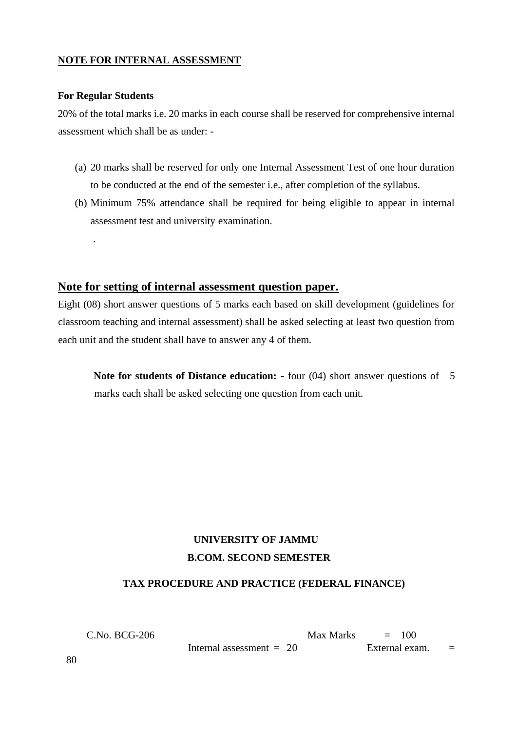**NOTE FOR INTERNAL ASSESSMENT**

**For Regular Students**

20% of the total marks i.e. 20 marks in each course shall be reserved for comprehensive internal assessment which shall be as under: -

(a) 20 marks shall be reserved for only one Internal Assessment Test of one hour duration to be conducted at the end of the semester i.e., after completion of the syllabus.

(b) Minimum 75% attendance shall be required for being eligible to appear in internal assessment test and university examination.

.

## Note for setting of internal assessment question paper.

Eight (08) short answer questions of 5 marks each based on skill development (guidelines for classroom teaching and internal assessment) shall be asked selecting at least two question from each unit and the student shall have to answer any 4 of them.

**Note for students of Distance education: -** four (04) short answer questions of 5 marks each shall be asked selecting one question from each unit.

**UNIVERSITY OF JAMMU**

**B.COM. SECOND SEMESTER**

**TAX PROCEDURE AND PRACTICE (FEDERAL FINANCE)**

C.No. BCG-206 Max Marks = 100

Internal assessment = 20 External exam. = 80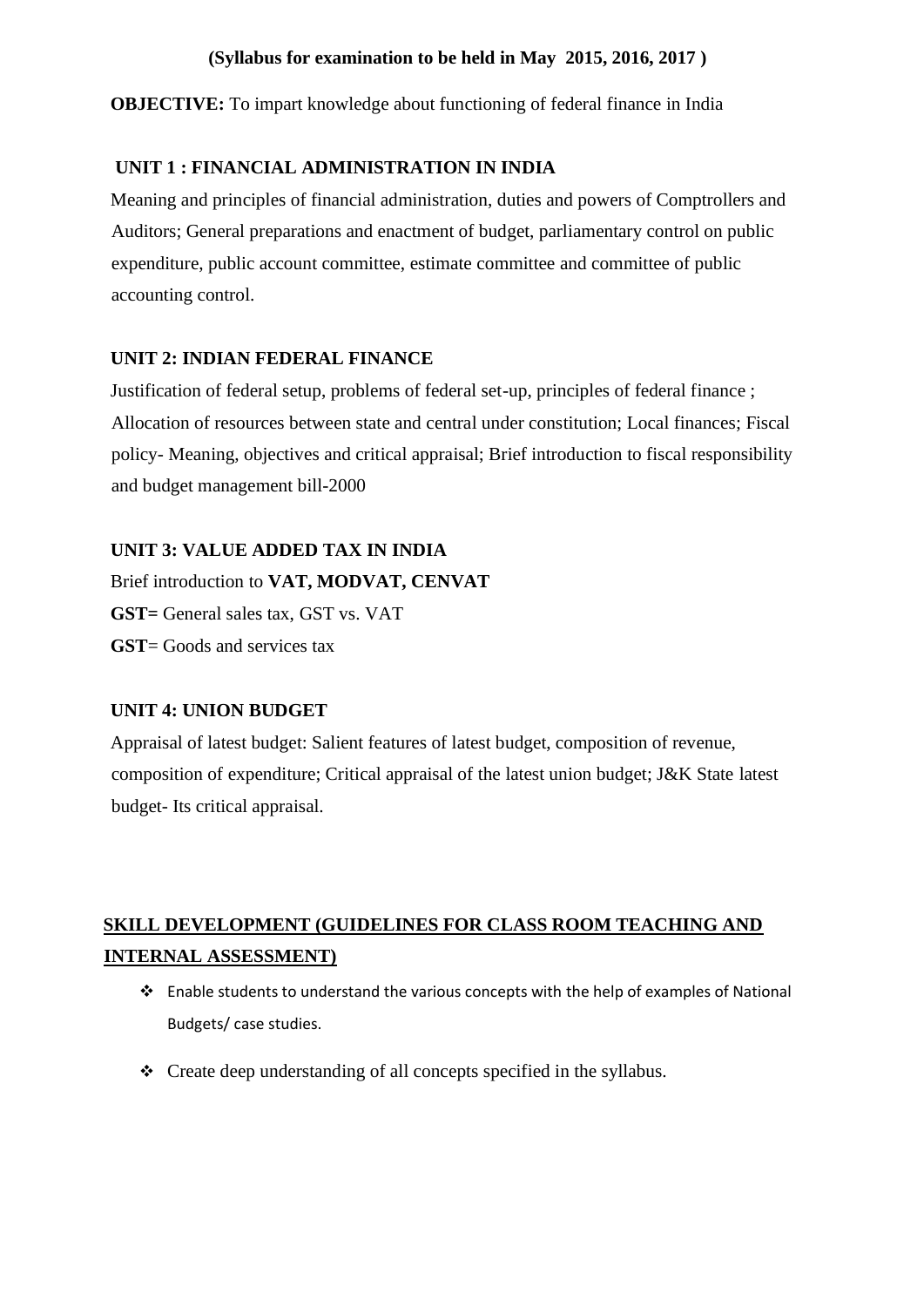**(Syllabus for examination to be held in May 2015, 2016, 2017 )**

**OBJECTIVE:** To impart knowledge about functioning of federal finance in India

## UNIT 1 : FINANCIAL ADMINISTRATION IN INDIA

Meaning and principles of financial administration, duties and powers of Comptrollers and Auditors; General preparations and enactment of budget, parliamentary control on public expenditure, public account committee, estimate committee and committee of public accounting control.

## UNIT 2: INDIAN FEDERAL FINANCE

Justification of federal setup, problems of federal set-up, principles of federal finance ; Allocation of resources between state and central under constitution; Local finances; Fiscal policy- Meaning, objectives and critical appraisal; Brief introduction to fiscal responsibility and budget management bill-2000

## UNIT 3: VALUE ADDED TAX IN INDIA

Brief introduction to **VAT, MODVAT, CENVAT**

**GST=** General sales tax, GST vs. VAT

**GST**= Goods and services tax

## UNIT 4: UNION BUDGET

Appraisal of latest budget: Salient features of latest budget, composition of revenue, composition of expenditure; Critical appraisal of the latest union budget; J&K State latest budget- Its critical appraisal.

## SKILL DEVELOPMENT (GUIDELINES FOR CLASS ROOM TEACHING AND INTERNAL ASSESSMENT)

- Enable students to understand the various concepts with the help of examples of National Budgets/ case studies.
- Create deep understanding of all concepts specified in the syllabus.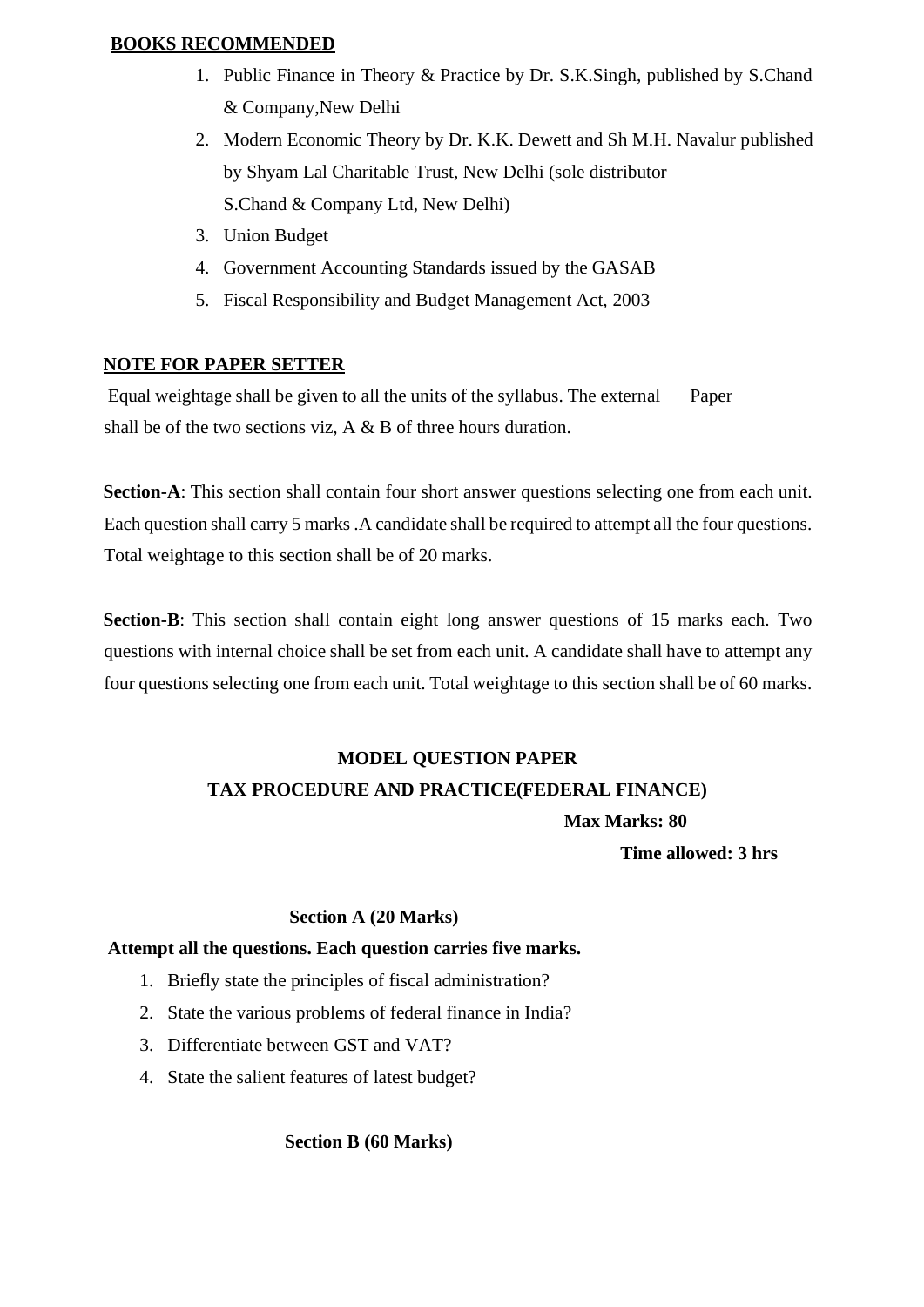**BOOKS RECOMMENDED**

1. Public Finance in Theory & Practice by Dr. S.K.Singh, published by S.Chand & Company,New Delhi
2. Modern Economic Theory by Dr. K.K. Dewett and Sh M.H. Navalur published by Shyam Lal Charitable Trust, New Delhi (sole distributor S.Chand & Company Ltd, New Delhi)
3. Union Budget
4. Government Accounting Standards issued by the GASAB
5. Fiscal Responsibility and Budget Management Act, 2003

**NOTE FOR PAPER SETTER**

Equal weightage shall be given to all the units of the syllabus. The external Paper shall be of the two sections viz, A & B of three hours duration.

**Section-A**: This section shall contain four short answer questions selecting one from each unit. Each question shall carry 5 marks .A candidate shall be required to attempt all the four questions. Total weightage to this section shall be of 20 marks.

**Section-B**: This section shall contain eight long answer questions of 15 marks each. Two questions with internal choice shall be set from each unit. A candidate shall have to attempt any four questions selecting one from each unit. Total weightage to this section shall be of 60 marks.

**MODEL QUESTION PAPER**

**TAX PROCEDURE AND PRACTICE(FEDERAL FINANCE)**

**Max Marks: 80**

**Time allowed: 3 hrs**

**Section A (20 Marks)**

**Attempt all the questions. Each question carries five marks.**

1. Briefly state the principles of fiscal administration?
2. State the various problems of federal finance in India?
3. Differentiate between GST and VAT?
4. State the salient features of latest budget?

**Section B (60 Marks)**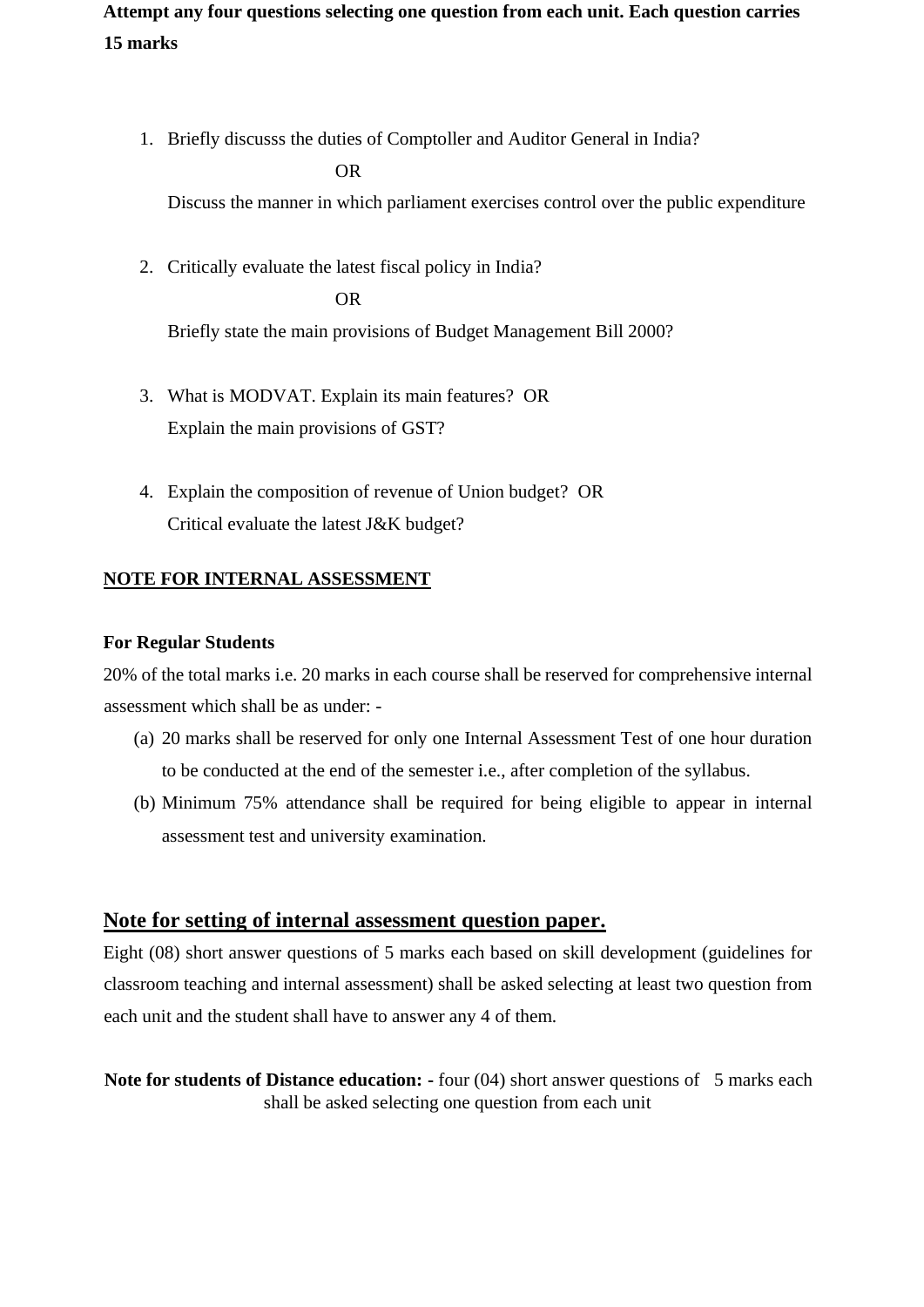**Attempt any four questions selecting one question from each unit. Each question carries 15 marks**

1. Briefly discusss the duties of Comptoller and Auditor General in India?

   OR

   Discuss the manner in which parliament exercises control over the public expenditure

2. Critically evaluate the latest fiscal policy in India?

   OR

   Briefly state the main provisions of Budget Management Bill 2000?

3. What is MODVAT. Explain its main features? OR
   Explain the main provisions of GST?

4. Explain the composition of revenue of Union budget? OR
   Critical evaluate the latest J&K budget?

**NOTE FOR INTERNAL ASSESSMENT**

**For Regular Students**

20% of the total marks i.e. 20 marks in each course shall be reserved for comprehensive internal assessment which shall be as under: -

(a) 20 marks shall be reserved for only one Internal Assessment Test of one hour duration to be conducted at the end of the semester i.e., after completion of the syllabus.
(b) Minimum 75% attendance shall be required for being eligible to appear in internal assessment test and university examination.

## Note for setting of internal assessment question paper.

Eight (08) short answer questions of 5 marks each based on skill development (guidelines for classroom teaching and internal assessment) shall be asked selecting at least two question from each unit and the student shall have to answer any 4 of them.

**Note for students of Distance education: -** four (04) short answer questions of 5 marks each shall be asked selecting one question from each unit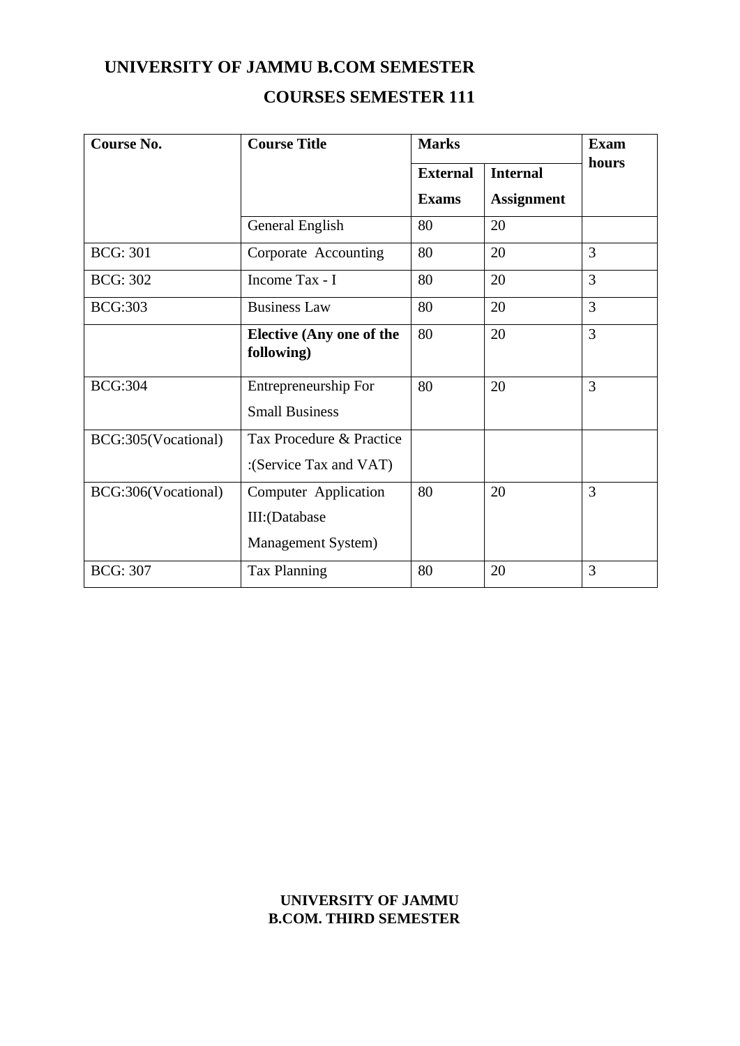# UNIVERSITY OF JAMMU B.COM SEMESTER

## COURSES SEMESTER 111

| Course No. | Course Title | Marks | | Exam hours |
|---|---|---|---|---|
| | | External Exams | Internal Assignment | |
| | General English | 80 | 20 | |
| BCG: 301 | Corporate Accounting | 80 | 20 | 3 |
| BCG: 302 | Income Tax - I | 80 | 20 | 3 |
| BCG:303 | Business Law | 80 | 20 | 3 |
| | **Elective (Any one of the following)** | 80 | 20 | 3 |
| BCG:304 | Entrepreneurship For Small Business | 80 | 20 | 3 |
| BCG:305(Vocational) | Tax Procedure & Practice :(Service Tax and VAT) | | | |
| BCG:306(Vocational) | Computer Application III:(Database Management System) | 80 | 20 | 3 |
| BCG: 307 | Tax Planning | 80 | 20 | 3 |

**UNIVERSITY OF JAMMU**
**B.COM. THIRD SEMESTER**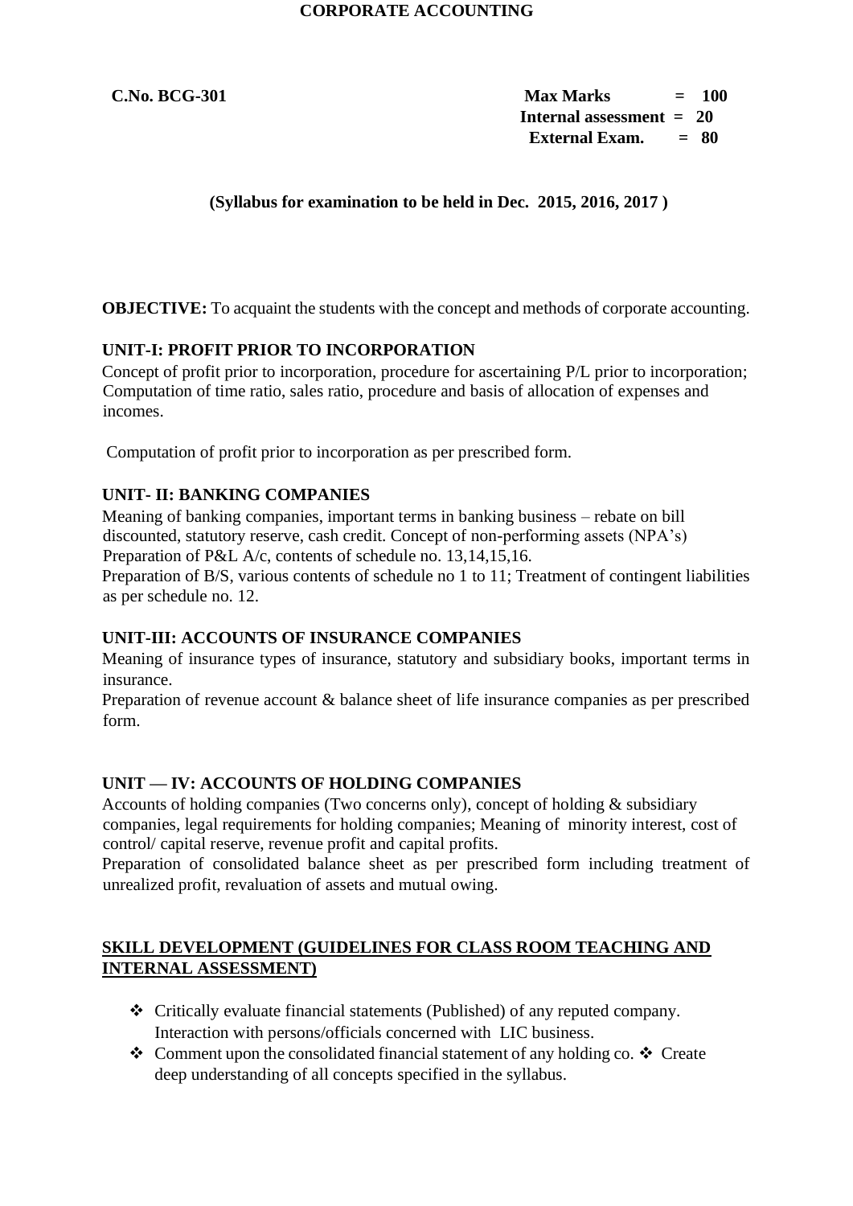# CORPORATE ACCOUNTING

**C.No. BCG-301**

**Max Marks = 100**
**Internal assessment = 20**
**External Exam. = 80**

**(Syllabus for examination to be held in Dec. 2015, 2016, 2017 )**

**OBJECTIVE:** To acquaint the students with the concept and methods of corporate accounting.

## UNIT-I: PROFIT PRIOR TO INCORPORATION

Concept of profit prior to incorporation, procedure for ascertaining P/L prior to incorporation; Computation of time ratio, sales ratio, procedure and basis of allocation of expenses and incomes.

Computation of profit prior to incorporation as per prescribed form.

## UNIT- II: BANKING COMPANIES

Meaning of banking companies, important terms in banking business – rebate on bill discounted, statutory reserve, cash credit. Concept of non-performing assets (NPA's) Preparation of P&L A/c, contents of schedule no. 13,14,15,16.

Preparation of B/S, various contents of schedule no 1 to 11; Treatment of contingent liabilities as per schedule no. 12.

## UNIT-III: ACCOUNTS OF INSURANCE COMPANIES

Meaning of insurance types of insurance, statutory and subsidiary books, important terms in insurance.

Preparation of revenue account & balance sheet of life insurance companies as per prescribed form.

## UNIT — IV: ACCOUNTS OF HOLDING COMPANIES

Accounts of holding companies (Two concerns only), concept of holding & subsidiary companies, legal requirements for holding companies; Meaning of minority interest, cost of control/ capital reserve, revenue profit and capital profits.

Preparation of consolidated balance sheet as per prescribed form including treatment of unrealized profit, revaluation of assets and mutual owing.

## SKILL DEVELOPMENT (GUIDELINES FOR CLASS ROOM TEACHING AND INTERNAL ASSESSMENT)

- Critically evaluate financial statements (Published) of any reputed company. Interaction with persons/officials concerned with LIC business.
- Comment upon the consolidated financial statement of any holding co.
- Create deep understanding of all concepts specified in the syllabus.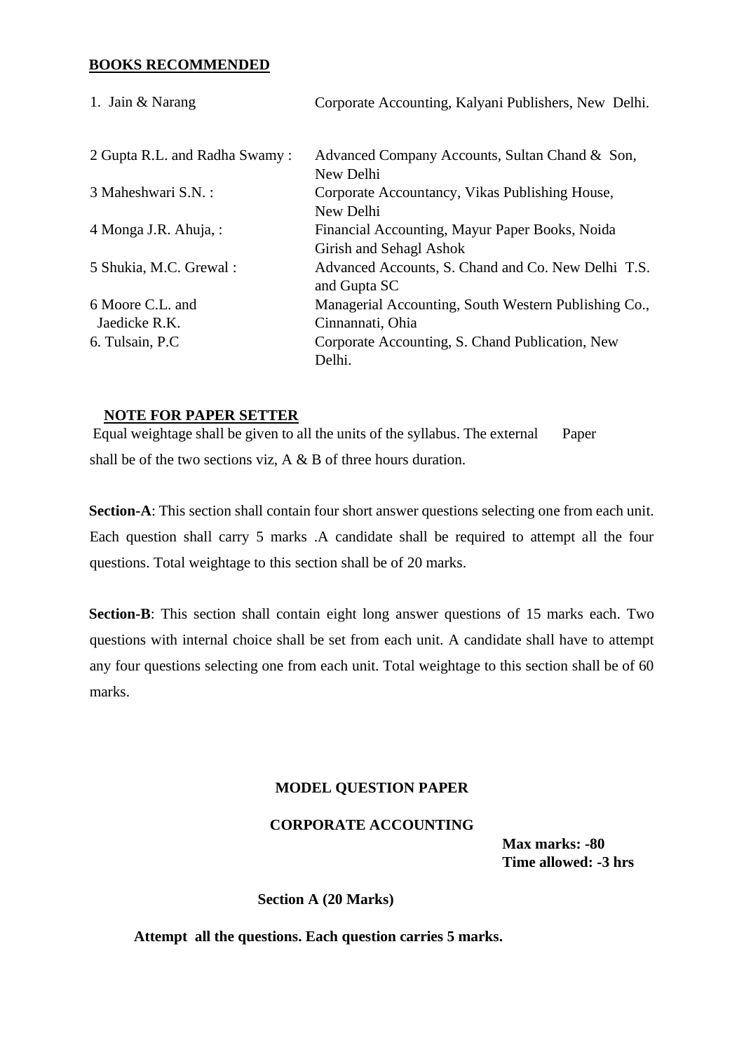**BOOKS RECOMMENDED**

| | |
|---|---|
| 1. Jain & Narang | Corporate Accounting, Kalyani Publishers, New Delhi. |
| 2 Gupta R.L. and Radha Swamy : | Advanced Company Accounts, Sultan Chand & Son, New Delhi |
| 3 Maheshwari S.N. : | Corporate Accountancy, Vikas Publishing House, New Delhi |
| 4 Monga J.R. Ahuja, : | Financial Accounting, Mayur Paper Books, Noida Girish and Sehagl Ashok |
| 5 Shukia, M.C. Grewal : | Advanced Accounts, S. Chand and Co. New Delhi T.S. and Gupta SC |
| 6 Moore C.L. and Jaedicke R.K. | Managerial Accounting, South Western Publishing Co., Cinnannati, Ohia |
| 6. Tulsain, P.C | Corporate Accounting, S. Chand Publication, New Delhi. |

**NOTE FOR PAPER SETTER**

Equal weightage shall be given to all the units of the syllabus. The external Paper shall be of the two sections viz, A & B of three hours duration.

**Section-A**: This section shall contain four short answer questions selecting one from each unit. Each question shall carry 5 marks .A candidate shall be required to attempt all the four questions. Total weightage to this section shall be of 20 marks.

**Section-B**: This section shall contain eight long answer questions of 15 marks each. Two questions with internal choice shall be set from each unit. A candidate shall have to attempt any four questions selecting one from each unit. Total weightage to this section shall be of 60 marks.

**MODEL QUESTION PAPER**

**CORPORATE ACCOUNTING**

**Max marks: -80**
**Time allowed: -3 hrs**

**Section A (20 Marks)**

**Attempt all the questions. Each question carries 5 marks.**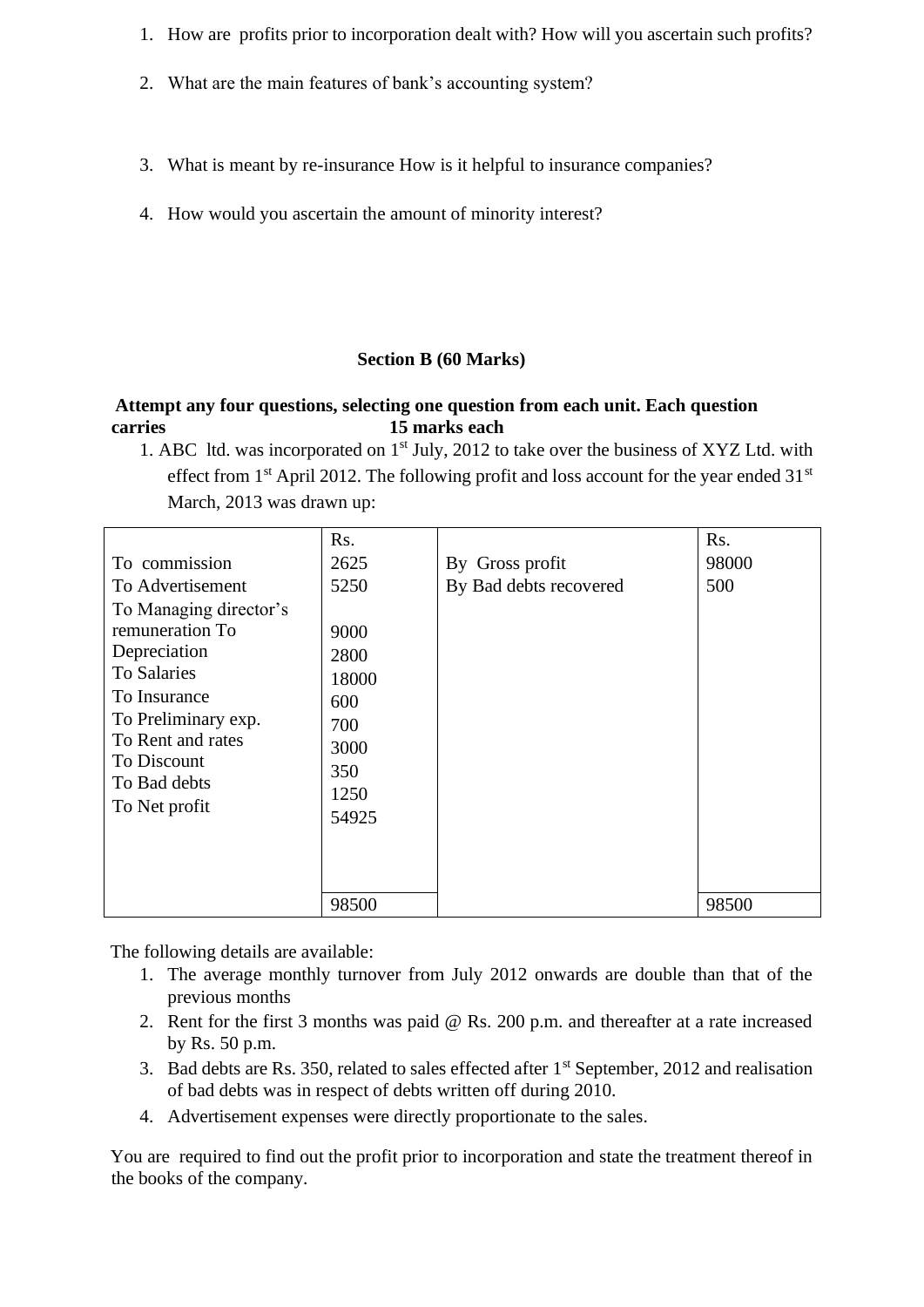1. How are profits prior to incorporation dealt with? How will you ascertain such profits?

2. What are the main features of bank's accounting system?

3. What is meant by re-insurance How is it helpful to insurance companies?

4. How would you ascertain the amount of minority interest?

**Section B (60 Marks)**

**Attempt any four questions, selecting one question from each unit. Each question carries 15 marks each**

1. ABC ltd. was incorporated on 1st July, 2012 to take over the business of XYZ Ltd. with effect from 1st April 2012. The following profit and loss account for the year ended 31st March, 2013 was drawn up:

| | Rs. | | Rs. |
|---|---|---|---|
| To commission | 2625 | By Gross profit | 98000 |
| To Advertisement | 5250 | By Bad debts recovered | 500 |
| To Managing director's remuneration | 9000 | | |
| To Depreciation | 2800 | | |
| To Salaries | 18000 | | |
| To Insurance | 600 | | |
| To Preliminary exp. | 700 | | |
| To Rent and rates | 3000 | | |
| To Discount | 350 | | |
| To Bad debts | 1250 | | |
| To Net profit | 54925 | | |
| | 98500 | | 98500 |

The following details are available:

1. The average monthly turnover from July 2012 onwards are double than that of the previous months
2. Rent for the first 3 months was paid @ Rs. 200 p.m. and thereafter at a rate increased by Rs. 50 p.m.
3. Bad debts are Rs. 350, related to sales effected after 1st September, 2012 and realisation of bad debts was in respect of debts written off during 2010.
4. Advertisement expenses were directly proportionate to the sales.

You are required to find out the profit prior to incorporation and state the treatment thereof in the books of the company.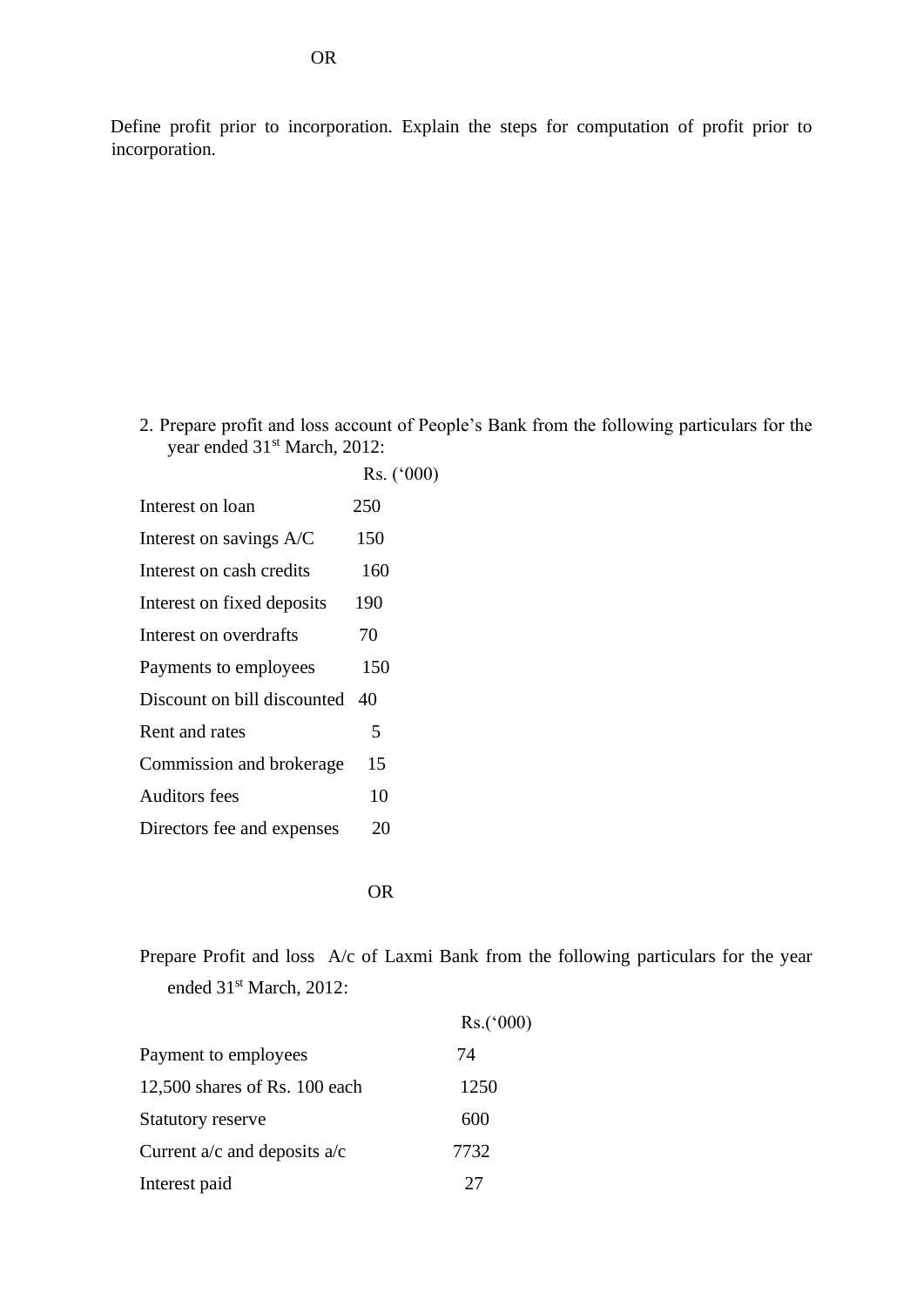OR

Define profit prior to incorporation. Explain the steps for computation of profit prior to incorporation.

2. Prepare profit and loss account of People's Bank from the following particulars for the year ended 31st March, 2012:

| | Rs. ('000) |
|---|---|
| Interest on loan | 250 |
| Interest on savings A/C | 150 |
| Interest on cash credits | 160 |
| Interest on fixed deposits | 190 |
| Interest on overdrafts | 70 |
| Payments to employees | 150 |
| Discount on bill discounted | 40 |
| Rent and rates | 5 |
| Commission and brokerage | 15 |
| Auditors fees | 10 |
| Directors fee and expenses | 20 |

OR

Prepare Profit and loss A/c of Laxmi Bank from the following particulars for the year ended 31st March, 2012:

| | Rs.('000) |
|---|---|
| Payment to employees | 74 |
| 12,500 shares of Rs. 100 each | 1250 |
| Statutory reserve | 600 |
| Current a/c and deposits a/c | 7732 |
| Interest paid | 27 |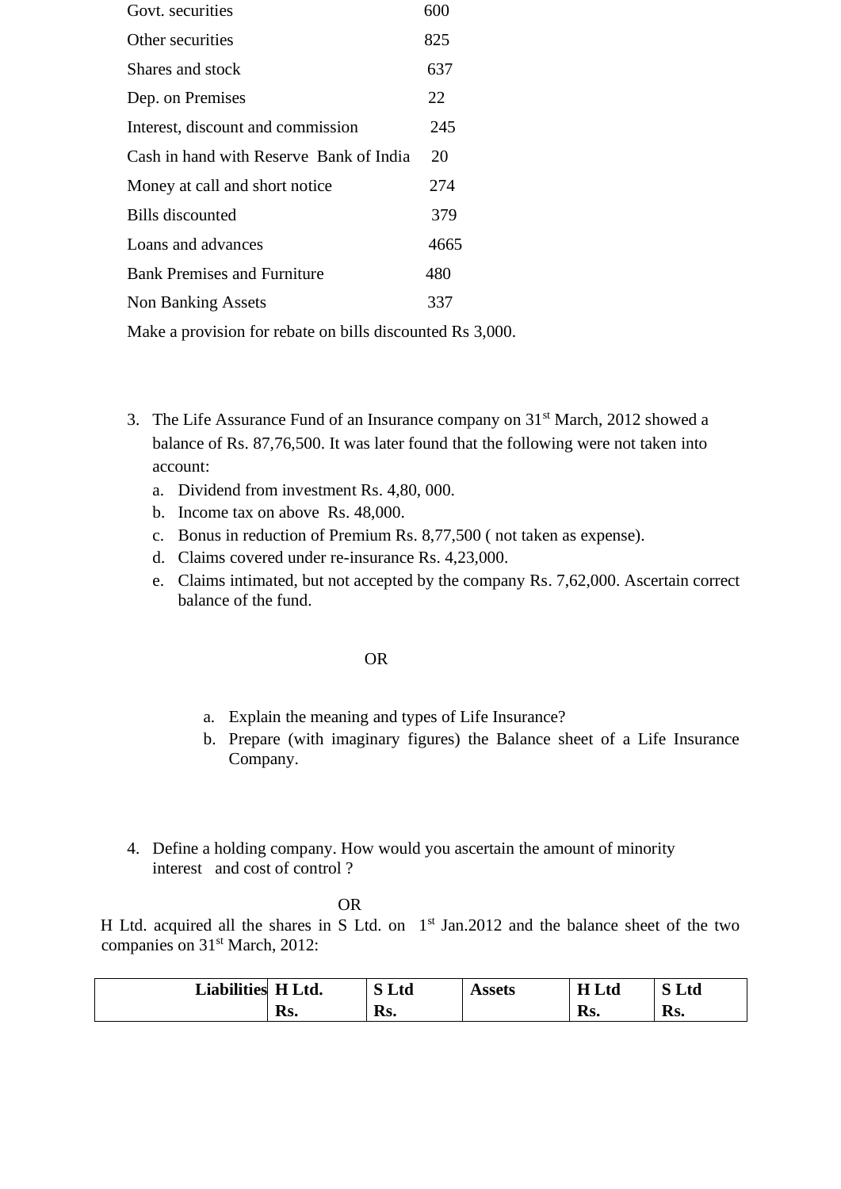| | |
|---|---|
| Govt. securities | 600 |
| Other securities | 825 |
| Shares and stock | 637 |
| Dep. on Premises | 22 |
| Interest, discount and commission | 245 |
| Cash in hand with Reserve Bank of India | 20 |
| Money at call and short notice | 274 |
| Bills discounted | 379 |
| Loans and advances | 4665 |
| Bank Premises and Furniture | 480 |
| Non Banking Assets | 337 |

Make a provision for rebate on bills discounted Rs 3,000.

3. The Life Assurance Fund of an Insurance company on 31st March, 2012 showed a balance of Rs. 87,76,500. It was later found that the following were not taken into account:
   a. Dividend from investment Rs. 4,80, 000.
   b. Income tax on above Rs. 48,000.
   c. Bonus in reduction of Premium Rs. 8,77,500 ( not taken as expense).
   d. Claims covered under re-insurance Rs. 4,23,000.
   e. Claims intimated, but not accepted by the company Rs. 7,62,000. Ascertain correct balance of the fund.

OR

a. Explain the meaning and types of Life Insurance?
b. Prepare (with imaginary figures) the Balance sheet of a Life Insurance Company.

4. Define a holding company. How would you ascertain the amount of minority interest and cost of control ?

OR

H Ltd. acquired all the shares in S Ltd. on 1st Jan.2012 and the balance sheet of the two companies on 31st March, 2012:

| Liabilities | H Ltd. Rs. | S Ltd Rs. | Assets | H Ltd Rs. | S Ltd Rs. |
|---|---|---|---|---|---|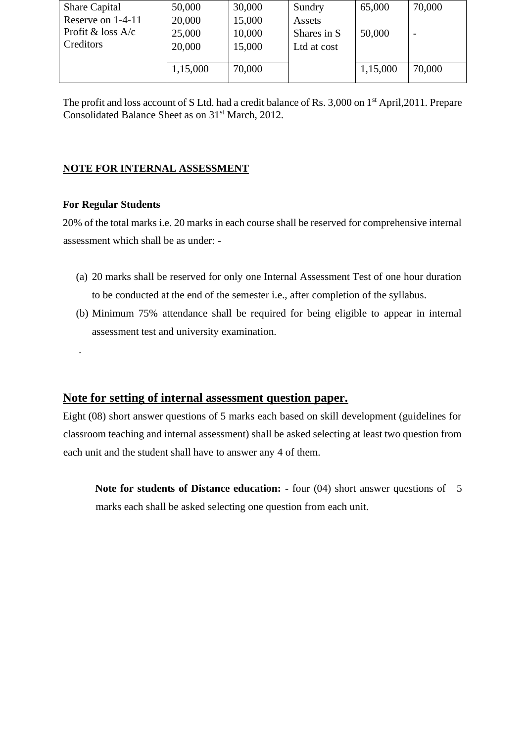| Share Capital<br>Reserve on 1-4-11<br>Profit & loss A/c<br>Creditors | 50,000<br>20,000<br>25,000<br>20,000 | 30,000<br>15,000<br>10,000<br>15,000 | Sundry Assets<br>Shares in S Ltd at cost | 65,000<br><br>50,000 | 70,000<br><br>- |
|---|---|---|---|---|---|
| | 1,15,000 | 70,000 | | 1,15,000 | 70,000 |

The profit and loss account of S Ltd. had a credit balance of Rs. 3,000 on 1st April,2011. Prepare Consolidated Balance Sheet as on 31st March, 2012.

**NOTE FOR INTERNAL ASSESSMENT**

**For Regular Students**

20% of the total marks i.e. 20 marks in each course shall be reserved for comprehensive internal assessment which shall be as under: -

(a) 20 marks shall be reserved for only one Internal Assessment Test of one hour duration to be conducted at the end of the semester i.e., after completion of the syllabus.

(b) Minimum 75% attendance shall be required for being eligible to appear in internal assessment test and university examination.

.

## Note for setting of internal assessment question paper.

Eight (08) short answer questions of 5 marks each based on skill development (guidelines for classroom teaching and internal assessment) shall be asked selecting at least two question from each unit and the student shall have to answer any 4 of them.

**Note for students of Distance education: -** four (04) short answer questions of 5 marks each shall be asked selecting one question from each unit.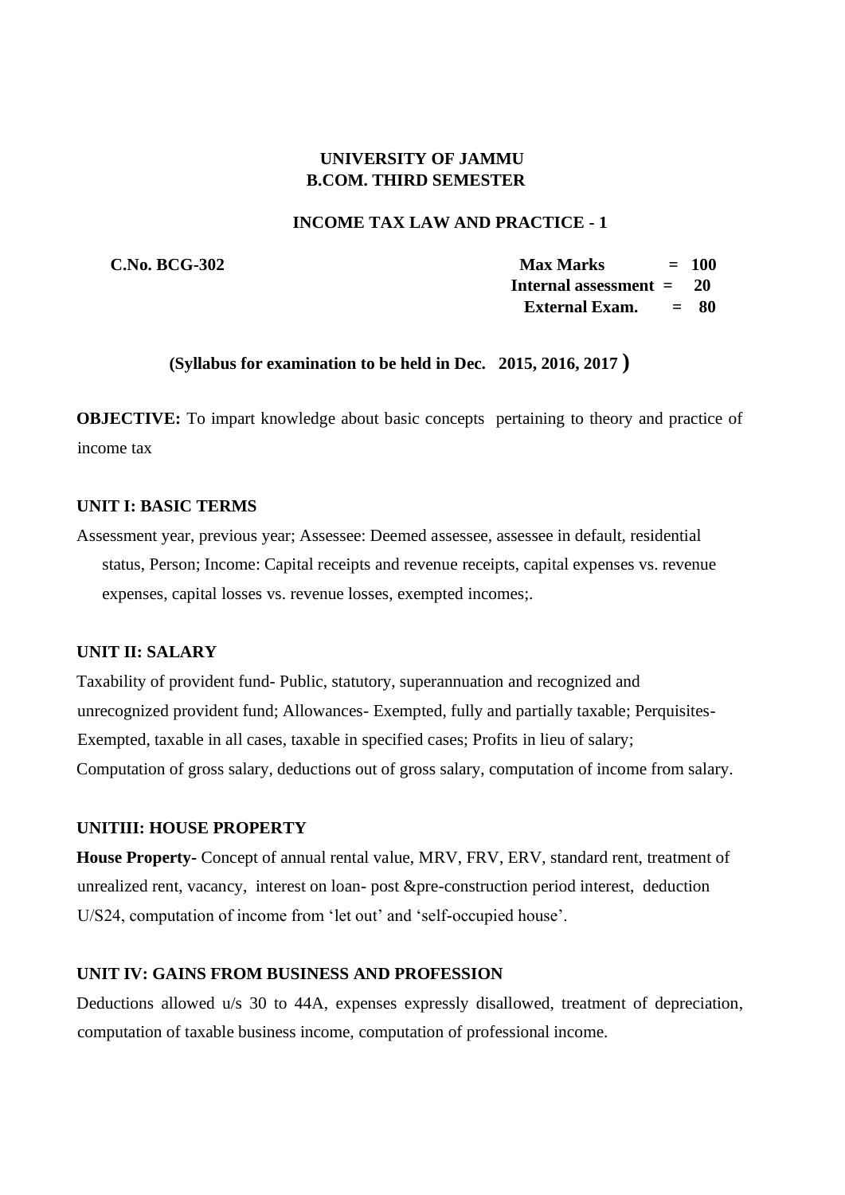**UNIVERSITY OF JAMMU**
**B.COM. THIRD SEMESTER**

**INCOME TAX LAW AND PRACTICE - 1**

| **C.No. BCG-302** | **Max Marks** | **= 100** |
|---|---|---|
| | **Internal assessment** | **= 20** |
| | **External Exam.** | **= 80** |

**(Syllabus for examination to be held in Dec. 2015, 2016, 2017 )**

**OBJECTIVE:** To impart knowledge about basic concepts pertaining to theory and practice of income tax

### UNIT I: BASIC TERMS

Assessment year, previous year; Assessee: Deemed assessee, assessee in default, residential status, Person; Income: Capital receipts and revenue receipts, capital expenses vs. revenue expenses, capital losses vs. revenue losses, exempted incomes;.

### UNIT II: SALARY

Taxability of provident fund- Public, statutory, superannuation and recognized and unrecognized provident fund; Allowances- Exempted, fully and partially taxable; Perquisites-Exempted, taxable in all cases, taxable in specified cases; Profits in lieu of salary; Computation of gross salary, deductions out of gross salary, computation of income from salary.

### UNITIII: HOUSE PROPERTY

**House Property-** Concept of annual rental value, MRV, FRV, ERV, standard rent, treatment of unrealized rent, vacancy, interest on loan- post &pre-construction period interest, deduction U/S24, computation of income from 'let out' and 'self-occupied house'.

### UNIT IV: GAINS FROM BUSINESS AND PROFESSION

Deductions allowed u/s 30 to 44A, expenses expressly disallowed, treatment of depreciation, computation of taxable business income, computation of professional income.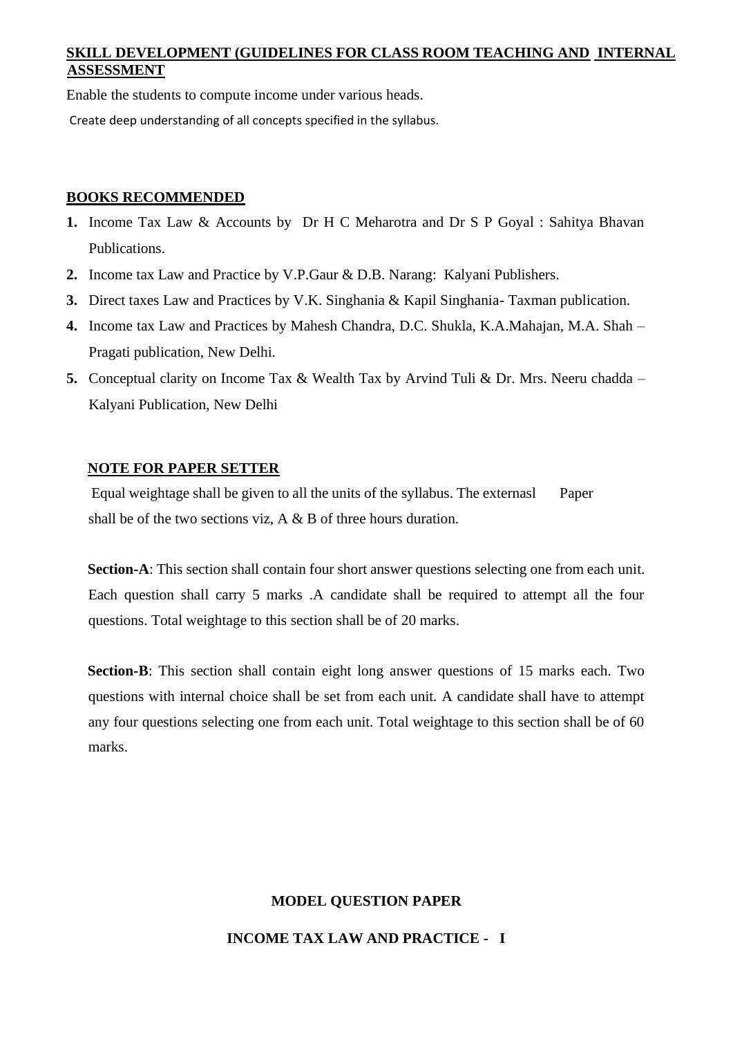**SKILL DEVELOPMENT (GUIDELINES FOR CLASS ROOM TEACHING AND INTERNAL ASSESSMENT**

Enable the students to compute income under various heads.

Create deep understanding of all concepts specified in the syllabus.

**BOOKS RECOMMENDED**

1. Income Tax Law & Accounts by Dr H C Meharotra and Dr S P Goyal : Sahitya Bhavan Publications.
2. Income tax Law and Practice by V.P.Gaur & D.B. Narang: Kalyani Publishers.
3. Direct taxes Law and Practices by V.K. Singhania & Kapil Singhania- Taxman publication.
4. Income tax Law and Practices by Mahesh Chandra, D.C. Shukla, K.A.Mahajan, M.A. Shah – Pragati publication, New Delhi.
5. Conceptual clarity on Income Tax & Wealth Tax by Arvind Tuli & Dr. Mrs. Neeru chadda – Kalyani Publication, New Delhi

**NOTE FOR PAPER SETTER**

Equal weightage shall be given to all the units of the syllabus. The externasl Paper shall be of the two sections viz, A & B of three hours duration.

**Section-A**: This section shall contain four short answer questions selecting one from each unit. Each question shall carry 5 marks .A candidate shall be required to attempt all the four questions. Total weightage to this section shall be of 20 marks.

**Section-B**: This section shall contain eight long answer questions of 15 marks each. Two questions with internal choice shall be set from each unit. A candidate shall have to attempt any four questions selecting one from each unit. Total weightage to this section shall be of 60 marks.

**MODEL QUESTION PAPER**

**INCOME TAX LAW AND PRACTICE - I**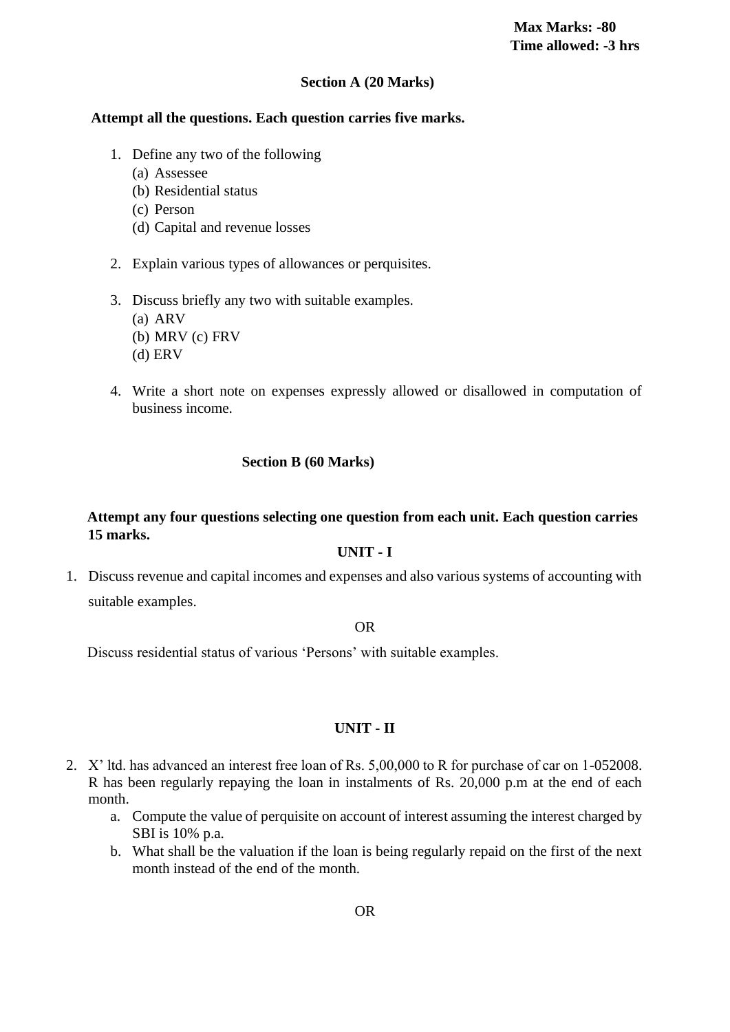**Max Marks: -80**
**Time allowed: -3 hrs**

**Section A (20 Marks)**

**Attempt all the questions. Each question carries five marks.**

1. Define any two of the following
   (a) Assessee
   (b) Residential status
   (c) Person
   (d) Capital and revenue losses

2. Explain various types of allowances or perquisites.

3. Discuss briefly any two with suitable examples.
   (a) ARV
   (b) MRV (c) FRV
   (d) ERV

4. Write a short note on expenses expressly allowed or disallowed in computation of business income.

**Section B (60 Marks)**

**Attempt any four questions selecting one question from each unit. Each question carries 15 marks.**

**UNIT - I**

1. Discuss revenue and capital incomes and expenses and also various systems of accounting with suitable examples.

OR

Discuss residential status of various 'Persons' with suitable examples.

**UNIT - II**

2. X' ltd. has advanced an interest free loan of Rs. 5,00,000 to R for purchase of car on 1-052008. R has been regularly repaying the loan in instalments of Rs. 20,000 p.m at the end of each month.
   a. Compute the value of perquisite on account of interest assuming the interest charged by SBI is 10% p.a.
   b. What shall be the valuation if the loan is being regularly repaid on the first of the next month instead of the end of the month.

OR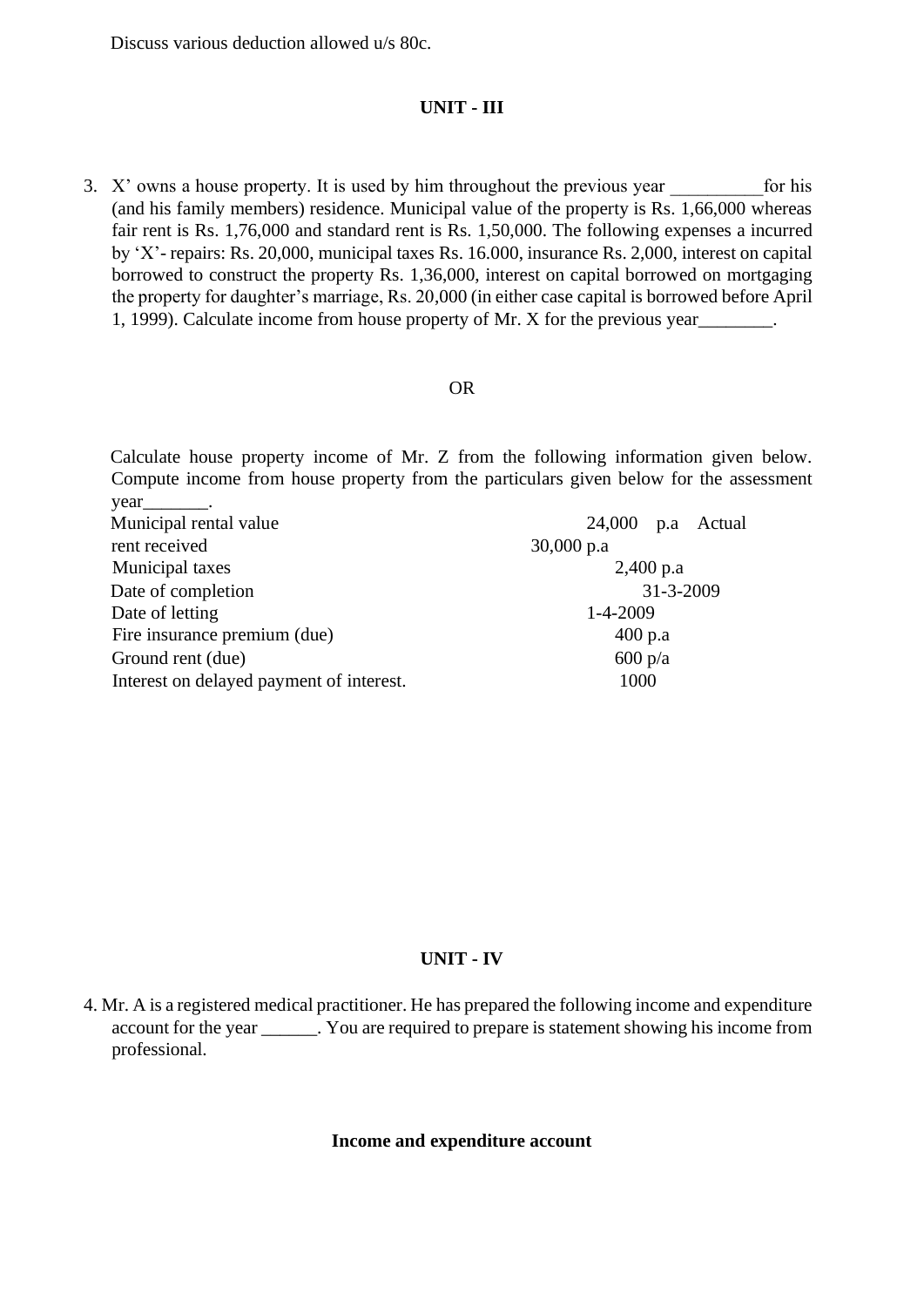Discuss various deduction allowed u/s 80c.

**UNIT - III**

3. X' owns a house property. It is used by him throughout the previous year __________for his (and his family members) residence. Municipal value of the property is Rs. 1,66,000 whereas fair rent is Rs. 1,76,000 and standard rent is Rs. 1,50,000. The following expenses a incurred by 'X'- repairs: Rs. 20,000, municipal taxes Rs. 16.000, insurance Rs. 2,000, interest on capital borrowed to construct the property Rs. 1,36,000, interest on capital borrowed on mortgaging the property for daughter's marriage, Rs. 20,000 (in either case capital is borrowed before April 1, 1999). Calculate income from house property of Mr. X for the previous year________.

OR

Calculate house property income of Mr. Z from the following information given below. Compute income from house property from the particulars given below for the assessment year_______.

| | |
|---|---|
| Municipal rental value | 24,000 p.a |
| Actual rent received | 30,000 p.a |
| Municipal taxes | 2,400 p.a |
| Date of completion | 31-3-2009 |
| Date of letting | 1-4-2009 |
| Fire insurance premium (due) | 400 p.a |
| Ground rent (due) | 600 p/a |
| Interest on delayed payment of interest. | 1000 |

**UNIT - IV**

4. Mr. A is a registered medical practitioner. He has prepared the following income and expenditure account for the year ______. You are required to prepare is statement showing his income from professional.

**Income and expenditure account**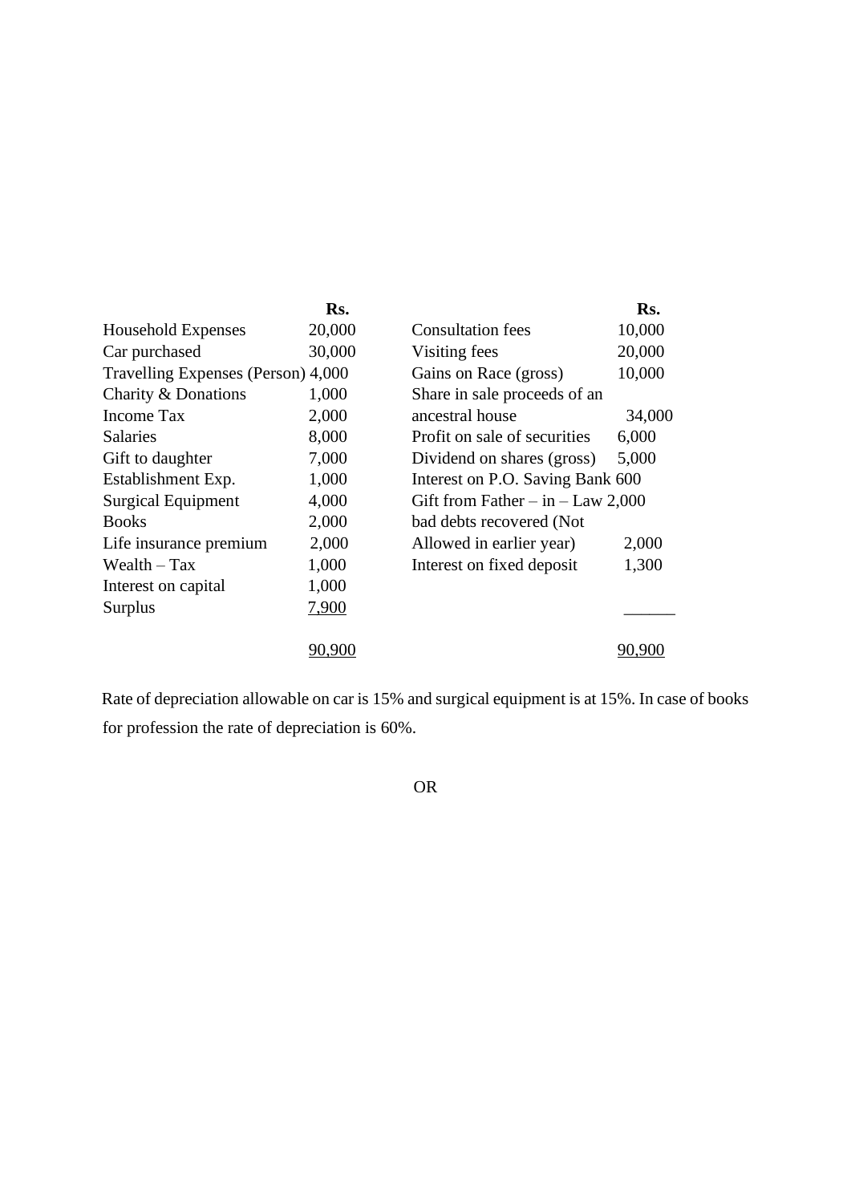| | Rs. | | Rs. |
|---|---|---|---|
| Household Expenses | 20,000 | Consultation fees | 10,000 |
| Car purchased | 30,000 | Visiting fees | 20,000 |
| Travelling Expenses (Person) | 4,000 | Gains on Race (gross) | 10,000 |
| Charity & Donations | 1,000 | Share in sale proceeds of an ancestral house | 34,000 |
| Income Tax | 2,000 | Profit on sale of securities | 6,000 |
| Salaries | 8,000 | Dividend on shares (gross) | 5,000 |
| Gift to daughter | 7,000 | Interest on P.O. Saving Bank | 600 |
| Establishment Exp. | 1,000 | Gift from Father – in – Law | 2,000 |
| Surgical Equipment | 4,000 | bad debts recovered (Not Allowed in earlier year) | 2,000 |
| Books | 2,000 | Interest on fixed deposit | 1,300 |
| Life insurance premium | 2,000 | | |
| Wealth – Tax | 1,000 | | |
| Interest on capital | 1,000 | | |
| Surplus | 7,900 | | |
| | 90,900 | | 90,900 |

Rate of depreciation allowable on car is 15% and surgical equipment is at 15%. In case of books for profession the rate of depreciation is 60%.

OR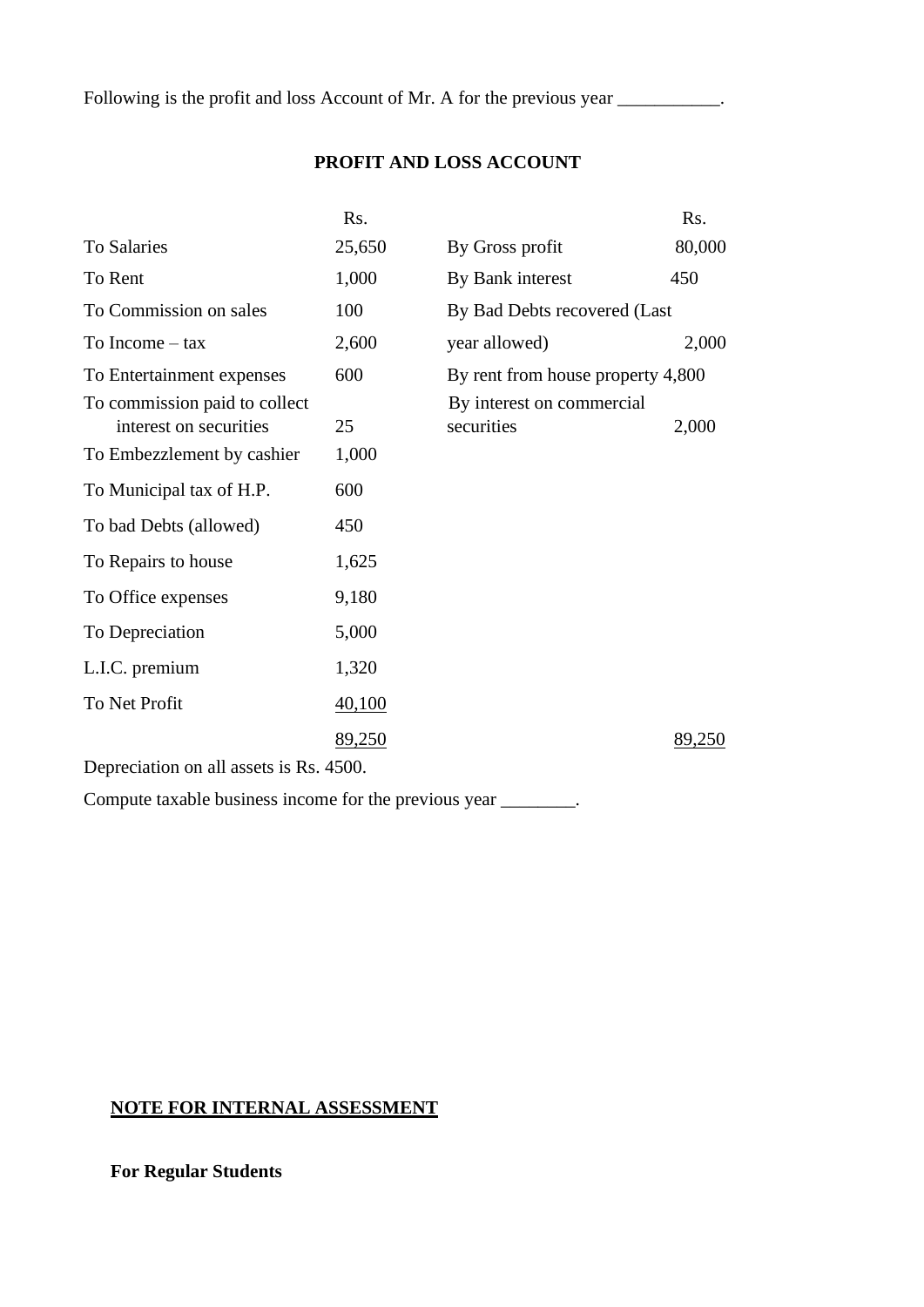Following is the profit and loss Account of Mr. A for the previous year ___________.

**PROFIT AND LOSS ACCOUNT**

| | Rs. | | Rs. |
|---|---|---|---|
| To Salaries | 25,650 | By Gross profit | 80,000 |
| To Rent | 1,000 | By Bank interest | 450 |
| To Commission on sales | 100 | By Bad Debts recovered (Last year allowed) | 2,000 |
| To Income – tax | 2,600 | By rent from house property | 4,800 |
| To Entertainment expenses | 600 | By interest on commercial securities | 2,000 |
| To commission paid to collect interest on securities | 25 | | |
| To Embezzlement by cashier | 1,000 | | |
| To Municipal tax of H.P. | 600 | | |
| To bad Debts (allowed) | 450 | | |
| To Repairs to house | 1,625 | | |
| To Office expenses | 9,180 | | |
| To Depreciation | 5,000 | | |
| L.I.C. premium | 1,320 | | |
| To Net Profit | 40,100 | | |
| | 89,250 | | 89,250 |

Depreciation on all assets is Rs. 4500.

Compute taxable business income for the previous year ________.

**NOTE FOR INTERNAL ASSESSMENT**

**For Regular Students**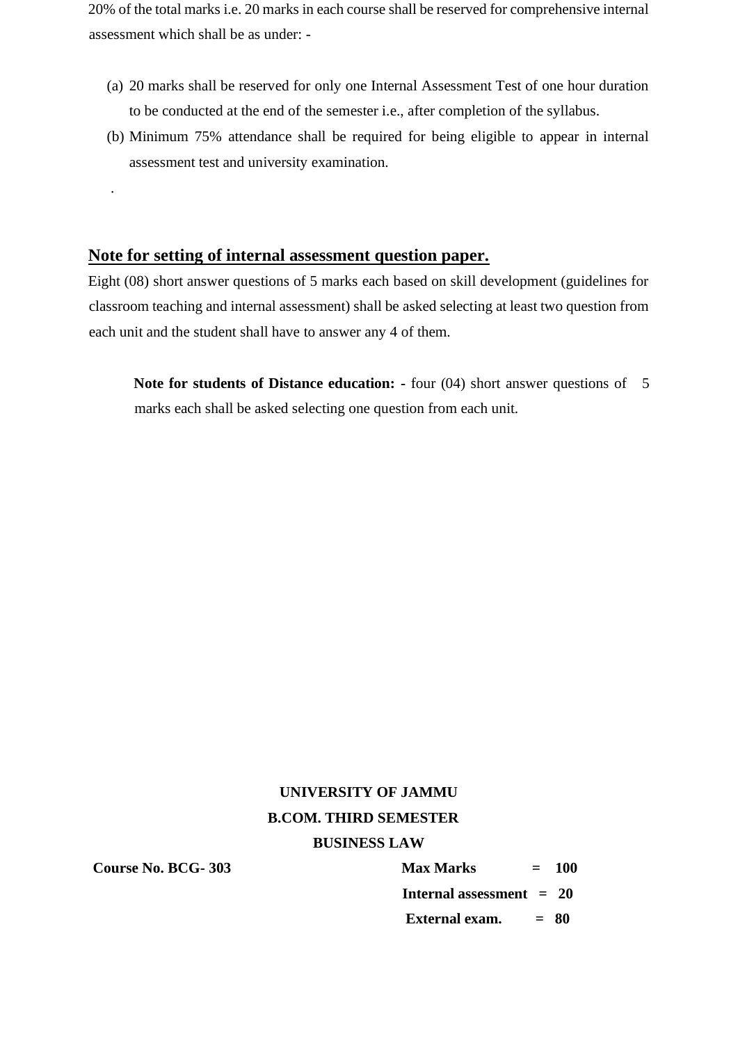20% of the total marks i.e. 20 marks in each course shall be reserved for comprehensive internal assessment which shall be as under: -

(a) 20 marks shall be reserved for only one Internal Assessment Test of one hour duration to be conducted at the end of the semester i.e., after completion of the syllabus.

(b) Minimum 75% attendance shall be required for being eligible to appear in internal assessment test and university examination.

.

## Note for setting of internal assessment question paper.

Eight (08) short answer questions of 5 marks each based on skill development (guidelines for classroom teaching and internal assessment) shall be asked selecting at least two question from each unit and the student shall have to answer any 4 of them.

**Note for students of Distance education: -** four (04) short answer questions of 5 marks each shall be asked selecting one question from each unit.

**UNIVERSITY OF JAMMU**

**B.COM. THIRD SEMESTER**

**BUSINESS LAW**

**Course No. BCG- 303**

**Max Marks = 100**

**Internal assessment = 20**

**External exam. = 80**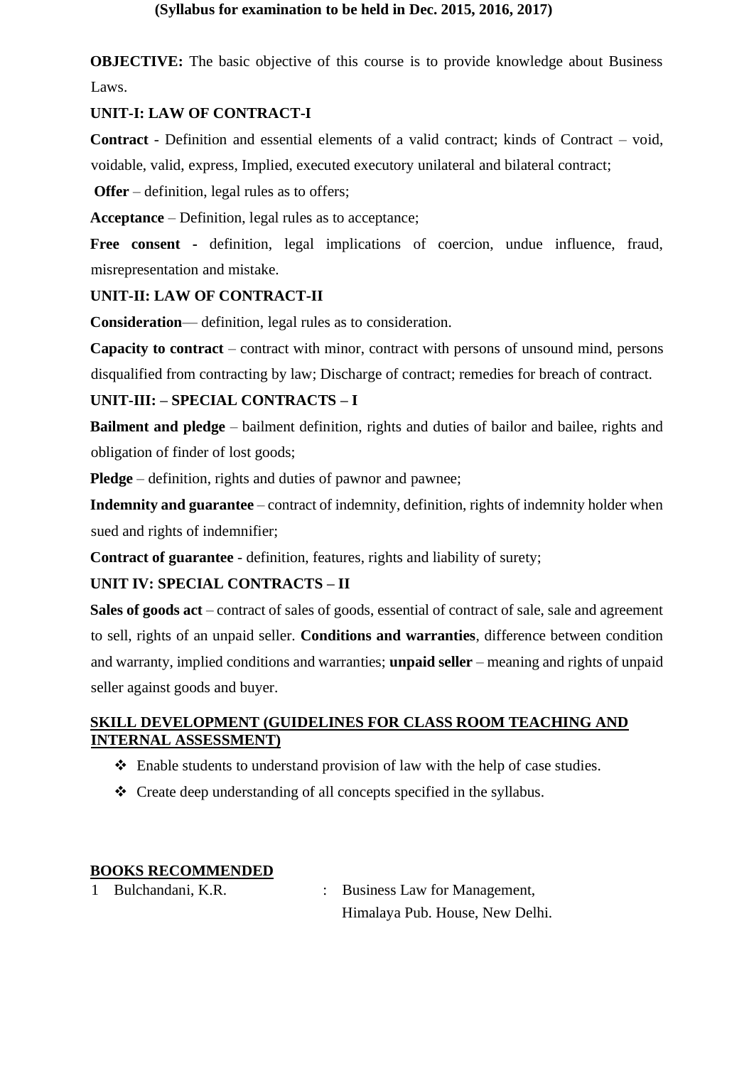**(Syllabus for examination to be held in Dec. 2015, 2016, 2017)**

**OBJECTIVE:** The basic objective of this course is to provide knowledge about Business Laws.

**UNIT-I: LAW OF CONTRACT-I**

**Contract** - Definition and essential elements of a valid contract; kinds of Contract – void, voidable, valid, express, Implied, executed executory unilateral and bilateral contract;

**Offer** – definition, legal rules as to offers;

**Acceptance** – Definition, legal rules as to acceptance;

**Free consent -** definition, legal implications of coercion, undue influence, fraud, misrepresentation and mistake.

**UNIT-II: LAW OF CONTRACT-II**

**Consideration**— definition, legal rules as to consideration.

**Capacity to contract** – contract with minor, contract with persons of unsound mind, persons disqualified from contracting by law; Discharge of contract; remedies for breach of contract.

**UNIT-III: – SPECIAL CONTRACTS – I**

**Bailment and pledge** – bailment definition, rights and duties of bailor and bailee, rights and obligation of finder of lost goods;

**Pledge** – definition, rights and duties of pawnor and pawnee;

**Indemnity and guarantee** – contract of indemnity, definition, rights of indemnity holder when sued and rights of indemnifier;

**Contract of guarantee** - definition, features, rights and liability of surety;

**UNIT IV: SPECIAL CONTRACTS – II**

**Sales of goods act** – contract of sales of goods, essential of contract of sale, sale and agreement to sell, rights of an unpaid seller. **Conditions and warranties**, difference between condition and warranty, implied conditions and warranties; **unpaid seller** – meaning and rights of unpaid seller against goods and buyer.

**SKILL DEVELOPMENT (GUIDELINES FOR CLASS ROOM TEACHING AND INTERNAL ASSESSMENT)**

- Enable students to understand provision of law with the help of case studies.
- Create deep understanding of all concepts specified in the syllabus.

**BOOKS RECOMMENDED**

1 Bulchandani, K.R. : Business Law for Management, Himalaya Pub. House, New Delhi.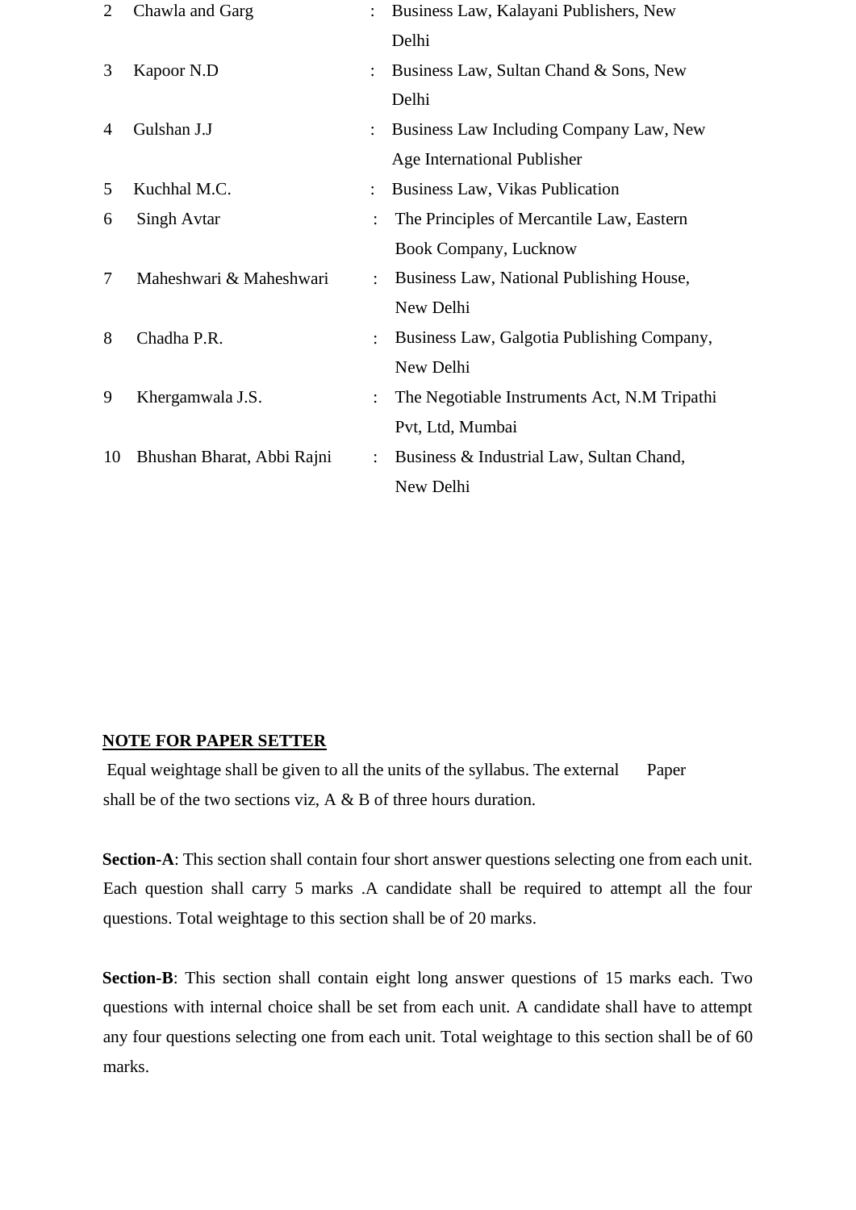| | | | |
|---|---|---|---|
| 2 | Chawla and Garg | : | Business Law, Kalayani Publishers, New Delhi |
| 3 | Kapoor N.D | : | Business Law, Sultan Chand & Sons, New Delhi |
| 4 | Gulshan J.J | : | Business Law Including Company Law, New Age International Publisher |
| 5 | Kuchhal M.C. | : | Business Law, Vikas Publication |
| 6 | Singh Avtar | : | The Principles of Mercantile Law, Eastern Book Company, Lucknow |
| 7 | Maheshwari & Maheshwari | : | Business Law, National Publishing House, New Delhi |
| 8 | Chadha P.R. | : | Business Law, Galgotia Publishing Company, New Delhi |
| 9 | Khergamwala J.S. | : | The Negotiable Instruments Act, N.M Tripathi Pvt, Ltd, Mumbai |
| 10 | Bhushan Bharat, Abbi Rajni | : | Business & Industrial Law, Sultan Chand, New Delhi |

**NOTE FOR PAPER SETTER**

Equal weightage shall be given to all the units of the syllabus. The external Paper shall be of the two sections viz, A & B of three hours duration.

**Section-A**: This section shall contain four short answer questions selecting one from each unit. Each question shall carry 5 marks .A candidate shall be required to attempt all the four questions. Total weightage to this section shall be of 20 marks.

**Section-B**: This section shall contain eight long answer questions of 15 marks each. Two questions with internal choice shall be set from each unit. A candidate shall have to attempt any four questions selecting one from each unit. Total weightage to this section shall be of 60 marks.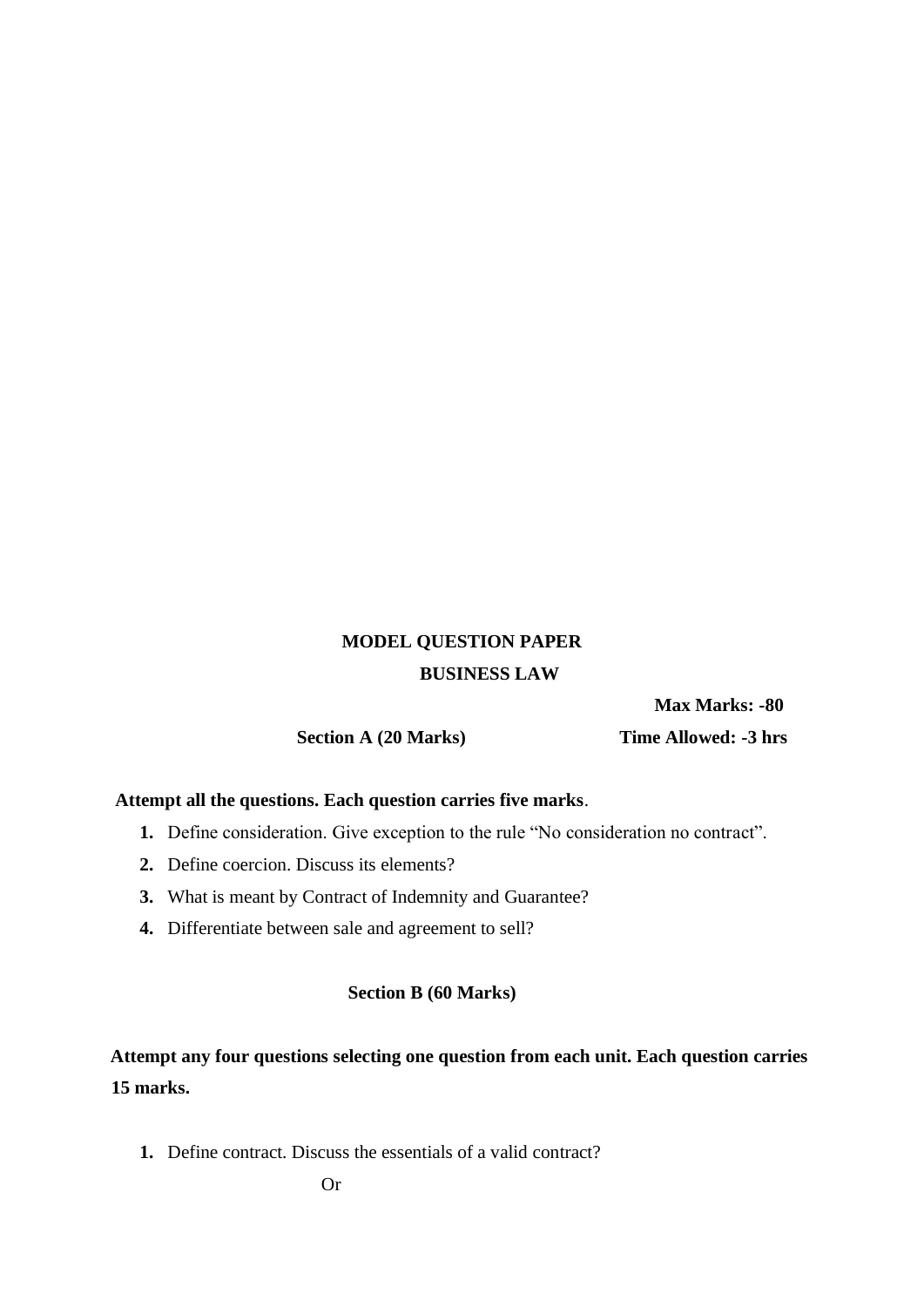# MODEL QUESTION PAPER

## BUSINESS LAW

**Max Marks: -80**

**Section A (20 Marks)** **Time Allowed: -3 hrs**

**Attempt all the questions. Each question carries five marks**.

1. Define consideration. Give exception to the rule "No consideration no contract".
2. Define coercion. Discuss its elements?
3. What is meant by Contract of Indemnity and Guarantee?
4. Differentiate between sale and agreement to sell?

**Section B (60 Marks)**

**Attempt any four questions selecting one question from each unit. Each question carries 15 marks.**

1. Define contract. Discuss the essentials of a valid contract?

Or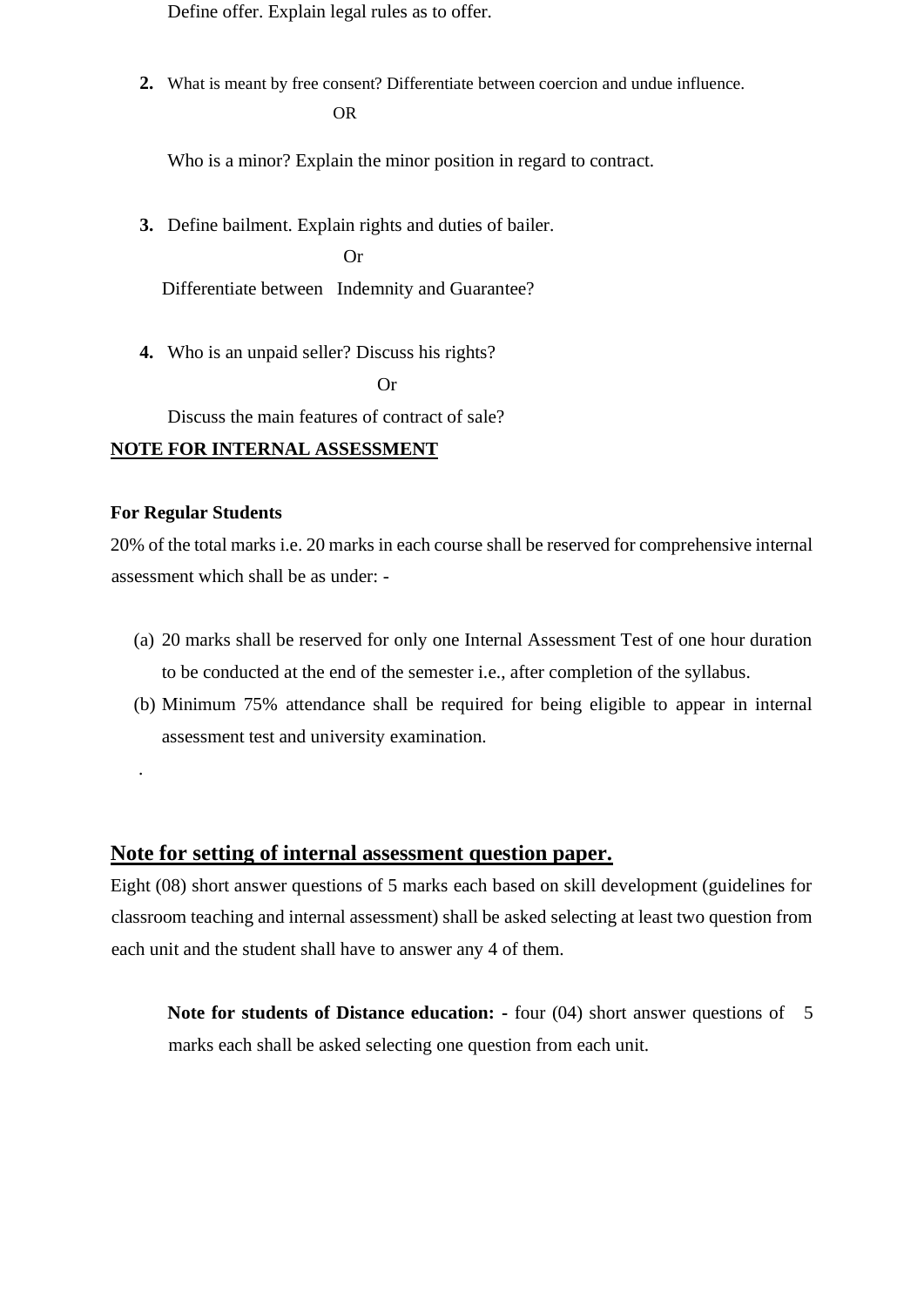Define offer. Explain legal rules as to offer.

2. What is meant by free consent? Differentiate between coercion and undue influence.

OR

Who is a minor? Explain the minor position in regard to contract.

3. Define bailment. Explain rights and duties of bailer.

Or

Differentiate between Indemnity and Guarantee?

4. Who is an unpaid seller? Discuss his rights?

Or

Discuss the main features of contract of sale?

**NOTE FOR INTERNAL ASSESSMENT**

**For Regular Students**

20% of the total marks i.e. 20 marks in each course shall be reserved for comprehensive internal assessment which shall be as under: -

(a) 20 marks shall be reserved for only one Internal Assessment Test of one hour duration to be conducted at the end of the semester i.e., after completion of the syllabus.

(b) Minimum 75% attendance shall be required for being eligible to appear in internal assessment test and university examination.

## Note for setting of internal assessment question paper.

Eight (08) short answer questions of 5 marks each based on skill development (guidelines for classroom teaching and internal assessment) shall be asked selecting at least two question from each unit and the student shall have to answer any 4 of them.

**Note for students of Distance education: -** four (04) short answer questions of 5 marks each shall be asked selecting one question from each unit.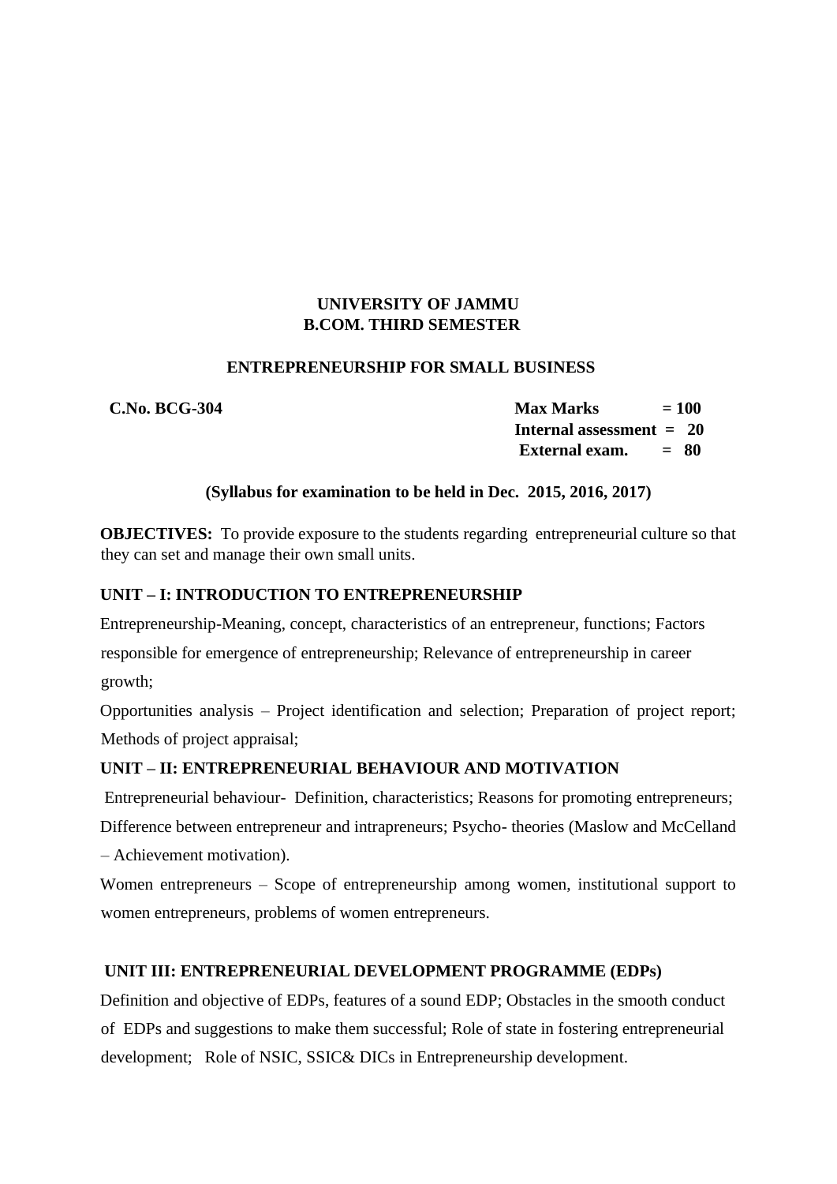**UNIVERSITY OF JAMMU**
**B.COM. THIRD SEMESTER**

**ENTREPRENEURSHIP FOR SMALL BUSINESS**

**C.No. BCG-304**

**Max Marks = 100**
**Internal assessment = 20**
**External exam. = 80**

**(Syllabus for examination to be held in Dec. 2015, 2016, 2017)**

**OBJECTIVES:** To provide exposure to the students regarding entrepreneurial culture so that they can set and manage their own small units.

**UNIT – I: INTRODUCTION TO ENTREPRENEURSHIP**

Entrepreneurship-Meaning, concept, characteristics of an entrepreneur, functions; Factors responsible for emergence of entrepreneurship; Relevance of entrepreneurship in career growth;

Opportunities analysis – Project identification and selection; Preparation of project report; Methods of project appraisal;

**UNIT – II: ENTREPRENEURIAL BEHAVIOUR AND MOTIVATION**

Entrepreneurial behaviour- Definition, characteristics; Reasons for promoting entrepreneurs; Difference between entrepreneur and intrapreneurs; Psycho- theories (Maslow and McCelland – Achievement motivation).

Women entrepreneurs – Scope of entrepreneurship among women, institutional support to women entrepreneurs, problems of women entrepreneurs.

**UNIT III: ENTREPRENEURIAL DEVELOPMENT PROGRAMME (EDPs)**

Definition and objective of EDPs, features of a sound EDP; Obstacles in the smooth conduct of EDPs and suggestions to make them successful; Role of state in fostering entrepreneurial development; Role of NSIC, SSIC& DICs in Entrepreneurship development.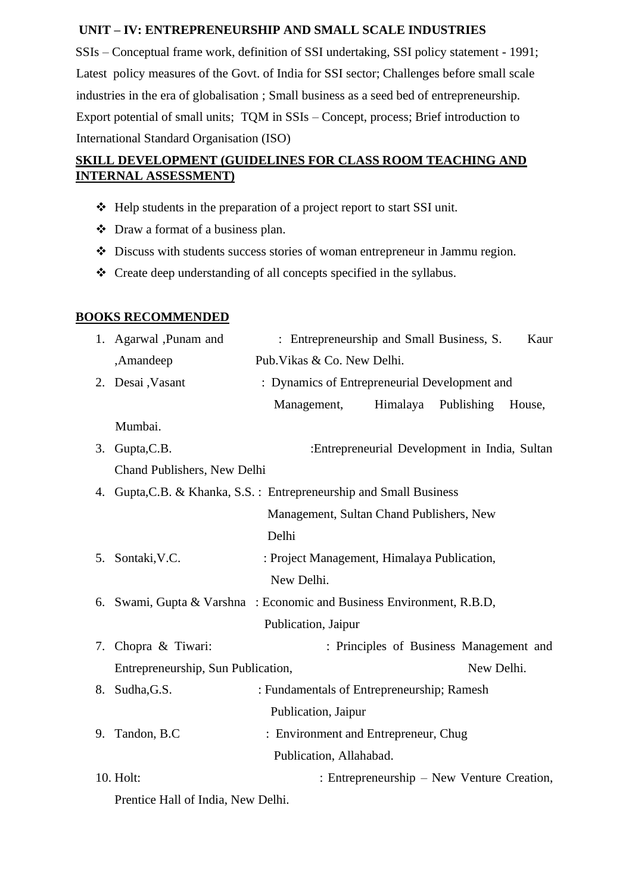## UNIT – IV: ENTREPRENEURSHIP AND SMALL SCALE INDUSTRIES

SSIs – Conceptual frame work, definition of SSI undertaking, SSI policy statement - 1991; Latest policy measures of the Govt. of India for SSI sector; Challenges before small scale industries in the era of globalisation ; Small business as a seed bed of entrepreneurship. Export potential of small units; TQM in SSIs – Concept, process; Brief introduction to International Standard Organisation (ISO)

## SKILL DEVELOPMENT (GUIDELINES FOR CLASS ROOM TEACHING AND INTERNAL ASSESSMENT)

- Help students in the preparation of a project report to start SSI unit.
- Draw a format of a business plan.
- Discuss with students success stories of woman entrepreneur in Jammu region.
- Create deep understanding of all concepts specified in the syllabus.

## BOOKS RECOMMENDED

1. Agarwal ,Punam and ,Amandeep : Entrepreneurship and Small Business, S. Kaur Pub.Vikas & Co. New Delhi.
2. Desai ,Vasant : Dynamics of Entrepreneurial Development and Management, Himalaya Publishing House, Mumbai.
3. Gupta,C.B. :Entrepreneurial Development in India, Sultan Chand Publishers, New Delhi
4. Gupta,C.B. & Khanka, S.S. : Entrepreneurship and Small Business Management, Sultan Chand Publishers, New Delhi
5. Sontaki,V.C. : Project Management, Himalaya Publication, New Delhi.
6. Swami, Gupta & Varshna : Economic and Business Environment, R.B.D, Publication, Jaipur
7. Chopra & Tiwari: : Principles of Business Management and Entrepreneurship, Sun Publication, New Delhi.
8. Sudha,G.S. : Fundamentals of Entrepreneurship; Ramesh Publication, Jaipur
9. Tandon, B.C : Environment and Entrepreneur, Chug Publication, Allahabad.
10. Holt: : Entrepreneurship – New Venture Creation, Prentice Hall of India, New Delhi.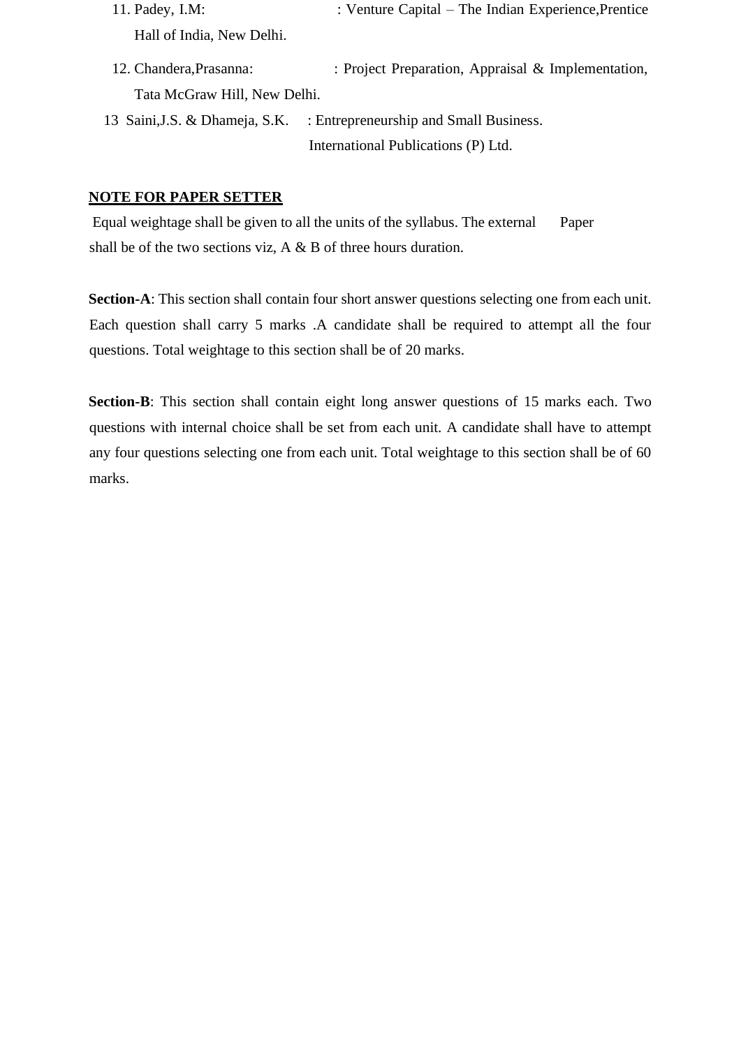11. Padey, I.M: : Venture Capital – The Indian Experience,Prentice Hall of India, New Delhi.

12. Chandera,Prasanna: : Project Preparation, Appraisal & Implementation, Tata McGraw Hill, New Delhi.

13. Saini,J.S. & Dhameja, S.K. : Entrepreneurship and Small Business. International Publications (P) Ltd.

**NOTE FOR PAPER SETTER**

Equal weightage shall be given to all the units of the syllabus. The external Paper shall be of the two sections viz, A & B of three hours duration.

**Section-A**: This section shall contain four short answer questions selecting one from each unit. Each question shall carry 5 marks .A candidate shall be required to attempt all the four questions. Total weightage to this section shall be of 20 marks.

**Section-B**: This section shall contain eight long answer questions of 15 marks each. Two questions with internal choice shall be set from each unit. A candidate shall have to attempt any four questions selecting one from each unit. Total weightage to this section shall be of 60 marks.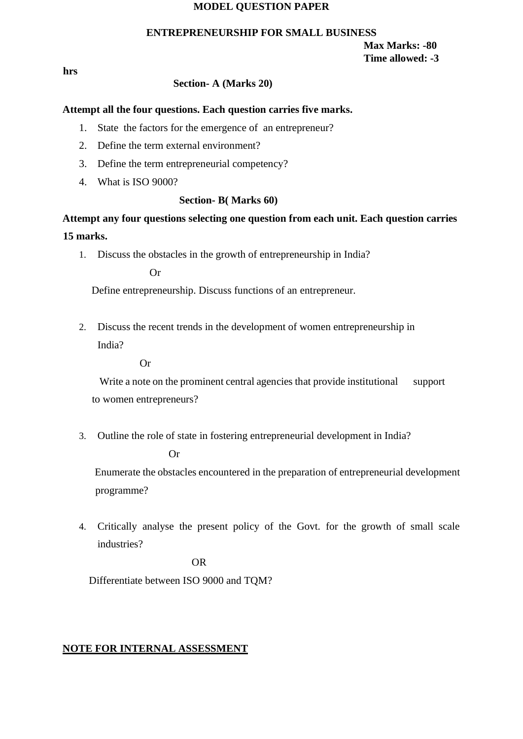# MODEL QUESTION PAPER

## ENTREPRENEURSHIP FOR SMALL BUSINESS

**Max Marks: -80**
**Time allowed: -3 hrs**

### Section- A (Marks 20)

**Attempt all the four questions. Each question carries five marks.**

1. State the factors for the emergence of an entrepreneur?
2. Define the term external environment?
3. Define the term entrepreneurial competency?
4. What is ISO 9000?

### Section- B( Marks 60)

**Attempt any four questions selecting one question from each unit. Each question carries 15 marks.**

1. Discuss the obstacles in the growth of entrepreneurship in India?

   Or

   Define entrepreneurship. Discuss functions of an entrepreneur.

2. Discuss the recent trends in the development of women entrepreneurship in India?

   Or

   Write a note on the prominent central agencies that provide institutional support to women entrepreneurs?

3. Outline the role of state in fostering entrepreneurial development in India?

   Or

   Enumerate the obstacles encountered in the preparation of entrepreneurial development programme?

4. Critically analyse the present policy of the Govt. for the growth of small scale industries?

   OR

   Differentiate between ISO 9000 and TQM?

**<u>NOTE FOR INTERNAL ASSESSMENT</u>**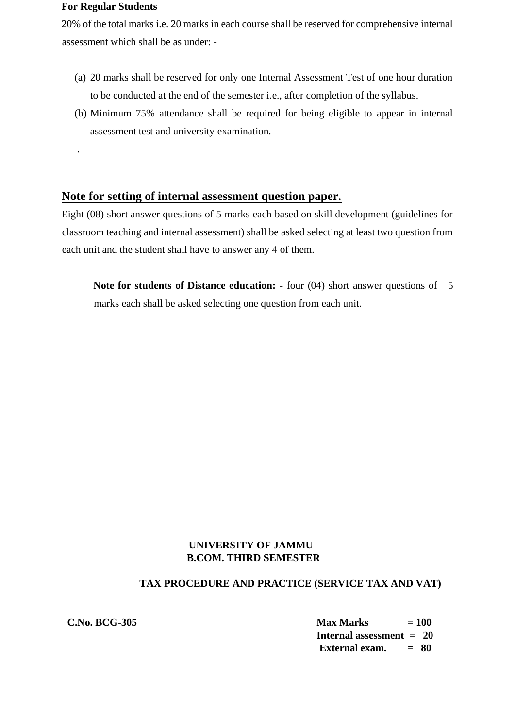**For Regular Students**

20% of the total marks i.e. 20 marks in each course shall be reserved for comprehensive internal assessment which shall be as under: -

(a) 20 marks shall be reserved for only one Internal Assessment Test of one hour duration to be conducted at the end of the semester i.e., after completion of the syllabus.

(b) Minimum 75% attendance shall be required for being eligible to appear in internal assessment test and university examination.

.

## Note for setting of internal assessment question paper.

Eight (08) short answer questions of 5 marks each based on skill development (guidelines for classroom teaching and internal assessment) shall be asked selecting at least two question from each unit and the student shall have to answer any 4 of them.

**Note for students of Distance education: -** four (04) short answer questions of 5 marks each shall be asked selecting one question from each unit.

**UNIVERSITY OF JAMMU**
**B.COM. THIRD SEMESTER**

**TAX PROCEDURE AND PRACTICE (SERVICE TAX AND VAT)**

**C.No. BCG-305**

**Max Marks = 100**
**Internal assessment = 20**
**External exam. = 80**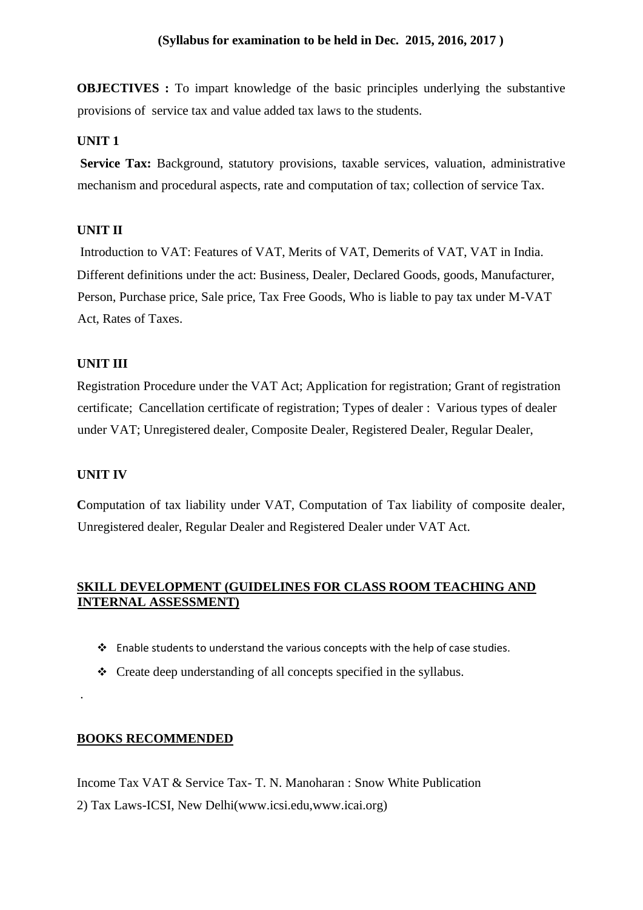**(Syllabus for examination to be held in Dec. 2015, 2016, 2017 )**

**OBJECTIVES :** To impart knowledge of the basic principles underlying the substantive provisions of service tax and value added tax laws to the students.

**UNIT 1**

**Service Tax:** Background, statutory provisions, taxable services, valuation, administrative mechanism and procedural aspects, rate and computation of tax; collection of service Tax.

**UNIT II**

Introduction to VAT: Features of VAT, Merits of VAT, Demerits of VAT, VAT in India. Different definitions under the act: Business, Dealer, Declared Goods, goods, Manufacturer, Person, Purchase price, Sale price, Tax Free Goods, Who is liable to pay tax under M-VAT Act, Rates of Taxes.

**UNIT III**

Registration Procedure under the VAT Act; Application for registration; Grant of registration certificate; Cancellation certificate of registration; Types of dealer : Various types of dealer under VAT; Unregistered dealer, Composite Dealer, Registered Dealer, Regular Dealer,

**UNIT IV**

Computation of tax liability under VAT, Computation of Tax liability of composite dealer, Unregistered dealer, Regular Dealer and Registered Dealer under VAT Act.

**SKILL DEVELOPMENT (GUIDELINES FOR CLASS ROOM TEACHING AND INTERNAL ASSESSMENT)**

- Enable students to understand the various concepts with the help of case studies.
- Create deep understanding of all concepts specified in the syllabus.

.

**BOOKS RECOMMENDED**

Income Tax VAT & Service Tax- T. N. Manoharan : Snow White Publication

2) Tax Laws-ICSI, New Delhi(www.icsi.edu,www.icai.org)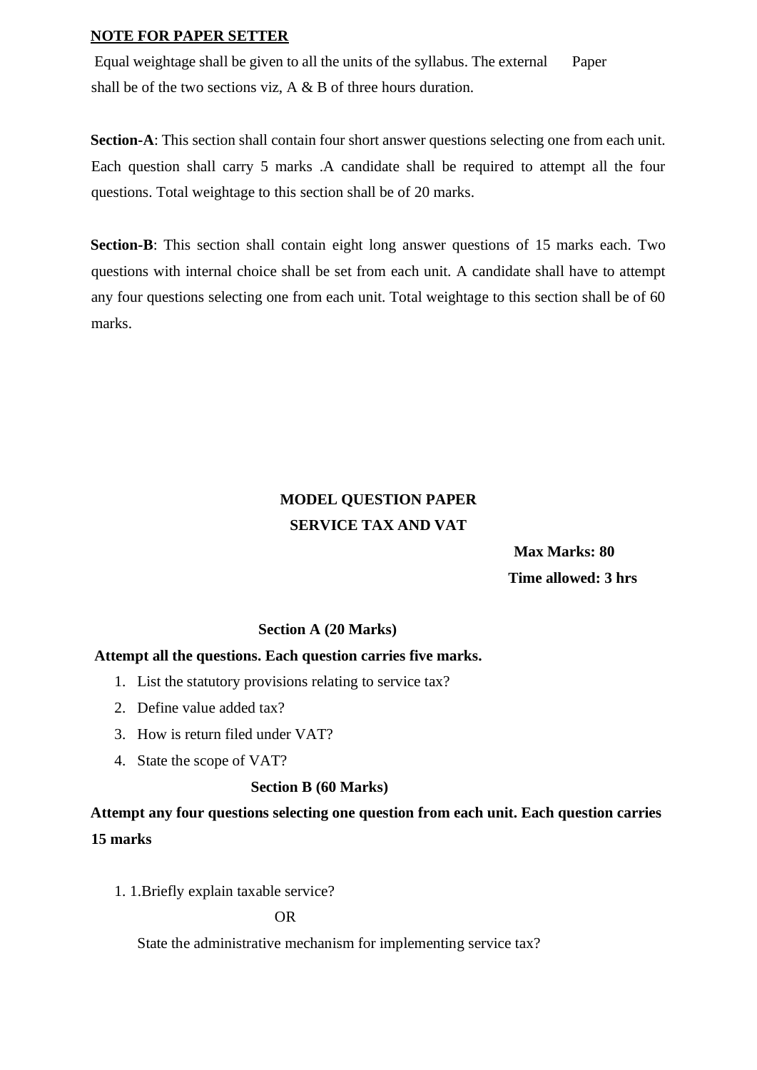**NOTE FOR PAPER SETTER**

Equal weightage shall be given to all the units of the syllabus. The external Paper shall be of the two sections viz, A & B of three hours duration.

**Section-A**: This section shall contain four short answer questions selecting one from each unit. Each question shall carry 5 marks .A candidate shall be required to attempt all the four questions. Total weightage to this section shall be of 20 marks.

**Section-B**: This section shall contain eight long answer questions of 15 marks each. Two questions with internal choice shall be set from each unit. A candidate shall have to attempt any four questions selecting one from each unit. Total weightage to this section shall be of 60 marks.

**MODEL QUESTION PAPER**

**SERVICE TAX AND VAT**

**Max Marks: 80**

**Time allowed: 3 hrs**

**Section A (20 Marks)**

**Attempt all the questions. Each question carries five marks.**

1. List the statutory provisions relating to service tax?
2. Define value added tax?
3. How is return filed under VAT?
4. State the scope of VAT?

**Section B (60 Marks)**

**Attempt any four questions selecting one question from each unit. Each question carries 15 marks**

1. 1.Briefly explain taxable service?

   OR

   State the administrative mechanism for implementing service tax?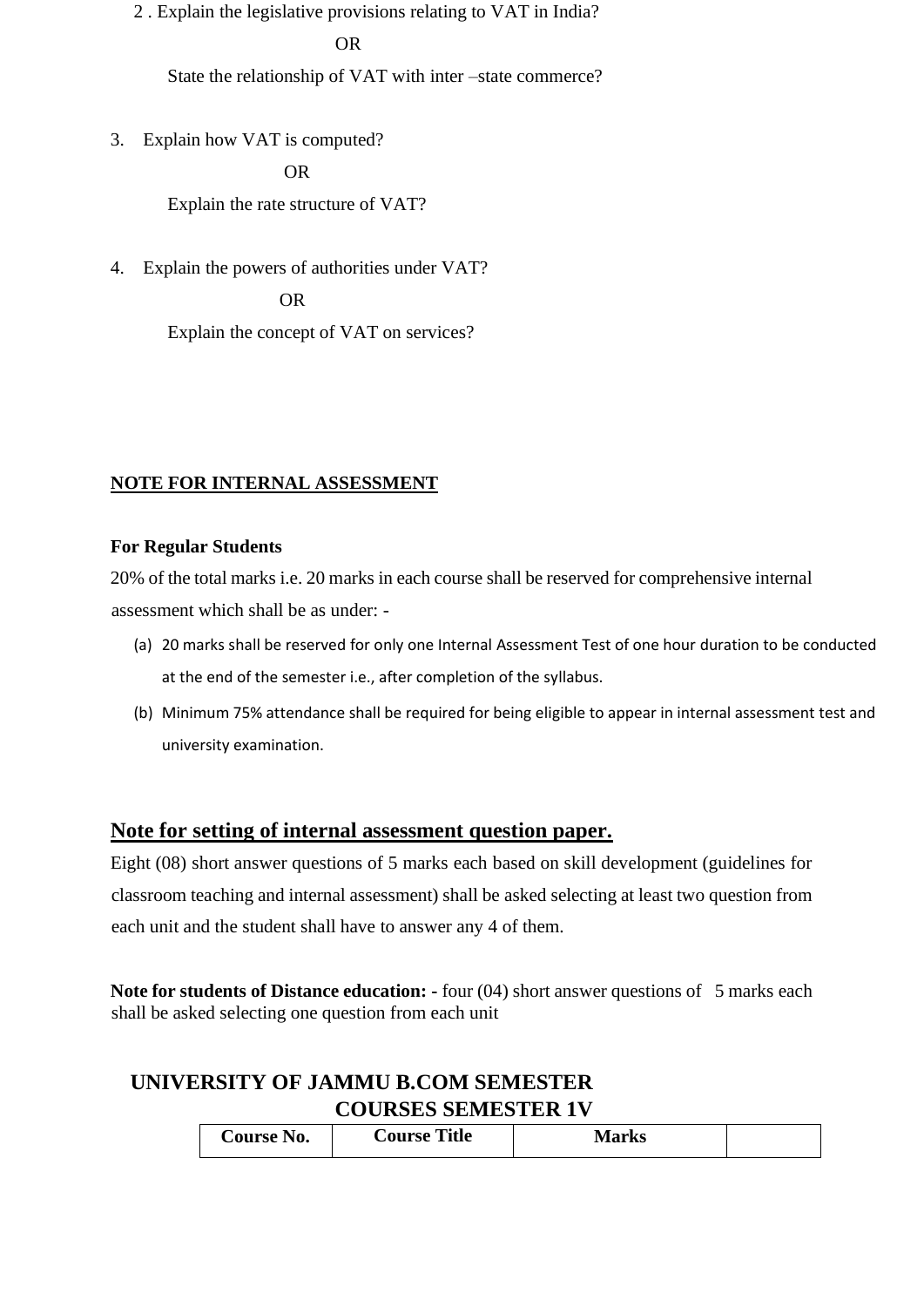2 . Explain the legislative provisions relating to VAT in India?

OR

State the relationship of VAT with inter –state commerce?

3. Explain how VAT is computed?

OR

Explain the rate structure of VAT?

4. Explain the powers of authorities under VAT?

OR

Explain the concept of VAT on services?

**NOTE FOR INTERNAL ASSESSMENT**

**For Regular Students**

20% of the total marks i.e. 20 marks in each course shall be reserved for comprehensive internal assessment which shall be as under: -

(a) 20 marks shall be reserved for only one Internal Assessment Test of one hour duration to be conducted at the end of the semester i.e., after completion of the syllabus.

(b) Minimum 75% attendance shall be required for being eligible to appear in internal assessment test and university examination.

## Note for setting of internal assessment question paper.

Eight (08) short answer questions of 5 marks each based on skill development (guidelines for classroom teaching and internal assessment) shall be asked selecting at least two question from each unit and the student shall have to answer any 4 of them.

**Note for students of Distance education: -** four (04) short answer questions of 5 marks each shall be asked selecting one question from each unit

## UNIVERSITY OF JAMMU B.COM SEMESTER COURSES SEMESTER 1V

| Course No. | Course Title | Marks | |
|---|---|---|---|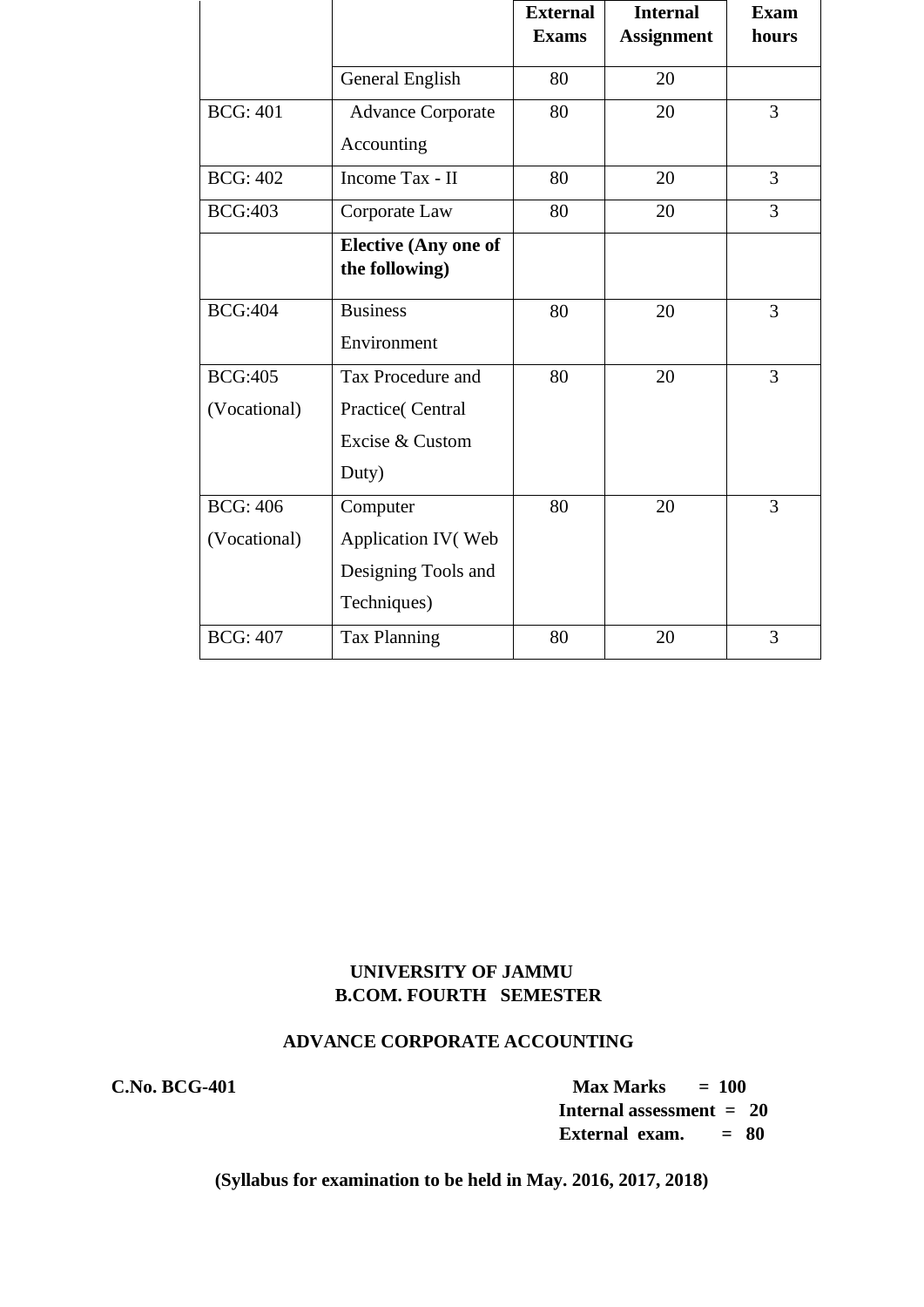| | | External Exams | Internal Assignment | Exam hours |
|---|---|---|---|---|
| | General English | 80 | 20 | |
| BCG: 401 | Advance Corporate Accounting | 80 | 20 | 3 |
| BCG: 402 | Income Tax - II | 80 | 20 | 3 |
| BCG:403 | Corporate Law | 80 | 20 | 3 |
| | **Elective (Any one of the following)** | | | |
| BCG:404 | Business Environment | 80 | 20 | 3 |
| BCG:405 (Vocational) | Tax Procedure and Practice( Central Excise & Custom Duty) | 80 | 20 | 3 |
| BCG: 406 (Vocational) | Computer Application IV( Web Designing Tools and Techniques) | 80 | 20 | 3 |
| BCG: 407 | Tax Planning | 80 | 20 | 3 |

**UNIVERSITY OF JAMMU**
**B.COM. FOURTH SEMESTER**

**ADVANCE CORPORATE ACCOUNTING**

**C.No. BCG-401**

**Max Marks = 100**
**Internal assessment = 20**
**External exam. = 80**

**(Syllabus for examination to be held in May. 2016, 2017, 2018)**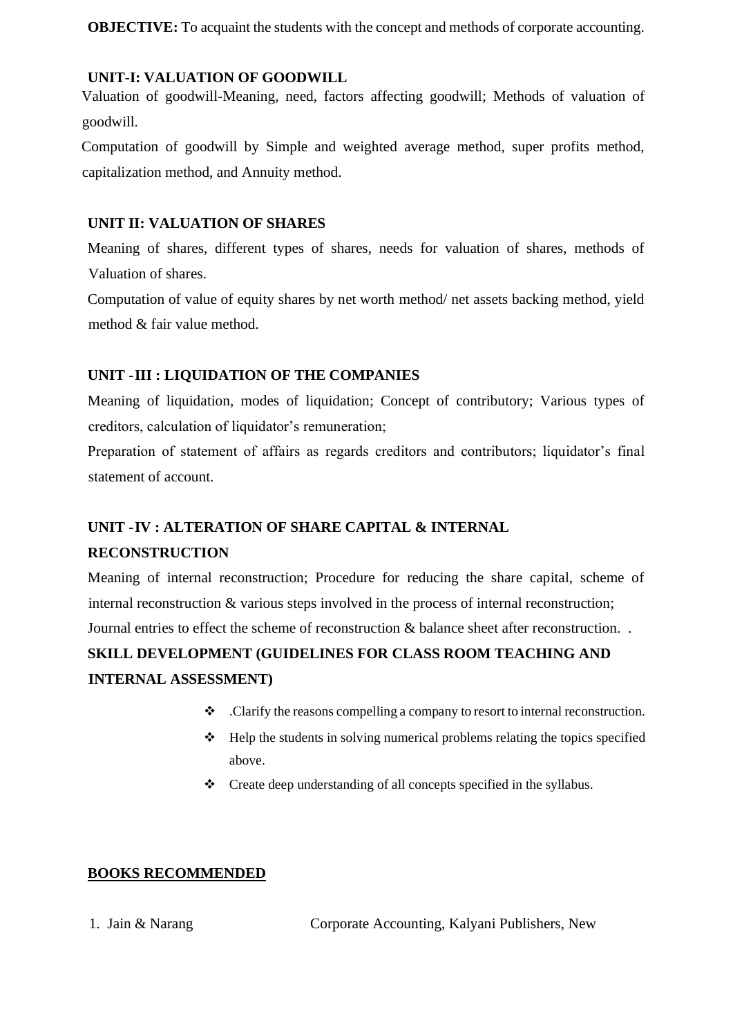**OBJECTIVE:** To acquaint the students with the concept and methods of corporate accounting.

## UNIT-I: VALUATION OF GOODWILL

Valuation of goodwill-Meaning, need, factors affecting goodwill; Methods of valuation of goodwill.

Computation of goodwill by Simple and weighted average method, super profits method, capitalization method, and Annuity method.

## UNIT II: VALUATION OF SHARES

Meaning of shares, different types of shares, needs for valuation of shares, methods of Valuation of shares.

Computation of value of equity shares by net worth method/ net assets backing method, yield method & fair value method.

## UNIT -III : LIQUIDATION OF THE COMPANIES

Meaning of liquidation, modes of liquidation; Concept of contributory; Various types of creditors, calculation of liquidator's remuneration;

Preparation of statement of affairs as regards creditors and contributors; liquidator's final statement of account.

## UNIT -IV : ALTERATION OF SHARE CAPITAL & INTERNAL RECONSTRUCTION

Meaning of internal reconstruction; Procedure for reducing the share capital, scheme of internal reconstruction & various steps involved in the process of internal reconstruction;

Journal entries to effect the scheme of reconstruction & balance sheet after reconstruction. .

## SKILL DEVELOPMENT (GUIDELINES FOR CLASS ROOM TEACHING AND INTERNAL ASSESSMENT)

- .Clarify the reasons compelling a company to resort to internal reconstruction.
- Help the students in solving numerical problems relating the topics specified above.
- Create deep understanding of all concepts specified in the syllabus.

## BOOKS RECOMMENDED

1. Jain & Narang Corporate Accounting, Kalyani Publishers, New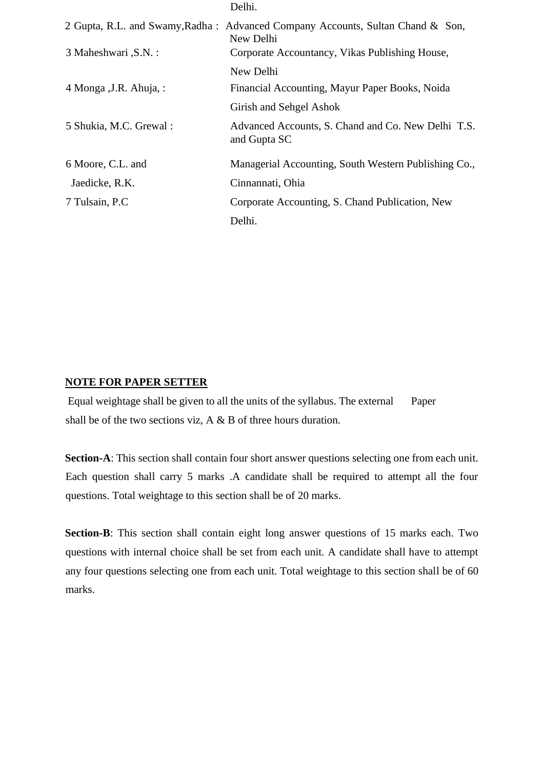Delhi.

2 Gupta, R.L. and Swamy,Radha : Advanced Company Accounts, Sultan Chand & Son, New Delhi

3 Maheshwari ,S.N. : Corporate Accountancy, Vikas Publishing House, New Delhi

4 Monga ,J.R. Ahuja, : Financial Accounting, Mayur Paper Books, Noida Girish and Sehgel Ashok

5 Shukia, M.C. Grewal : Advanced Accounts, S. Chand and Co. New Delhi T.S. and Gupta SC

6 Moore, C.L. and Jaedicke, R.K. Managerial Accounting, South Western Publishing Co., Cinnannati, Ohia

7 Tulsain, P.C Corporate Accounting, S. Chand Publication, New Delhi.

**NOTE FOR PAPER SETTER**

Equal weightage shall be given to all the units of the syllabus. The external Paper shall be of the two sections viz, A & B of three hours duration.

**Section-A**: This section shall contain four short answer questions selecting one from each unit. Each question shall carry 5 marks .A candidate shall be required to attempt all the four questions. Total weightage to this section shall be of 20 marks.

**Section-B**: This section shall contain eight long answer questions of 15 marks each. Two questions with internal choice shall be set from each unit. A candidate shall have to attempt any four questions selecting one from each unit. Total weightage to this section shall be of 60 marks.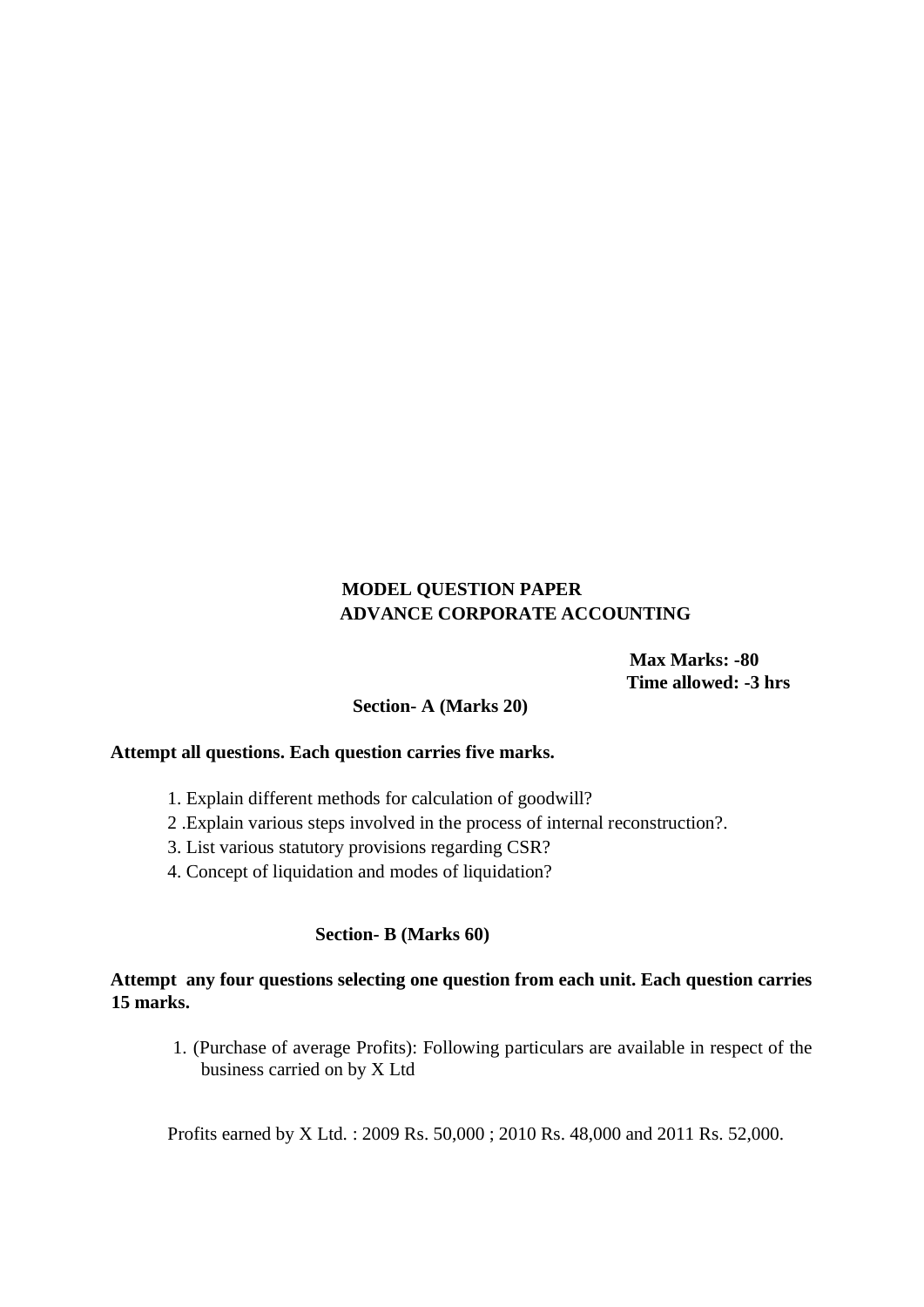**MODEL QUESTION PAPER**
**ADVANCE CORPORATE ACCOUNTING**

**Max Marks: -80**
**Time allowed: -3 hrs**

**Section- A (Marks 20)**

**Attempt all questions. Each question carries five marks.**

1. Explain different methods for calculation of goodwill?
2 .Explain various steps involved in the process of internal reconstruction?.
3. List various statutory provisions regarding CSR?
4. Concept of liquidation and modes of liquidation?

**Section- B (Marks 60)**

**Attempt any four questions selecting one question from each unit. Each question carries 15 marks.**

1. (Purchase of average Profits): Following particulars are available in respect of the business carried on by X Ltd

Profits earned by X Ltd. : 2009 Rs. 50,000 ; 2010 Rs. 48,000 and 2011 Rs. 52,000.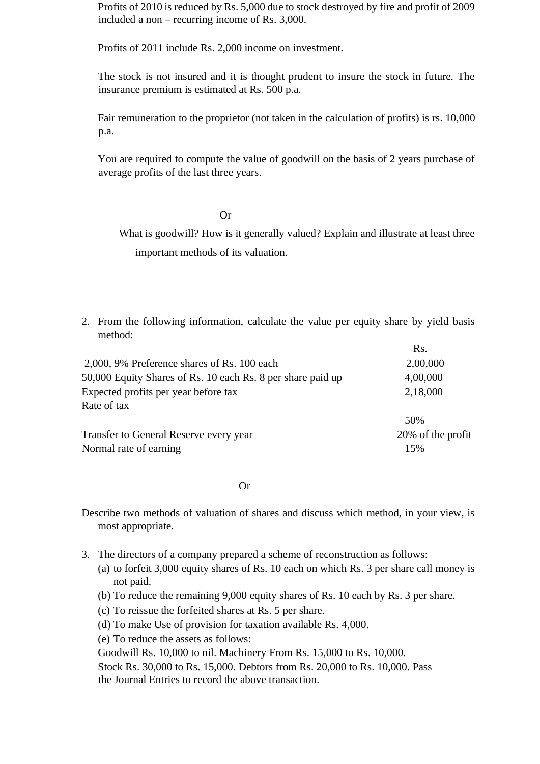Profits of 2010 is reduced by Rs. 5,000 due to stock destroyed by fire and profit of 2009 included a non – recurring income of Rs. 3,000.

Profits of 2011 include Rs. 2,000 income on investment.

The stock is not insured and it is thought prudent to insure the stock in future. The insurance premium is estimated at Rs. 500 p.a.

Fair remuneration to the proprietor (not taken in the calculation of profits) is rs. 10,000 p.a.

You are required to compute the value of goodwill on the basis of 2 years purchase of average profits of the last three years.

Or

What is goodwill? How is it generally valued? Explain and illustrate at least three important methods of its valuation.

2. From the following information, calculate the value per equity share by yield basis method:

| | Rs. |
|---|---|
| 2,000, 9% Preference shares of Rs. 100 each | 2,00,000 |
| 50,000 Equity Shares of Rs. 10 each Rs. 8 per share paid up | 4,00,000 |
| Expected profits per year before tax | 2,18,000 |
| Rate of tax | 50% |
| Transfer to General Reserve every year | 20% of the profit |
| Normal rate of earning | 15% |

Or

Describe two methods of valuation of shares and discuss which method, in your view, is most appropriate.

3. The directors of a company prepared a scheme of reconstruction as follows:
   (a) to forfeit 3,000 equity shares of Rs. 10 each on which Rs. 3 per share call money is not paid.
   (b) To reduce the remaining 9,000 equity shares of Rs. 10 each by Rs. 3 per share.
   (c) To reissue the forfeited shares at Rs. 5 per share.
   (d) To make Use of provision for taxation available Rs. 4,000.
   (e) To reduce the assets as follows:
   Goodwill Rs. 10,000 to nil. Machinery From Rs. 15,000 to Rs. 10,000.
   Stock Rs. 30,000 to Rs. 15,000. Debtors from Rs. 20,000 to Rs. 10,000. Pass the Journal Entries to record the above transaction.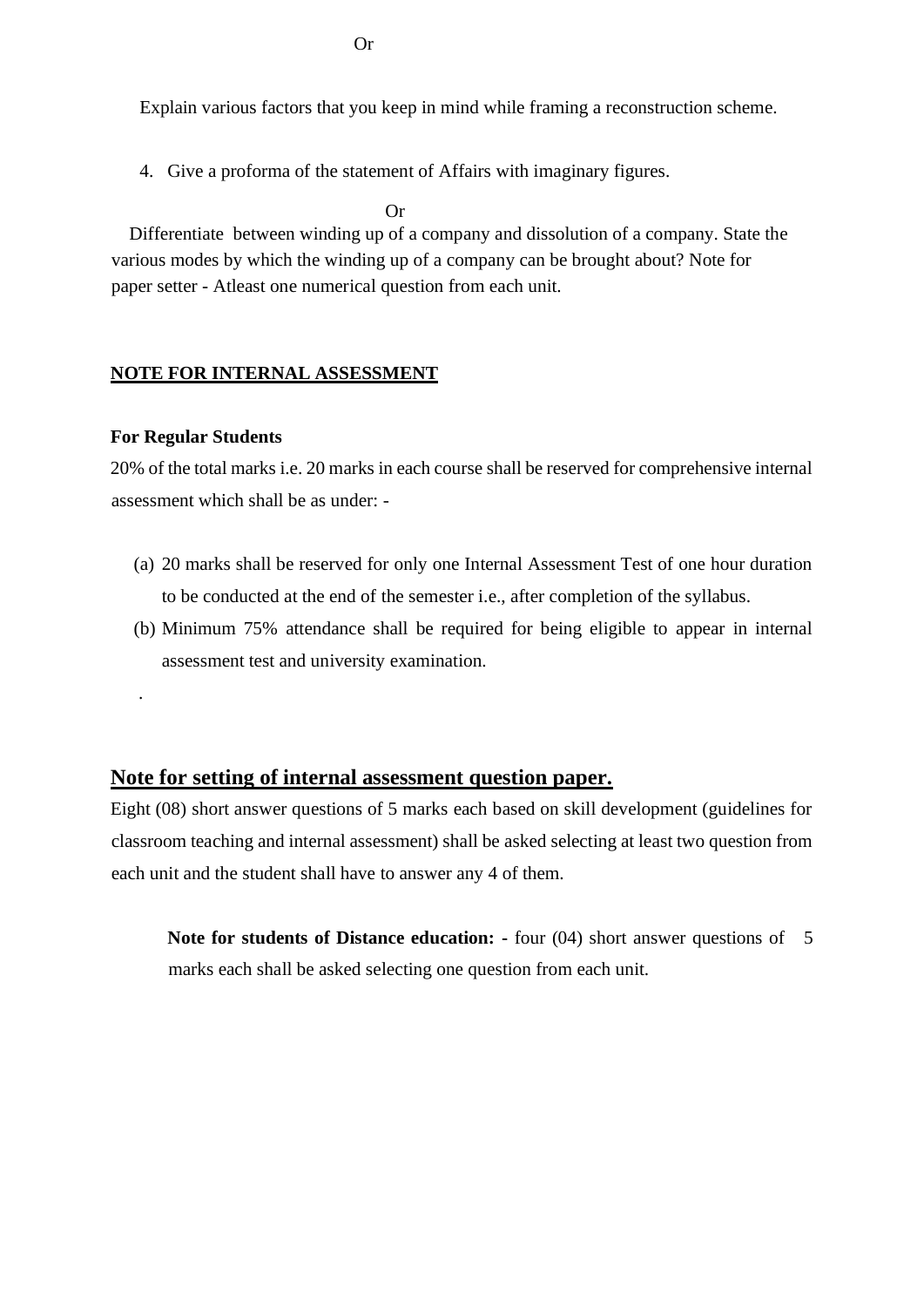Or

Explain various factors that you keep in mind while framing a reconstruction scheme.

4. Give a proforma of the statement of Affairs with imaginary figures.

Or

Differentiate between winding up of a company and dissolution of a company. State the various modes by which the winding up of a company can be brought about? Note for paper setter - Atleast one numerical question from each unit.

**NOTE FOR INTERNAL ASSESSMENT**

**For Regular Students**

20% of the total marks i.e. 20 marks in each course shall be reserved for comprehensive internal assessment which shall be as under: -

(a) 20 marks shall be reserved for only one Internal Assessment Test of one hour duration to be conducted at the end of the semester i.e., after completion of the syllabus.

(b) Minimum 75% attendance shall be required for being eligible to appear in internal assessment test and university examination.

.

## Note for setting of internal assessment question paper.

Eight (08) short answer questions of 5 marks each based on skill development (guidelines for classroom teaching and internal assessment) shall be asked selecting at least two question from each unit and the student shall have to answer any 4 of them.

**Note for students of Distance education: -** four (04) short answer questions of 5 marks each shall be asked selecting one question from each unit.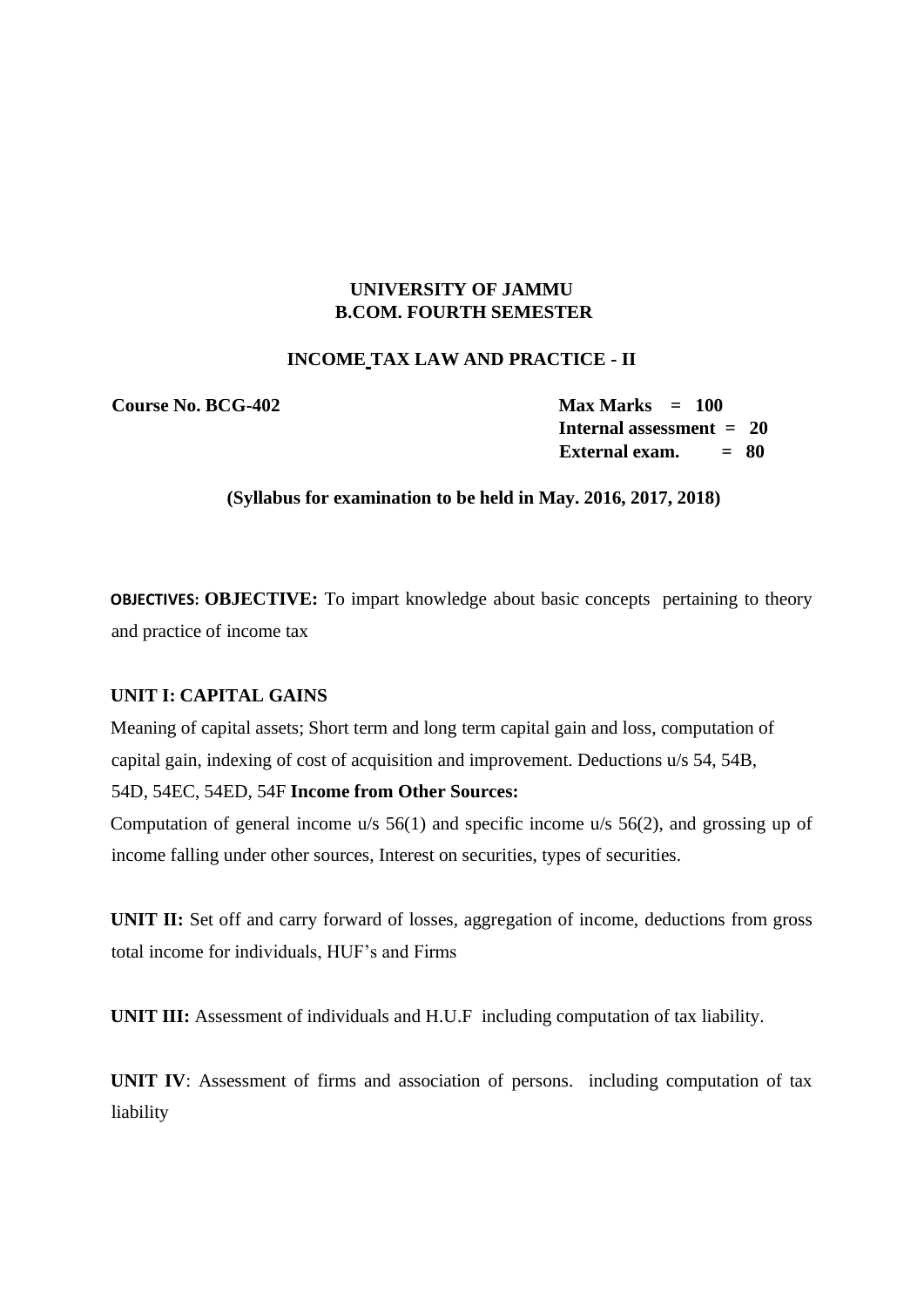**UNIVERSITY OF JAMMU**
**B.COM. FOURTH SEMESTER**

**INCOME TAX LAW AND PRACTICE - II**

**Course No. BCG-402**

**Max Marks = 100**
**Internal assessment = 20**
**External exam. = 80**

**(Syllabus for examination to be held in May. 2016, 2017, 2018)**

**OBJECTIVES: OBJECTIVE:** To impart knowledge about basic concepts pertaining to theory and practice of income tax

**UNIT I: CAPITAL GAINS**

Meaning of capital assets; Short term and long term capital gain and loss, computation of capital gain, indexing of cost of acquisition and improvement. Deductions u/s 54, 54B, 54D, 54EC, 54ED, 54F **Income from Other Sources:**

Computation of general income u/s 56(1) and specific income u/s 56(2), and grossing up of income falling under other sources, Interest on securities, types of securities.

**UNIT II:** Set off and carry forward of losses, aggregation of income, deductions from gross total income for individuals, HUF's and Firms

**UNIT III:** Assessment of individuals and H.U.F including computation of tax liability.

**UNIT IV**: Assessment of firms and association of persons. including computation of tax liability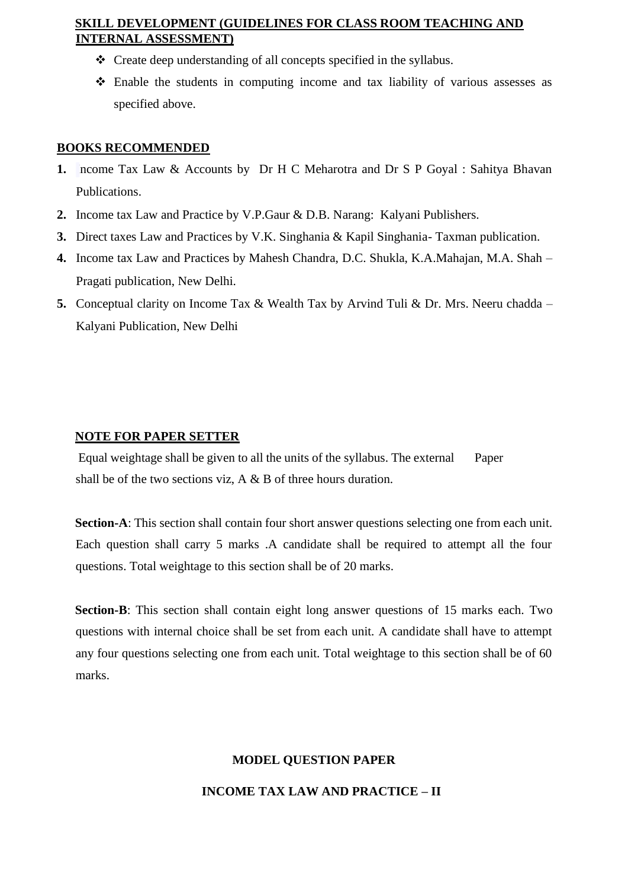**SKILL DEVELOPMENT (GUIDELINES FOR CLASS ROOM TEACHING AND INTERNAL ASSESSMENT)**

- ❖ Create deep understanding of all concepts specified in the syllabus.
- ❖ Enable the students in computing income and tax liability of various assesses as specified above.

**BOOKS RECOMMENDED**

1. Income Tax Law & Accounts by Dr H C Meharotra and Dr S P Goyal : Sahitya Bhavan Publications.
2. Income tax Law and Practice by V.P.Gaur & D.B. Narang: Kalyani Publishers.
3. Direct taxes Law and Practices by V.K. Singhania & Kapil Singhania- Taxman publication.
4. Income tax Law and Practices by Mahesh Chandra, D.C. Shukla, K.A.Mahajan, M.A. Shah – Pragati publication, New Delhi.
5. Conceptual clarity on Income Tax & Wealth Tax by Arvind Tuli & Dr. Mrs. Neeru chadda – Kalyani Publication, New Delhi

**NOTE FOR PAPER SETTER**

Equal weightage shall be given to all the units of the syllabus. The external Paper shall be of the two sections viz, A & B of three hours duration.

**Section-A**: This section shall contain four short answer questions selecting one from each unit. Each question shall carry 5 marks .A candidate shall be required to attempt all the four questions. Total weightage to this section shall be of 20 marks.

**Section-B**: This section shall contain eight long answer questions of 15 marks each. Two questions with internal choice shall be set from each unit. A candidate shall have to attempt any four questions selecting one from each unit. Total weightage to this section shall be of 60 marks.

**MODEL QUESTION PAPER**

**INCOME TAX LAW AND PRACTICE – II**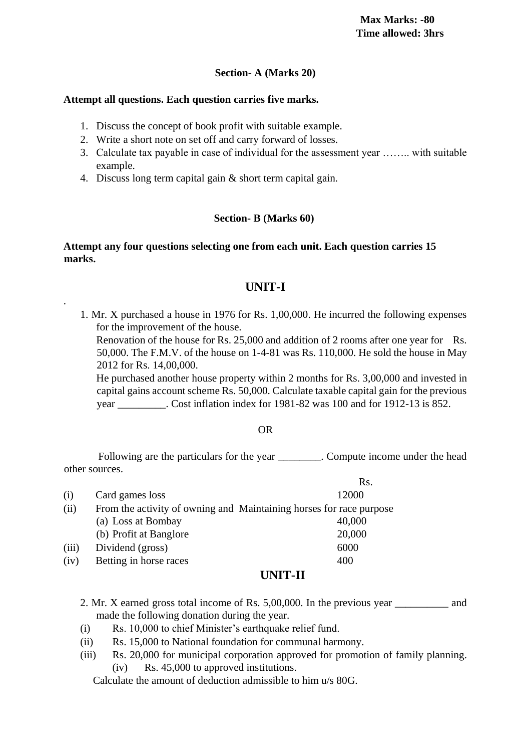**Max Marks: -80**
**Time allowed: 3hrs**

**Section- A (Marks 20)**

**Attempt all questions. Each question carries five marks.**

1. Discuss the concept of book profit with suitable example.
2. Write a short note on set off and carry forward of losses.
3. Calculate tax payable in case of individual for the assessment year …….. with suitable example.
4. Discuss long term capital gain & short term capital gain.

**Section- B (Marks 60)**

**Attempt any four questions selecting one from each unit. Each question carries 15 marks.**

## UNIT-I

.

1. Mr. X purchased a house in 1976 for Rs. 1,00,000. He incurred the following expenses for the improvement of the house.
   Renovation of the house for Rs. 25,000 and addition of 2 rooms after one year for Rs. 50,000. The F.M.V. of the house on 1-4-81 was Rs. 110,000. He sold the house in May 2012 for Rs. 14,00,000.
   He purchased another house property within 2 months for Rs. 3,00,000 and invested in capital gains account scheme Rs. 50,000. Calculate taxable capital gain for the previous year _________. Cost inflation index for 1981-82 was 100 and for 1912-13 is 852.

OR

Following are the particulars for the year ________. Compute income under the head other sources.

| | | Rs. |
|---|---|---|
| (i) | Card games loss | 12000 |
| (ii) | From the activity of owning and Maintaining horses for race purpose | |
| | (a) Loss at Bombay | 40,000 |
| | (b) Profit at Banglore | 20,000 |
| (iii) | Dividend (gross) | 6000 |
| (iv) | Betting in horse races | 400 |

## UNIT-II

2. Mr. X earned gross total income of Rs. 5,00,000. In the previous year __________ and made the following donation during the year.

(i) Rs. 10,000 to chief Minister's earthquake relief fund.
(ii) Rs. 15,000 to National foundation for communal harmony.
(iii) Rs. 20,000 for municipal corporation approved for promotion of family planning.
(iv) Rs. 45,000 to approved institutions.

Calculate the amount of deduction admissible to him u/s 80G.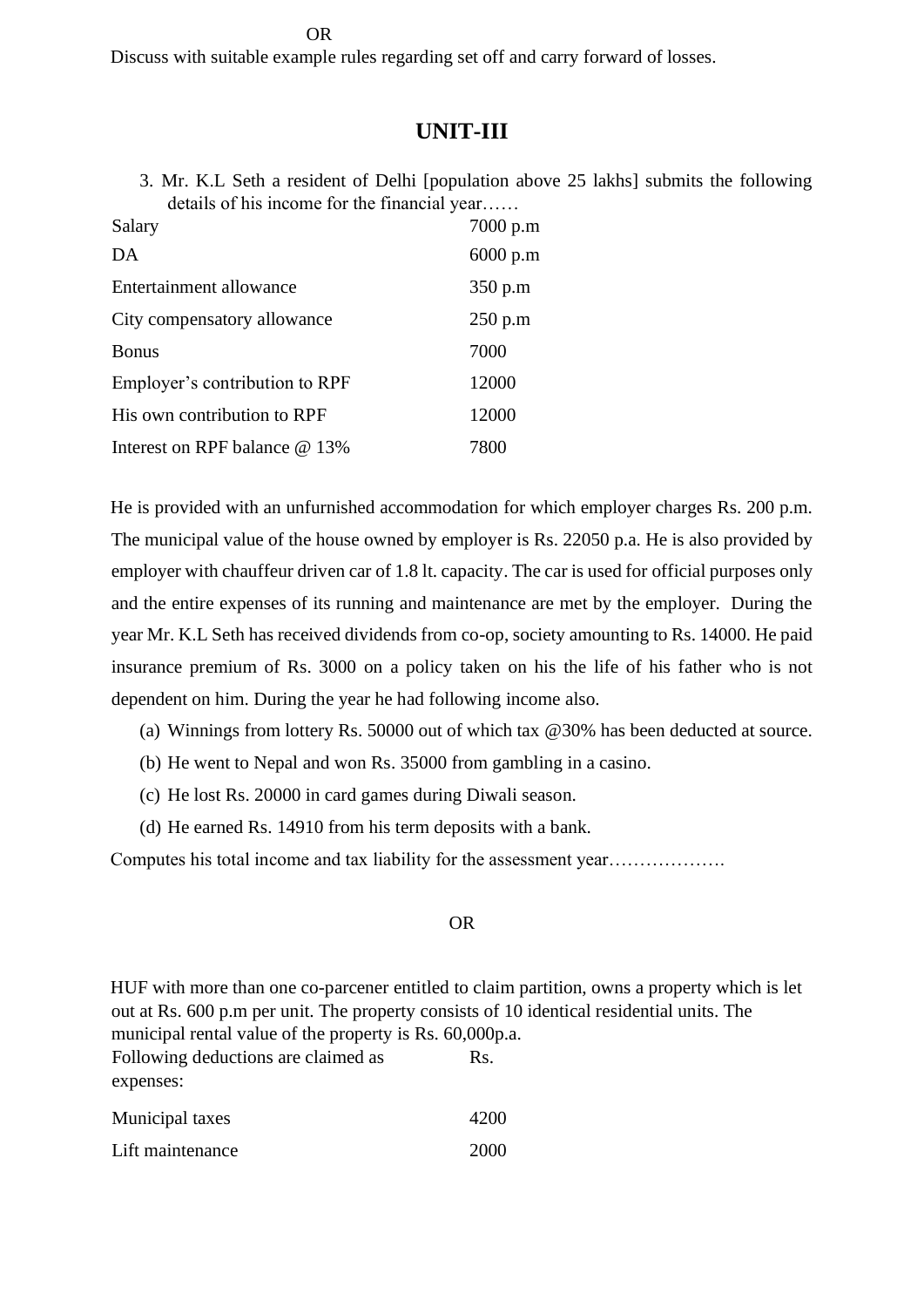OR

Discuss with suitable example rules regarding set off and carry forward of losses.

## UNIT-III

3. Mr. K.L Seth a resident of Delhi [population above 25 lakhs] submits the following details of his income for the financial year……

| | |
|---|---|
| Salary | 7000 p.m |
| DA | 6000 p.m |
| Entertainment allowance | 350 p.m |
| City compensatory allowance | 250 p.m |
| Bonus | 7000 |
| Employer's contribution to RPF | 12000 |
| His own contribution to RPF | 12000 |
| Interest on RPF balance @ 13% | 7800 |

He is provided with an unfurnished accommodation for which employer charges Rs. 200 p.m. The municipal value of the house owned by employer is Rs. 22050 p.a. He is also provided by employer with chauffeur driven car of 1.8 lt. capacity. The car is used for official purposes only and the entire expenses of its running and maintenance are met by the employer. During the year Mr. K.L Seth has received dividends from co-op, society amounting to Rs. 14000. He paid insurance premium of Rs. 3000 on a policy taken on his the life of his father who is not dependent on him. During the year he had following income also.

(a) Winnings from lottery Rs. 50000 out of which tax @30% has been deducted at source.

(b) He went to Nepal and won Rs. 35000 from gambling in a casino.

(c) He lost Rs. 20000 in card games during Diwali season.

(d) He earned Rs. 14910 from his term deposits with a bank.

Computes his total income and tax liability for the assessment year……………….

OR

HUF with more than one co-parcener entitled to claim partition, owns a property which is let out at Rs. 600 p.m per unit. The property consists of 10 identical residential units. The municipal rental value of the property is Rs. 60,000p.a.

| Following deductions are claimed as expenses: | Rs. |
|---|---|
| Municipal taxes | 4200 |
| Lift maintenance | 2000 |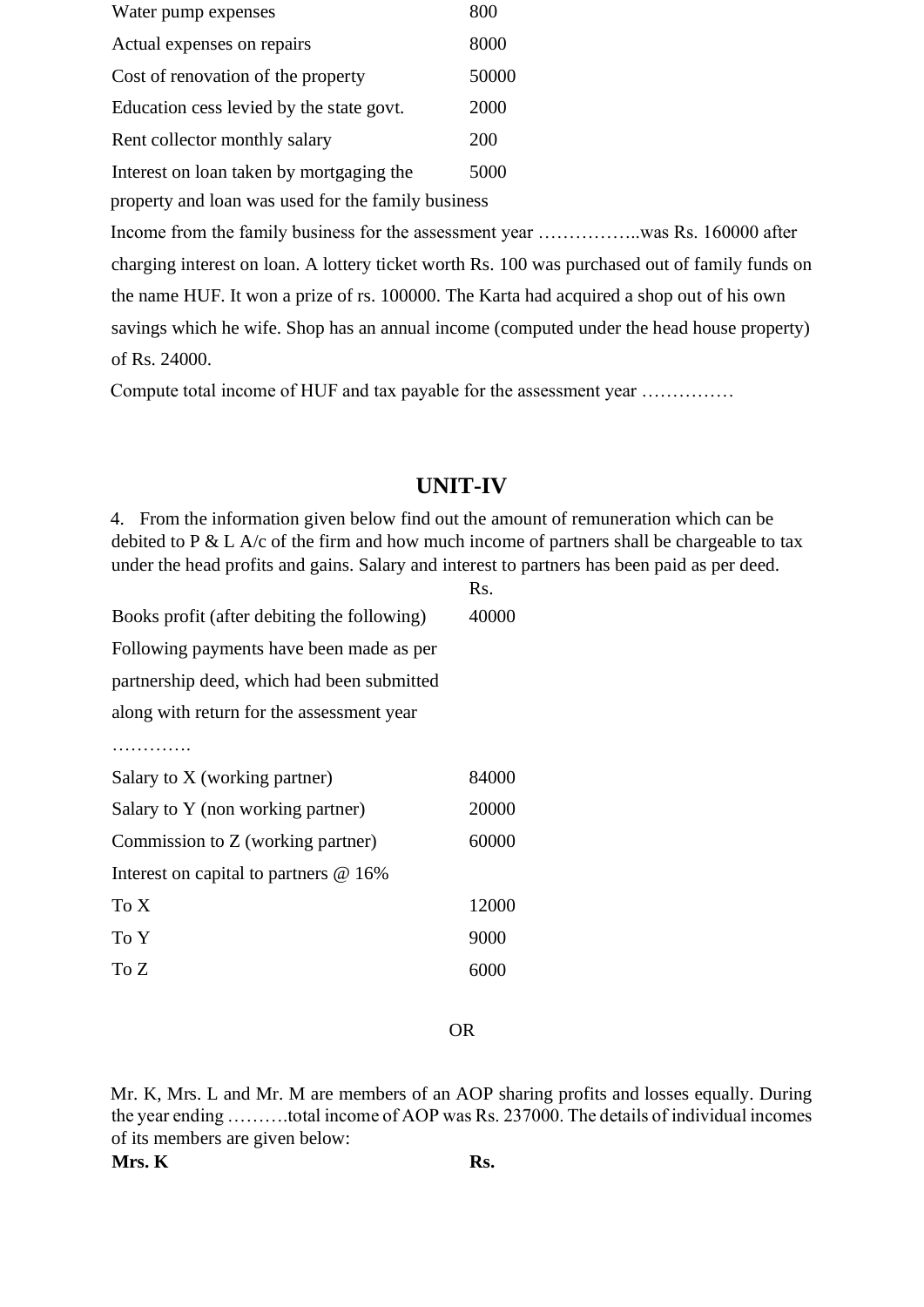| | |
|---|---|
| Water pump expenses | 800 |
| Actual expenses on repairs | 8000 |
| Cost of renovation of the property | 50000 |
| Education cess levied by the state govt. | 2000 |
| Rent collector monthly salary | 200 |
| Interest on loan taken by mortgaging the property and loan was used for the family business | 5000 |

Income from the family business for the assessment year ……………..was Rs. 160000 after charging interest on loan. A lottery ticket worth Rs. 100 was purchased out of family funds on the name HUF. It won a prize of rs. 100000. The Karta had acquired a shop out of his own savings which he wife. Shop has an annual income (computed under the head house property) of Rs. 24000.

Compute total income of HUF and tax payable for the assessment year ……………

## UNIT-IV

4. From the information given below find out the amount of remuneration which can be debited to P & L A/c of the firm and how much income of partners shall be chargeable to tax under the head profits and gains. Salary and interest to partners has been paid as per deed.

| | Rs. |
|---|---|
| Books profit (after debiting the following) | 40000 |
| Following payments have been made as per partnership deed, which had been submitted along with return for the assessment year …………. | |
| Salary to X (working partner) | 84000 |
| Salary to Y (non working partner) | 20000 |
| Commission to Z (working partner) | 60000 |
| Interest on capital to partners @ 16% | |
| To X | 12000 |
| To Y | 9000 |
| To Z | 6000 |

OR

Mr. K, Mrs. L and Mr. M are members of an AOP sharing profits and losses equally. During the year ending ……….total income of AOP was Rs. 237000. The details of individual incomes of its members are given below:

**Mrs. K** **Rs.**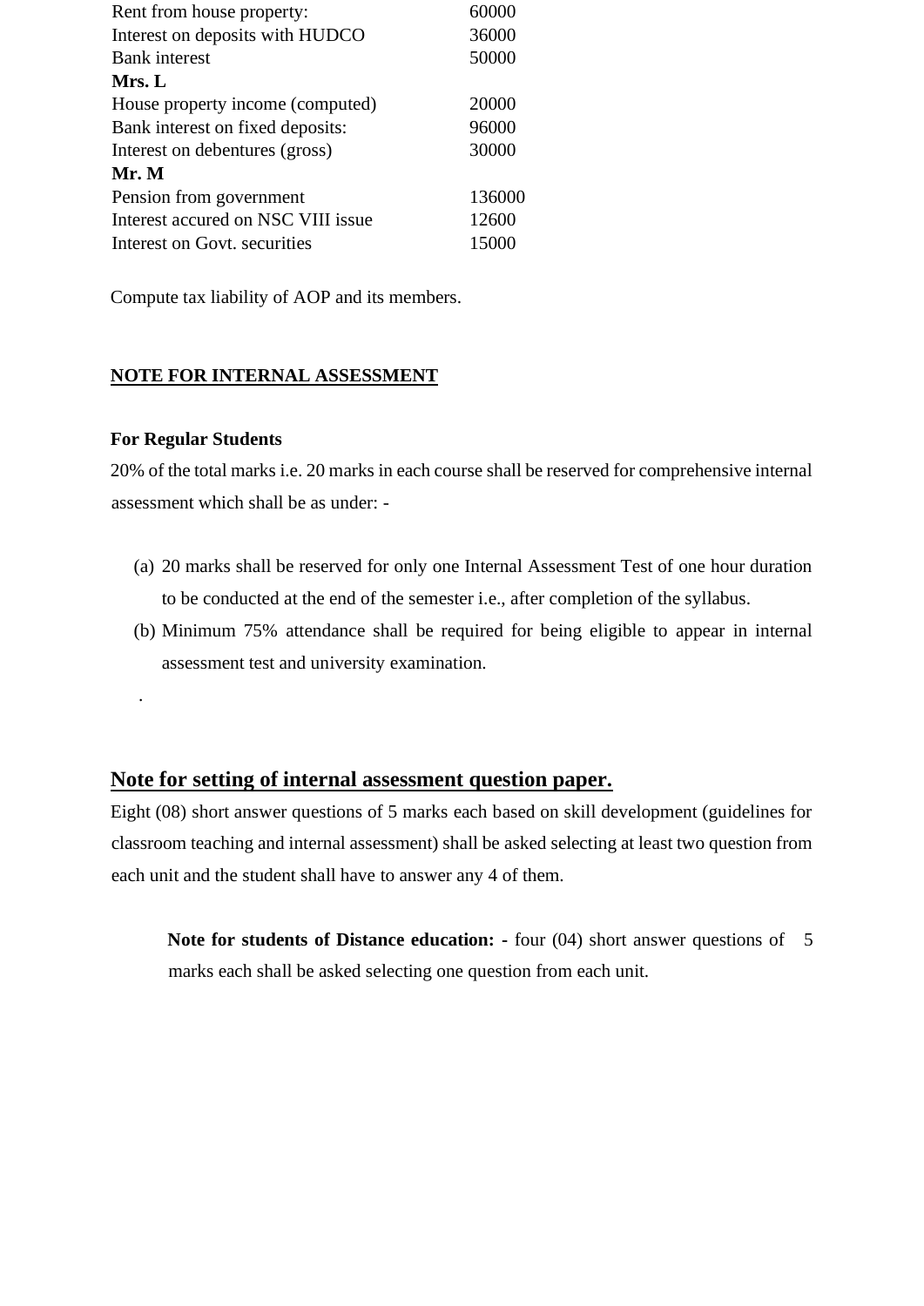| | |
|---|---|
| Rent from house property: | 60000 |
| Interest on deposits with HUDCO | 36000 |
| Bank interest | 50000 |
| **Mrs. L** | |
| House property income (computed) | 20000 |
| Bank interest on fixed deposits: | 96000 |
| Interest on debentures (gross) | 30000 |
| **Mr. M** | |
| Pension from government | 136000 |
| Interest accured on NSC VIII issue | 12600 |
| Interest on Govt. securities | 15000 |

Compute tax liability of AOP and its members.

**NOTE FOR INTERNAL ASSESSMENT**

**For Regular Students**

20% of the total marks i.e. 20 marks in each course shall be reserved for comprehensive internal assessment which shall be as under: -

(a) 20 marks shall be reserved for only one Internal Assessment Test of one hour duration to be conducted at the end of the semester i.e., after completion of the syllabus.

(b) Minimum 75% attendance shall be required for being eligible to appear in internal assessment test and university examination.

.

## Note for setting of internal assessment question paper.

Eight (08) short answer questions of 5 marks each based on skill development (guidelines for classroom teaching and internal assessment) shall be asked selecting at least two question from each unit and the student shall have to answer any 4 of them.

**Note for students of Distance education: -** four (04) short answer questions of 5 marks each shall be asked selecting one question from each unit.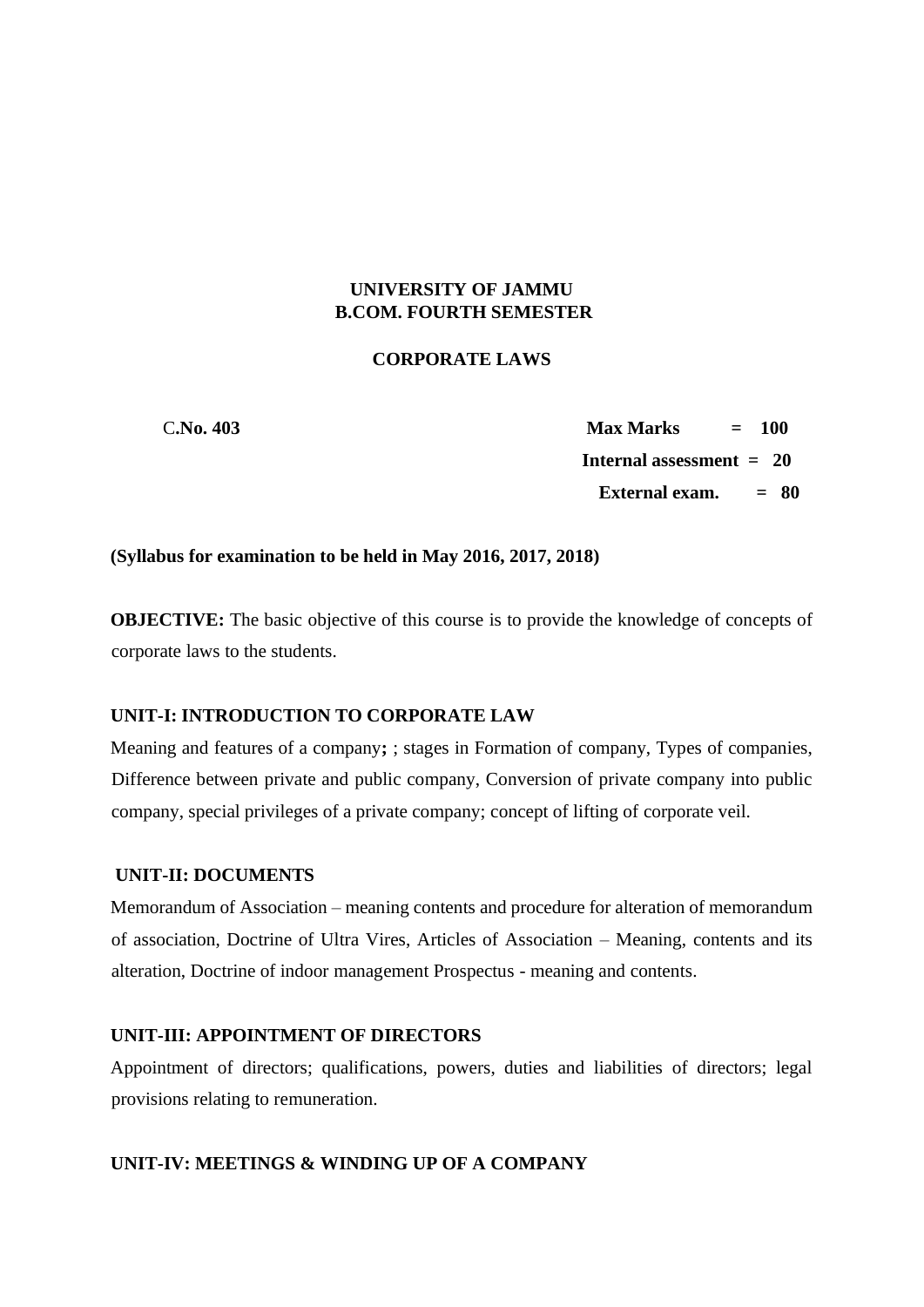**UNIVERSITY OF JAMMU**
**B.COM. FOURTH SEMESTER**

**CORPORATE LAWS**

C**.No. 403**

| | |
|---|---|
| **Max Marks** | **= 100** |
| **Internal assessment** | **= 20** |
| **External exam.** | **= 80** |

**(Syllabus for examination to be held in May 2016, 2017, 2018)**

**OBJECTIVE:** The basic objective of this course is to provide the knowledge of concepts of corporate laws to the students.

**UNIT-I: INTRODUCTION TO CORPORATE LAW**

Meaning and features of a company**;** ; stages in Formation of company, Types of companies, Difference between private and public company, Conversion of private company into public company, special privileges of a private company; concept of lifting of corporate veil.

**UNIT-II: DOCUMENTS**

Memorandum of Association – meaning contents and procedure for alteration of memorandum of association, Doctrine of Ultra Vires, Articles of Association – Meaning, contents and its alteration, Doctrine of indoor management Prospectus - meaning and contents.

**UNIT-III: APPOINTMENT OF DIRECTORS**

Appointment of directors; qualifications, powers, duties and liabilities of directors; legal provisions relating to remuneration.

**UNIT-IV: MEETINGS & WINDING UP OF A COMPANY**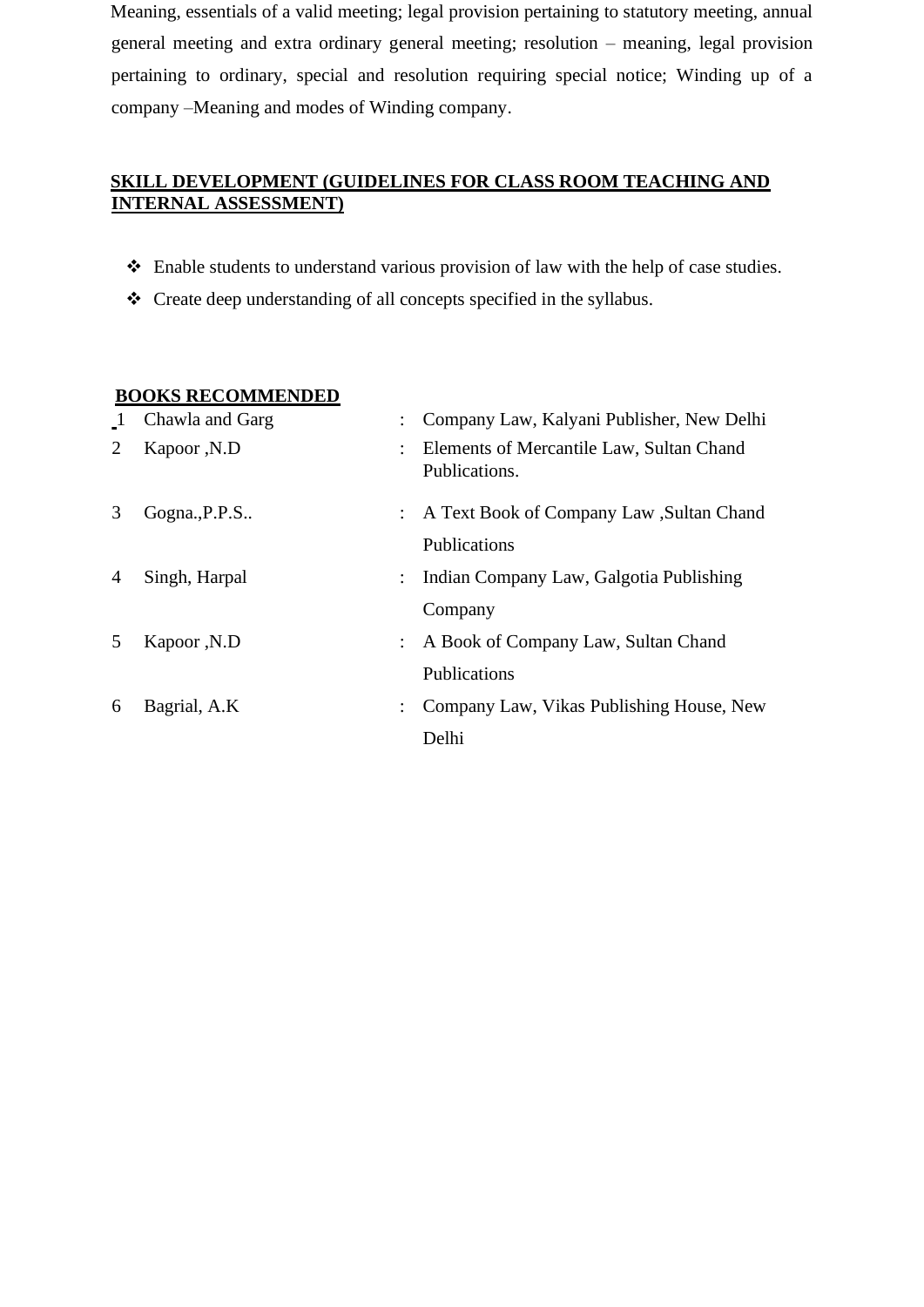Meaning, essentials of a valid meeting; legal provision pertaining to statutory meeting, annual general meeting and extra ordinary general meeting; resolution – meaning, legal provision pertaining to ordinary, special and resolution requiring special notice; Winding up of a company –Meaning and modes of Winding company.

## SKILL DEVELOPMENT (GUIDELINES FOR CLASS ROOM TEACHING AND INTERNAL ASSESSMENT)

- Enable students to understand various provision of law with the help of case studies.
- Create deep understanding of all concepts specified in the syllabus.

## BOOKS RECOMMENDED

| | | | |
|---|---|---|---|
| 1 | Chawla and Garg | : | Company Law, Kalyani Publisher, New Delhi |
| 2 | Kapoor ,N.D | : | Elements of Mercantile Law, Sultan Chand Publications. |
| 3 | Gogna.,P.P.S.. | : | A Text Book of Company Law ,Sultan Chand Publications |
| 4 | Singh, Harpal | : | Indian Company Law, Galgotia Publishing Company |
| 5 | Kapoor ,N.D | : | A Book of Company Law, Sultan Chand Publications |
| 6 | Bagrial, A.K | : | Company Law, Vikas Publishing House, New Delhi |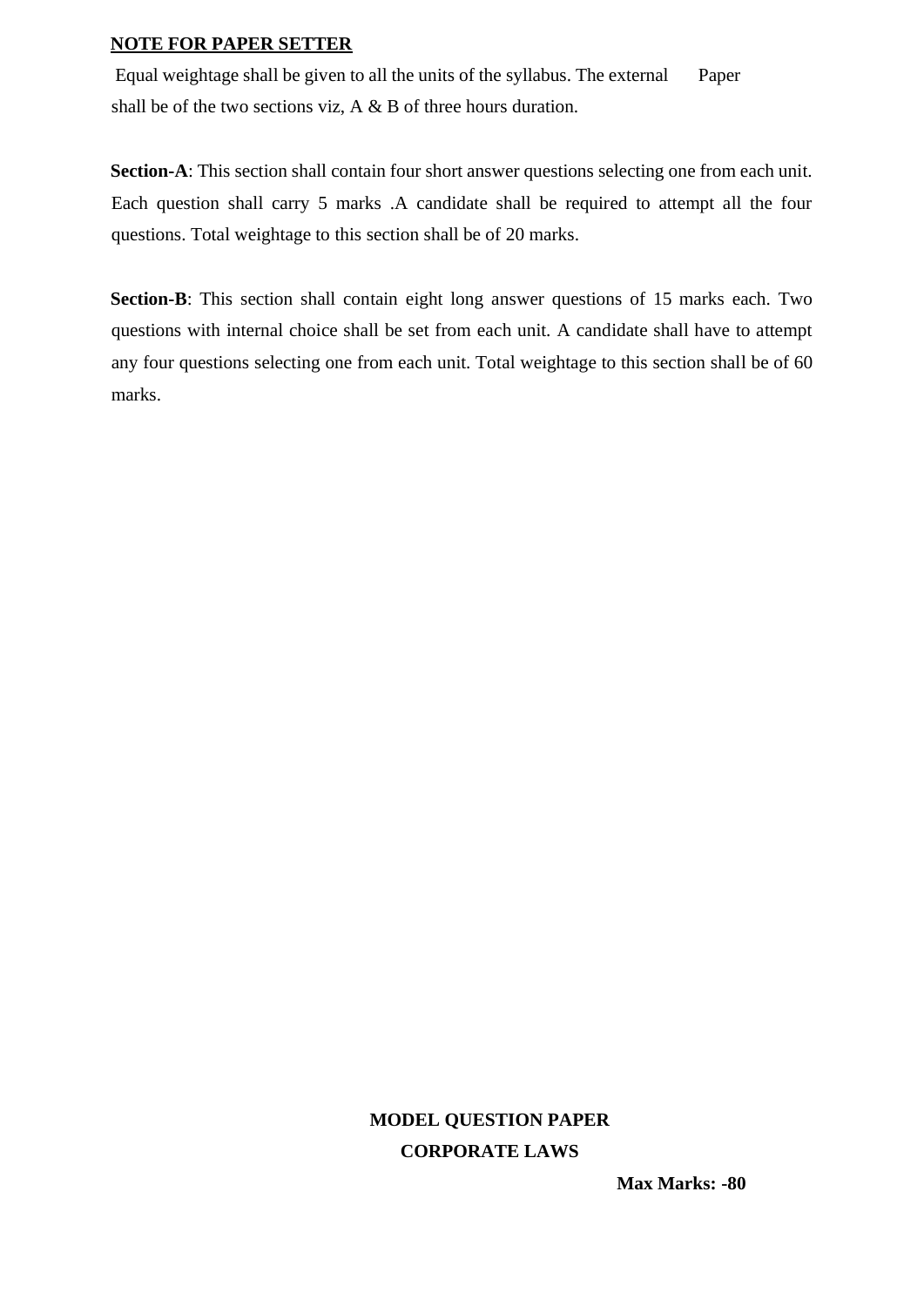## NOTE FOR PAPER SETTER

Equal weightage shall be given to all the units of the syllabus. The external Paper shall be of the two sections viz, A & B of three hours duration.

**Section-A**: This section shall contain four short answer questions selecting one from each unit. Each question shall carry 5 marks .A candidate shall be required to attempt all the four questions. Total weightage to this section shall be of 20 marks.

**Section-B**: This section shall contain eight long answer questions of 15 marks each. Two questions with internal choice shall be set from each unit. A candidate shall have to attempt any four questions selecting one from each unit. Total weightage to this section shall be of 60 marks.

**MODEL QUESTION PAPER**

**CORPORATE LAWS**

**Max Marks: -80**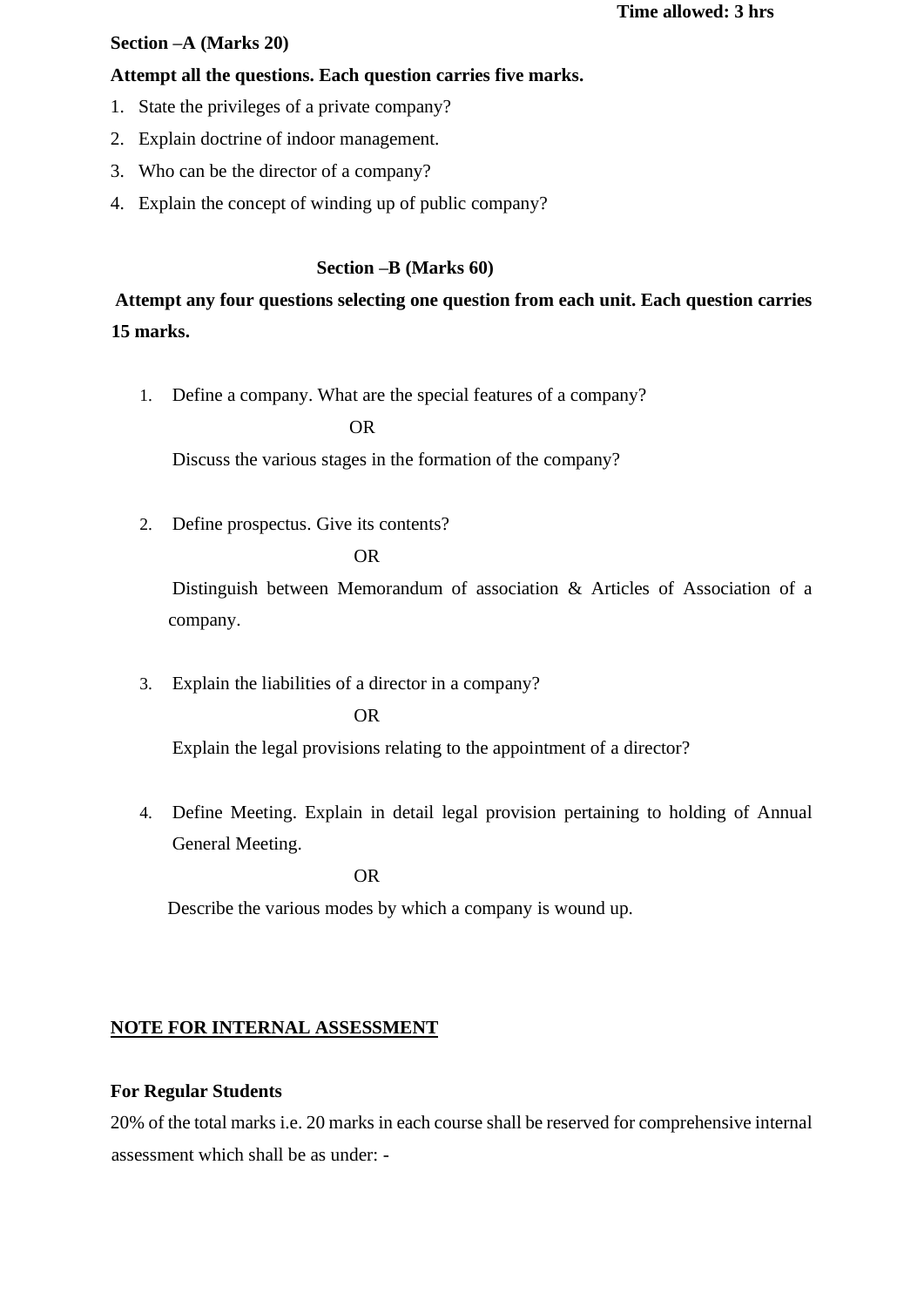**Time allowed: 3 hrs**

**Section –A (Marks 20)**

**Attempt all the questions. Each question carries five marks.**

1. State the privileges of a private company?
2. Explain doctrine of indoor management.
3. Who can be the director of a company?
4. Explain the concept of winding up of public company?

**Section –B (Marks 60)**

**Attempt any four questions selecting one question from each unit. Each question carries 15 marks.**

1. Define a company. What are the special features of a company?

   OR

   Discuss the various stages in the formation of the company?

2. Define prospectus. Give its contents?

   OR

   Distinguish between Memorandum of association & Articles of Association of a company.

3. Explain the liabilities of a director in a company?

   OR

   Explain the legal provisions relating to the appointment of a director?

4. Define Meeting. Explain in detail legal provision pertaining to holding of Annual General Meeting.

   OR

   Describe the various modes by which a company is wound up.

**NOTE FOR INTERNAL ASSESSMENT**

**For Regular Students**

20% of the total marks i.e. 20 marks in each course shall be reserved for comprehensive internal assessment which shall be as under: -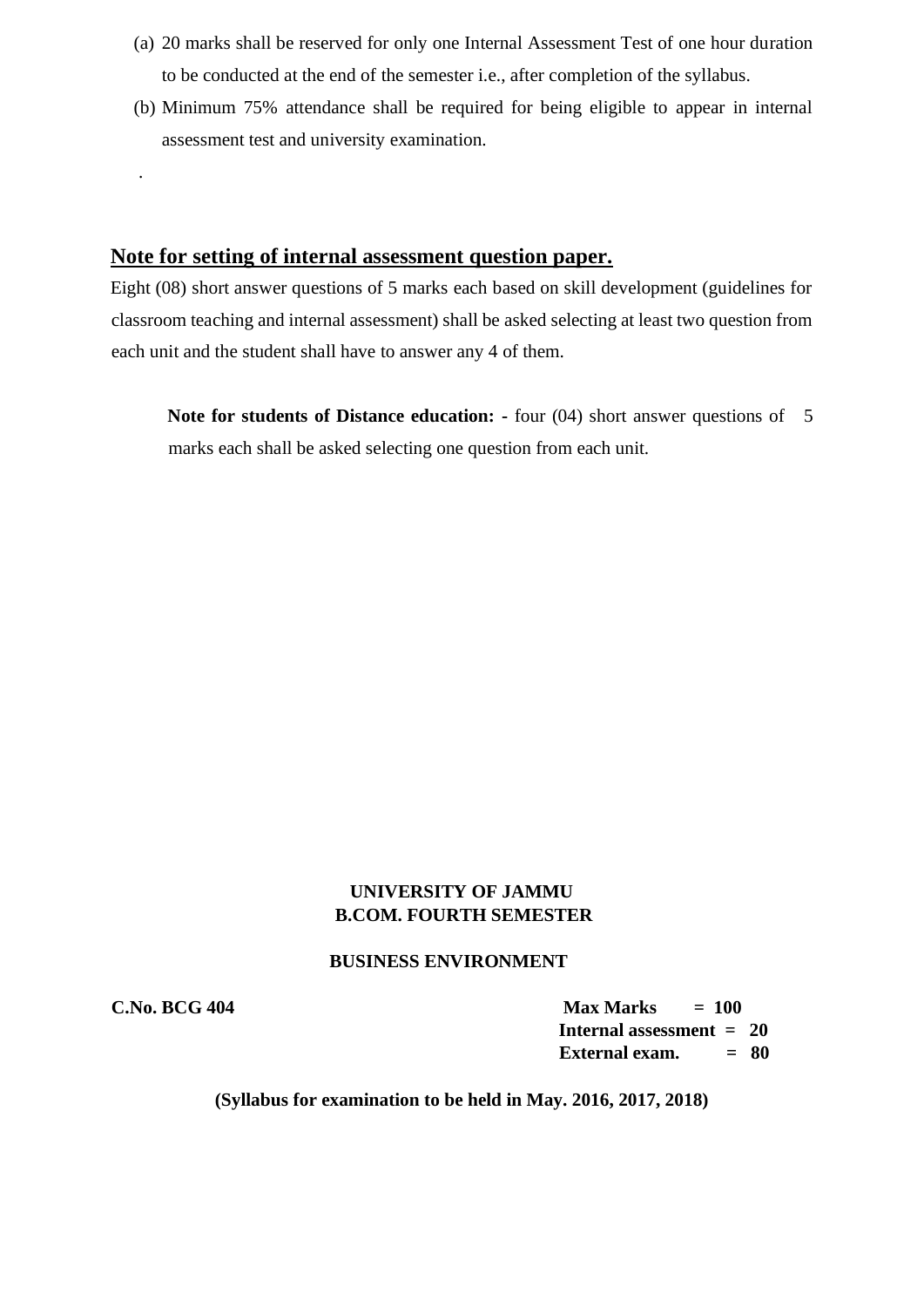(a) 20 marks shall be reserved for only one Internal Assessment Test of one hour duration to be conducted at the end of the semester i.e., after completion of the syllabus.

(b) Minimum 75% attendance shall be required for being eligible to appear in internal assessment test and university examination.

.

## Note for setting of internal assessment question paper.

Eight (08) short answer questions of 5 marks each based on skill development (guidelines for classroom teaching and internal assessment) shall be asked selecting at least two question from each unit and the student shall have to answer any 4 of them.

**Note for students of Distance education: -** four (04) short answer questions of 5 marks each shall be asked selecting one question from each unit.

**UNIVERSITY OF JAMMU**
**B.COM. FOURTH SEMESTER**

**BUSINESS ENVIRONMENT**

**C.No. BCG 404**

**Max Marks = 100**
**Internal assessment = 20**
**External exam. = 80**

**(Syllabus for examination to be held in May. 2016, 2017, 2018)**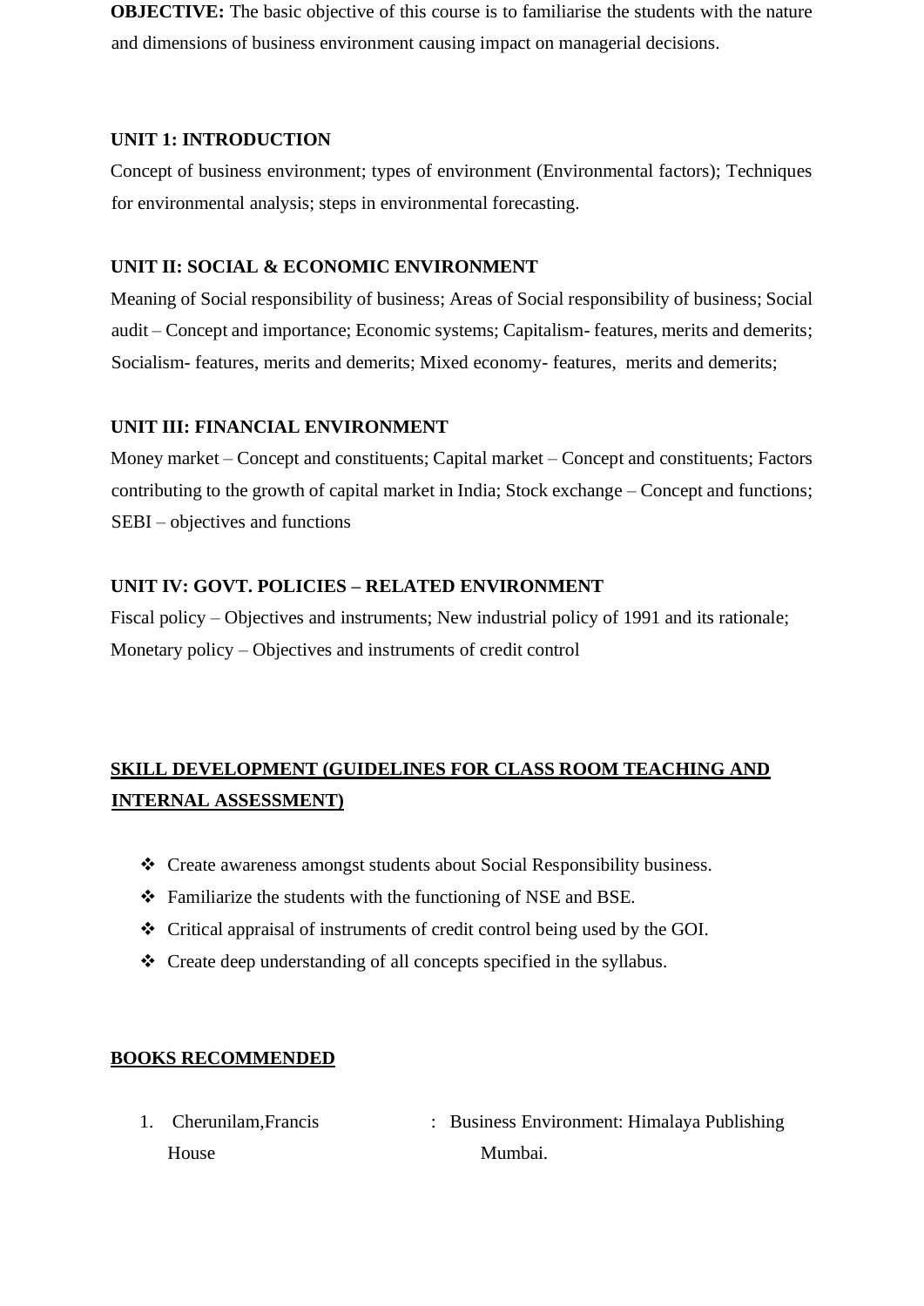**OBJECTIVE:** The basic objective of this course is to familiarise the students with the nature and dimensions of business environment causing impact on managerial decisions.

**UNIT 1: INTRODUCTION**

Concept of business environment; types of environment (Environmental factors); Techniques for environmental analysis; steps in environmental forecasting.

**UNIT II: SOCIAL & ECONOMIC ENVIRONMENT**

Meaning of Social responsibility of business; Areas of Social responsibility of business; Social audit – Concept and importance; Economic systems; Capitalism- features, merits and demerits; Socialism- features, merits and demerits; Mixed economy- features, merits and demerits;

**UNIT III: FINANCIAL ENVIRONMENT**

Money market – Concept and constituents; Capital market – Concept and constituents; Factors contributing to the growth of capital market in India; Stock exchange – Concept and functions; SEBI – objectives and functions

**UNIT IV: GOVT. POLICIES – RELATED ENVIRONMENT**

Fiscal policy – Objectives and instruments; New industrial policy of 1991 and its rationale; Monetary policy – Objectives and instruments of credit control

**SKILL DEVELOPMENT (GUIDELINES FOR CLASS ROOM TEACHING AND INTERNAL ASSESSMENT)**

- Create awareness amongst students about Social Responsibility business.
- Familiarize the students with the functioning of NSE and BSE.
- Critical appraisal of instruments of credit control being used by the GOI.
- Create deep understanding of all concepts specified in the syllabus.

**BOOKS RECOMMENDED**

1. Cherunilam,Francis : Business Environment: Himalaya Publishing House Mumbai.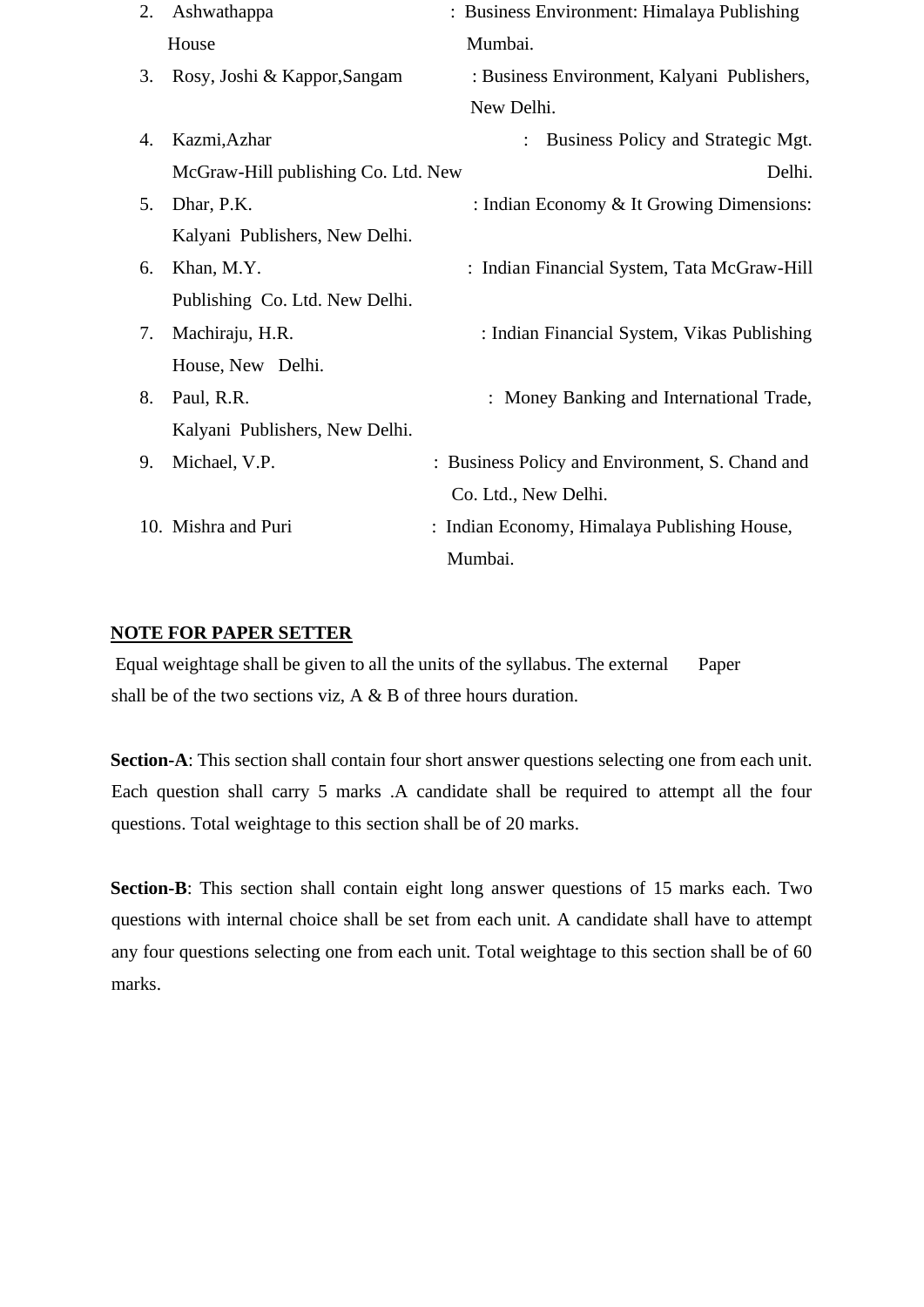2. Ashwathappa : Business Environment: Himalaya Publishing House Mumbai.
3. Rosy, Joshi & Kappor,Sangam : Business Environment, Kalyani Publishers, New Delhi.
4. Kazmi,Azhar : Business Policy and Strategic Mgt. McGraw-Hill publishing Co. Ltd. New Delhi.
5. Dhar, P.K. : Indian Economy & It Growing Dimensions: Kalyani Publishers, New Delhi.
6. Khan, M.Y. : Indian Financial System, Tata McGraw-Hill Publishing Co. Ltd. New Delhi.
7. Machiraju, H.R. : Indian Financial System, Vikas Publishing House, New Delhi.
8. Paul, R.R. : Money Banking and International Trade, Kalyani Publishers, New Delhi.
9. Michael, V.P. : Business Policy and Environment, S. Chand and Co. Ltd., New Delhi.
10. Mishra and Puri : Indian Economy, Himalaya Publishing House, Mumbai.

**NOTE FOR PAPER SETTER**

Equal weightage shall be given to all the units of the syllabus. The external Paper shall be of the two sections viz, A & B of three hours duration.

**Section-A**: This section shall contain four short answer questions selecting one from each unit. Each question shall carry 5 marks .A candidate shall be required to attempt all the four questions. Total weightage to this section shall be of 20 marks.

**Section-B**: This section shall contain eight long answer questions of 15 marks each. Two questions with internal choice shall be set from each unit. A candidate shall have to attempt any four questions selecting one from each unit. Total weightage to this section shall be of 60 marks.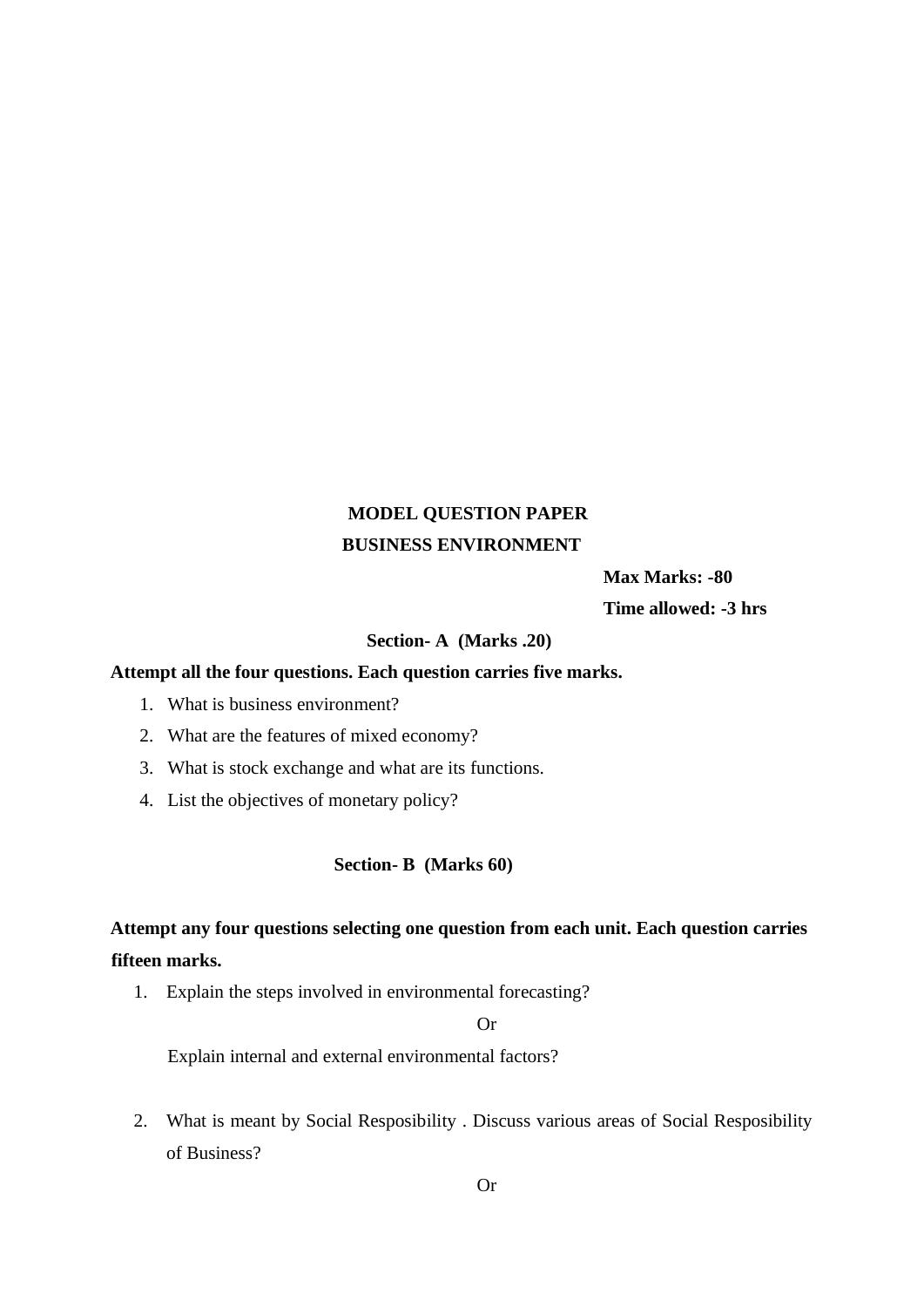**MODEL QUESTION PAPER**

**BUSINESS ENVIRONMENT**

**Max Marks: -80**

**Time allowed: -3 hrs**

**Section- A (Marks .20)**

**Attempt all the four questions. Each question carries five marks.**

1. What is business environment?
2. What are the features of mixed economy?
3. What is stock exchange and what are its functions.
4. List the objectives of monetary policy?

**Section- B (Marks 60)**

**Attempt any four questions selecting one question from each unit. Each question carries fifteen marks.**

1. Explain the steps involved in environmental forecasting?

   Or

   Explain internal and external environmental factors?

2. What is meant by Social Resposibility . Discuss various areas of Social Resposibility of Business?

   Or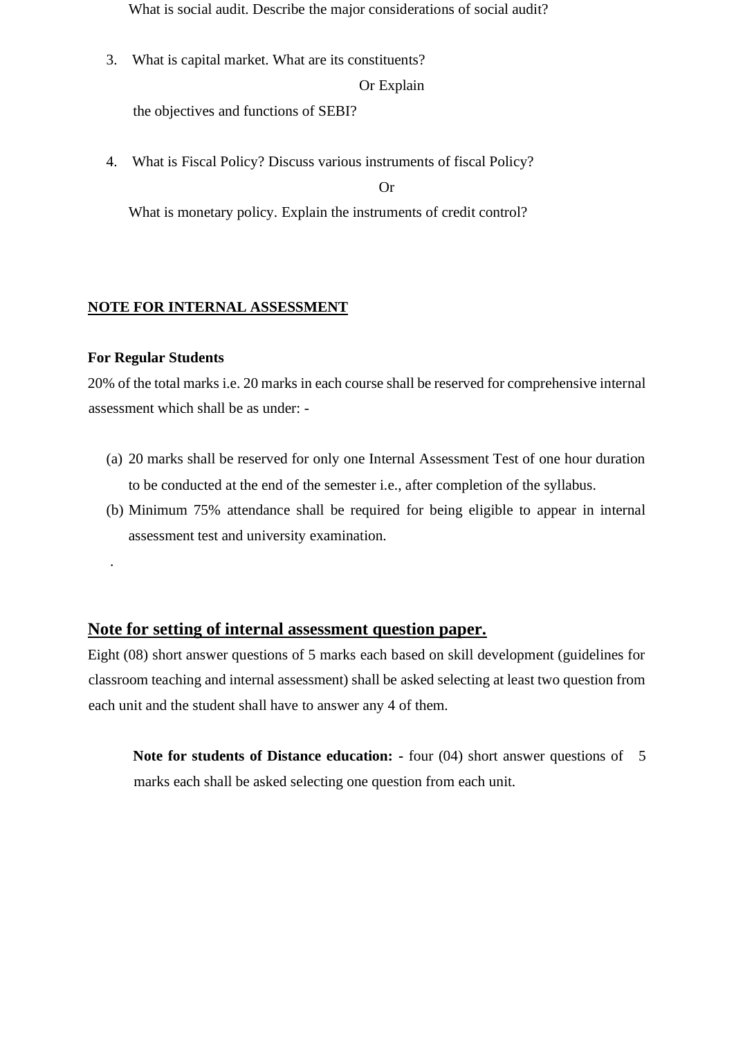What is social audit. Describe the major considerations of social audit?

3. What is capital market. What are its constituents?

Or Explain

the objectives and functions of SEBI?

4. What is Fiscal Policy? Discuss various instruments of fiscal Policy?

Or

What is monetary policy. Explain the instruments of credit control?

**NOTE FOR INTERNAL ASSESSMENT**

**For Regular Students**

20% of the total marks i.e. 20 marks in each course shall be reserved for comprehensive internal assessment which shall be as under: -

(a) 20 marks shall be reserved for only one Internal Assessment Test of one hour duration to be conducted at the end of the semester i.e., after completion of the syllabus.

(b) Minimum 75% attendance shall be required for being eligible to appear in internal assessment test and university examination.

.

## Note for setting of internal assessment question paper.

Eight (08) short answer questions of 5 marks each based on skill development (guidelines for classroom teaching and internal assessment) shall be asked selecting at least two question from each unit and the student shall have to answer any 4 of them.

**Note for students of Distance education: -** four (04) short answer questions of 5 marks each shall be asked selecting one question from each unit.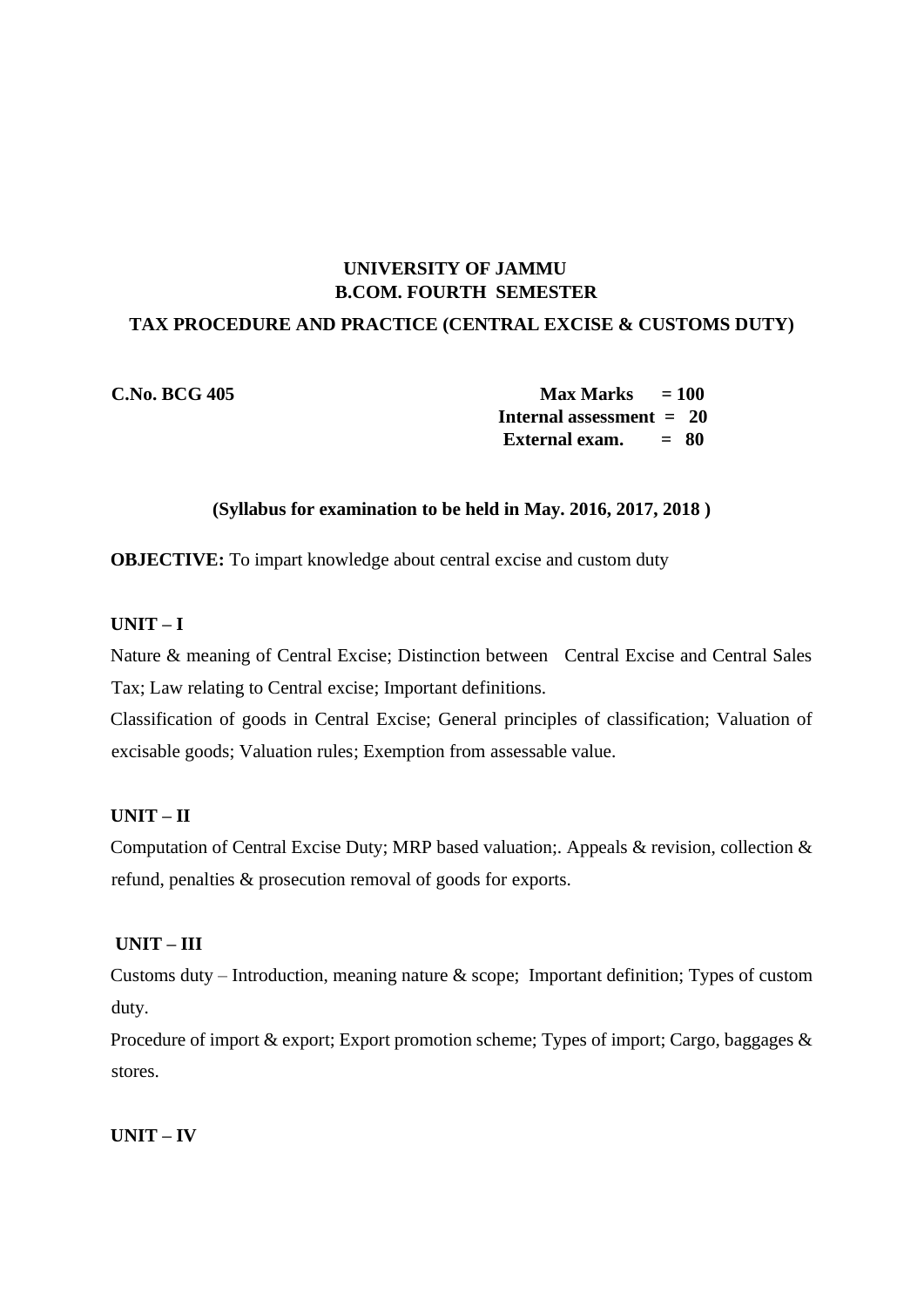**UNIVERSITY OF JAMMU**
**B.COM. FOURTH SEMESTER**

**TAX PROCEDURE AND PRACTICE (CENTRAL EXCISE & CUSTOMS DUTY)**

**C.No. BCG 405**

**Max Marks = 100**
**Internal assessment = 20**
**External exam. = 80**

**(Syllabus for examination to be held in May. 2016, 2017, 2018 )**

**OBJECTIVE:** To impart knowledge about central excise and custom duty

**UNIT – I**

Nature & meaning of Central Excise; Distinction between Central Excise and Central Sales Tax; Law relating to Central excise; Important definitions.

Classification of goods in Central Excise; General principles of classification; Valuation of excisable goods; Valuation rules; Exemption from assessable value.

**UNIT – II**

Computation of Central Excise Duty; MRP based valuation;. Appeals & revision, collection & refund, penalties & prosecution removal of goods for exports.

**UNIT – III**

Customs duty – Introduction, meaning nature & scope; Important definition; Types of custom duty.

Procedure of import & export; Export promotion scheme; Types of import; Cargo, baggages & stores.

**UNIT – IV**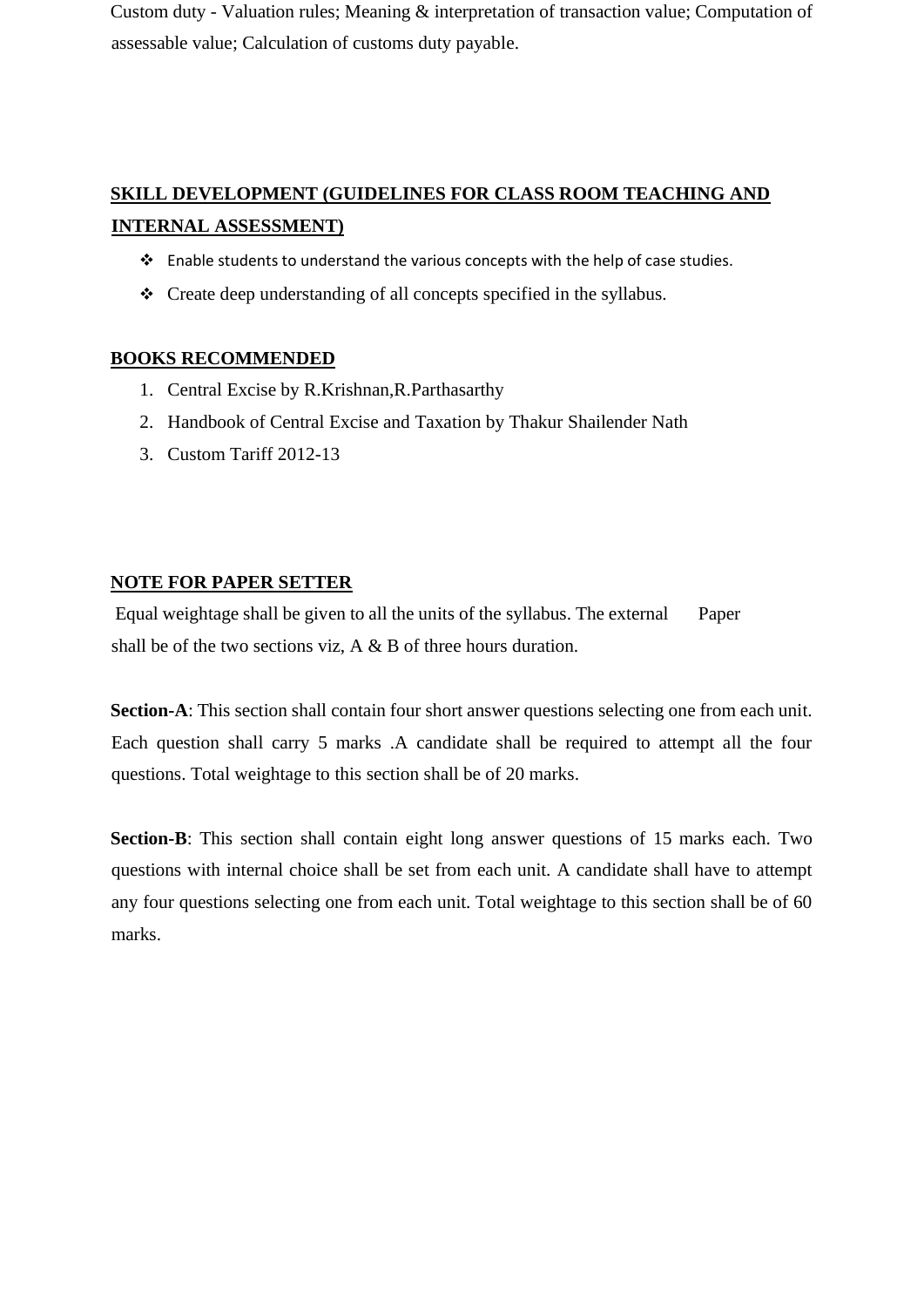Custom duty - Valuation rules; Meaning & interpretation of transaction value; Computation of assessable value; Calculation of customs duty payable.

## SKILL DEVELOPMENT (GUIDELINES FOR CLASS ROOM TEACHING AND INTERNAL ASSESSMENT)

- Enable students to understand the various concepts with the help of case studies.
- Create deep understanding of all concepts specified in the syllabus.

## BOOKS RECOMMENDED

1. Central Excise by R.Krishnan,R.Parthasarthy
2. Handbook of Central Excise and Taxation by Thakur Shailender Nath
3. Custom Tariff 2012-13

## NOTE FOR PAPER SETTER

Equal weightage shall be given to all the units of the syllabus. The external Paper shall be of the two sections viz, A & B of three hours duration.

**Section-A**: This section shall contain four short answer questions selecting one from each unit. Each question shall carry 5 marks .A candidate shall be required to attempt all the four questions. Total weightage to this section shall be of 20 marks.

**Section-B**: This section shall contain eight long answer questions of 15 marks each. Two questions with internal choice shall be set from each unit. A candidate shall have to attempt any four questions selecting one from each unit. Total weightage to this section shall be of 60 marks.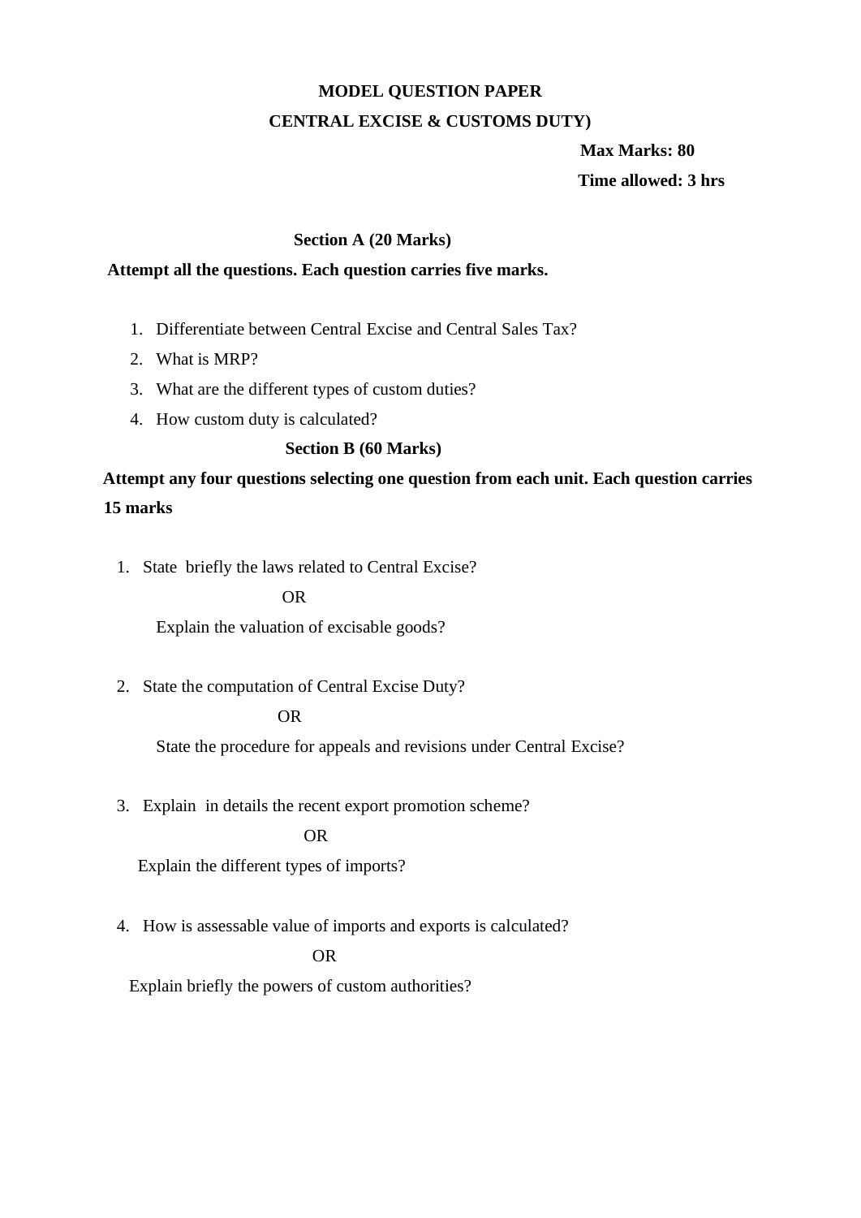# MODEL QUESTION PAPER

## CENTRAL EXCISE & CUSTOMS DUTY)

**Max Marks: 80**

**Time allowed: 3 hrs**

### Section A (20 Marks)

**Attempt all the questions. Each question carries five marks.**

1. Differentiate between Central Excise and Central Sales Tax?
2. What is MRP?
3. What are the different types of custom duties?
4. How custom duty is calculated?

### Section B (60 Marks)

**Attempt any four questions selecting one question from each unit. Each question carries 15 marks**

1. State briefly the laws related to Central Excise?

   OR

   Explain the valuation of excisable goods?

2. State the computation of Central Excise Duty?

   OR

   State the procedure for appeals and revisions under Central Excise?

3. Explain in details the recent export promotion scheme?

   OR

   Explain the different types of imports?

4. How is assessable value of imports and exports is calculated?

   OR

   Explain briefly the powers of custom authorities?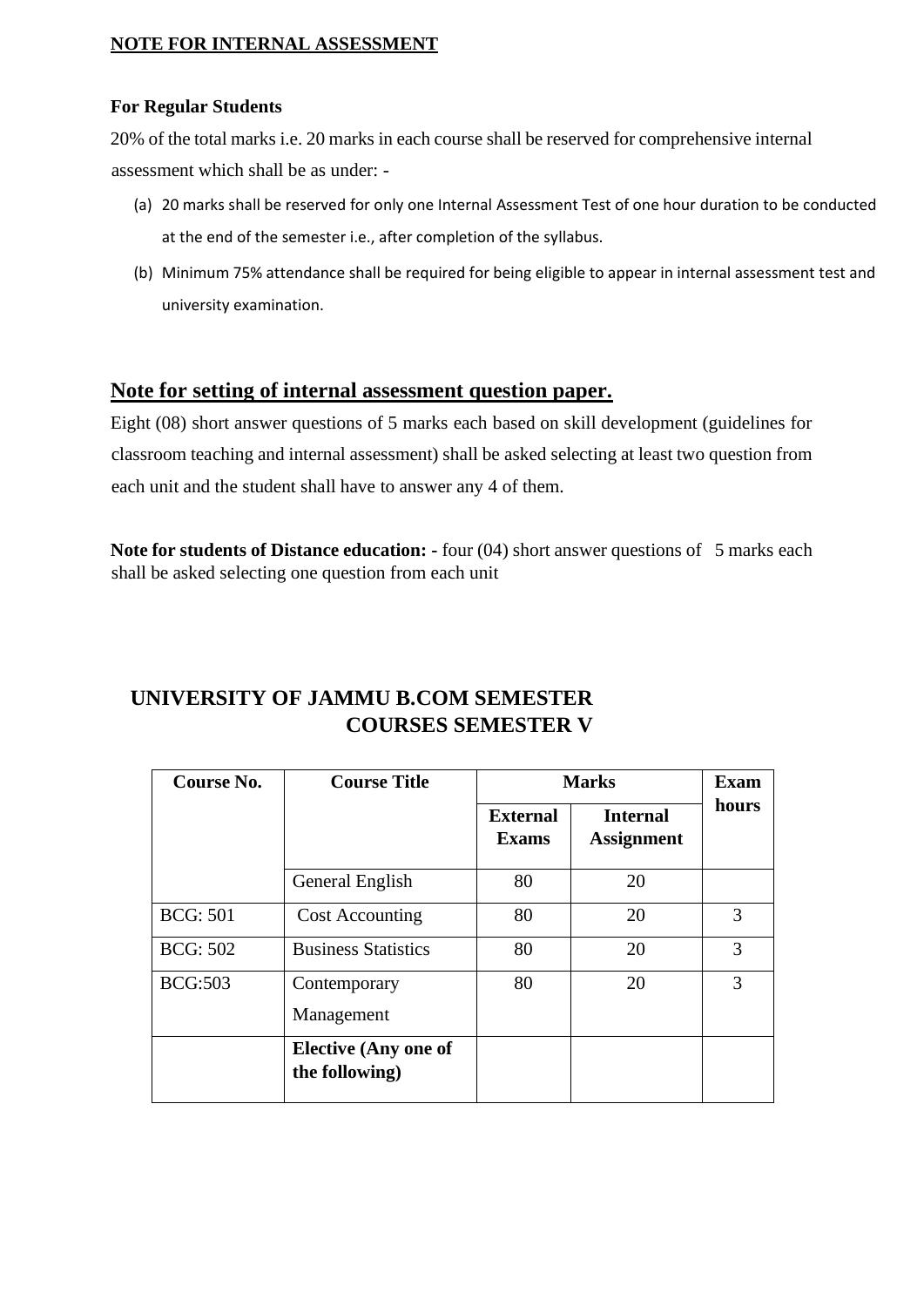**NOTE FOR INTERNAL ASSESSMENT**

**For Regular Students**

20% of the total marks i.e. 20 marks in each course shall be reserved for comprehensive internal assessment which shall be as under: -

(a) 20 marks shall be reserved for only one Internal Assessment Test of one hour duration to be conducted at the end of the semester i.e., after completion of the syllabus.

(b) Minimum 75% attendance shall be required for being eligible to appear in internal assessment test and university examination.

## Note for setting of internal assessment question paper.

Eight (08) short answer questions of 5 marks each based on skill development (guidelines for classroom teaching and internal assessment) shall be asked selecting at least two question from each unit and the student shall have to answer any 4 of them.

**Note for students of Distance education: -** four (04) short answer questions of 5 marks each shall be asked selecting one question from each unit

## UNIVERSITY OF JAMMU B.COM SEMESTER COURSES SEMESTER V

| Course No. | Course Title | Marks | | Exam hours |
|---|---|---|---|---|
| | | External Exams | Internal Assignment | |
| | General English | 80 | 20 | |
| BCG: 501 | Cost Accounting | 80 | 20 | 3 |
| BCG: 502 | Business Statistics | 80 | 20 | 3 |
| BCG:503 | Contemporary Management | 80 | 20 | 3 |
| | **Elective (Any one of the following)** | | | |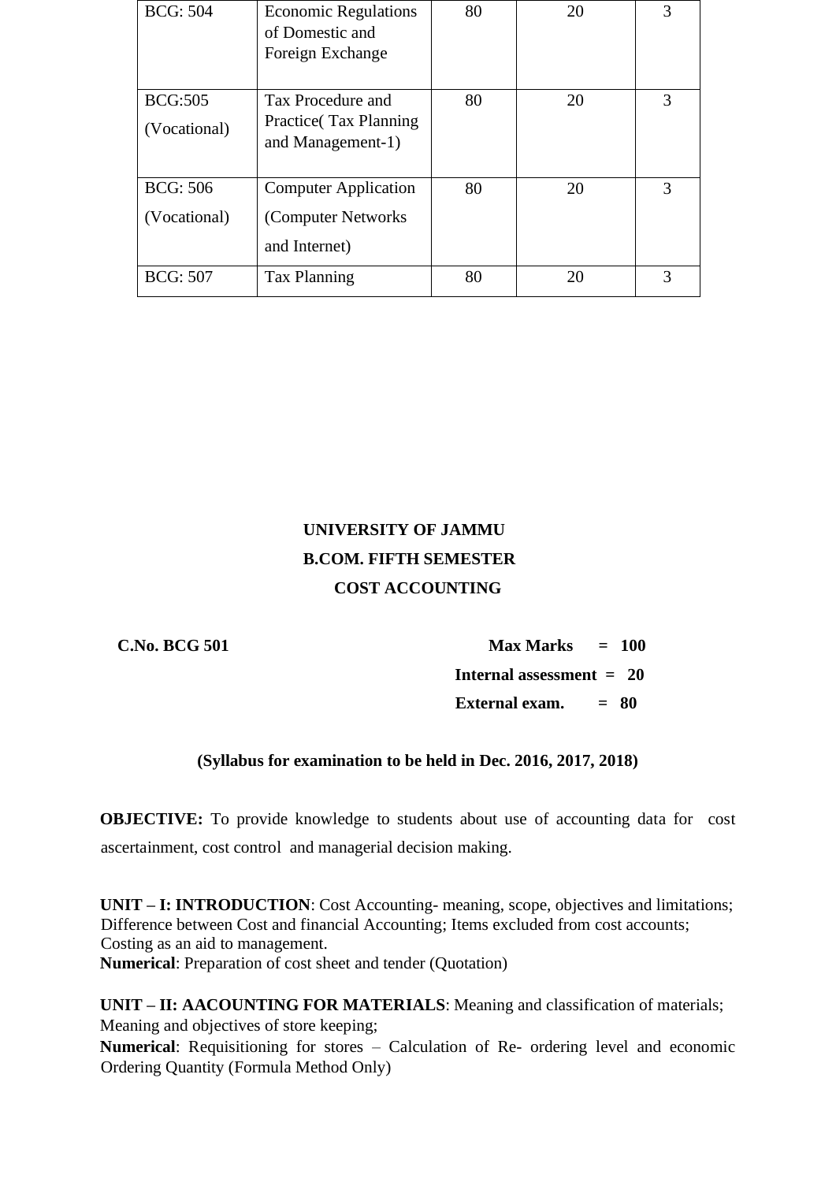| BCG: 504 | Economic Regulations of Domestic and Foreign Exchange | 80 | 20 | 3 |
|---|---|---|---|---|
| BCG:505 (Vocational) | Tax Procedure and Practice( Tax Planning and Management-1) | 80 | 20 | 3 |
| BCG: 506 (Vocational) | Computer Application (Computer Networks and Internet) | 80 | 20 | 3 |
| BCG: 507 | Tax Planning | 80 | 20 | 3 |

**UNIVERSITY OF JAMMU**

**B.COM. FIFTH SEMESTER**

**COST ACCOUNTING**

**C.No. BCG 501**

**Max Marks = 100**

**Internal assessment = 20**

**External exam. = 80**

**(Syllabus for examination to be held in Dec. 2016, 2017, 2018)**

**OBJECTIVE:** To provide knowledge to students about use of accounting data for cost ascertainment, cost control and managerial decision making.

**UNIT – I: INTRODUCTION**: Cost Accounting- meaning, scope, objectives and limitations; Difference between Cost and financial Accounting; Items excluded from cost accounts; Costing as an aid to management.

**Numerical**: Preparation of cost sheet and tender (Quotation)

**UNIT – II: AACOUNTING FOR MATERIALS**: Meaning and classification of materials; Meaning and objectives of store keeping;

**Numerical**: Requisitioning for stores – Calculation of Re- ordering level and economic Ordering Quantity (Formula Method Only)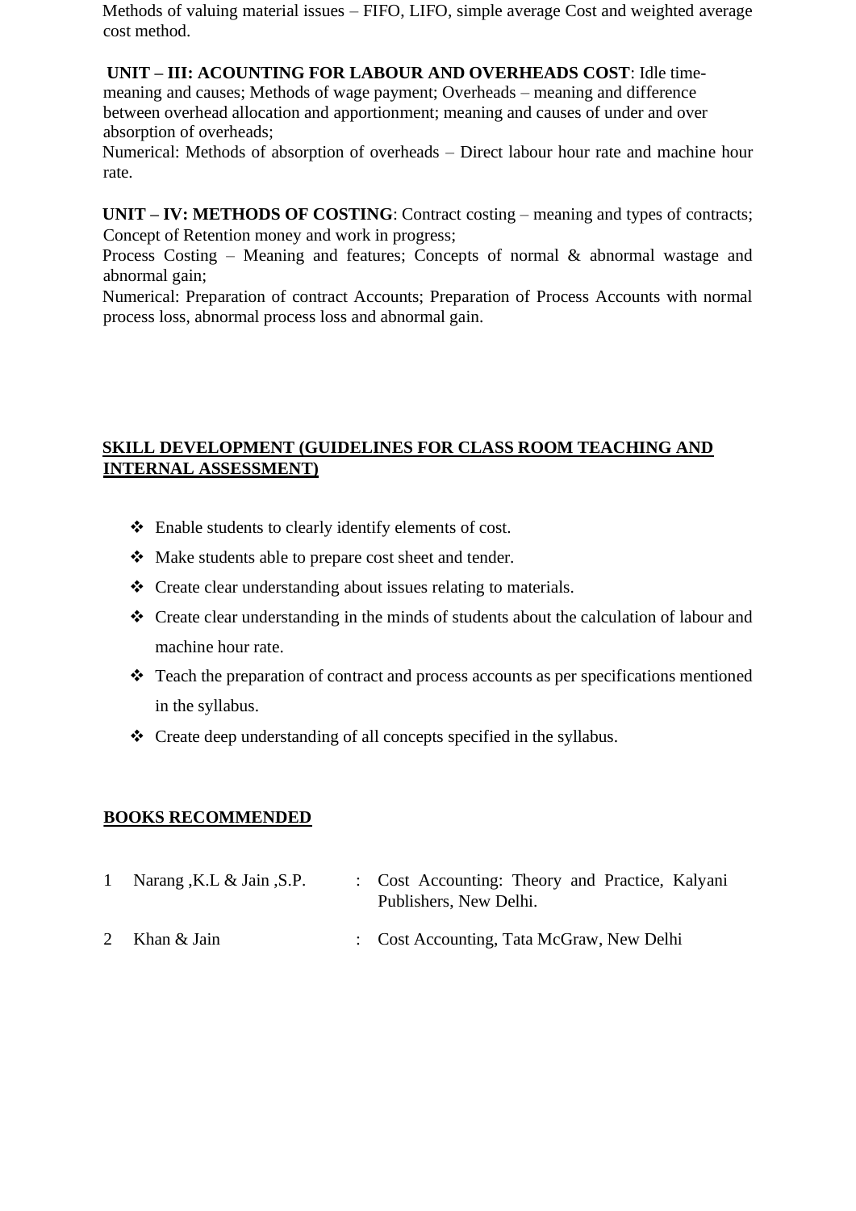Methods of valuing material issues – FIFO, LIFO, simple average Cost and weighted average cost method.

**UNIT – III: ACOUNTING FOR LABOUR AND OVERHEADS COST**: Idle time-meaning and causes; Methods of wage payment; Overheads – meaning and difference between overhead allocation and apportionment; meaning and causes of under and over absorption of overheads;

Numerical: Methods of absorption of overheads – Direct labour hour rate and machine hour rate.

**UNIT – IV: METHODS OF COSTING**: Contract costing – meaning and types of contracts; Concept of Retention money and work in progress;

Process Costing – Meaning and features; Concepts of normal & abnormal wastage and abnormal gain;

Numerical: Preparation of contract Accounts; Preparation of Process Accounts with normal process loss, abnormal process loss and abnormal gain.

## SKILL DEVELOPMENT (GUIDELINES FOR CLASS ROOM TEACHING AND INTERNAL ASSESSMENT)

- Enable students to clearly identify elements of cost.
- Make students able to prepare cost sheet and tender.
- Create clear understanding about issues relating to materials.
- Create clear understanding in the minds of students about the calculation of labour and machine hour rate.
- Teach the preparation of contract and process accounts as per specifications mentioned in the syllabus.
- Create deep understanding of all concepts specified in the syllabus.

## BOOKS RECOMMENDED

| | | | |
|---|---|---|---|
| 1 | Narang ,K.L & Jain ,S.P. | : | Cost Accounting: Theory and Practice, Kalyani Publishers, New Delhi. |
| 2 | Khan & Jain | : | Cost Accounting, Tata McGraw, New Delhi |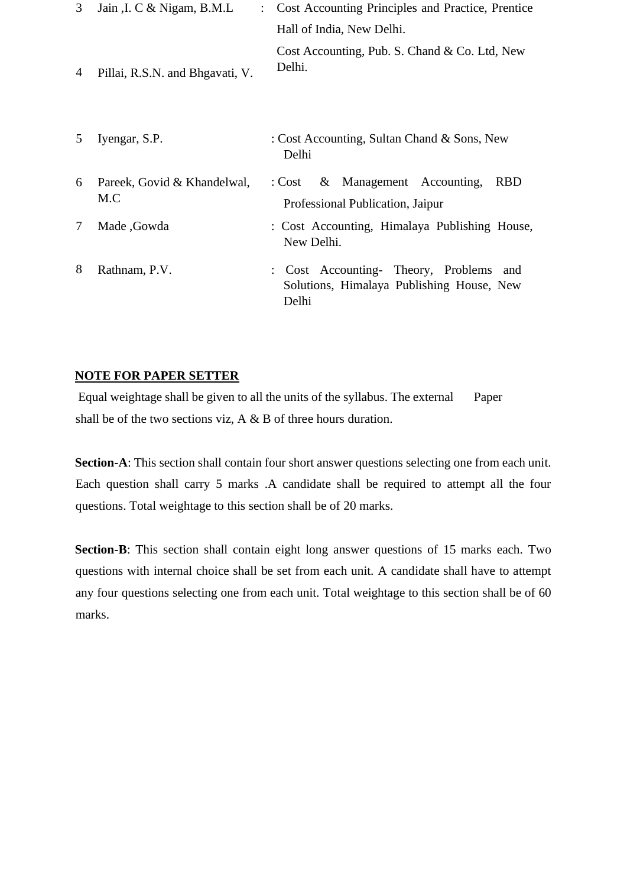| | | | |
|---|---|---|---|
| 3 | Jain ,I. C & Nigam, B.M.L | : | Cost Accounting Principles and Practice, Prentice Hall of India, New Delhi. |
| 4 | Pillai, R.S.N. and Bhgavati, V. | | Cost Accounting, Pub. S. Chand & Co. Ltd, New Delhi. |
| 5 | Iyengar, S.P. | : | Cost Accounting, Sultan Chand & Sons, New Delhi |
| 6 | Pareek, Govid & Khandelwal, M.C | : | Cost & Management Accounting, RBD Professional Publication, Jaipur |
| 7 | Made ,Gowda | : | Cost Accounting, Himalaya Publishing House, New Delhi. |
| 8 | Rathnam, P.V. | : | Cost Accounting- Theory, Problems and Solutions, Himalaya Publishing House, New Delhi |

**NOTE FOR PAPER SETTER**

Equal weightage shall be given to all the units of the syllabus. The external Paper shall be of the two sections viz, A & B of three hours duration.

**Section-A**: This section shall contain four short answer questions selecting one from each unit. Each question shall carry 5 marks .A candidate shall be required to attempt all the four questions. Total weightage to this section shall be of 20 marks.

**Section-B**: This section shall contain eight long answer questions of 15 marks each. Two questions with internal choice shall be set from each unit. A candidate shall have to attempt any four questions selecting one from each unit. Total weightage to this section shall be of 60 marks.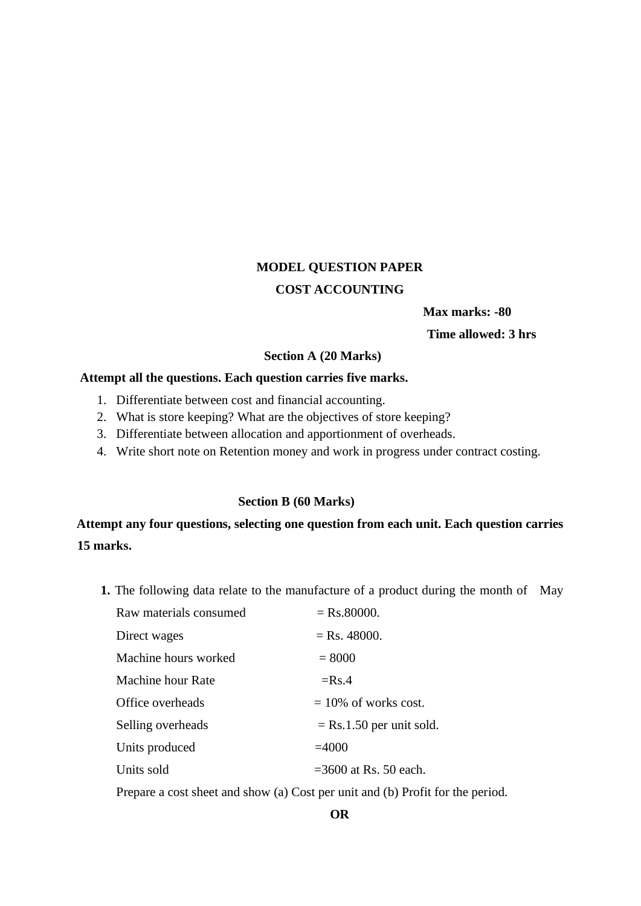**MODEL QUESTION PAPER**

**COST ACCOUNTING**

**Max marks: -80**

**Time allowed: 3 hrs**

**Section A (20 Marks)**

**Attempt all the questions. Each question carries five marks.**

1. Differentiate between cost and financial accounting.
2. What is store keeping? What are the objectives of store keeping?
3. Differentiate between allocation and apportionment of overheads.
4. Write short note on Retention money and work in progress under contract costing.

**Section B (60 Marks)**

**Attempt any four questions, selecting one question from each unit. Each question carries 15 marks.**

**1.** The following data relate to the manufacture of a product during the month of May

| | |
|---|---|
| Raw materials consumed | = Rs.80000. |
| Direct wages | = Rs. 48000. |
| Machine hours worked | = 8000 |
| Machine hour Rate | =Rs.4 |
| Office overheads | = 10% of works cost. |
| Selling overheads | = Rs.1.50 per unit sold. |
| Units produced | =4000 |
| Units sold | =3600 at Rs. 50 each. |

Prepare a cost sheet and show (a) Cost per unit and (b) Profit for the period.

**OR**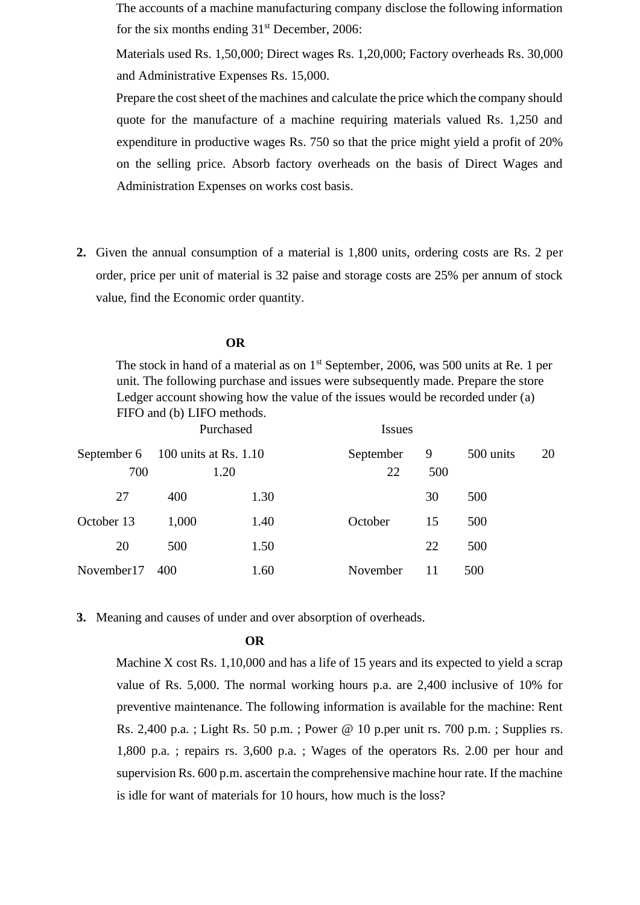The accounts of a machine manufacturing company disclose the following information for the six months ending 31st December, 2006:

Materials used Rs. 1,50,000; Direct wages Rs. 1,20,000; Factory overheads Rs. 30,000 and Administrative Expenses Rs. 15,000.

Prepare the cost sheet of the machines and calculate the price which the company should quote for the manufacture of a machine requiring materials valued Rs. 1,250 and expenditure in productive wages Rs. 750 so that the price might yield a profit of 20% on the selling price. Absorb factory overheads on the basis of Direct Wages and Administration Expenses on works cost basis.

**2.** Given the annual consumption of a material is 1,800 units, ordering costs are Rs. 2 per order, price per unit of material is 32 paise and storage costs are 25% per annum of stock value, find the Economic order quantity.

**OR**

The stock in hand of a material as on 1st September, 2006, was 500 units at Re. 1 per unit. The following purchase and issues were subsequently made. Prepare the store Ledger account showing how the value of the issues would be recorded under (a) FIFO and (b) LIFO methods.

| Purchased | | | Issues | |
|---|---|---|---|---|
| September 6 | 100 units at | Rs. 1.10 | September 9 | 500 units |
| 20 | 700 | 1.20 | 22 | 500 |
| 27 | 400 | 1.30 | 30 | 500 |
| October 13 | 1,000 | 1.40 | October 15 | 500 |
| 20 | 500 | 1.50 | 22 | 500 |
| November 17 | 400 | 1.60 | November 11 | 500 |

**3.** Meaning and causes of under and over absorption of overheads.

**OR**

Machine X cost Rs. 1,10,000 and has a life of 15 years and its expected to yield a scrap value of Rs. 5,000. The normal working hours p.a. are 2,400 inclusive of 10% for preventive maintenance. The following information is available for the machine: Rent Rs. 2,400 p.a. ; Light Rs. 50 p.m. ; Power @ 10 p.per unit rs. 700 p.m. ; Supplies rs. 1,800 p.a. ; repairs rs. 3,600 p.a. ; Wages of the operators Rs. 2.00 per hour and supervision Rs. 600 p.m. ascertain the comprehensive machine hour rate. If the machine is idle for want of materials for 10 hours, how much is the loss?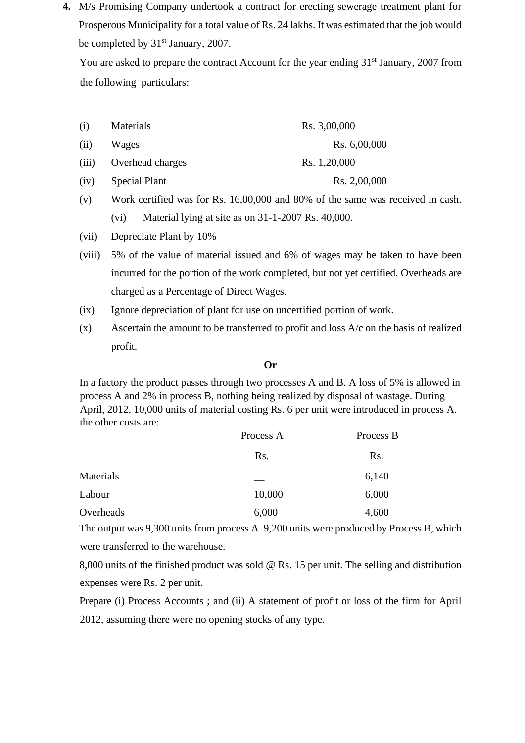4. M/s Promising Company undertook a contract for erecting sewerage treatment plant for Prosperous Municipality for a total value of Rs. 24 lakhs. It was estimated that the job would be completed by 31st January, 2007.

   You are asked to prepare the contract Account for the year ending 31st January, 2007 from the following particulars:

   (i) Materials — Rs. 3,00,000

   (ii) Wages — Rs. 6,00,000

   (iii) Overhead charges — Rs. 1,20,000

   (iv) Special Plant — Rs. 2,00,000

   (v) Work certified was for Rs. 16,00,000 and 80% of the same was received in cash.

   (vi) Material lying at site as on 31-1-2007 Rs. 40,000.

   (vii) Depreciate Plant by 10%

   (viii) 5% of the value of material issued and 6% of wages may be taken to have been incurred for the portion of the work completed, but not yet certified. Overheads are charged as a Percentage of Direct Wages.

   (ix) Ignore depreciation of plant for use on uncertified portion of work.

   (x) Ascertain the amount to be transferred to profit and loss A/c on the basis of realized profit.

**Or**

In a factory the product passes through two processes A and B. A loss of 5% is allowed in process A and 2% in process B, nothing being realized by disposal of wastage. During April, 2012, 10,000 units of material costing Rs. 6 per unit were introduced in process A. the other costs are:

| | Process A | Process B |
|---|---|---|
| | Rs. | Rs. |
| Materials | — | 6,140 |
| Labour | 10,000 | 6,000 |
| Overheads | 6,000 | 4,600 |

The output was 9,300 units from process A. 9,200 units were produced by Process B, which were transferred to the warehouse.

8,000 units of the finished product was sold @ Rs. 15 per unit. The selling and distribution expenses were Rs. 2 per unit.

Prepare (i) Process Accounts ; and (ii) A statement of profit or loss of the firm for April 2012, assuming there were no opening stocks of any type.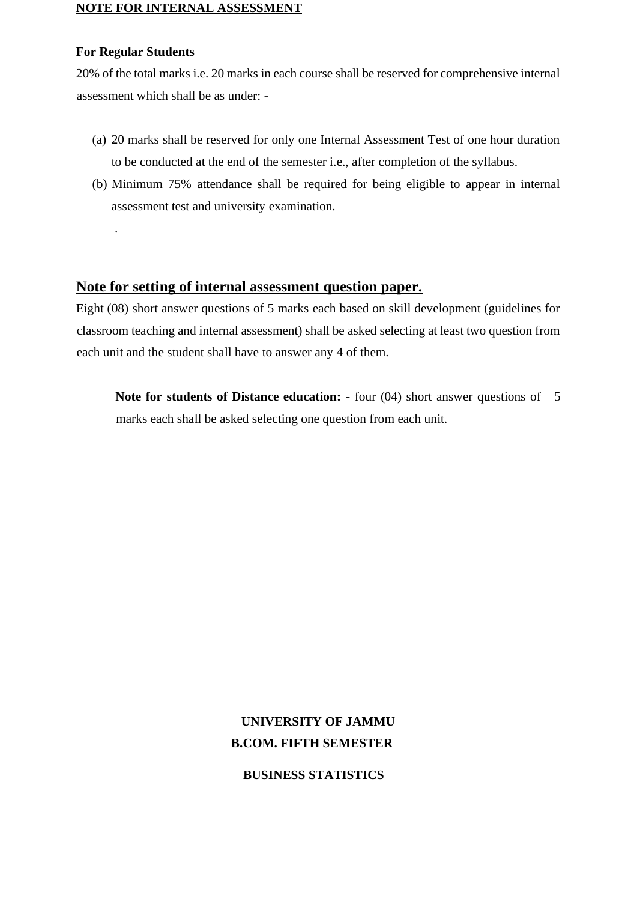**NOTE FOR INTERNAL ASSESSMENT**

**For Regular Students**

20% of the total marks i.e. 20 marks in each course shall be reserved for comprehensive internal assessment which shall be as under: -

(a) 20 marks shall be reserved for only one Internal Assessment Test of one hour duration to be conducted at the end of the semester i.e., after completion of the syllabus.

(b) Minimum 75% attendance shall be required for being eligible to appear in internal assessment test and university examination.

.

## Note for setting of internal assessment question paper.

Eight (08) short answer questions of 5 marks each based on skill development (guidelines for classroom teaching and internal assessment) shall be asked selecting at least two question from each unit and the student shall have to answer any 4 of them.

**Note for students of Distance education: -** four (04) short answer questions of 5 marks each shall be asked selecting one question from each unit.

**UNIVERSITY OF JAMMU**

**B.COM. FIFTH SEMESTER**

**BUSINESS STATISTICS**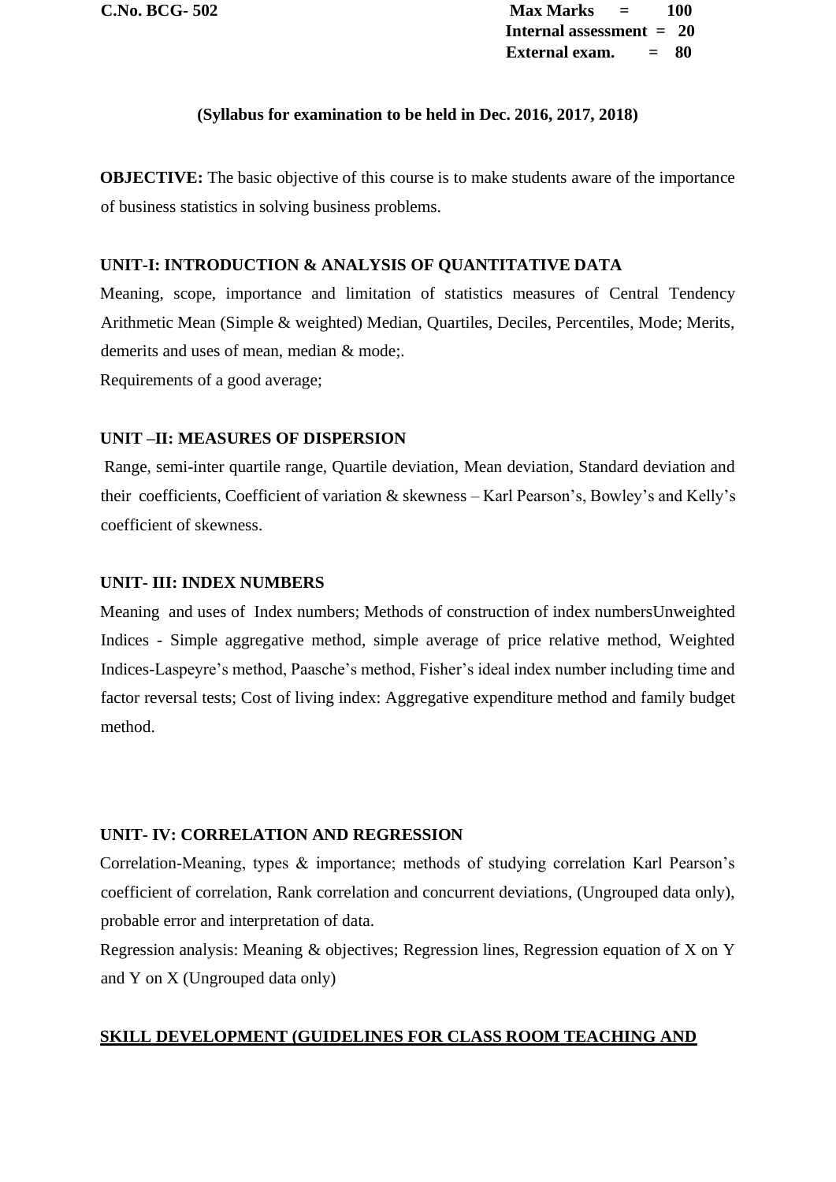**C.No. BCG- 502**

**Max Marks = 100**
**Internal assessment = 20**
**External exam. = 80**

**(Syllabus for examination to be held in Dec. 2016, 2017, 2018)**

**OBJECTIVE:** The basic objective of this course is to make students aware of the importance of business statistics in solving business problems.

**UNIT-I: INTRODUCTION & ANALYSIS OF QUANTITATIVE DATA**

Meaning, scope, importance and limitation of statistics measures of Central Tendency Arithmetic Mean (Simple & weighted) Median, Quartiles, Deciles, Percentiles, Mode; Merits, demerits and uses of mean, median & mode;.

Requirements of a good average;

**UNIT –II: MEASURES OF DISPERSION**

Range, semi-inter quartile range, Quartile deviation, Mean deviation, Standard deviation and their coefficients, Coefficient of variation & skewness – Karl Pearson's, Bowley's and Kelly's coefficient of skewness.

**UNIT- III: INDEX NUMBERS**

Meaning and uses of Index numbers; Methods of construction of index numbersUnweighted Indices - Simple aggregative method, simple average of price relative method, Weighted Indices-Laspeyre's method, Paasche's method, Fisher's ideal index number including time and factor reversal tests; Cost of living index: Aggregative expenditure method and family budget method.

**UNIT- IV: CORRELATION AND REGRESSION**

Correlation-Meaning, types & importance; methods of studying correlation Karl Pearson's coefficient of correlation, Rank correlation and concurrent deviations, (Ungrouped data only), probable error and interpretation of data.

Regression analysis: Meaning & objectives; Regression lines, Regression equation of X on Y and Y on X (Ungrouped data only)

**SKILL DEVELOPMENT (GUIDELINES FOR CLASS ROOM TEACHING AND**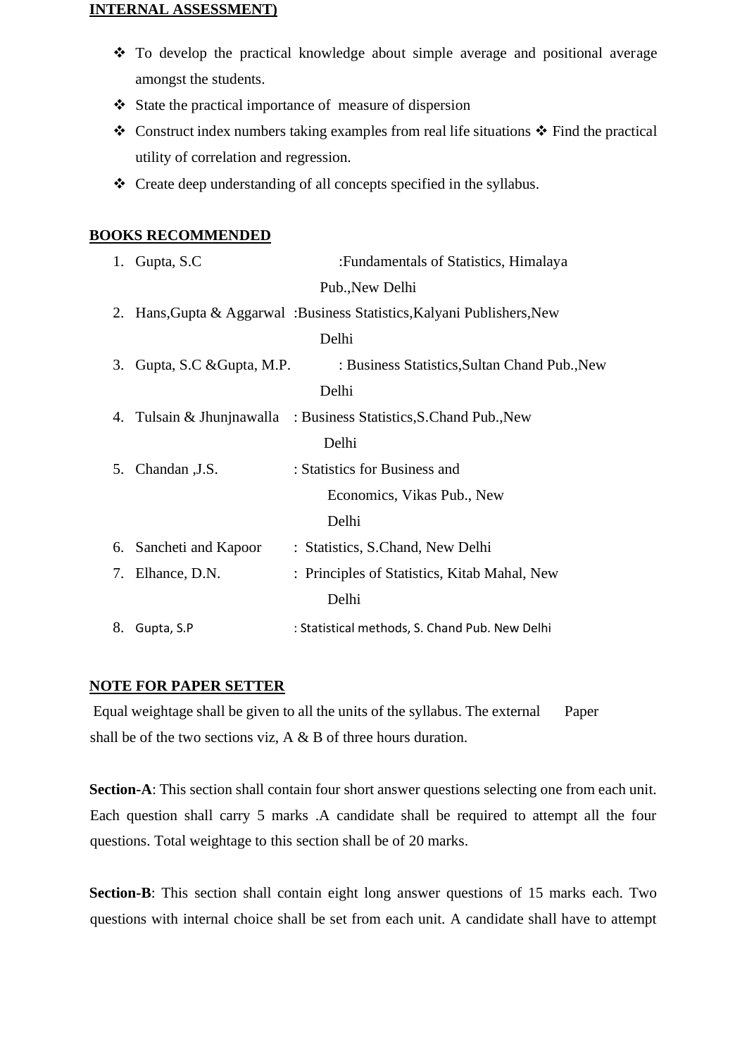**INTERNAL ASSESSMENT)**

- To develop the practical knowledge about simple average and positional average amongst the students.
- State the practical importance of measure of dispersion
- Construct index numbers taking examples from real life situations
- Find the practical utility of correlation and regression.
- Create deep understanding of all concepts specified in the syllabus.

**BOOKS RECOMMENDED**

1. Gupta, S.C : Fundamentals of Statistics, Himalaya Pub., New Delhi
2. Hans, Gupta & Aggarwal : Business Statistics, Kalyani Publishers, New Delhi
3. Gupta, S.C & Gupta, M.P. : Business Statistics, Sultan Chand Pub., New Delhi
4. Tulsain & Jhunjnawalla : Business Statistics, S.Chand Pub., New Delhi
5. Chandan, J.S. : Statistics for Business and Economics, Vikas Pub., New Delhi
6. Sancheti and Kapoor : Statistics, S.Chand, New Delhi
7. Elhance, D.N. : Principles of Statistics, Kitab Mahal, New Delhi
8. Gupta, S.P : Statistical methods, S. Chand Pub. New Delhi

**NOTE FOR PAPER SETTER**

Equal weightage shall be given to all the units of the syllabus. The external Paper shall be of the two sections viz, A & B of three hours duration.

**Section-A**: This section shall contain four short answer questions selecting one from each unit. Each question shall carry 5 marks .A candidate shall be required to attempt all the four questions. Total weightage to this section shall be of 20 marks.

**Section-B**: This section shall contain eight long answer questions of 15 marks each. Two questions with internal choice shall be set from each unit. A candidate shall have to attempt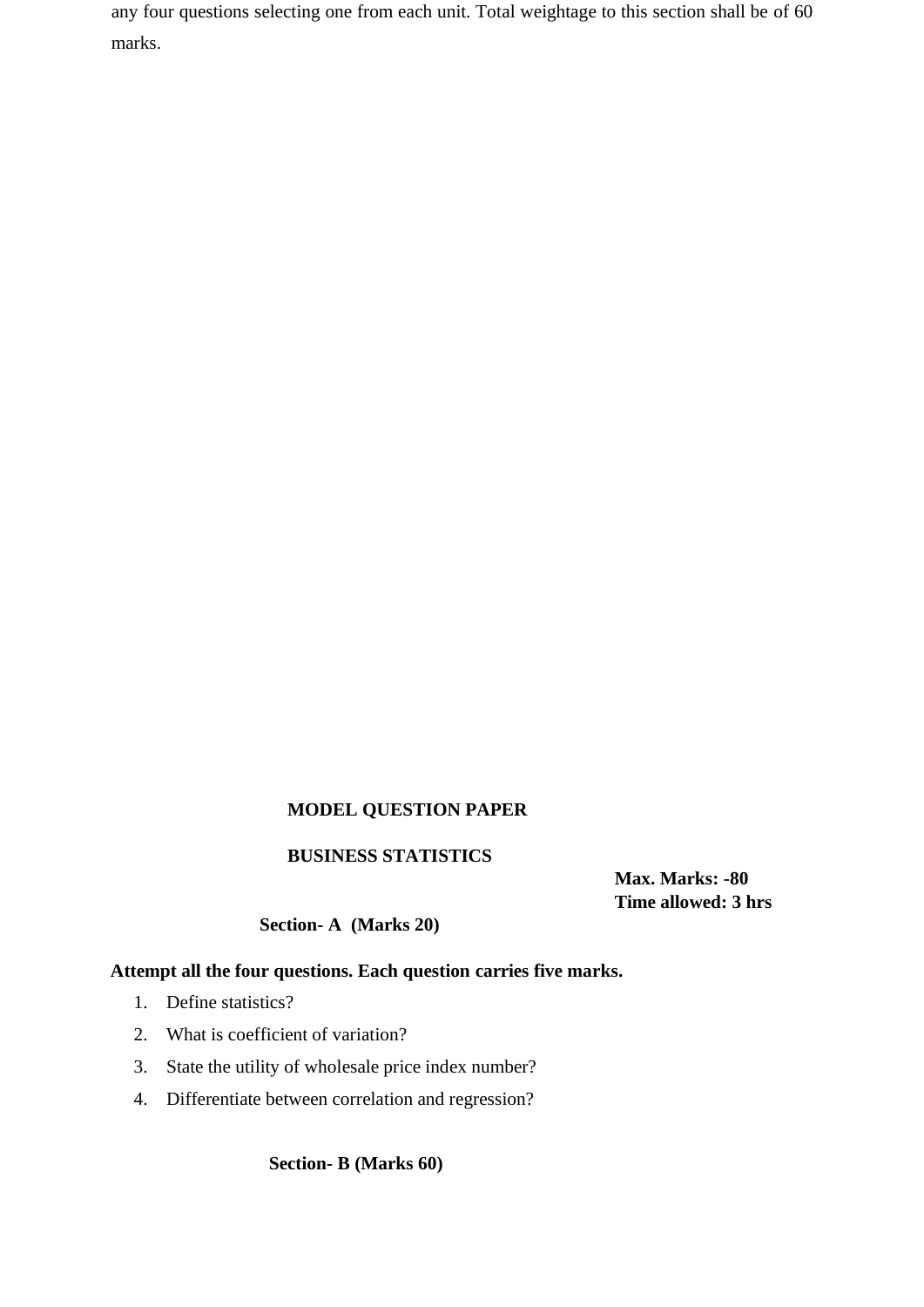any four questions selecting one from each unit. Total weightage to this section shall be of 60 marks.

**MODEL QUESTION PAPER**

**BUSINESS STATISTICS**

**Max. Marks: -80**
**Time allowed: 3 hrs**

**Section- A (Marks 20)**

**Attempt all the four questions. Each question carries five marks.**

1. Define statistics?
2. What is coefficient of variation?
3. State the utility of wholesale price index number?
4. Differentiate between correlation and regression?

**Section- B (Marks 60)**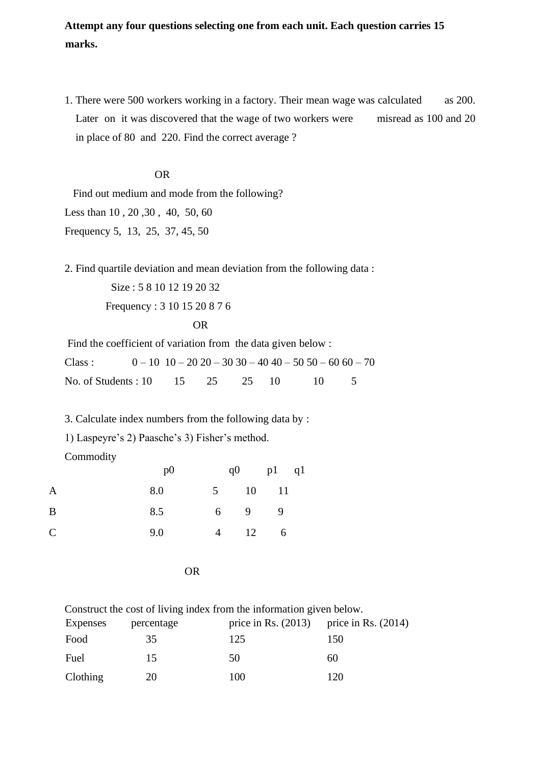**Attempt any four questions selecting one from each unit. Each question carries 15 marks.**

1. There were 500 workers working in a factory. Their mean wage was calculated as 200. Later on it was discovered that the wage of two workers were misread as 100 and 20 in place of 80 and 220. Find the correct average ?

OR

Find out medium and mode from the following?

Less than 10 , 20 ,30 , 40, 50, 60

Frequency 5, 13, 25, 37, 45, 50

2. Find quartile deviation and mean deviation from the following data :

Size : 5 8 10 12 19 20 32

Frequency : 3 10 15 20 8 7 6

OR

Find the coefficient of variation from the data given below :

| Class : | 0 – 10 | 10 – 20 | 20 – 30 | 30 – 40 | 40 – 50 | 50 – 60 | 60 – 70 |
|---|---|---|---|---|---|---|---|
| No. of Students : | 10 | 15 | 25 | 25 | 10 | 10 | 5 |

3. Calculate index numbers from the following data by :

1) Laspeyre's 2) Paasche's 3) Fisher's method.

| Commodity | p0 | q0 | p1 | q1 |
|---|---|---|---|---|
| A | 8.0 | 5 | 10 | 11 |
| B | 8.5 | 6 | 9 | 9 |
| C | 9.0 | 4 | 12 | 6 |

OR

Construct the cost of living index from the information given below.

| Expenses | percentage | price in Rs. (2013) | price in Rs. (2014) |
|---|---|---|---|
| Food | 35 | 125 | 150 |
| Fuel | 15 | 50 | 60 |
| Clothing | 20 | 100 | 120 |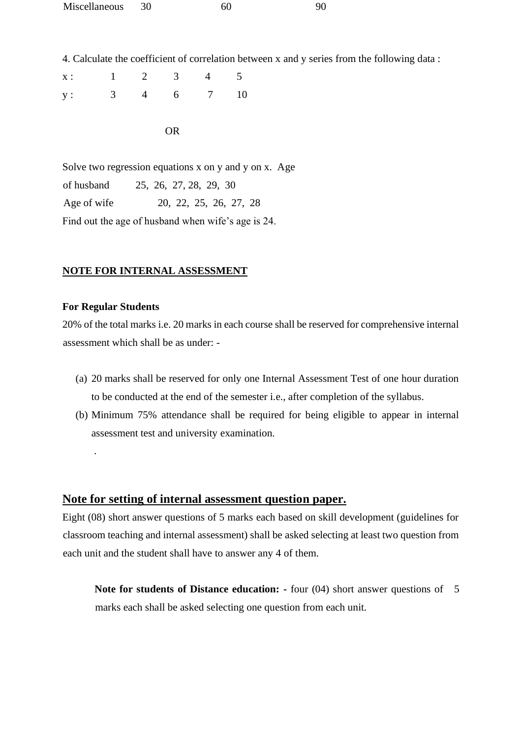| Miscellaneous | 30 | 60 | 90 |
|---|---|---|---|

4. Calculate the coefficient of correlation between x and y series from the following data :

| x : | 1 | 2 | 3 | 4 | 5 |
|---|---|---|---|---|---|
| y : | 3 | 4 | 6 | 7 | 10 |

OR

Solve two regression equations x on y and y on x. Age

| of husband | 25, 26, 27, 28, 29, 30 |
|---|---|
| Age of wife | 20, 22, 25, 26, 27, 28 |

Find out the age of husband when wife's age is 24.

**NOTE FOR INTERNAL ASSESSMENT**

**For Regular Students**

20% of the total marks i.e. 20 marks in each course shall be reserved for comprehensive internal assessment which shall be as under: -

(a) 20 marks shall be reserved for only one Internal Assessment Test of one hour duration to be conducted at the end of the semester i.e., after completion of the syllabus.

(b) Minimum 75% attendance shall be required for being eligible to appear in internal assessment test and university examination.

.

## Note for setting of internal assessment question paper.

Eight (08) short answer questions of 5 marks each based on skill development (guidelines for classroom teaching and internal assessment) shall be asked selecting at least two question from each unit and the student shall have to answer any 4 of them.

**Note for students of Distance education: -** four (04) short answer questions of 5 marks each shall be asked selecting one question from each unit.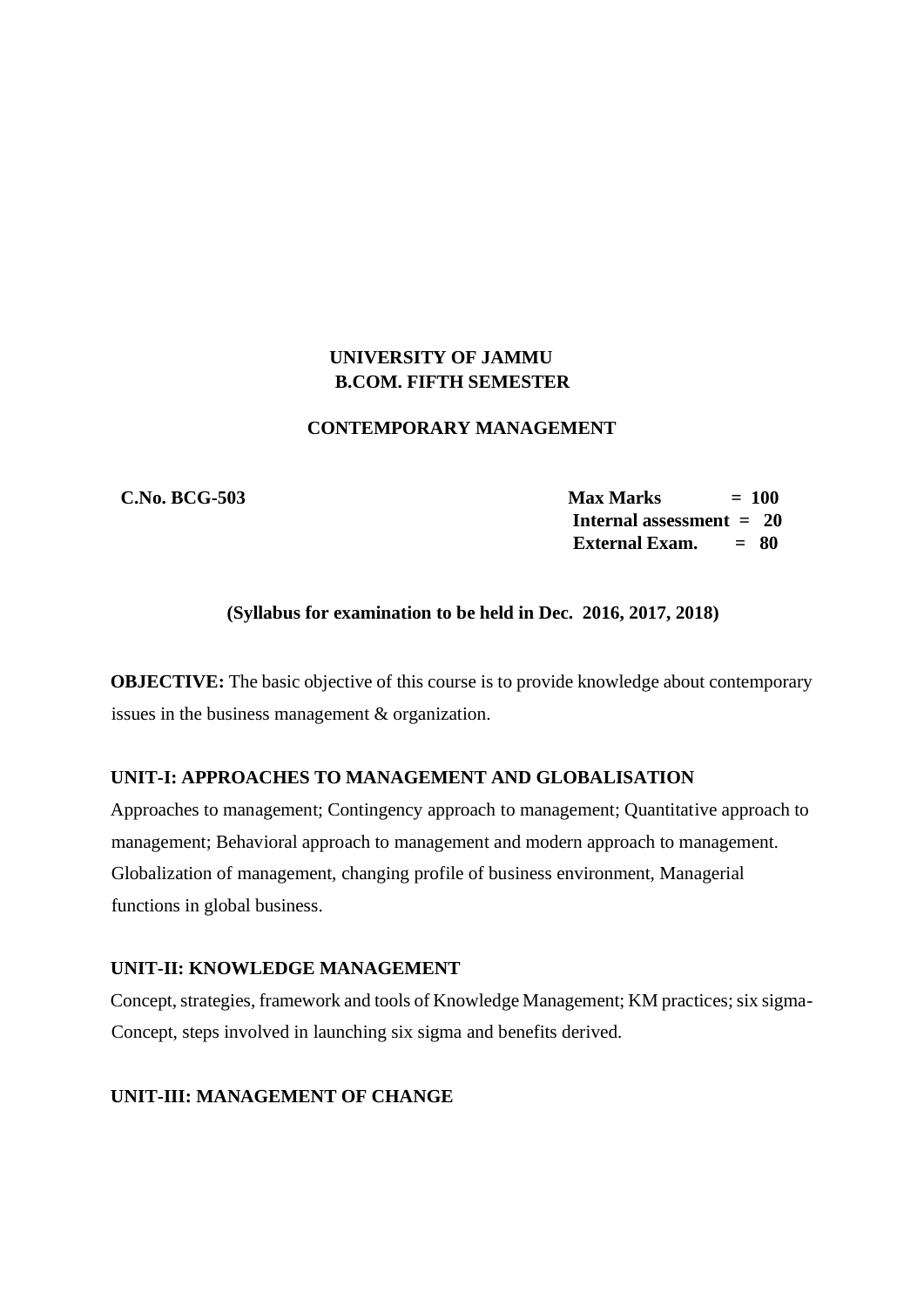**UNIVERSITY OF JAMMU**
**B.COM. FIFTH SEMESTER**

**CONTEMPORARY MANAGEMENT**

**C.No. BCG-503**

**Max Marks = 100**
**Internal assessment = 20**
**External Exam. = 80**

**(Syllabus for examination to be held in Dec. 2016, 2017, 2018)**

**OBJECTIVE:** The basic objective of this course is to provide knowledge about contemporary issues in the business management & organization.

**UNIT-I: APPROACHES TO MANAGEMENT AND GLOBALISATION**

Approaches to management; Contingency approach to management; Quantitative approach to management; Behavioral approach to management and modern approach to management. Globalization of management, changing profile of business environment, Managerial functions in global business.

**UNIT-II: KNOWLEDGE MANAGEMENT**

Concept, strategies, framework and tools of Knowledge Management; KM practices; six sigma-Concept, steps involved in launching six sigma and benefits derived.

**UNIT-III: MANAGEMENT OF CHANGE**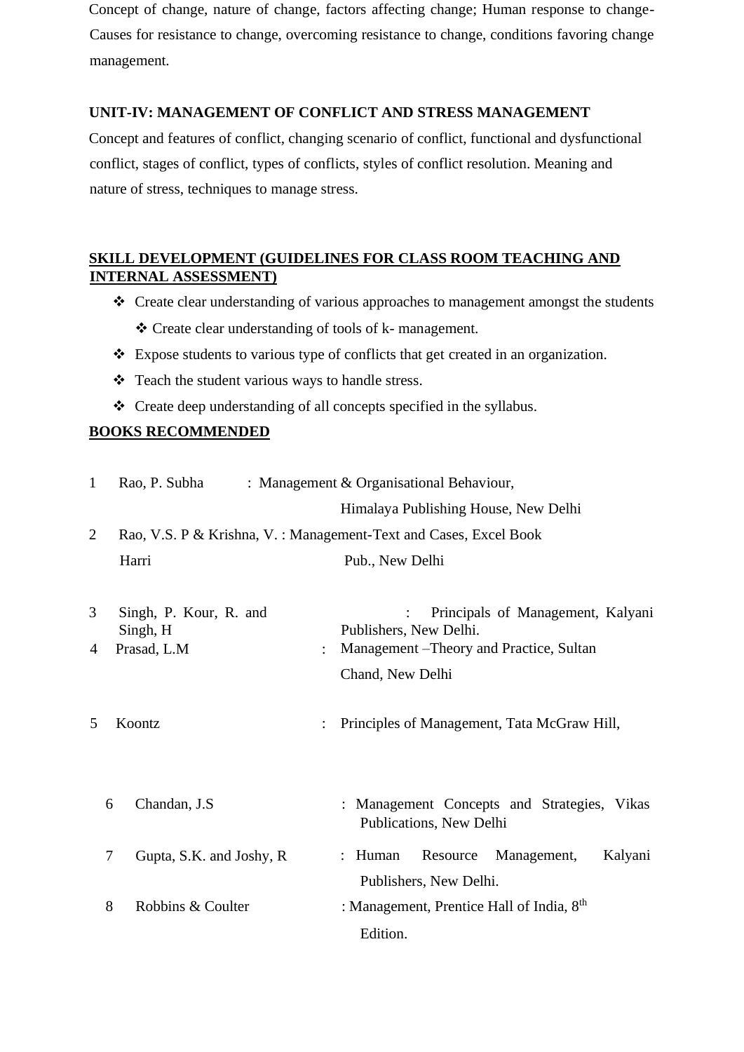Concept of change, nature of change, factors affecting change; Human response to change- Causes for resistance to change, overcoming resistance to change, conditions favoring change management.

**UNIT-IV: MANAGEMENT OF CONFLICT AND STRESS MANAGEMENT**

Concept and features of conflict, changing scenario of conflict, functional and dysfunctional conflict, stages of conflict, types of conflicts, styles of conflict resolution. Meaning and nature of stress, techniques to manage stress.

**SKILL DEVELOPMENT (GUIDELINES FOR CLASS ROOM TEACHING AND INTERNAL ASSESSMENT)**

- Create clear understanding of various approaches to management amongst the students
- Create clear understanding of tools of k- management.
- Expose students to various type of conflicts that get created in an organization.
- Teach the student various ways to handle stress.
- Create deep understanding of all concepts specified in the syllabus.

**BOOKS RECOMMENDED**

| | | |
|---|---|---|
| 1 | Rao, P. Subha | : Management & Organisational Behaviour, Himalaya Publishing House, New Delhi |
| 2 | Rao, V.S. P & Krishna, V. | : Management-Text and Cases, Excel Book Harri Pub., New Delhi |
| 3 | Singh, P. Kour, R. and Singh, H | : Principals of Management, Kalyani Publishers, New Delhi. |
| 4 | Prasad, L.M | : Management –Theory and Practice, Sultan Chand, New Delhi |
| 5 | Koontz | : Principles of Management, Tata McGraw Hill, |
| 6 | Chandan, J.S | : Management Concepts and Strategies, Vikas Publications, New Delhi |
| 7 | Gupta, S.K. and Joshy, R | : Human Resource Management, Kalyani Publishers, New Delhi. |
| 8 | Robbins & Coulter | : Management, Prentice Hall of India, 8th Edition. |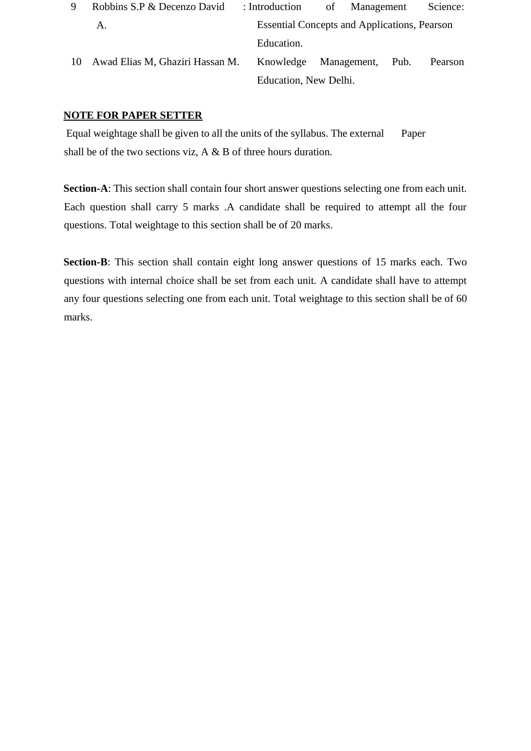| | | |
|---|---|---|
| 9 | Robbins S.P & Decenzo David A. | : Introduction of Management Science: Essential Concepts and Applications, Pearson Education. |
| 10 | Awad Elias M, Ghaziri Hassan M. | Knowledge Management, Pub. Pearson Education, New Delhi. |

**NOTE FOR PAPER SETTER**

Equal weightage shall be given to all the units of the syllabus. The external Paper shall be of the two sections viz, A & B of three hours duration.

**Section-A**: This section shall contain four short answer questions selecting one from each unit. Each question shall carry 5 marks .A candidate shall be required to attempt all the four questions. Total weightage to this section shall be of 20 marks.

**Section-B**: This section shall contain eight long answer questions of 15 marks each. Two questions with internal choice shall be set from each unit. A candidate shall have to attempt any four questions selecting one from each unit. Total weightage to this section shall be of 60 marks.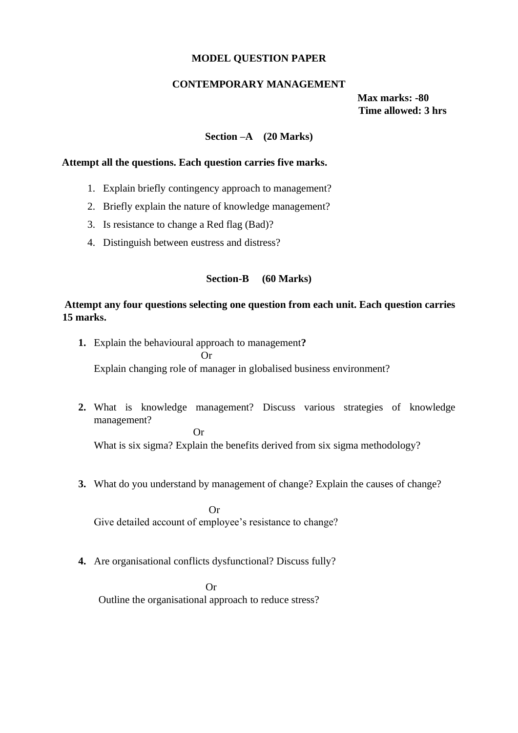# MODEL QUESTION PAPER

## CONTEMPORARY MANAGEMENT

**Max marks: -80**
**Time allowed: 3 hrs**

### Section –A (20 Marks)

**Attempt all the questions. Each question carries five marks.**

1. Explain briefly contingency approach to management?
2. Briefly explain the nature of knowledge management?
3. Is resistance to change a Red flag (Bad)?
4. Distinguish between eustress and distress?

### Section-B (60 Marks)

**Attempt any four questions selecting one question from each unit. Each question carries 15 marks.**

**1.** Explain the behavioural approach to management**?**

Or

Explain changing role of manager in globalised business environment?

**2.** What is knowledge management? Discuss various strategies of knowledge management?

Or

What is six sigma? Explain the benefits derived from six sigma methodology?

**3.** What do you understand by management of change? Explain the causes of change?

Or

Give detailed account of employee's resistance to change?

**4.** Are organisational conflicts dysfunctional? Discuss fully?

Or

Outline the organisational approach to reduce stress?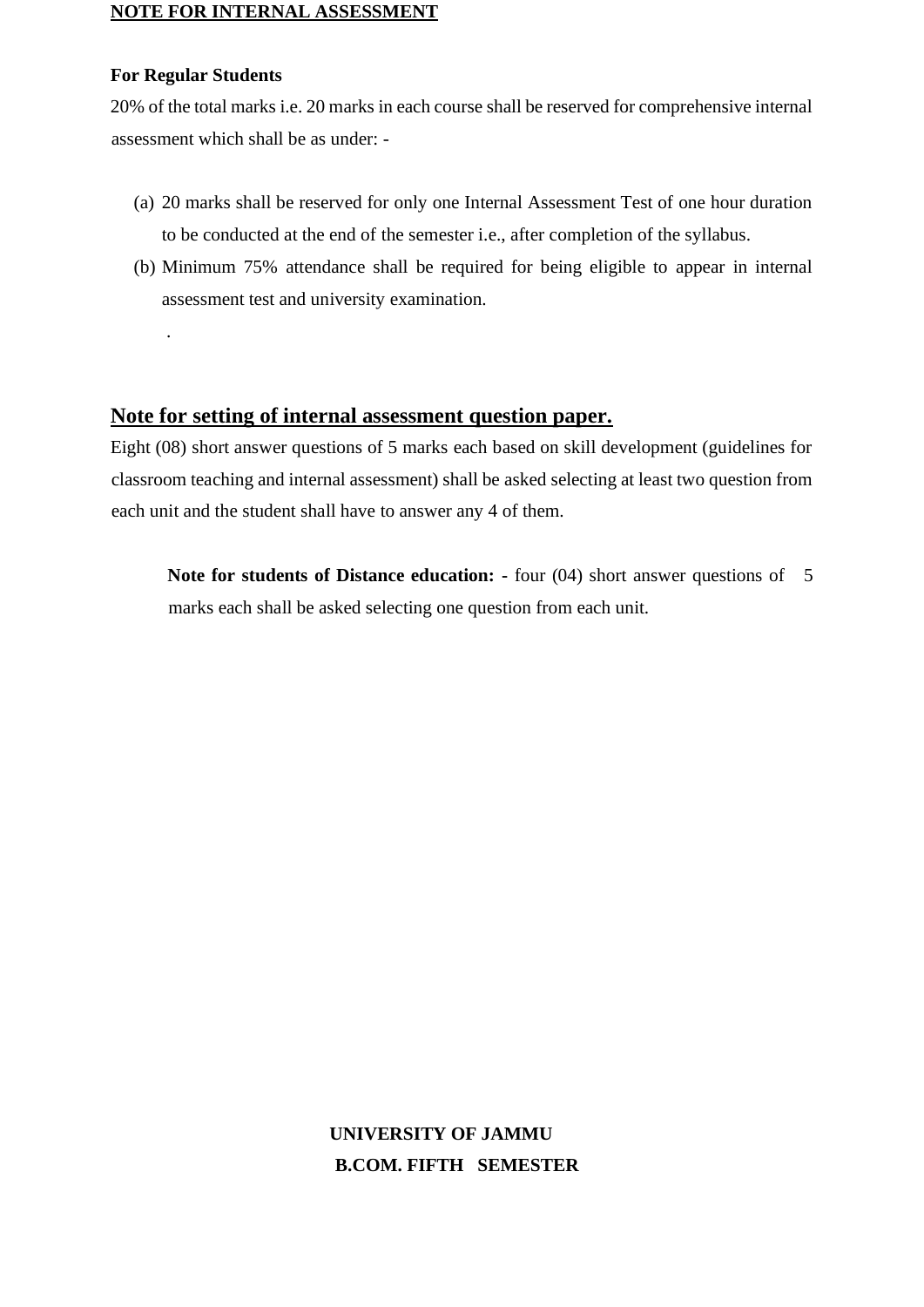## NOTE FOR INTERNAL ASSESSMENT

**For Regular Students**

20% of the total marks i.e. 20 marks in each course shall be reserved for comprehensive internal assessment which shall be as under: -

(a) 20 marks shall be reserved for only one Internal Assessment Test of one hour duration to be conducted at the end of the semester i.e., after completion of the syllabus.

(b) Minimum 75% attendance shall be required for being eligible to appear in internal assessment test and university examination.

.

## Note for setting of internal assessment question paper.

Eight (08) short answer questions of 5 marks each based on skill development (guidelines for classroom teaching and internal assessment) shall be asked selecting at least two question from each unit and the student shall have to answer any 4 of them.

**Note for students of Distance education: -** four (04) short answer questions of 5 marks each shall be asked selecting one question from each unit.

**UNIVERSITY OF JAMMU**

**B.COM. FIFTH SEMESTER**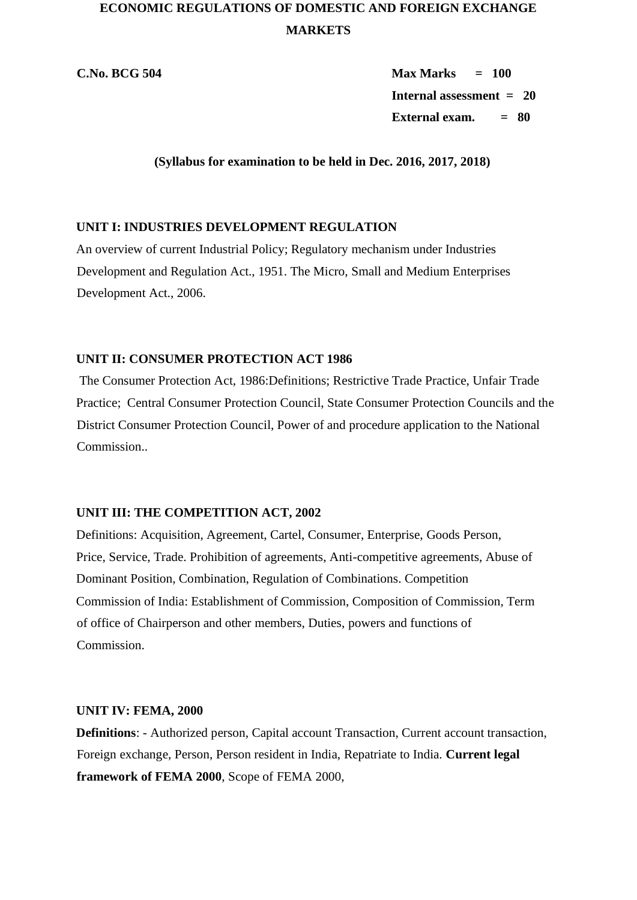# ECONOMIC REGULATIONS OF DOMESTIC AND FOREIGN EXCHANGE MARKETS

**C.No. BCG 504**

**Max Marks = 100**
**Internal assessment = 20**
**External exam. = 80**

**(Syllabus for examination to be held in Dec. 2016, 2017, 2018)**

## UNIT I: INDUSTRIES DEVELOPMENT REGULATION

An overview of current Industrial Policy; Regulatory mechanism under Industries Development and Regulation Act., 1951. The Micro, Small and Medium Enterprises Development Act., 2006.

## UNIT II: CONSUMER PROTECTION ACT 1986

The Consumer Protection Act, 1986:Definitions; Restrictive Trade Practice, Unfair Trade Practice; Central Consumer Protection Council, State Consumer Protection Councils and the District Consumer Protection Council, Power of and procedure application to the National Commission..

## UNIT III: THE COMPETITION ACT, 2002

Definitions: Acquisition, Agreement, Cartel, Consumer, Enterprise, Goods Person, Price, Service, Trade. Prohibition of agreements, Anti-competitive agreements, Abuse of Dominant Position, Combination, Regulation of Combinations. Competition Commission of India: Establishment of Commission, Composition of Commission, Term of office of Chairperson and other members, Duties, powers and functions of Commission.

## UNIT IV: FEMA, 2000

**Definitions**: - Authorized person, Capital account Transaction, Current account transaction, Foreign exchange, Person, Person resident in India, Repatriate to India. **Current legal framework of FEMA 2000**, Scope of FEMA 2000,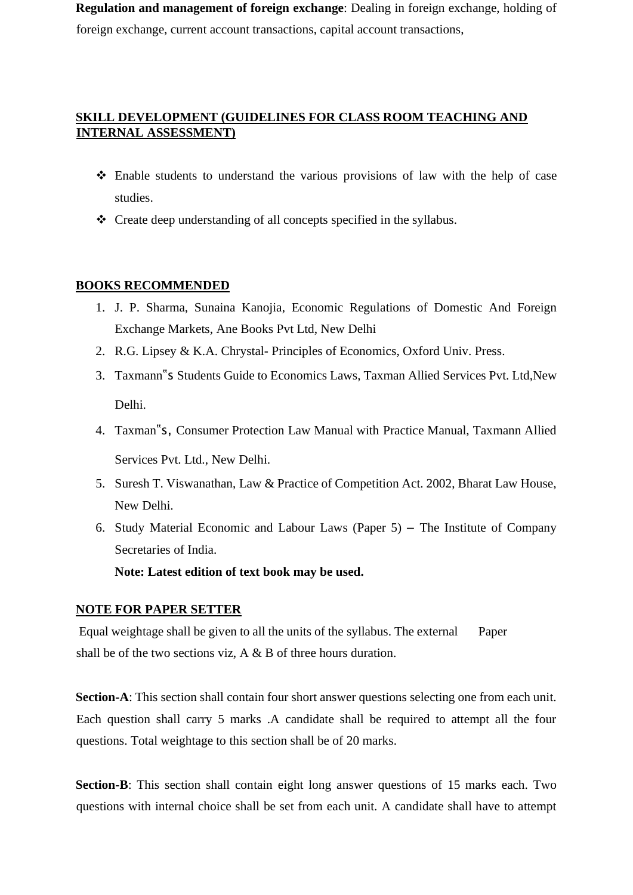**Regulation and management of foreign exchange**: Dealing in foreign exchange, holding of foreign exchange, current account transactions, capital account transactions,

## SKILL DEVELOPMENT (GUIDELINES FOR CLASS ROOM TEACHING AND INTERNAL ASSESSMENT)

- Enable students to understand the various provisions of law with the help of case studies.
- Create deep understanding of all concepts specified in the syllabus.

## BOOKS RECOMMENDED

1. J. P. Sharma, Sunaina Kanojia, Economic Regulations of Domestic And Foreign Exchange Markets, Ane Books Pvt Ltd, New Delhi
2. R.G. Lipsey & K.A. Chrystal- Principles of Economics, Oxford Univ. Press.
3. Taxmann"s Students Guide to Economics Laws, Taxman Allied Services Pvt. Ltd,New Delhi.
4. Taxman"s, Consumer Protection Law Manual with Practice Manual, Taxmann Allied Services Pvt. Ltd., New Delhi.
5. Suresh T. Viswanathan, Law & Practice of Competition Act. 2002, Bharat Law House, New Delhi.
6. Study Material Economic and Labour Laws (Paper 5) – The Institute of Company Secretaries of India.

   **Note: Latest edition of text book may be used.**

## NOTE FOR PAPER SETTER

Equal weightage shall be given to all the units of the syllabus. The external Paper shall be of the two sections viz, A & B of three hours duration.

**Section-A**: This section shall contain four short answer questions selecting one from each unit. Each question shall carry 5 marks .A candidate shall be required to attempt all the four questions. Total weightage to this section shall be of 20 marks.

**Section-B**: This section shall contain eight long answer questions of 15 marks each. Two questions with internal choice shall be set from each unit. A candidate shall have to attempt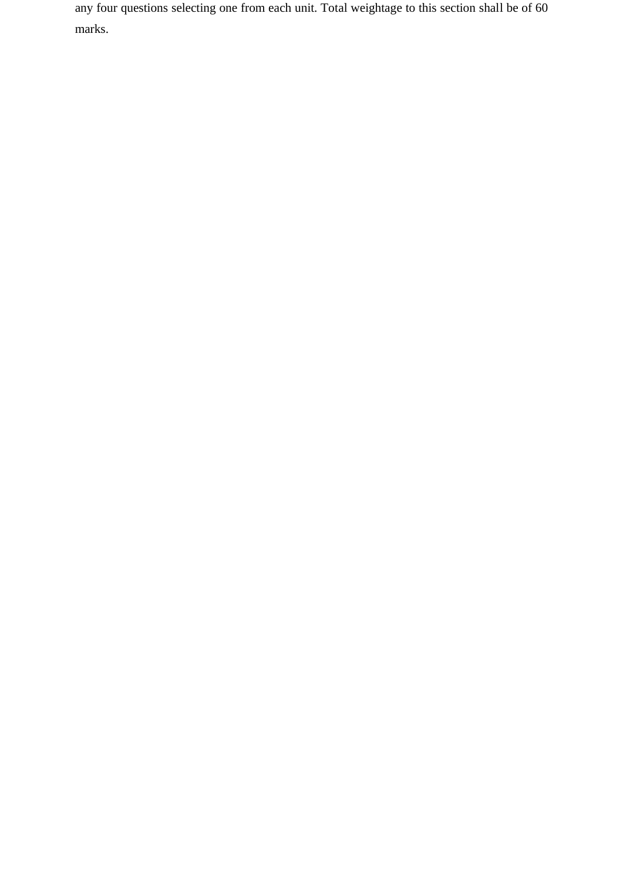any four questions selecting one from each unit. Total weightage to this section shall be of 60 marks.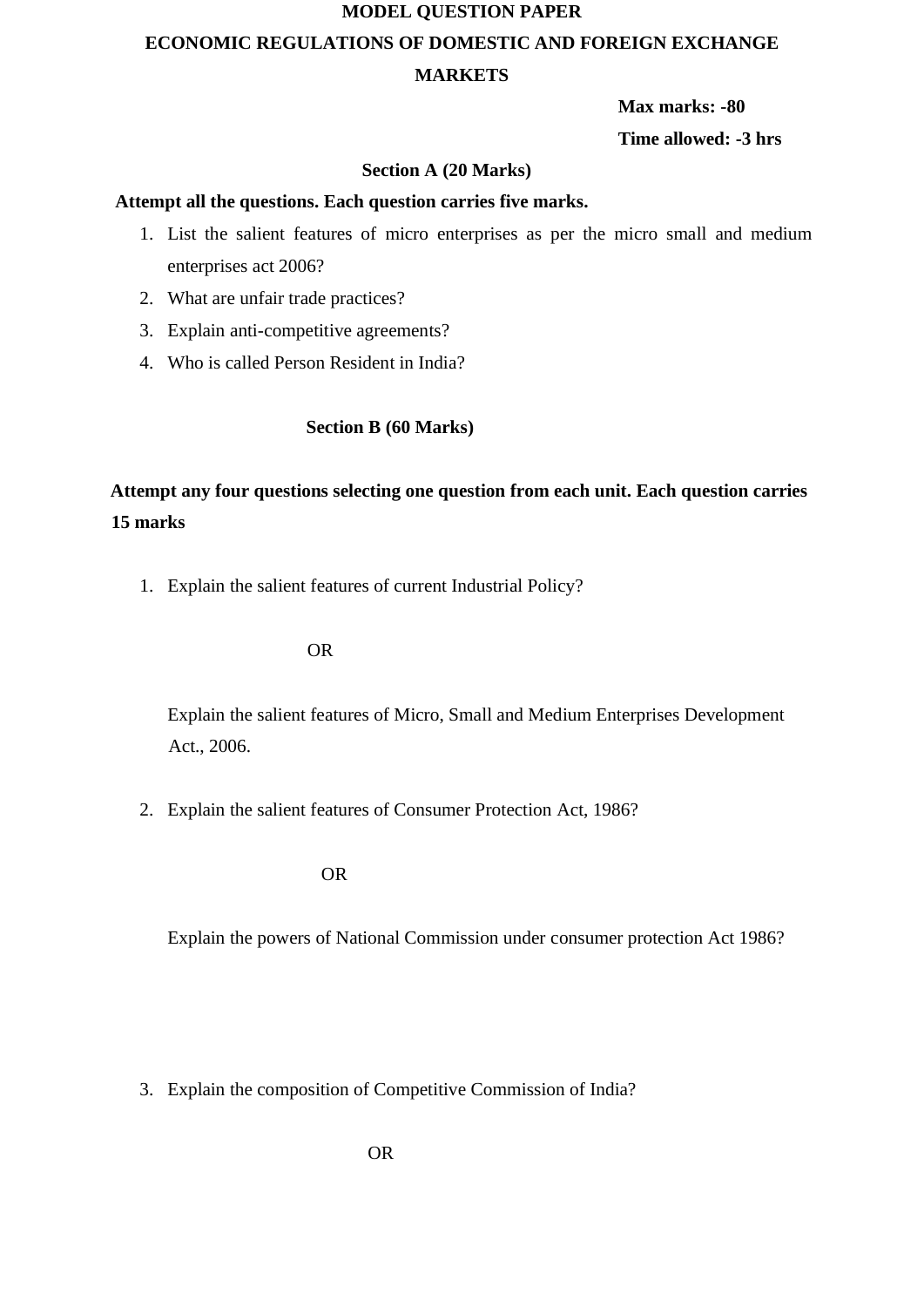# MODEL QUESTION PAPER

## ECONOMIC REGULATIONS OF DOMESTIC AND FOREIGN EXCHANGE MARKETS

**Max marks: -80**

**Time allowed: -3 hrs**

### Section A (20 Marks)

**Attempt all the questions. Each question carries five marks.**

1. List the salient features of micro enterprises as per the micro small and medium enterprises act 2006?
2. What are unfair trade practices?
3. Explain anti-competitive agreements?
4. Who is called Person Resident in India?

### Section B (60 Marks)

**Attempt any four questions selecting one question from each unit. Each question carries 15 marks**

1. Explain the salient features of current Industrial Policy?

   OR

   Explain the salient features of Micro, Small and Medium Enterprises Development Act., 2006.

2. Explain the salient features of Consumer Protection Act, 1986?

   OR

   Explain the powers of National Commission under consumer protection Act 1986?

3. Explain the composition of Competitive Commission of India?

   OR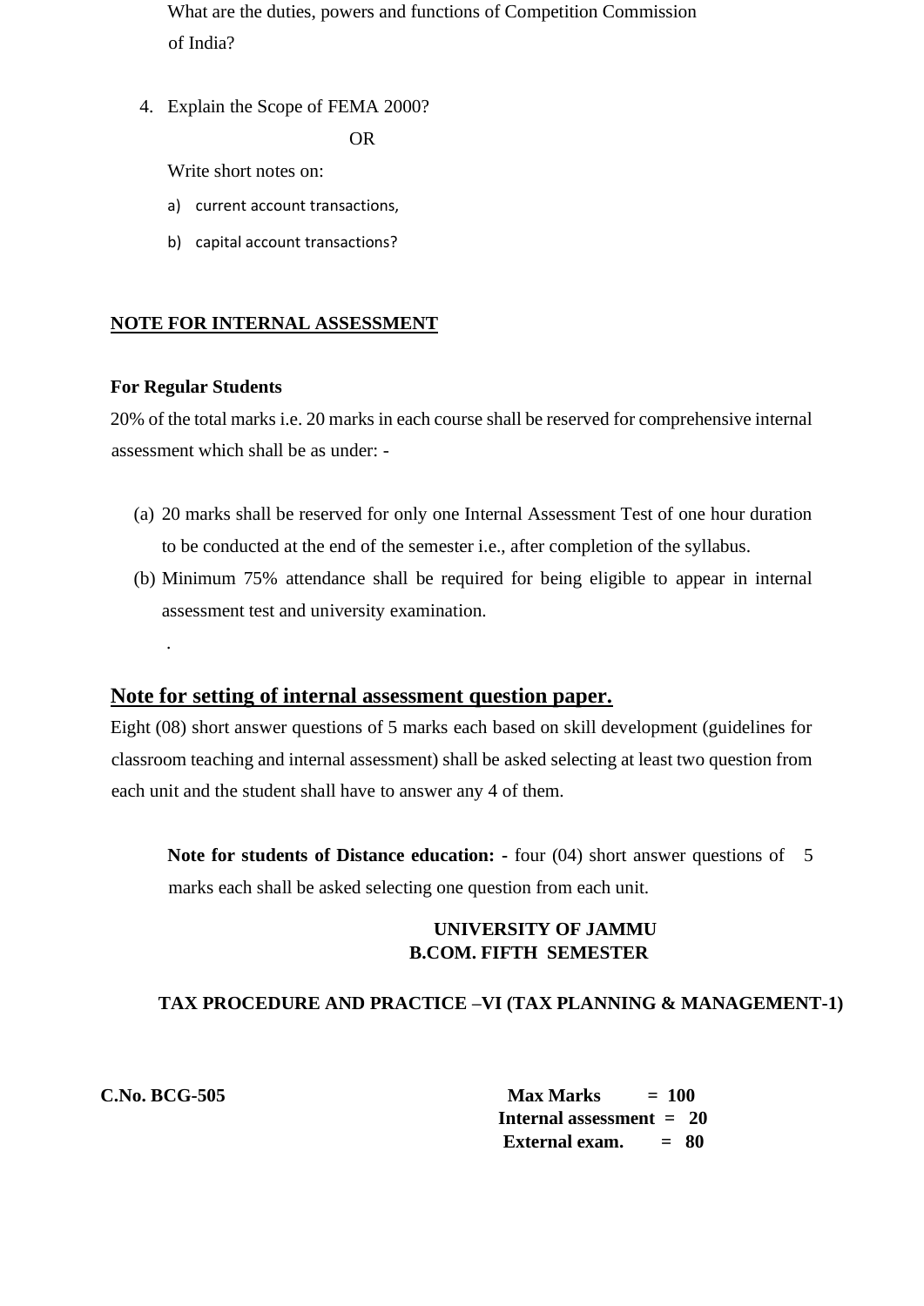What are the duties, powers and functions of Competition Commission of India?

4. Explain the Scope of FEMA 2000?

OR

Write short notes on:

a) current account transactions,

b) capital account transactions?

**NOTE FOR INTERNAL ASSESSMENT**

**For Regular Students**

20% of the total marks i.e. 20 marks in each course shall be reserved for comprehensive internal assessment which shall be as under: -

(a) 20 marks shall be reserved for only one Internal Assessment Test of one hour duration to be conducted at the end of the semester i.e., after completion of the syllabus.

(b) Minimum 75% attendance shall be required for being eligible to appear in internal assessment test and university examination.

.

## Note for setting of internal assessment question paper.

Eight (08) short answer questions of 5 marks each based on skill development (guidelines for classroom teaching and internal assessment) shall be asked selecting at least two question from each unit and the student shall have to answer any 4 of them.

**Note for students of Distance education: -** four (04) short answer questions of 5 marks each shall be asked selecting one question from each unit.

**UNIVERSITY OF JAMMU**
**B.COM. FIFTH SEMESTER**

**TAX PROCEDURE AND PRACTICE –VI (TAX PLANNING & MANAGEMENT-1)**

**C.No. BCG-505**

**Max Marks = 100**
**Internal assessment = 20**
**External exam. = 80**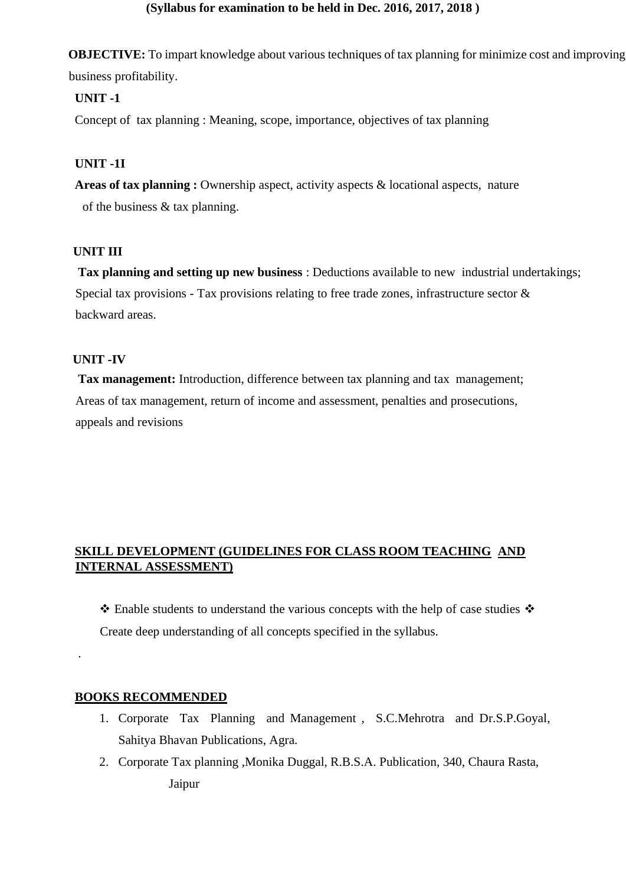**(Syllabus for examination to be held in Dec. 2016, 2017, 2018 )**

**OBJECTIVE:** To impart knowledge about various techniques of tax planning for minimize cost and improving business profitability.

**UNIT -1**

Concept of tax planning : Meaning, scope, importance, objectives of tax planning

**UNIT -1I**

**Areas of tax planning :** Ownership aspect, activity aspects & locational aspects, nature of the business & tax planning.

**UNIT III**

**Tax planning and setting up new business** : Deductions available to new industrial undertakings; Special tax provisions - Tax provisions relating to free trade zones, infrastructure sector & backward areas.

**UNIT -IV**

**Tax management:** Introduction, difference between tax planning and tax management; Areas of tax management, return of income and assessment, penalties and prosecutions, appeals and revisions

**SKILL DEVELOPMENT (GUIDELINES FOR CLASS ROOM TEACHING AND INTERNAL ASSESSMENT)**

- ❖ Enable students to understand the various concepts with the help of case studies ❖ Create deep understanding of all concepts specified in the syllabus.

.

**BOOKS RECOMMENDED**

1. Corporate Tax Planning and Management , S.C.Mehrotra and Dr.S.P.Goyal, Sahitya Bhavan Publications, Agra.
2. Corporate Tax planning ,Monika Duggal, R.B.S.A. Publication, 340, Chaura Rasta, Jaipur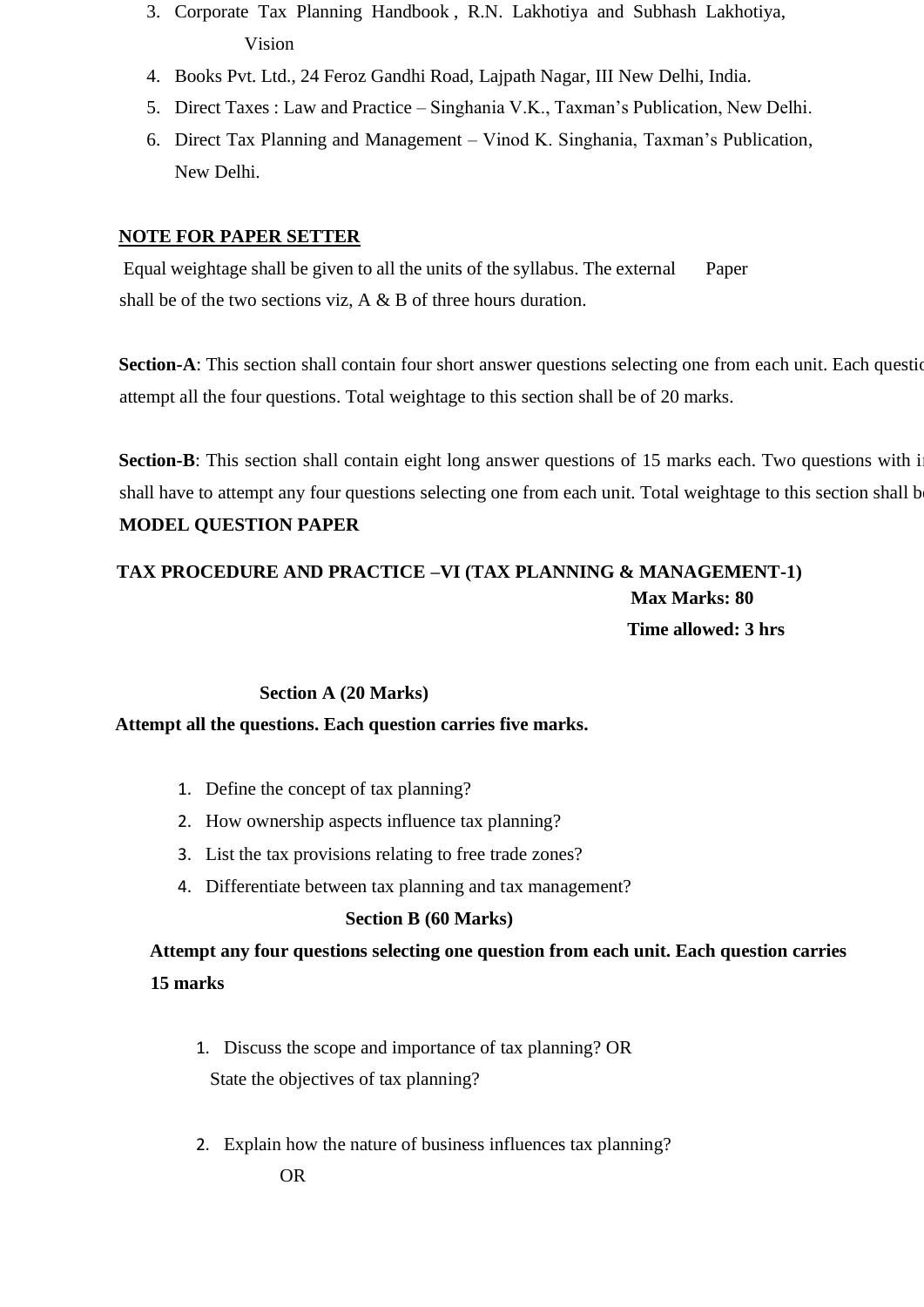3. Corporate Tax Planning Handbook , R.N. Lakhotiya and Subhash Lakhotiya, Vision
4. Books Pvt. Ltd., 24 Feroz Gandhi Road, Lajpath Nagar, III New Delhi, India.
5. Direct Taxes : Law and Practice – Singhania V.K., Taxman's Publication, New Delhi.
6. Direct Tax Planning and Management – Vinod K. Singhania, Taxman's Publication, New Delhi.

**NOTE FOR PAPER SETTER**

Equal weightage shall be given to all the units of the syllabus. The external Paper shall be of the two sections viz, A & B of three hours duration.

**Section-A**: This section shall contain four short answer questions selecting one from each unit. Each questic attempt all the four questions. Total weightage to this section shall be of 20 marks.

**Section-B**: This section shall contain eight long answer questions of 15 marks each. Two questions with ir shall have to attempt any four questions selecting one from each unit. Total weightage to this section shall b

**MODEL QUESTION PAPER**

**TAX PROCEDURE AND PRACTICE –VI (TAX PLANNING & MANAGEMENT-1)**

**Max Marks: 80**

**Time allowed: 3 hrs**

**Section A (20 Marks)**

**Attempt all the questions. Each question carries five marks.**

1. Define the concept of tax planning?
2. How ownership aspects influence tax planning?
3. List the tax provisions relating to free trade zones?
4. Differentiate between tax planning and tax management?

**Section B (60 Marks)**

**Attempt any four questions selecting one question from each unit. Each question carries 15 marks**

1. Discuss the scope and importance of tax planning? OR
   State the objectives of tax planning?

2. Explain how the nature of business influences tax planning?
   OR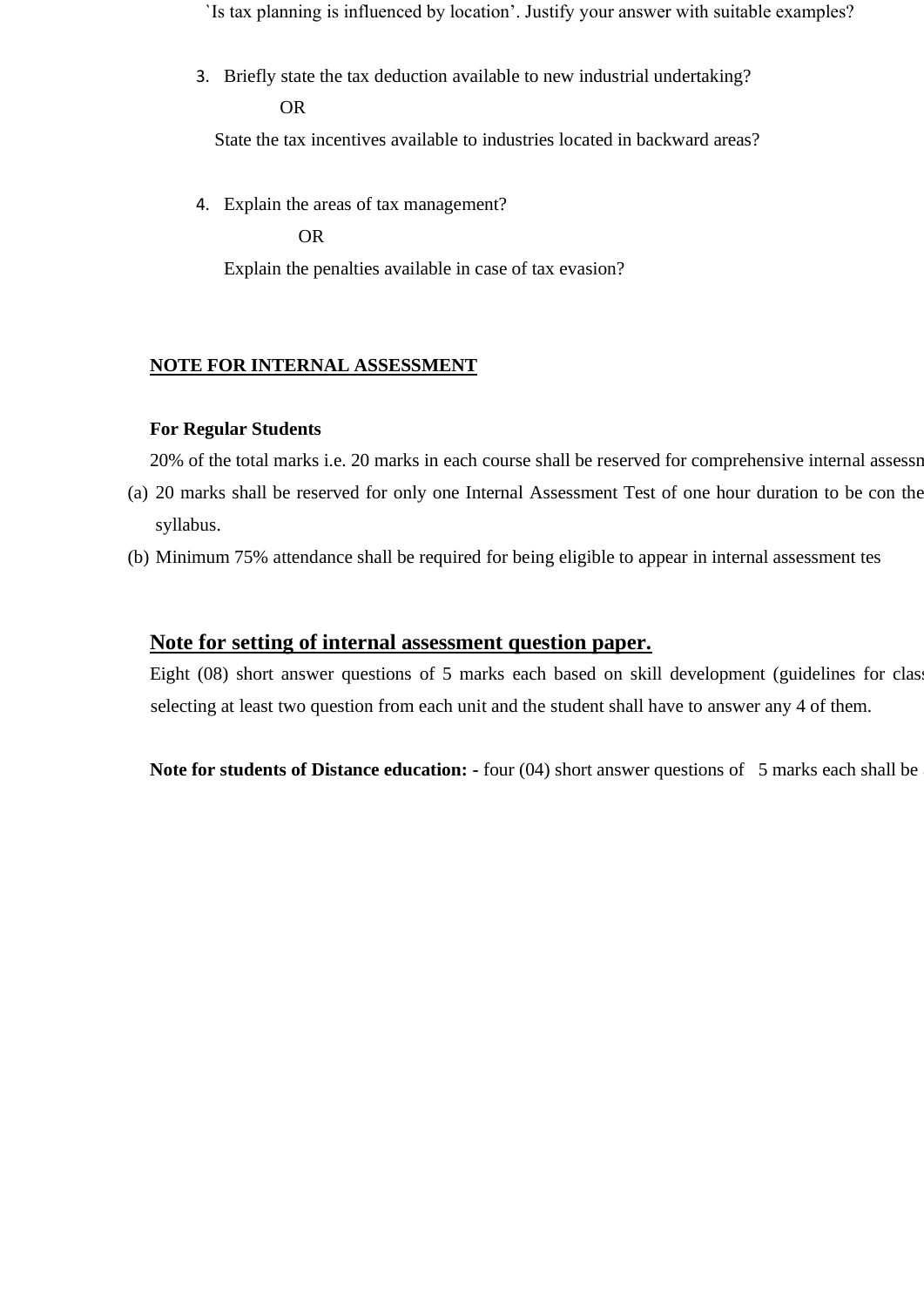`Is tax planning is influenced by location'. Justify your answer with suitable examples?

3. Briefly state the tax deduction available to new industrial undertaking?

   OR

   State the tax incentives available to industries located in backward areas?

4. Explain the areas of tax management?

   OR

   Explain the penalties available in case of tax evasion?

**NOTE FOR INTERNAL ASSESSMENT**

**For Regular Students**

20% of the total marks i.e. 20 marks in each course shall be reserved for comprehensive internal assessm

(a) 20 marks shall be reserved for only one Internal Assessment Test of one hour duration to be con the syllabus.

(b) Minimum 75% attendance shall be required for being eligible to appear in internal assessment tes

## Note for setting of internal assessment question paper.

Eight (08) short answer questions of 5 marks each based on skill development (guidelines for class selecting at least two question from each unit and the student shall have to answer any 4 of them.

**Note for students of Distance education: -** four (04) short answer questions of 5 marks each shall be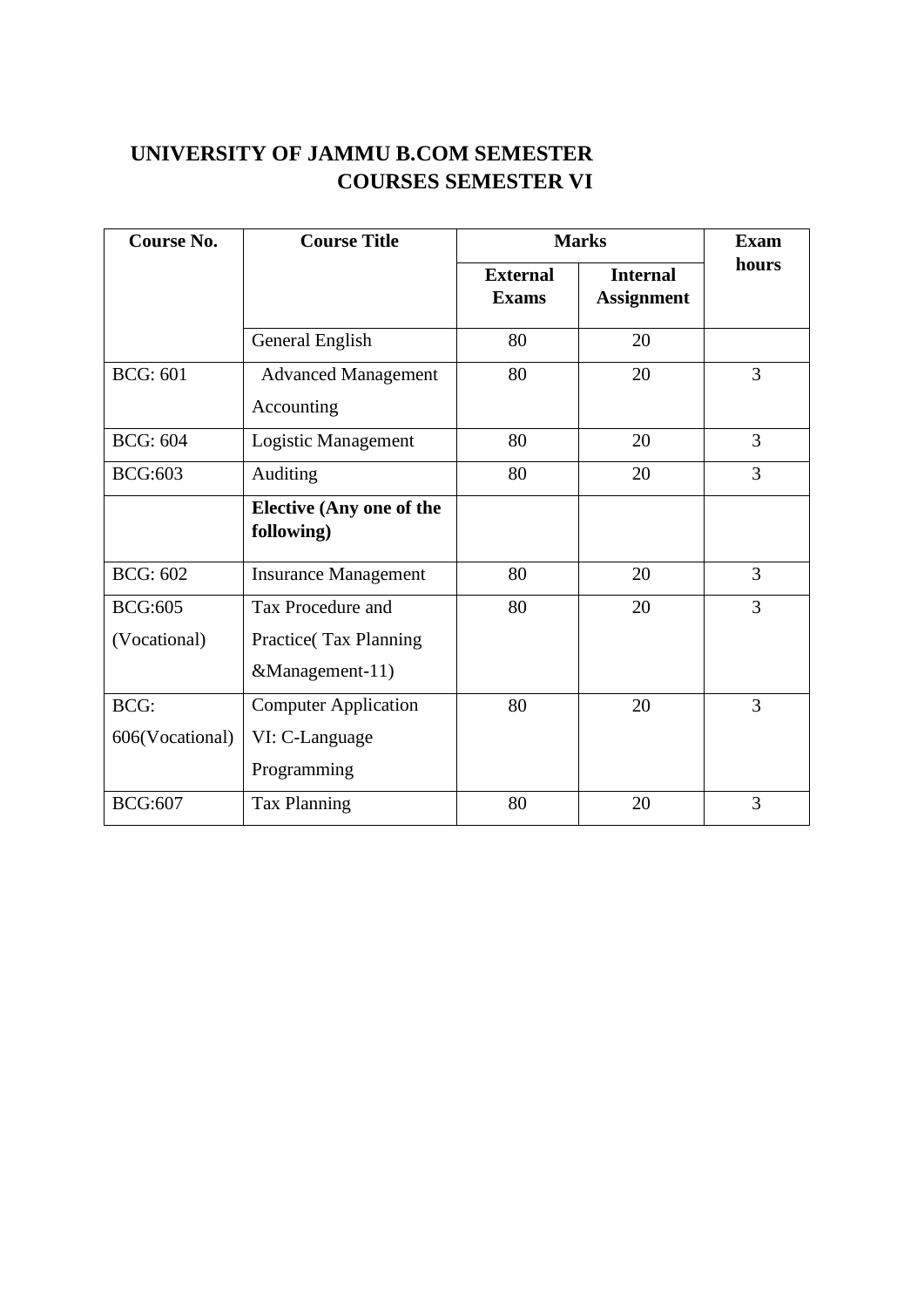# UNIVERSITY OF JAMMU B.COM SEMESTER COURSES SEMESTER VI

| Course No. | Course Title | Marks | | Exam hours |
|---|---|---|---|---|
| | | External Exams | Internal Assignment | |
| | General English | 80 | 20 | |
| BCG: 601 | Advanced Management Accounting | 80 | 20 | 3 |
| BCG: 604 | Logistic Management | 80 | 20 | 3 |
| BCG:603 | Auditing | 80 | 20 | 3 |
| | **Elective (Any one of the following)** | | | |
| BCG: 602 | Insurance Management | 80 | 20 | 3 |
| BCG:605 (Vocational) | Tax Procedure and Practice( Tax Planning &Management-11) | 80 | 20 | 3 |
| BCG: 606(Vocational) | Computer Application VI: C-Language Programming | 80 | 20 | 3 |
| BCG:607 | Tax Planning | 80 | 20 | 3 |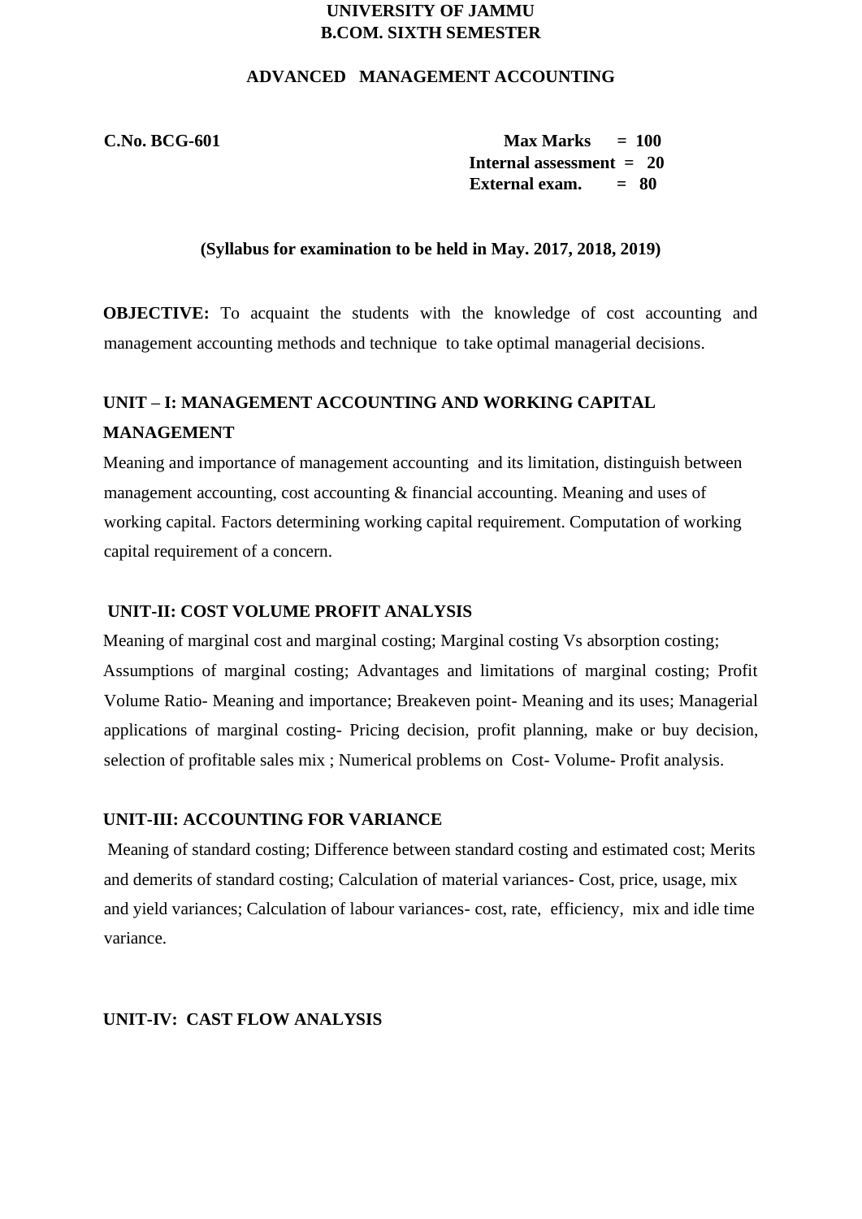**UNIVERSITY OF JAMMU**
**B.COM. SIXTH SEMESTER**

**ADVANCED MANAGEMENT ACCOUNTING**

**C.No. BCG-601**

**Max Marks = 100**
**Internal assessment = 20**
**External exam. = 80**

**(Syllabus for examination to be held in May. 2017, 2018, 2019)**

**OBJECTIVE:** To acquaint the students with the knowledge of cost accounting and management accounting methods and technique to take optimal managerial decisions.

## UNIT – I: MANAGEMENT ACCOUNTING AND WORKING CAPITAL MANAGEMENT

Meaning and importance of management accounting and its limitation, distinguish between management accounting, cost accounting & financial accounting. Meaning and uses of working capital. Factors determining working capital requirement. Computation of working capital requirement of a concern.

## UNIT-II: COST VOLUME PROFIT ANALYSIS

Meaning of marginal cost and marginal costing; Marginal costing Vs absorption costing; Assumptions of marginal costing; Advantages and limitations of marginal costing; Profit Volume Ratio- Meaning and importance; Breakeven point- Meaning and its uses; Managerial applications of marginal costing- Pricing decision, profit planning, make or buy decision, selection of profitable sales mix ; Numerical problems on Cost- Volume- Profit analysis.

## UNIT-III: ACCOUNTING FOR VARIANCE

Meaning of standard costing; Difference between standard costing and estimated cost; Merits and demerits of standard costing; Calculation of material variances- Cost, price, usage, mix and yield variances; Calculation of labour variances- cost, rate, efficiency, mix and idle time variance.

## UNIT-IV: CAST FLOW ANALYSIS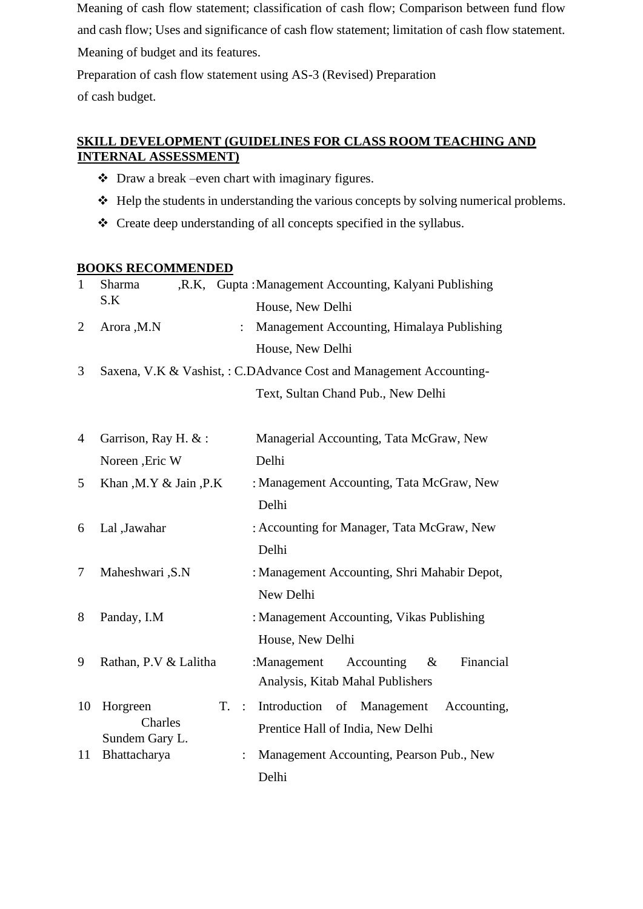Meaning of cash flow statement; classification of cash flow; Comparison between fund flow and cash flow; Uses and significance of cash flow statement; limitation of cash flow statement. Meaning of budget and its features.

Preparation of cash flow statement using AS-3 (Revised) Preparation of cash budget.

**SKILL DEVELOPMENT (GUIDELINES FOR CLASS ROOM TEACHING AND INTERNAL ASSESSMENT)**

- Draw a break –even chart with imaginary figures.
- Help the students in understanding the various concepts by solving numerical problems.
- Create deep understanding of all concepts specified in the syllabus.

**BOOKS RECOMMENDED**

| | | |
|---|---|---|
| 1 | Sharma ,R.K, Gupta S.K | : Management Accounting, Kalyani Publishing House, New Delhi |
| 2 | Arora ,M.N | : Management Accounting, Himalaya Publishing House, New Delhi |
| 3 | Saxena, V.K & Vashist, C.D | : Advance Cost and Management Accounting-Text, Sultan Chand Pub., New Delhi |
| 4 | Garrison, Ray H. & Noreen ,Eric W | : Managerial Accounting, Tata McGraw, New Delhi |
| 5 | Khan ,M.Y & Jain ,P.K | : Management Accounting, Tata McGraw, New Delhi |
| 6 | Lal ,Jawahar | : Accounting for Manager, Tata McGraw, New Delhi |
| 7 | Maheshwari ,S.N | : Management Accounting, Shri Mahabir Depot, New Delhi |
| 8 | Panday, I.M | : Management Accounting, Vikas Publishing House, New Delhi |
| 9 | Rathan, P.V & Lalitha | : Management Accounting & Financial Analysis, Kitab Mahal Publishers |
| 10 | Horgreen T. Charles Sundem Gary L. | : Introduction of Management Accounting, Prentice Hall of India, New Delhi |
| 11 | Bhattacharya | : Management Accounting, Pearson Pub., New Delhi |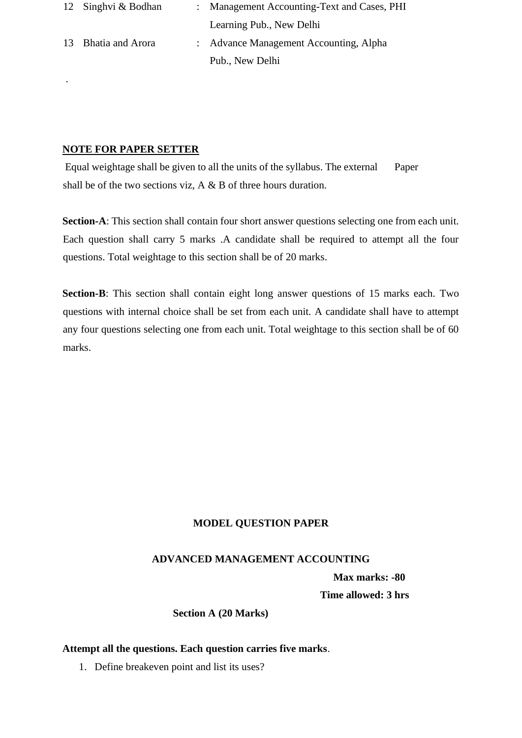| | | | |
|---|---|---|---|
| 12 | Singhvi & Bodhan | : | Management Accounting-Text and Cases, PHI Learning Pub., New Delhi |
| 13 | Bhatia and Arora | : | Advance Management Accounting, Alpha Pub., New Delhi |

.

**NOTE FOR PAPER SETTER**

Equal weightage shall be given to all the units of the syllabus. The external Paper shall be of the two sections viz, A & B of three hours duration.

**Section-A**: This section shall contain four short answer questions selecting one from each unit. Each question shall carry 5 marks .A candidate shall be required to attempt all the four questions. Total weightage to this section shall be of 20 marks.

**Section-B**: This section shall contain eight long answer questions of 15 marks each. Two questions with internal choice shall be set from each unit. A candidate shall have to attempt any four questions selecting one from each unit. Total weightage to this section shall be of 60 marks.

**MODEL QUESTION PAPER**

**ADVANCED MANAGEMENT ACCOUNTING**

**Max marks: -80**

**Time allowed: 3 hrs**

**Section A (20 Marks)**

**Attempt all the questions. Each question carries five marks**.

1. Define breakeven point and list its uses?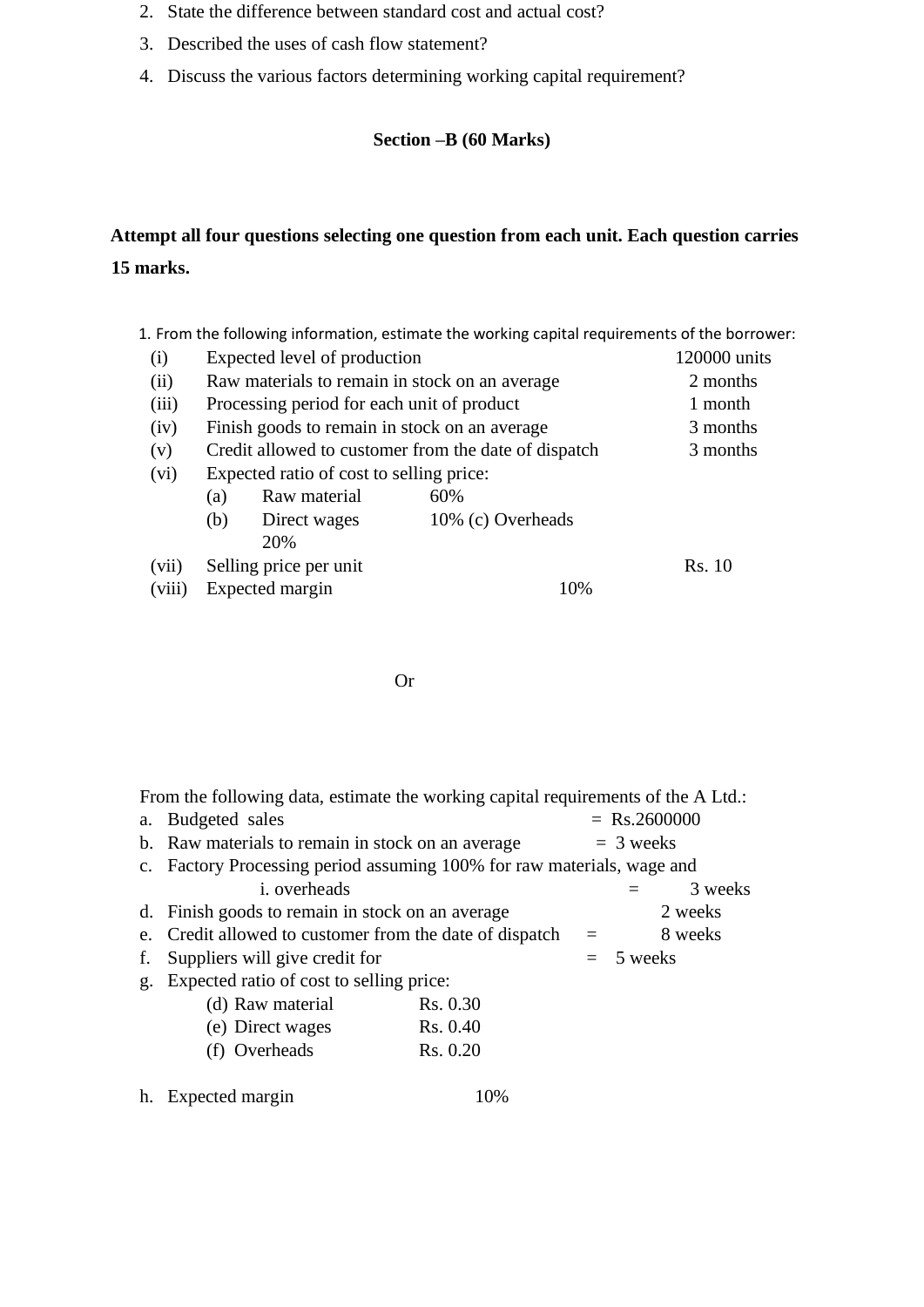2. State the difference between standard cost and actual cost?
3. Described the uses of cash flow statement?
4. Discuss the various factors determining working capital requirement?

**Section –B (60 Marks)**

**Attempt all four questions selecting one question from each unit. Each question carries 15 marks.**

1. From the following information, estimate the working capital requirements of the borrower:

| | | |
|---|---|---|
| (i) | Expected level of production | 120000 units |
| (ii) | Raw materials to remain in stock on an average | 2 months |
| (iii) | Processing period for each unit of product | 1 month |
| (iv) | Finish goods to remain in stock on an average | 3 months |
| (v) | Credit allowed to customer from the date of dispatch | 3 months |
| (vi) | Expected ratio of cost to selling price: | |
| | (a) Raw material 60% | |
| | (b) Direct wages 10% (c) Overheads 20% | |
| (vii) | Selling price per unit | Rs. 10 |
| (viii) | Expected margin 10% | |

Or

From the following data, estimate the working capital requirements of the A Ltd.:

a. Budgeted sales = Rs.2600000
b. Raw materials to remain in stock on an average = 3 weeks
c. Factory Processing period assuming 100% for raw materials, wage and
    i. overheads = 3 weeks
d. Finish goods to remain in stock on an average 2 weeks
e. Credit allowed to customer from the date of dispatch = 8 weeks
f. Suppliers will give credit for = 5 weeks
g. Expected ratio of cost to selling price:
    (d) Raw material Rs. 0.30
    (e) Direct wages Rs. 0.40
    (f) Overheads Rs. 0.20
h. Expected margin 10%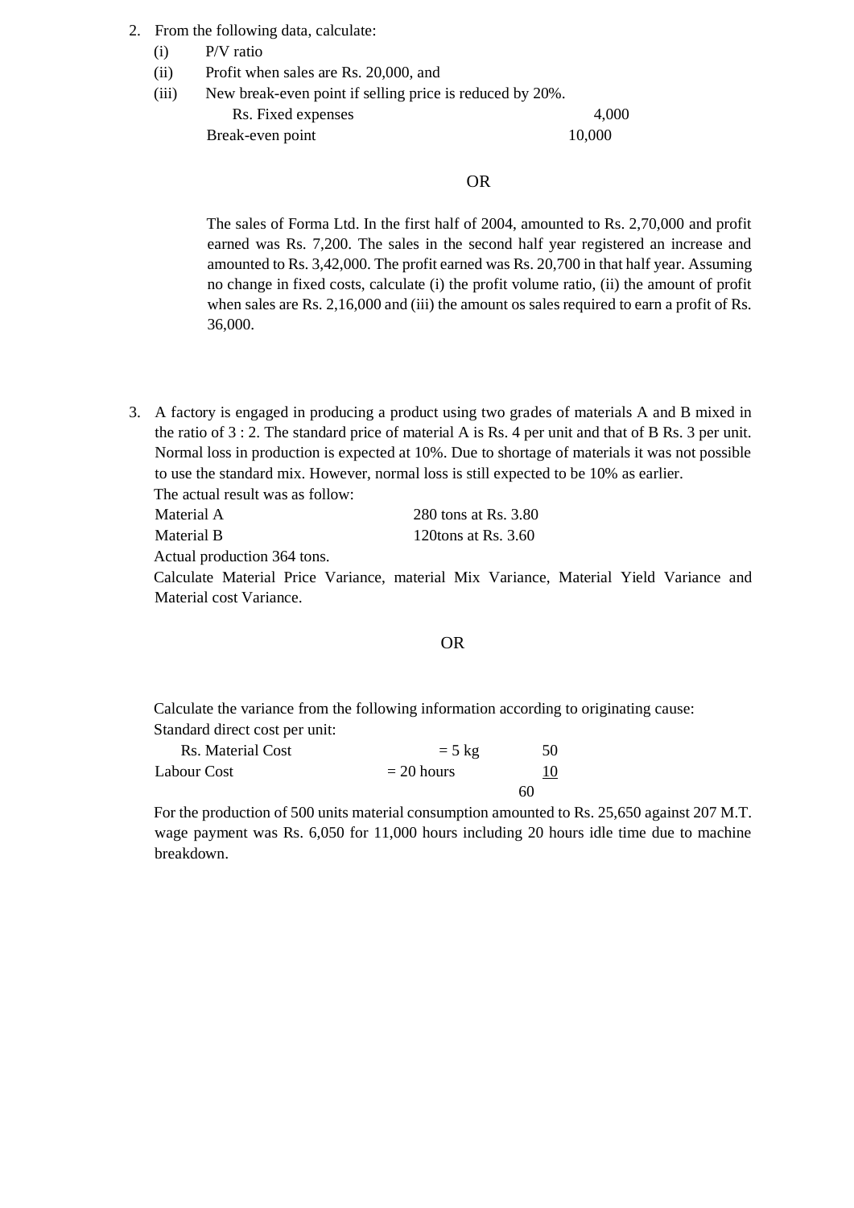2. From the following data, calculate:
   - (i) P/V ratio
   - (ii) Profit when sales are Rs. 20,000, and
   - (iii) New break-even point if selling price is reduced by 20%.

| | Rs. |
|---|---|
| Fixed expenses | 4,000 |
| Break-even point | 10,000 |

OR

The sales of Forma Ltd. In the first half of 2004, amounted to Rs. 2,70,000 and profit earned was Rs. 7,200. The sales in the second half year registered an increase and amounted to Rs. 3,42,000. The profit earned was Rs. 20,700 in that half year. Assuming no change in fixed costs, calculate (i) the profit volume ratio, (ii) the amount of profit when sales are Rs. 2,16,000 and (iii) the amount os sales required to earn a profit of Rs. 36,000.

3. A factory is engaged in producing a product using two grades of materials A and B mixed in the ratio of 3 : 2. The standard price of material A is Rs. 4 per unit and that of B Rs. 3 per unit. Normal loss in production is expected at 10%. Due to shortage of materials it was not possible to use the standard mix. However, normal loss is still expected to be 10% as earlier.

   The actual result was as follow:

| | |
|---|---|
| Material A | 280 tons at Rs. 3.80 |
| Material B | 120tons at Rs. 3.60 |

   Actual production 364 tons.

   Calculate Material Price Variance, material Mix Variance, Material Yield Variance and Material cost Variance.

OR

Calculate the variance from the following information according to originating cause:

Standard direct cost per unit:

| | | Rs. |
|---|---|---|
| Material Cost | = 5 kg | 50 |
| Labour Cost | = 20 hours | 10 |
| | | 60 |

For the production of 500 units material consumption amounted to Rs. 25,650 against 207 M.T. wage payment was Rs. 6,050 for 11,000 hours including 20 hours idle time due to machine breakdown.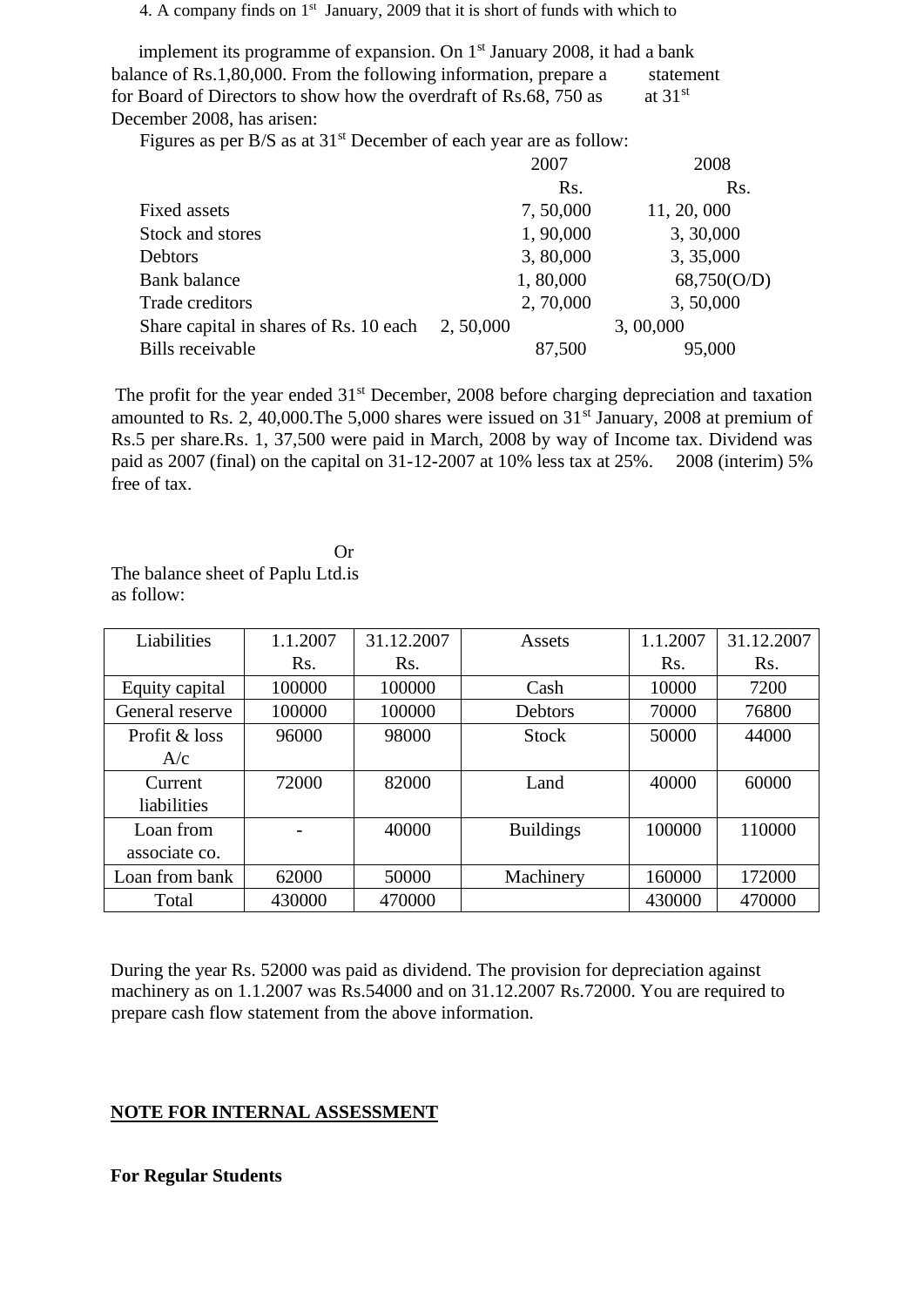4. A company finds on 1st January, 2009 that it is short of funds with which to implement its programme of expansion. On 1st January 2008, it had a bank balance of Rs.1,80,000. From the following information, prepare a statement for Board of Directors to show how the overdraft of Rs.68, 750 as at 31st December 2008, has arisen:

Figures as per B/S as at 31st December of each year are as follow:

| | 2007 Rs. | 2008 Rs. |
|---|---|---|
| Fixed assets | 7, 50,000 | 11, 20, 000 |
| Stock and stores | 1, 90,000 | 3, 30,000 |
| Debtors | 3, 80,000 | 3, 35,000 |
| Bank balance | 1, 80,000 | 68,750(O/D) |
| Trade creditors | 2, 70,000 | 3, 50,000 |
| Share capital in shares of Rs. 10 each | 2, 50,000 | 3, 00,000 |
| Bills receivable | 87,500 | 95,000 |

The profit for the year ended 31st December, 2008 before charging depreciation and taxation amounted to Rs. 2, 40,000.The 5,000 shares were issued on 31st January, 2008 at premium of Rs.5 per share.Rs. 1, 37,500 were paid in March, 2008 by way of Income tax. Dividend was paid as 2007 (final) on the capital on 31-12-2007 at 10% less tax at 25%. 2008 (interim) 5% free of tax.

Or

The balance sheet of Paplu Ltd.is as follow:

| Liabilities | 1.1.2007 Rs. | 31.12.2007 Rs. | Assets | 1.1.2007 Rs. | 31.12.2007 Rs. |
|---|---|---|---|---|---|
| Equity capital | 100000 | 100000 | Cash | 10000 | 7200 |
| General reserve | 100000 | 100000 | Debtors | 70000 | 76800 |
| Profit & loss A/c | 96000 | 98000 | Stock | 50000 | 44000 |
| Current liabilities | 72000 | 82000 | Land | 40000 | 60000 |
| Loan from associate co. | - | 40000 | Buildings | 100000 | 110000 |
| Loan from bank | 62000 | 50000 | Machinery | 160000 | 172000 |
| Total | 430000 | 470000 | | 430000 | 470000 |

During the year Rs. 52000 was paid as dividend. The provision for depreciation against machinery as on 1.1.2007 was Rs.54000 and on 31.12.2007 Rs.72000. You are required to prepare cash flow statement from the above information.

**NOTE FOR INTERNAL ASSESSMENT**

**For Regular Students**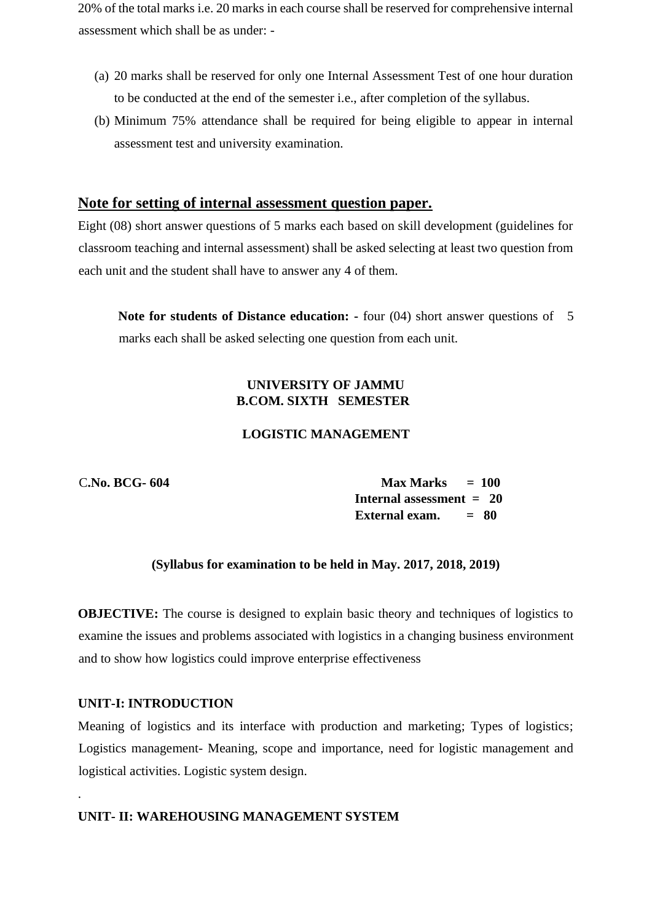20% of the total marks i.e. 20 marks in each course shall be reserved for comprehensive internal assessment which shall be as under: -

(a) 20 marks shall be reserved for only one Internal Assessment Test of one hour duration to be conducted at the end of the semester i.e., after completion of the syllabus.

(b) Minimum 75% attendance shall be required for being eligible to appear in internal assessment test and university examination.

## Note for setting of internal assessment question paper.

Eight (08) short answer questions of 5 marks each based on skill development (guidelines for classroom teaching and internal assessment) shall be asked selecting at least two question from each unit and the student shall have to answer any 4 of them.

> **Note for students of Distance education: -** four (04) short answer questions of 5 marks each shall be asked selecting one question from each unit.

**UNIVERSITY OF JAMMU**
**B.COM. SIXTH SEMESTER**

**LOGISTIC MANAGEMENT**

**C.No. BCG- 604**

**Max Marks = 100**
**Internal assessment = 20**
**External exam. = 80**

**(Syllabus for examination to be held in May. 2017, 2018, 2019)**

**OBJECTIVE:** The course is designed to explain basic theory and techniques of logistics to examine the issues and problems associated with logistics in a changing business environment and to show how logistics could improve enterprise effectiveness

**UNIT-I: INTRODUCTION**

Meaning of logistics and its interface with production and marketing; Types of logistics; Logistics management- Meaning, scope and importance, need for logistic management and logistical activities. Logistic system design.

.

**UNIT- II: WAREHOUSING MANAGEMENT SYSTEM**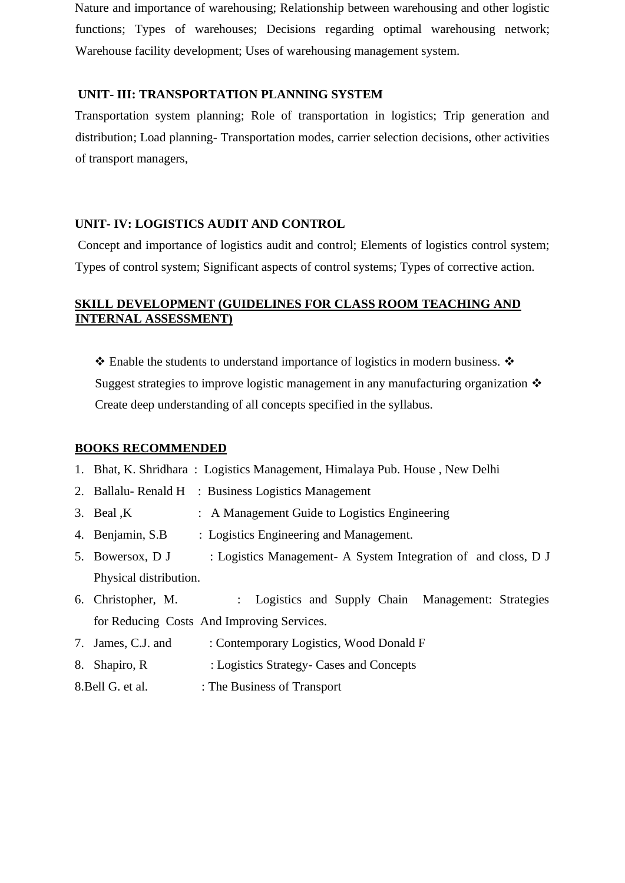Nature and importance of warehousing; Relationship between warehousing and other logistic functions; Types of warehouses; Decisions regarding optimal warehousing network; Warehouse facility development; Uses of warehousing management system.

**UNIT- III: TRANSPORTATION PLANNING SYSTEM**

Transportation system planning; Role of transportation in logistics; Trip generation and distribution; Load planning- Transportation modes, carrier selection decisions, other activities of transport managers,

**UNIT- IV: LOGISTICS AUDIT AND CONTROL**

Concept and importance of logistics audit and control; Elements of logistics control system; Types of control system; Significant aspects of control systems; Types of corrective action.

**SKILL DEVELOPMENT (GUIDELINES FOR CLASS ROOM TEACHING AND INTERNAL ASSESSMENT)**

❖ Enable the students to understand importance of logistics in modern business. ❖ Suggest strategies to improve logistic management in any manufacturing organization ❖ Create deep understanding of all concepts specified in the syllabus.

**BOOKS RECOMMENDED**

1. Bhat, K. Shridhara : Logistics Management, Himalaya Pub. House , New Delhi
2. Ballalu- Renald H : Business Logistics Management
3. Beal ,K : A Management Guide to Logistics Engineering
4. Benjamin, S.B : Logistics Engineering and Management.
5. Bowersox, D J : Logistics Management- A System Integration of and closs, D J Physical distribution.
6. Christopher, M. : Logistics and Supply Chain Management: Strategies for Reducing Costs And Improving Services.
7. James, C.J. and : Contemporary Logistics, Wood Donald F
8. Shapiro, R : Logistics Strategy- Cases and Concepts

8.Bell G. et al. : The Business of Transport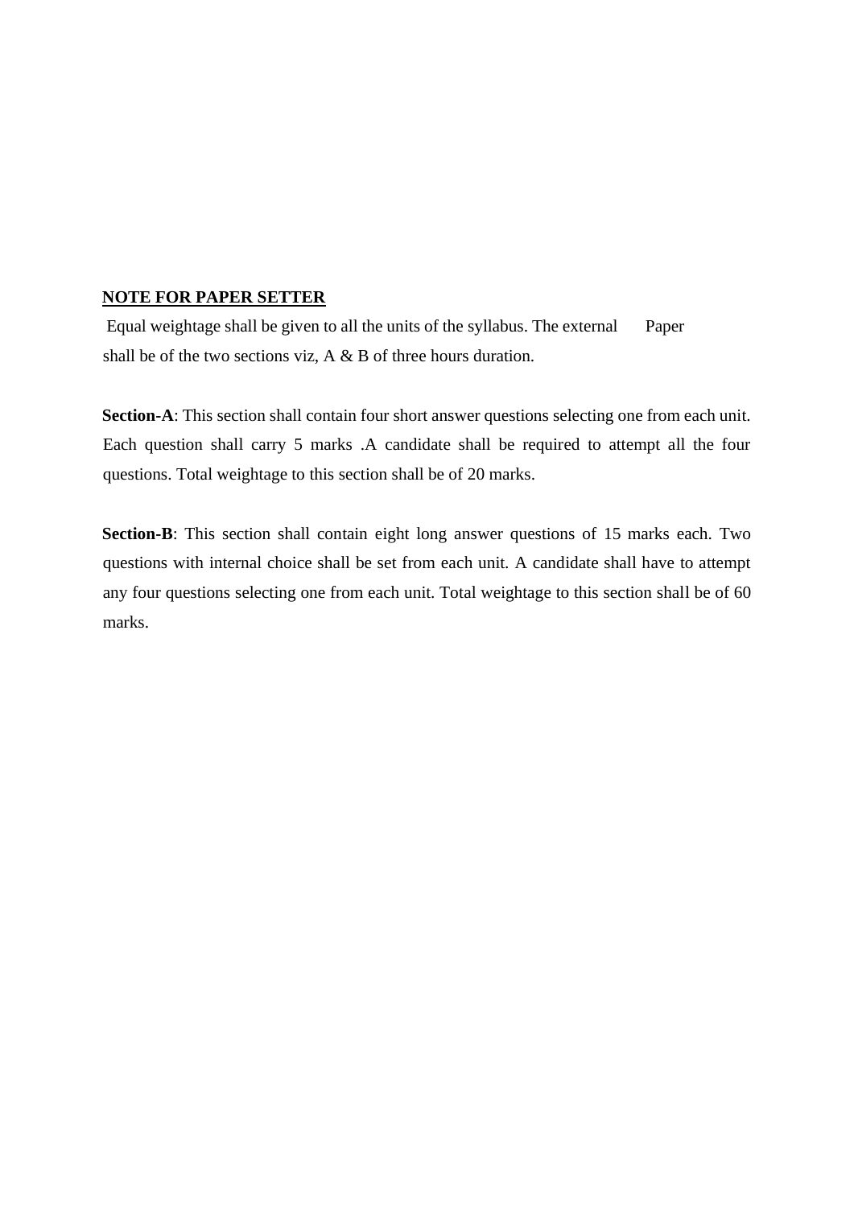**<u>NOTE FOR PAPER SETTER</u>**

Equal weightage shall be given to all the units of the syllabus. The external Paper shall be of the two sections viz, A & B of three hours duration.

**Section-A**: This section shall contain four short answer questions selecting one from each unit. Each question shall carry 5 marks .A candidate shall be required to attempt all the four questions. Total weightage to this section shall be of 20 marks.

**Section-B**: This section shall contain eight long answer questions of 15 marks each. Two questions with internal choice shall be set from each unit. A candidate shall have to attempt any four questions selecting one from each unit. Total weightage to this section shall be of 60 marks.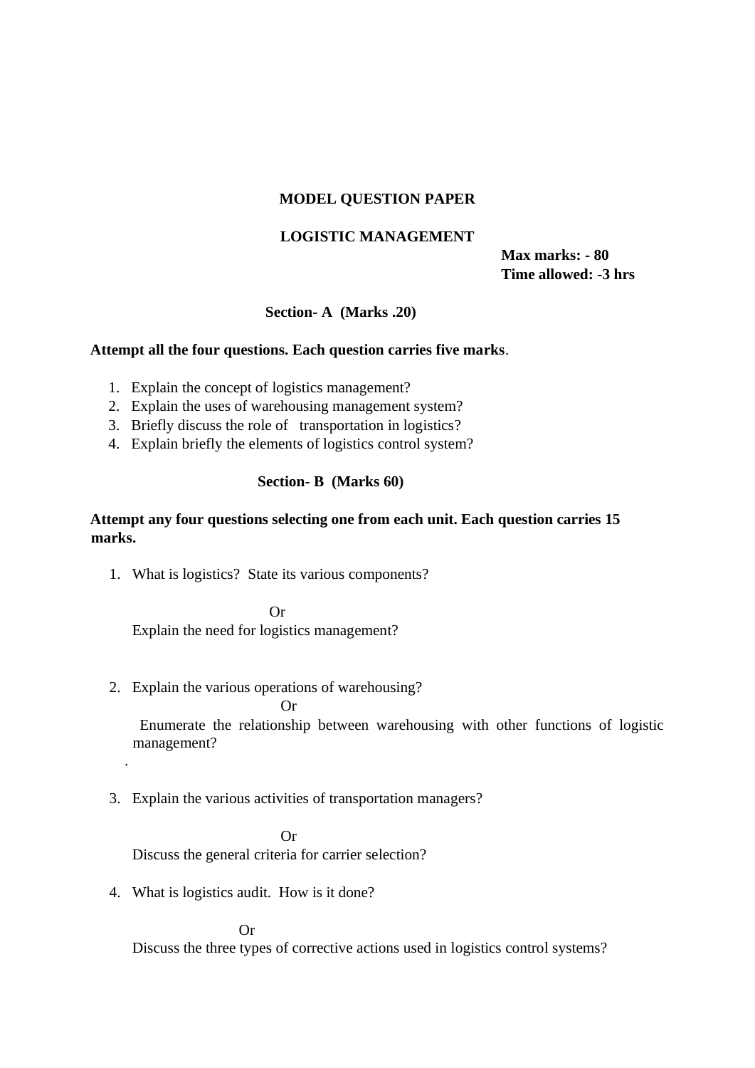**MODEL QUESTION PAPER**

**LOGISTIC MANAGEMENT**

**Max marks: - 80**
**Time allowed: -3 hrs**

**Section- A (Marks .20)**

**Attempt all the four questions. Each question carries five marks**.

1. Explain the concept of logistics management?
2. Explain the uses of warehousing management system?
3. Briefly discuss the role of transportation in logistics?
4. Explain briefly the elements of logistics control system?

**Section- B (Marks 60)**

**Attempt any four questions selecting one from each unit. Each question carries 15 marks.**

1. What is logistics? State its various components?

   Or

   Explain the need for logistics management?

2. Explain the various operations of warehousing?

   Or

   Enumerate the relationship between warehousing with other functions of logistic management?

   .

3. Explain the various activities of transportation managers?

   Or

   Discuss the general criteria for carrier selection?

4. What is logistics audit. How is it done?

   Or

   Discuss the three types of corrective actions used in logistics control systems?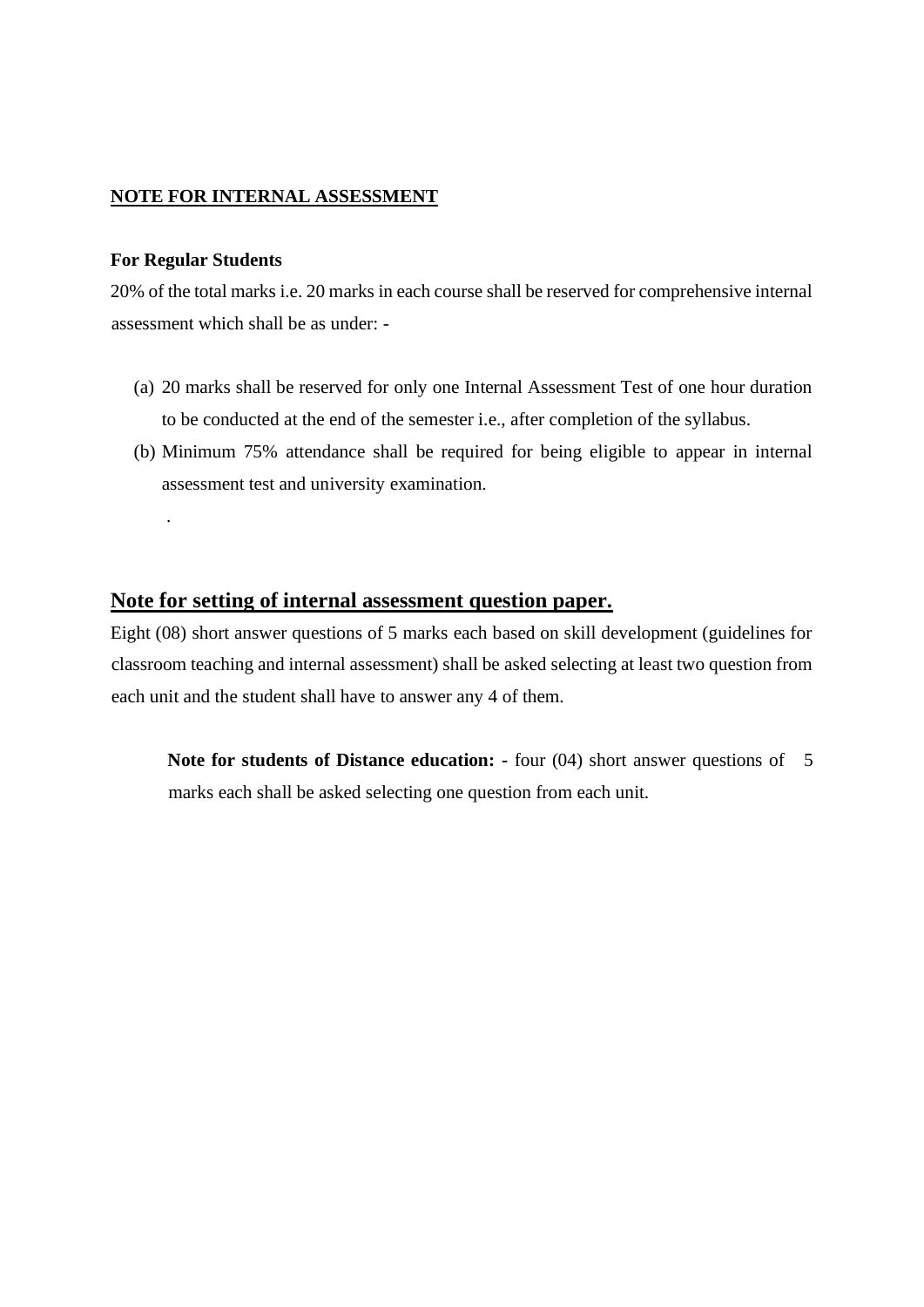## NOTE FOR INTERNAL ASSESSMENT

**For Regular Students**

20% of the total marks i.e. 20 marks in each course shall be reserved for comprehensive internal assessment which shall be as under: -

(a) 20 marks shall be reserved for only one Internal Assessment Test of one hour duration to be conducted at the end of the semester i.e., after completion of the syllabus.

(b) Minimum 75% attendance shall be required for being eligible to appear in internal assessment test and university examination.

.

## Note for setting of internal assessment question paper.

Eight (08) short answer questions of 5 marks each based on skill development (guidelines for classroom teaching and internal assessment) shall be asked selecting at least two question from each unit and the student shall have to answer any 4 of them.

**Note for students of Distance education: -** four (04) short answer questions of 5 marks each shall be asked selecting one question from each unit.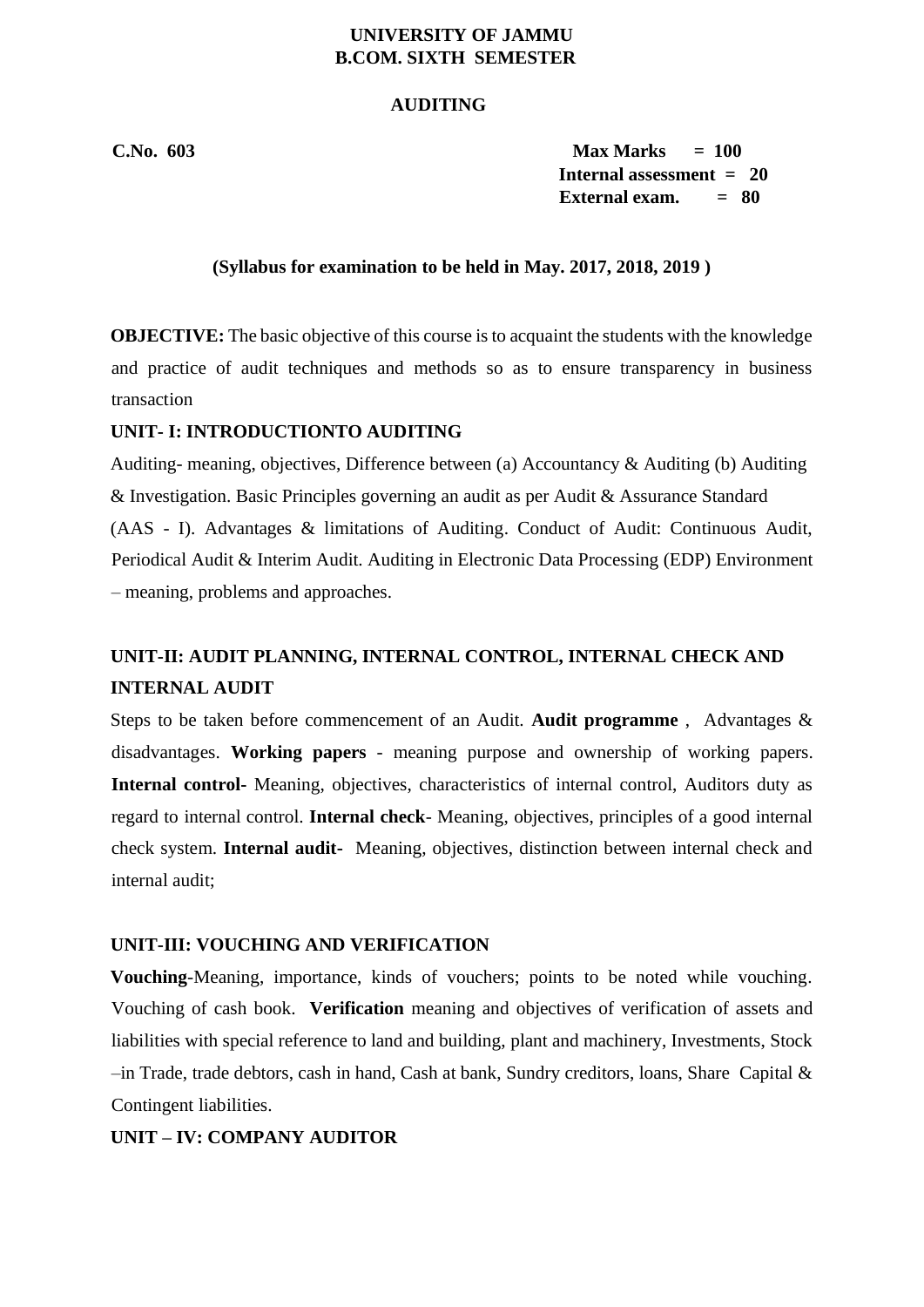**UNIVERSITY OF JAMMU**
**B.COM. SIXTH SEMESTER**

**AUDITING**

**C.No. 603**

**Max Marks = 100**
**Internal assessment = 20**
**External exam. = 80**

**(Syllabus for examination to be held in May. 2017, 2018, 2019 )**

**OBJECTIVE:** The basic objective of this course is to acquaint the students with the knowledge and practice of audit techniques and methods so as to ensure transparency in business transaction

**UNIT- I: INTRODUCTIONTO AUDITING**

Auditing- meaning, objectives, Difference between (a) Accountancy & Auditing (b) Auditing & Investigation. Basic Principles governing an audit as per Audit & Assurance Standard (AAS - I). Advantages & limitations of Auditing. Conduct of Audit: Continuous Audit, Periodical Audit & Interim Audit. Auditing in Electronic Data Processing (EDP) Environment – meaning, problems and approaches.

**UNIT-II: AUDIT PLANNING, INTERNAL CONTROL, INTERNAL CHECK AND INTERNAL AUDIT**

Steps to be taken before commencement of an Audit. **Audit programme** , Advantages & disadvantages. **Working papers** - meaning purpose and ownership of working papers. **Internal control-** Meaning, objectives, characteristics of internal control, Auditors duty as regard to internal control. **Internal check**- Meaning, objectives, principles of a good internal check system. **Internal audit-** Meaning, objectives, distinction between internal check and internal audit;

**UNIT-III: VOUCHING AND VERIFICATION**

**Vouching**-Meaning, importance, kinds of vouchers; points to be noted while vouching. Vouching of cash book. **Verification** meaning and objectives of verification of assets and liabilities with special reference to land and building, plant and machinery, Investments, Stock –in Trade, trade debtors, cash in hand, Cash at bank, Sundry creditors, loans, Share Capital & Contingent liabilities.

**UNIT – IV: COMPANY AUDITOR**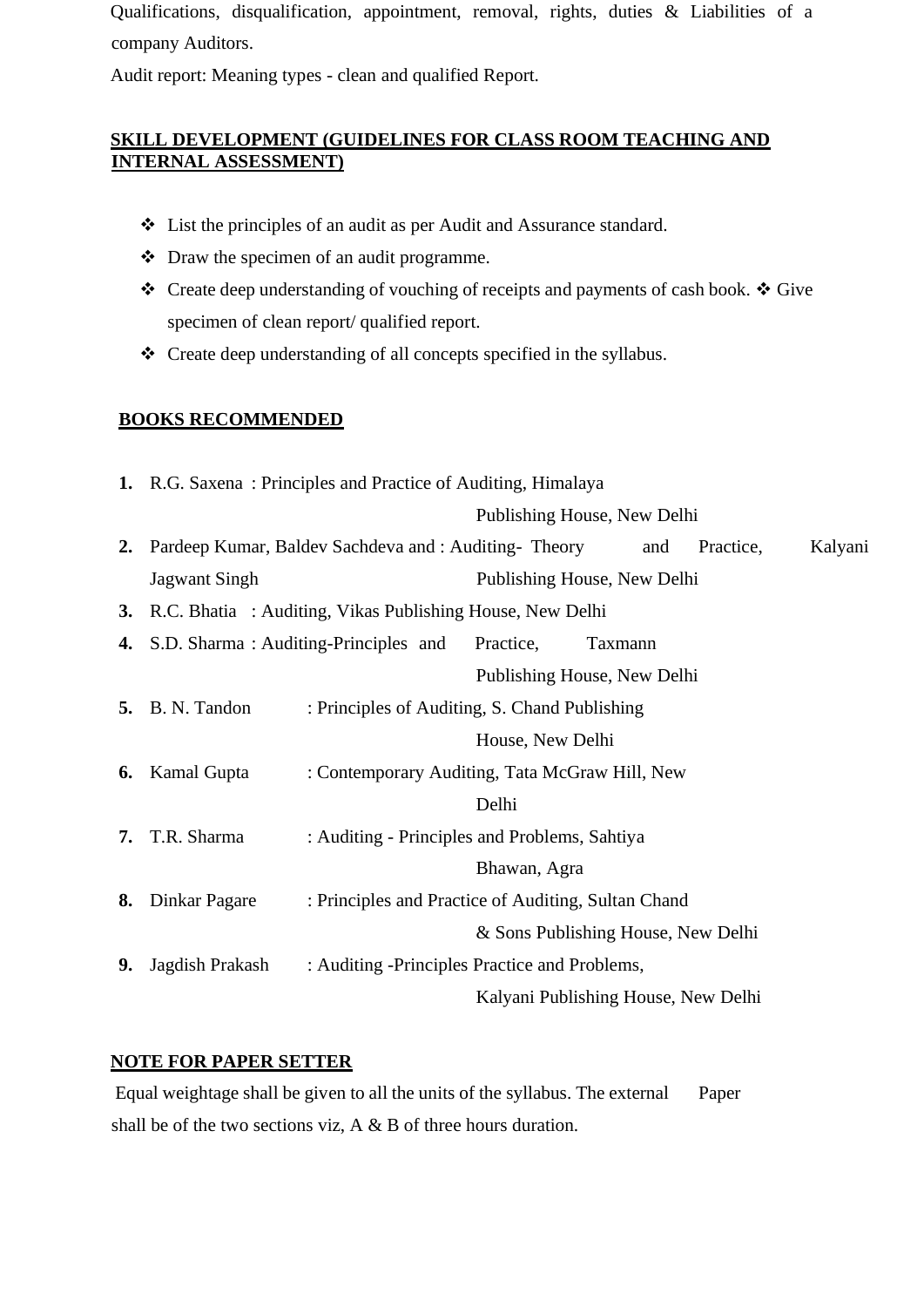Qualifications, disqualification, appointment, removal, rights, duties & Liabilities of a company Auditors.

Audit report: Meaning types - clean and qualified Report.

**SKILL DEVELOPMENT (GUIDELINES FOR CLASS ROOM TEACHING AND INTERNAL ASSESSMENT)**

- ❖ List the principles of an audit as per Audit and Assurance standard.
- ❖ Draw the specimen of an audit programme.
- ❖ Create deep understanding of vouching of receipts and payments of cash book. ❖ Give specimen of clean report/ qualified report.
- ❖ Create deep understanding of all concepts specified in the syllabus.

**BOOKS RECOMMENDED**

1. R.G. Saxena : Principles and Practice of Auditing, Himalaya Publishing House, New Delhi
2. Pardeep Kumar, Baldev Sachdeva and Jagwant Singh : Auditing- Theory and Practice, Kalyani Publishing House, New Delhi
3. R.C. Bhatia : Auditing, Vikas Publishing House, New Delhi
4. S.D. Sharma : Auditing-Principles and Practice, Taxmann Publishing House, New Delhi
5. B. N. Tandon : Principles of Auditing, S. Chand Publishing House, New Delhi
6. Kamal Gupta : Contemporary Auditing, Tata McGraw Hill, New Delhi
7. T.R. Sharma : Auditing - Principles and Problems, Sahtiya Bhawan, Agra
8. Dinkar Pagare : Principles and Practice of Auditing, Sultan Chand & Sons Publishing House, New Delhi
9. Jagdish Prakash : Auditing -Principles Practice and Problems, Kalyani Publishing House, New Delhi

**NOTE FOR PAPER SETTER**

Equal weightage shall be given to all the units of the syllabus. The external Paper shall be of the two sections viz, A & B of three hours duration.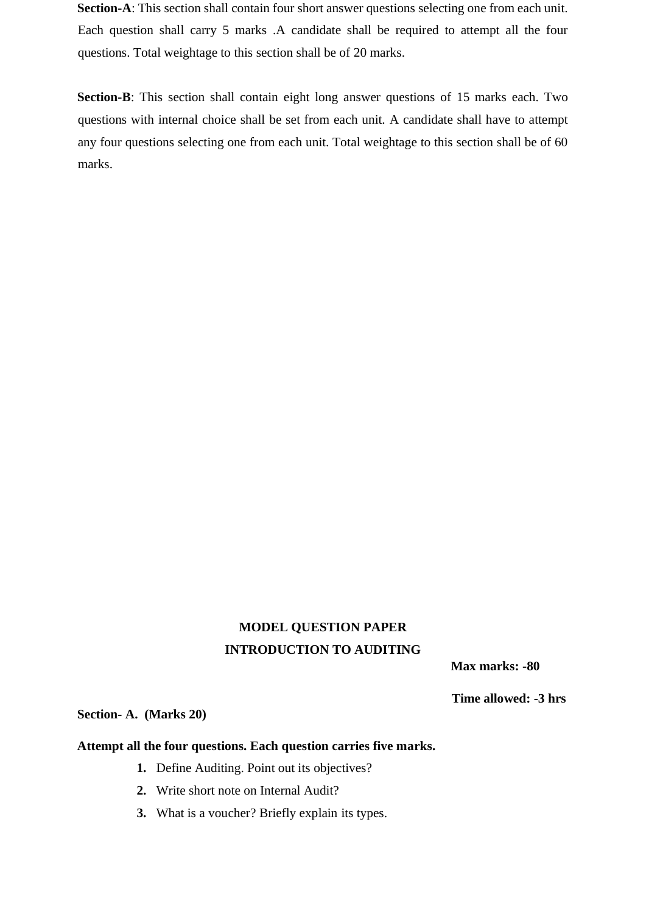**Section-A**: This section shall contain four short answer questions selecting one from each unit. Each question shall carry 5 marks .A candidate shall be required to attempt all the four questions. Total weightage to this section shall be of 20 marks.

**Section-B**: This section shall contain eight long answer questions of 15 marks each. Two questions with internal choice shall be set from each unit. A candidate shall have to attempt any four questions selecting one from each unit. Total weightage to this section shall be of 60 marks.

## MODEL QUESTION PAPER

## INTRODUCTION TO AUDITING

**Max marks: -80**

**Time allowed: -3 hrs**

**Section- A. (Marks 20)**

**Attempt all the four questions. Each question carries five marks.**

1. Define Auditing. Point out its objectives?
2. Write short note on Internal Audit?
3. What is a voucher? Briefly explain its types.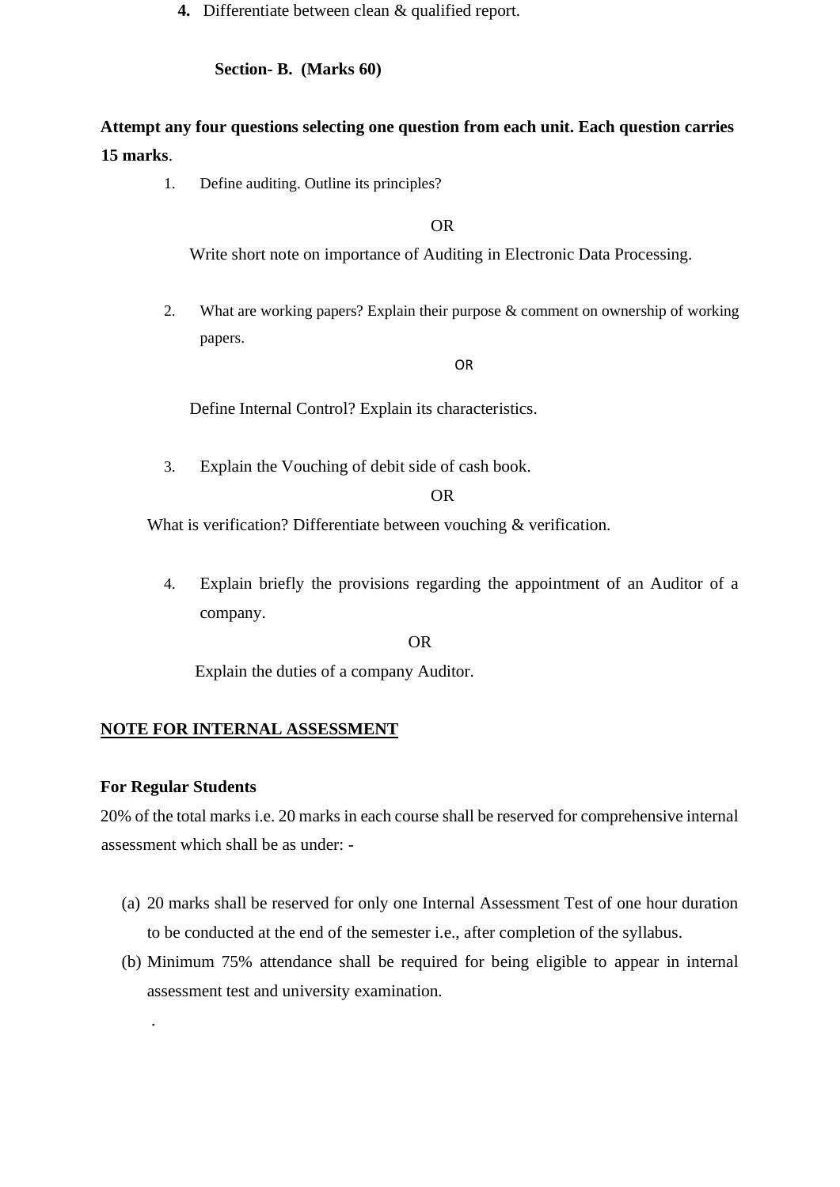4. Differentiate between clean & qualified report.

**Section- B. (Marks 60)**

**Attempt any four questions selecting one question from each unit. Each question carries 15 marks**.

1. Define auditing. Outline its principles?

OR

Write short note on importance of Auditing in Electronic Data Processing.

2. What are working papers? Explain their purpose & comment on ownership of working papers.

OR

Define Internal Control? Explain its characteristics.

3. Explain the Vouching of debit side of cash book.

OR

What is verification? Differentiate between vouching & verification.

4. Explain briefly the provisions regarding the appointment of an Auditor of a company.

OR

Explain the duties of a company Auditor.

**NOTE FOR INTERNAL ASSESSMENT**

**For Regular Students**

20% of the total marks i.e. 20 marks in each course shall be reserved for comprehensive internal assessment which shall be as under: -

(a) 20 marks shall be reserved for only one Internal Assessment Test of one hour duration to be conducted at the end of the semester i.e., after completion of the syllabus.

(b) Minimum 75% attendance shall be required for being eligible to appear in internal assessment test and university examination.

.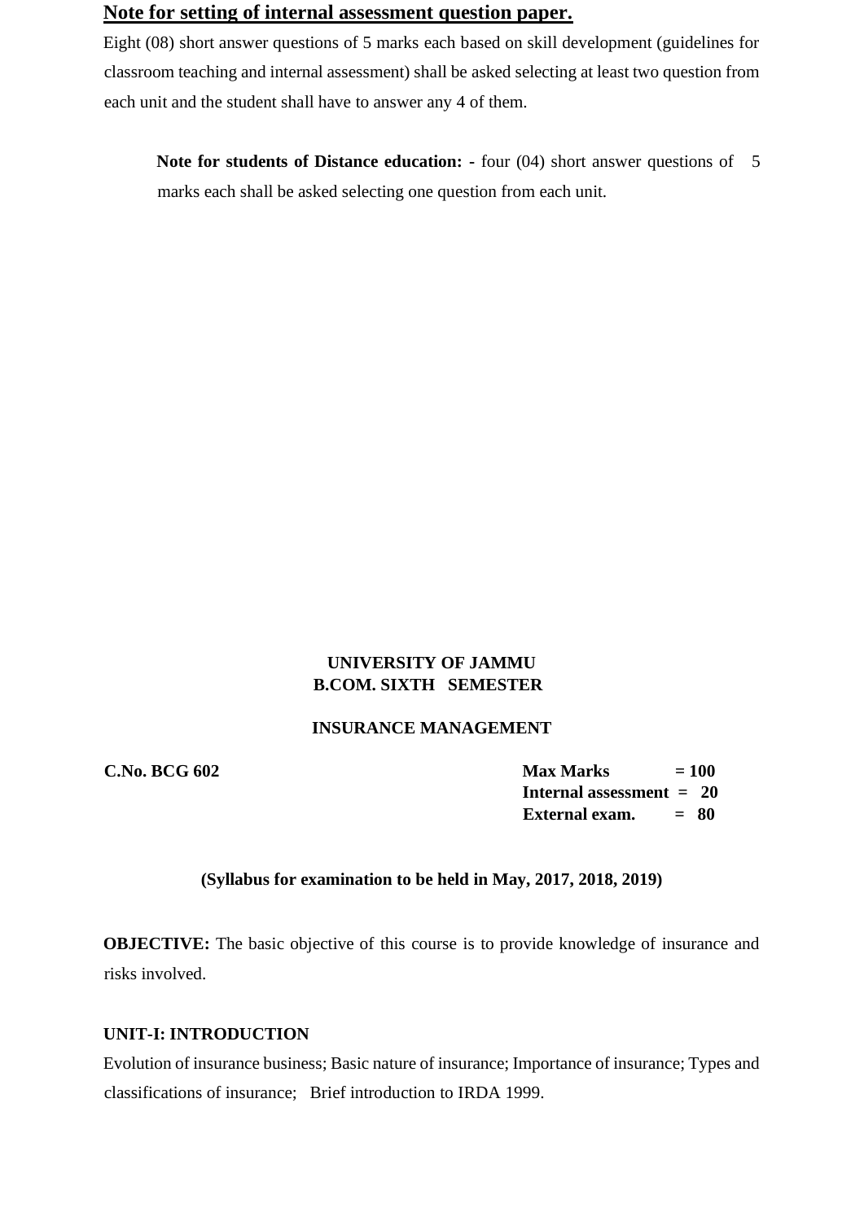**Note for setting of internal assessment question paper.**

Eight (08) short answer questions of 5 marks each based on skill development (guidelines for classroom teaching and internal assessment) shall be asked selecting at least two question from each unit and the student shall have to answer any 4 of them.

**Note for students of Distance education: -** four (04) short answer questions of 5 marks each shall be asked selecting one question from each unit.

**UNIVERSITY OF JAMMU**
**B.COM. SIXTH SEMESTER**

**INSURANCE MANAGEMENT**

**C.No. BCG 602**

**Max Marks = 100**
**Internal assessment = 20**
**External exam. = 80**

**(Syllabus for examination to be held in May, 2017, 2018, 2019)**

**OBJECTIVE:** The basic objective of this course is to provide knowledge of insurance and risks involved.

**UNIT-I: INTRODUCTION**

Evolution of insurance business; Basic nature of insurance; Importance of insurance; Types and classifications of insurance; Brief introduction to IRDA 1999.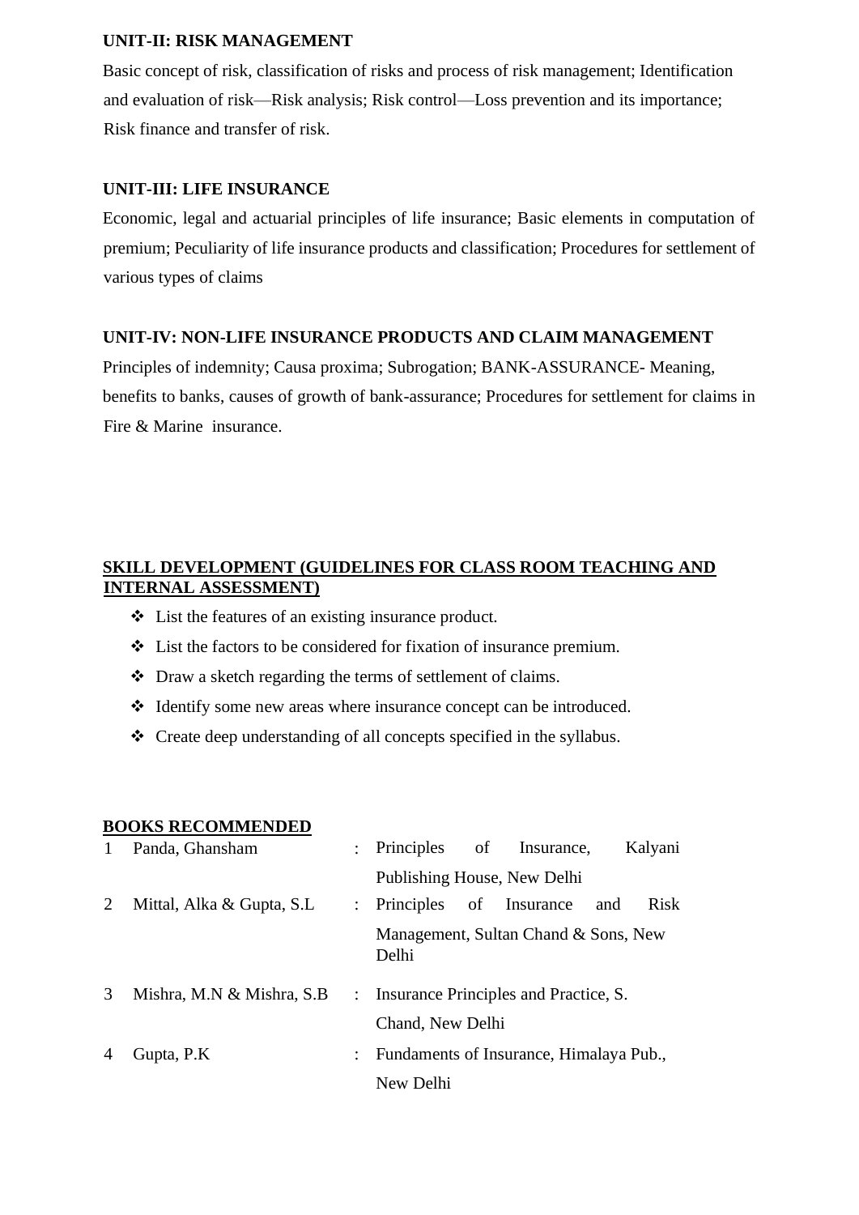**UNIT-II: RISK MANAGEMENT**

Basic concept of risk, classification of risks and process of risk management; Identification and evaluation of risk—Risk analysis; Risk control—Loss prevention and its importance; Risk finance and transfer of risk.

**UNIT-III: LIFE INSURANCE**

Economic, legal and actuarial principles of life insurance; Basic elements in computation of premium; Peculiarity of life insurance products and classification; Procedures for settlement of various types of claims

**UNIT-IV: NON-LIFE INSURANCE PRODUCTS AND CLAIM MANAGEMENT**

Principles of indemnity; Causa proxima; Subrogation; BANK-ASSURANCE- Meaning, benefits to banks, causes of growth of bank-assurance; Procedures for settlement for claims in Fire & Marine insurance.

**SKILL DEVELOPMENT (GUIDELINES FOR CLASS ROOM TEACHING AND INTERNAL ASSESSMENT)**

- List the features of an existing insurance product.
- List the factors to be considered for fixation of insurance premium.
- Draw a sketch regarding the terms of settlement of claims.
- Identify some new areas where insurance concept can be introduced.
- Create deep understanding of all concepts specified in the syllabus.

**BOOKS RECOMMENDED**

| | | | |
|---|---|---|---|
| 1 | Panda, Ghansham | : | Principles of Insurance, Kalyani Publishing House, New Delhi |
| 2 | Mittal, Alka & Gupta, S.L | : | Principles of Insurance and Risk Management, Sultan Chand & Sons, New Delhi |
| 3 | Mishra, M.N & Mishra, S.B | : | Insurance Principles and Practice, S. Chand, New Delhi |
| 4 | Gupta, P.K | : | Fundaments of Insurance, Himalaya Pub., New Delhi |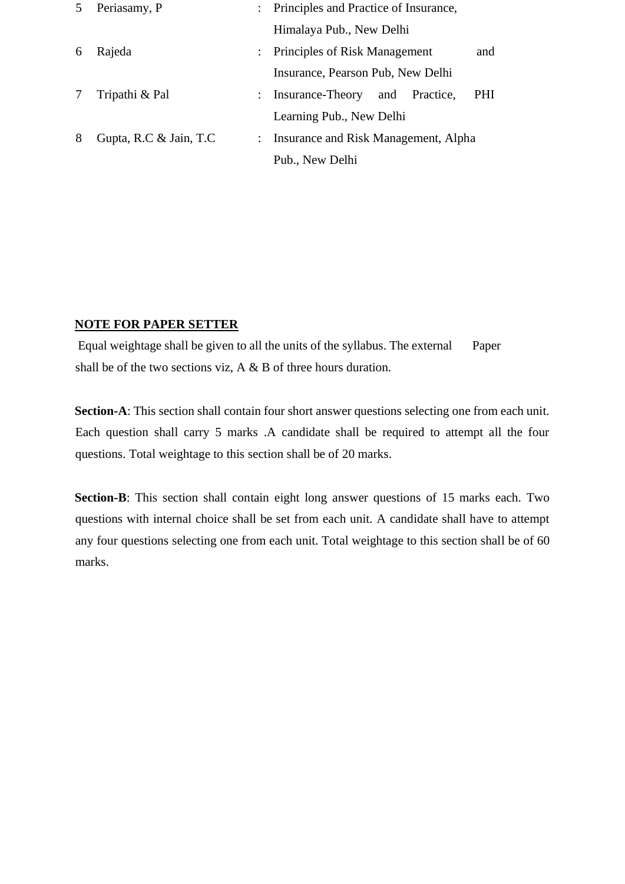| | | | |
|---|---|---|---|
| 5 | Periasamy, P | : | Principles and Practice of Insurance, Himalaya Pub., New Delhi |
| 6 | Rajeda | : | Principles of Risk Management and Insurance, Pearson Pub, New Delhi |
| 7 | Tripathi & Pal | : | Insurance-Theory and Practice, PHI Learning Pub., New Delhi |
| 8 | Gupta, R.C & Jain, T.C | : | Insurance and Risk Management, Alpha Pub., New Delhi |

**NOTE FOR PAPER SETTER**

Equal weightage shall be given to all the units of the syllabus. The external Paper shall be of the two sections viz, A & B of three hours duration.

**Section-A**: This section shall contain four short answer questions selecting one from each unit. Each question shall carry 5 marks .A candidate shall be required to attempt all the four questions. Total weightage to this section shall be of 20 marks.

**Section-B**: This section shall contain eight long answer questions of 15 marks each. Two questions with internal choice shall be set from each unit. A candidate shall have to attempt any four questions selecting one from each unit. Total weightage to this section shall be of 60 marks.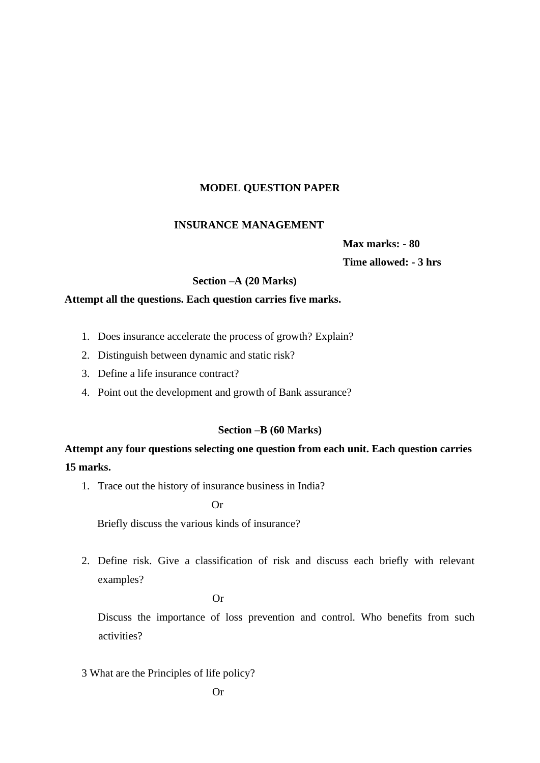# MODEL QUESTION PAPER

## INSURANCE MANAGEMENT

**Max marks: - 80**

**Time allowed: - 3 hrs**

### Section –A (20 Marks)

**Attempt all the questions. Each question carries five marks.**

1. Does insurance accelerate the process of growth? Explain?
2. Distinguish between dynamic and static risk?
3. Define a life insurance contract?
4. Point out the development and growth of Bank assurance?

### Section –B (60 Marks)

**Attempt any four questions selecting one question from each unit. Each question carries 15 marks.**

1. Trace out the history of insurance business in India?

   Or

   Briefly discuss the various kinds of insurance?

2. Define risk. Give a classification of risk and discuss each briefly with relevant examples?

   Or

   Discuss the importance of loss prevention and control. Who benefits from such activities?

3 What are the Principles of life policy?

Or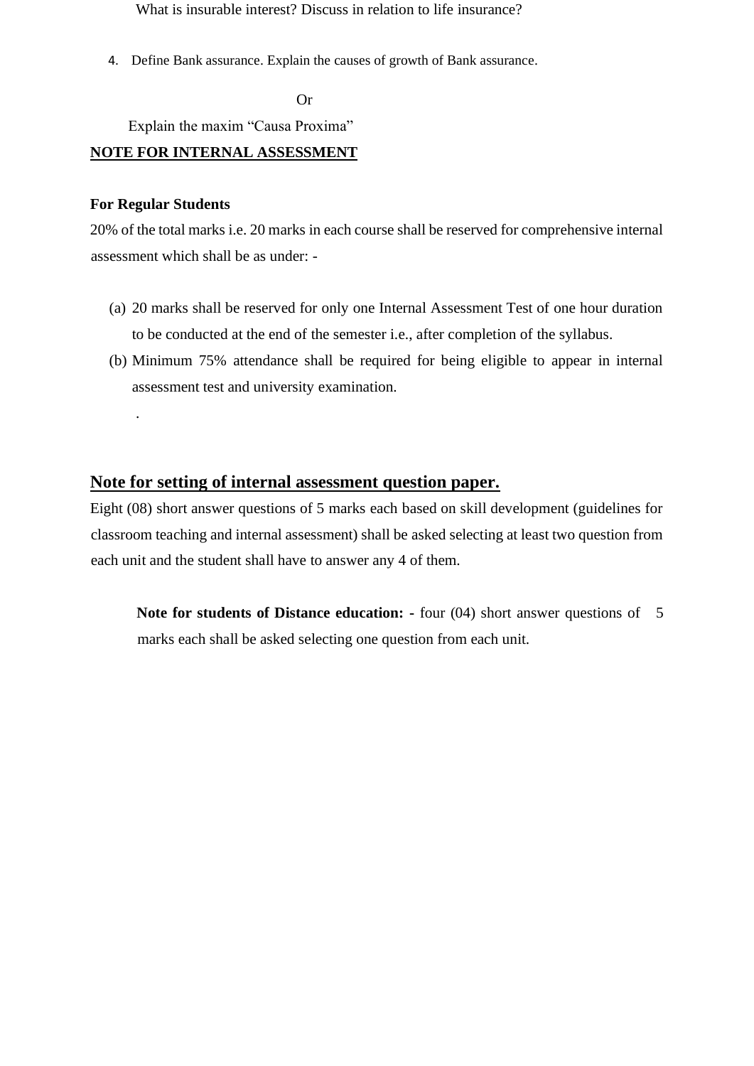What is insurable interest? Discuss in relation to life insurance?

4. Define Bank assurance. Explain the causes of growth of Bank assurance.

Or

Explain the maxim "Causa Proxima"

**NOTE FOR INTERNAL ASSESSMENT**

**For Regular Students**

20% of the total marks i.e. 20 marks in each course shall be reserved for comprehensive internal assessment which shall be as under: -

(a) 20 marks shall be reserved for only one Internal Assessment Test of one hour duration to be conducted at the end of the semester i.e., after completion of the syllabus.

(b) Minimum 75% attendance shall be required for being eligible to appear in internal assessment test and university examination.

.

## Note for setting of internal assessment question paper.

Eight (08) short answer questions of 5 marks each based on skill development (guidelines for classroom teaching and internal assessment) shall be asked selecting at least two question from each unit and the student shall have to answer any 4 of them.

**Note for students of Distance education: -** four (04) short answer questions of 5 marks each shall be asked selecting one question from each unit.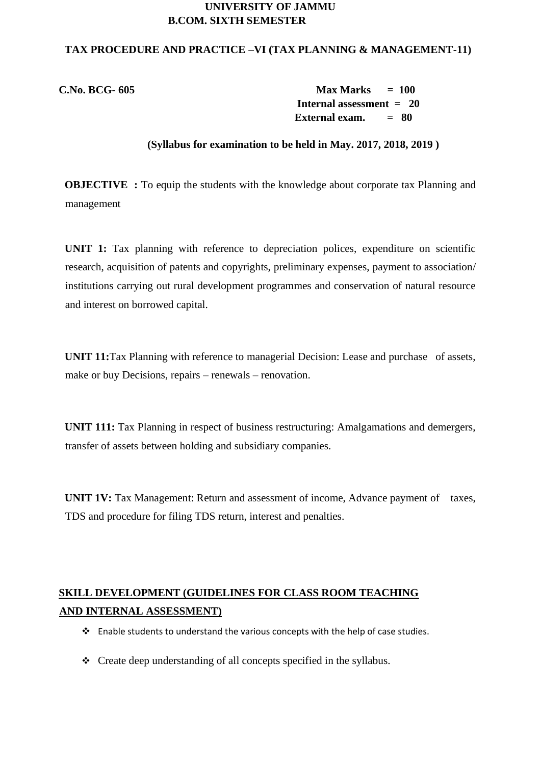# UNIVERSITY OF JAMMU
## B.COM. SIXTH SEMESTER

### TAX PROCEDURE AND PRACTICE –VI (TAX PLANNING & MANAGEMENT-11)

**C.No. BCG- 605**

**Max Marks = 100**
**Internal assessment = 20**
**External exam. = 80**

**(Syllabus for examination to be held in May. 2017, 2018, 2019 )**

**OBJECTIVE :** To equip the students with the knowledge about corporate tax Planning and management

**UNIT 1:** Tax planning with reference to depreciation polices, expenditure on scientific research, acquisition of patents and copyrights, preliminary expenses, payment to association/ institutions carrying out rural development programmes and conservation of natural resource and interest on borrowed capital.

**UNIT 11:**Tax Planning with reference to managerial Decision: Lease and purchase of assets, make or buy Decisions, repairs – renewals – renovation.

**UNIT 111:** Tax Planning in respect of business restructuring: Amalgamations and demergers, transfer of assets between holding and subsidiary companies.

**UNIT 1V:** Tax Management: Return and assessment of income, Advance payment of taxes, TDS and procedure for filing TDS return, interest and penalties.

**SKILL DEVELOPMENT (GUIDELINES FOR CLASS ROOM TEACHING AND INTERNAL ASSESSMENT)**

- Enable students to understand the various concepts with the help of case studies.
- Create deep understanding of all concepts specified in the syllabus.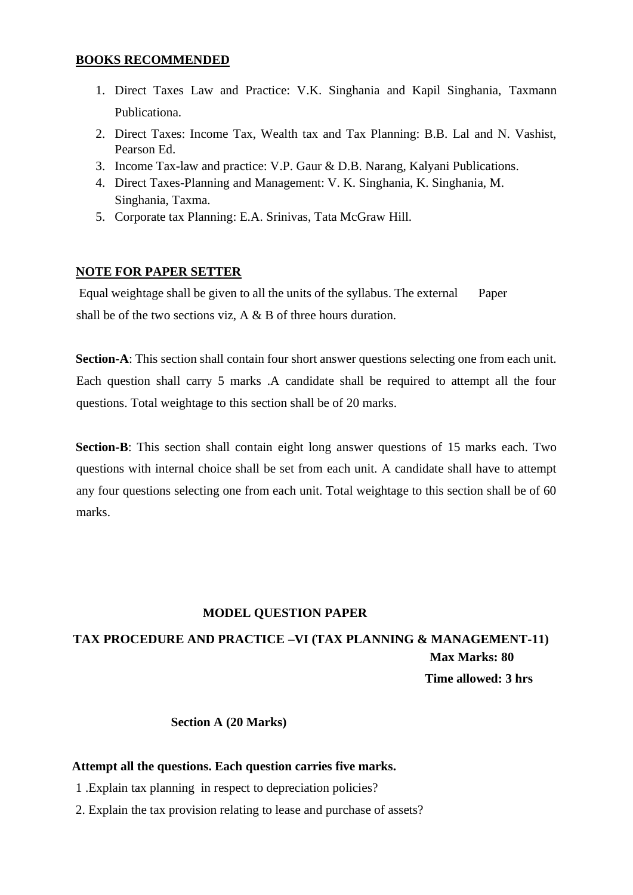**BOOKS RECOMMENDED**

1. Direct Taxes Law and Practice: V.K. Singhania and Kapil Singhania, Taxmann Publicationa.
2. Direct Taxes: Income Tax, Wealth tax and Tax Planning: B.B. Lal and N. Vashist, Pearson Ed.
3. Income Tax-law and practice: V.P. Gaur & D.B. Narang, Kalyani Publications.
4. Direct Taxes-Planning and Management: V. K. Singhania, K. Singhania, M. Singhania, Taxma.
5. Corporate tax Planning: E.A. Srinivas, Tata McGraw Hill.

**NOTE FOR PAPER SETTER**

Equal weightage shall be given to all the units of the syllabus. The external Paper shall be of the two sections viz, A & B of three hours duration.

**Section-A**: This section shall contain four short answer questions selecting one from each unit. Each question shall carry 5 marks .A candidate shall be required to attempt all the four questions. Total weightage to this section shall be of 20 marks.

**Section-B**: This section shall contain eight long answer questions of 15 marks each. Two questions with internal choice shall be set from each unit. A candidate shall have to attempt any four questions selecting one from each unit. Total weightage to this section shall be of 60 marks.

**MODEL QUESTION PAPER**

**TAX PROCEDURE AND PRACTICE –VI (TAX PLANNING & MANAGEMENT-11)**

**Max Marks: 80**

**Time allowed: 3 hrs**

**Section A (20 Marks)**

**Attempt all the questions. Each question carries five marks.**

1 .Explain tax planning in respect to depreciation policies?

2. Explain the tax provision relating to lease and purchase of assets?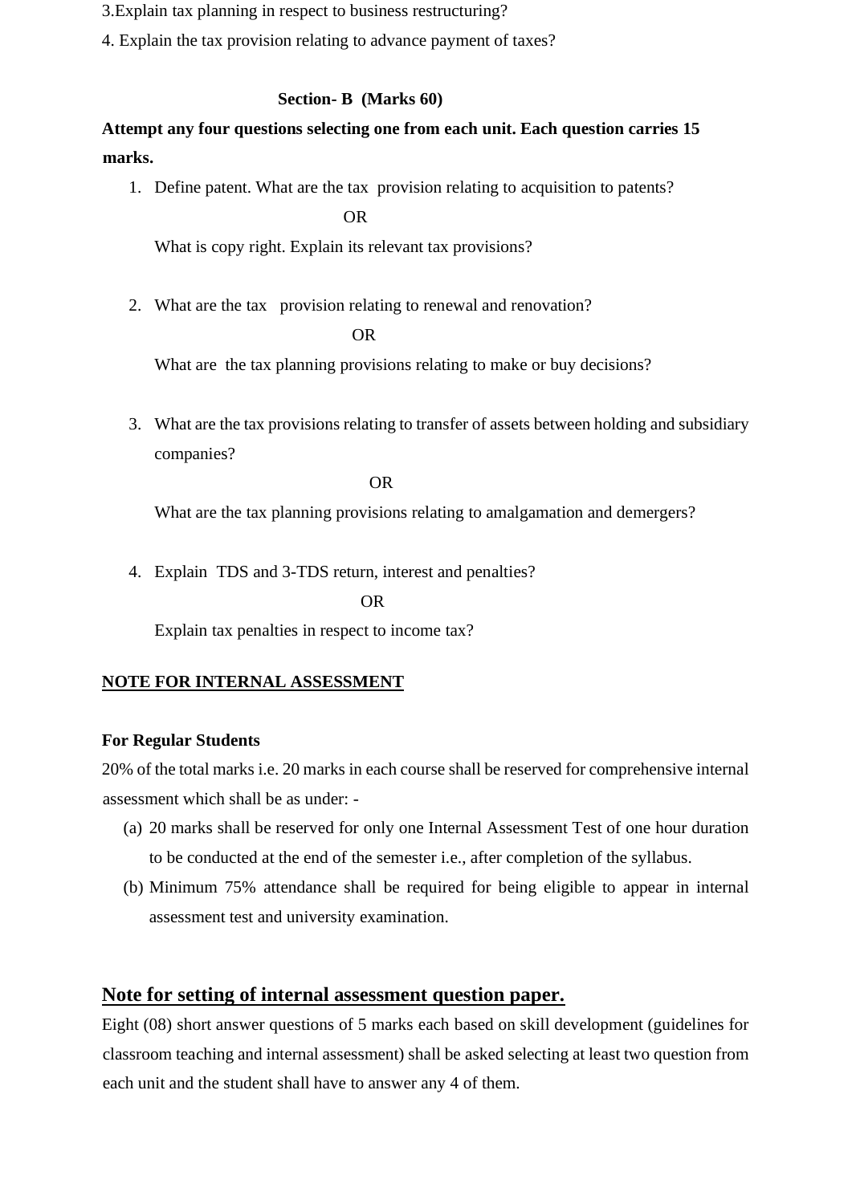3.Explain tax planning in respect to business restructuring?

4. Explain the tax provision relating to advance payment of taxes?

**Section- B (Marks 60)**

**Attempt any four questions selecting one from each unit. Each question carries 15 marks.**

1. Define patent. What are the tax provision relating to acquisition to patents?

   OR

   What is copy right. Explain its relevant tax provisions?

2. What are the tax provision relating to renewal and renovation?

   OR

   What are the tax planning provisions relating to make or buy decisions?

3. What are the tax provisions relating to transfer of assets between holding and subsidiary companies?

   OR

   What are the tax planning provisions relating to amalgamation and demergers?

4. Explain TDS and 3-TDS return, interest and penalties?

   OR

   Explain tax penalties in respect to income tax?

**NOTE FOR INTERNAL ASSESSMENT**

**For Regular Students**

20% of the total marks i.e. 20 marks in each course shall be reserved for comprehensive internal assessment which shall be as under: -

(a) 20 marks shall be reserved for only one Internal Assessment Test of one hour duration to be conducted at the end of the semester i.e., after completion of the syllabus.

(b) Minimum 75% attendance shall be required for being eligible to appear in internal assessment test and university examination.

## Note for setting of internal assessment question paper.

Eight (08) short answer questions of 5 marks each based on skill development (guidelines for classroom teaching and internal assessment) shall be asked selecting at least two question from each unit and the student shall have to answer any 4 of them.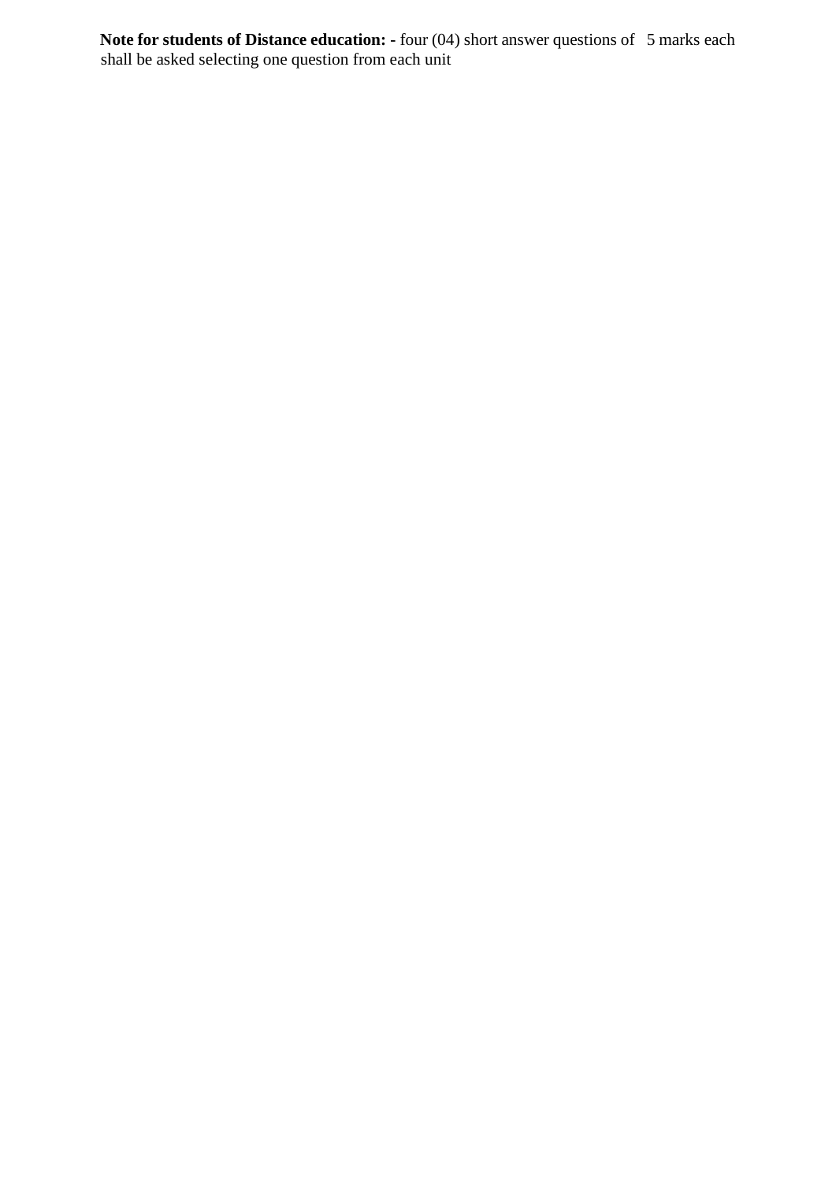**Note for students of Distance education: -** four (04) short answer questions of 5 marks each shall be asked selecting one question from each unit